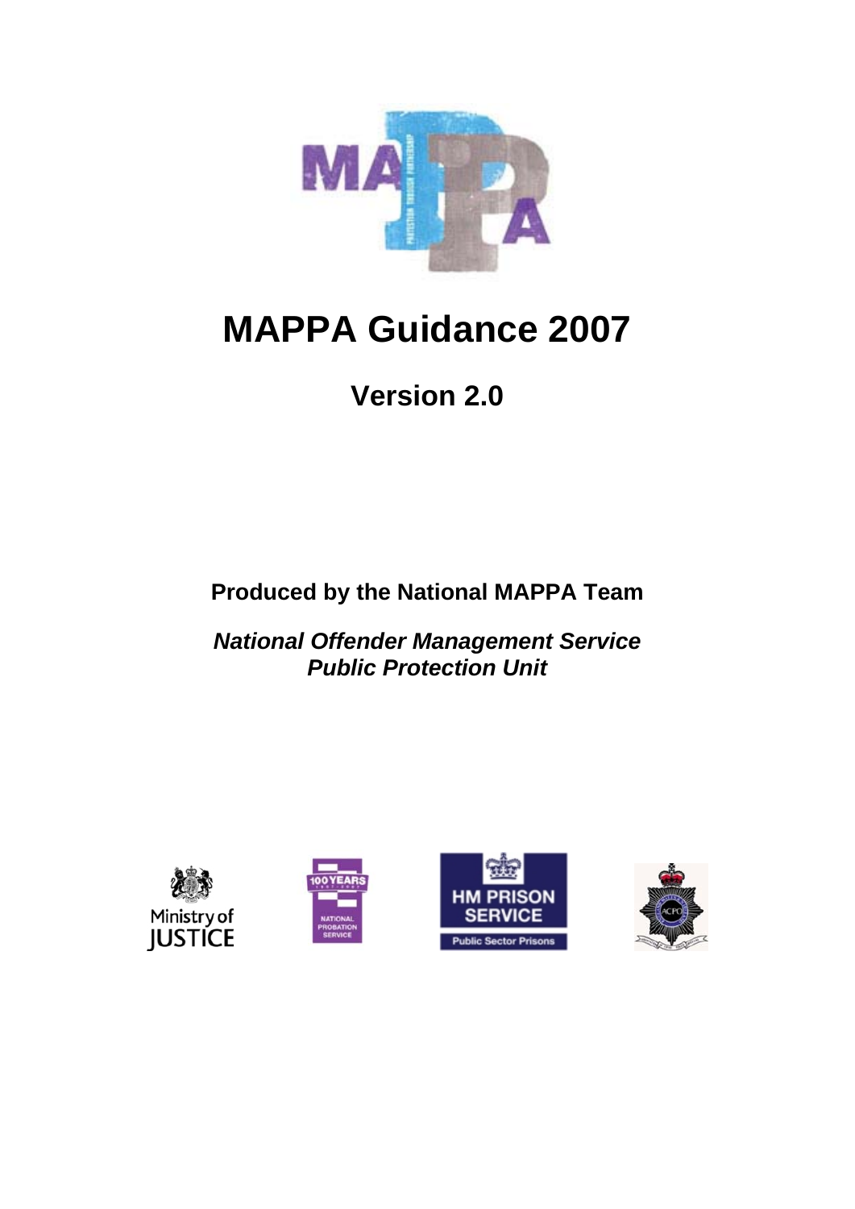# MAPPA Guidance 2007

## Version 2.0

**Produced by the National MAPPA Team**

***National Offender Management Service***
***Public Protection Unit***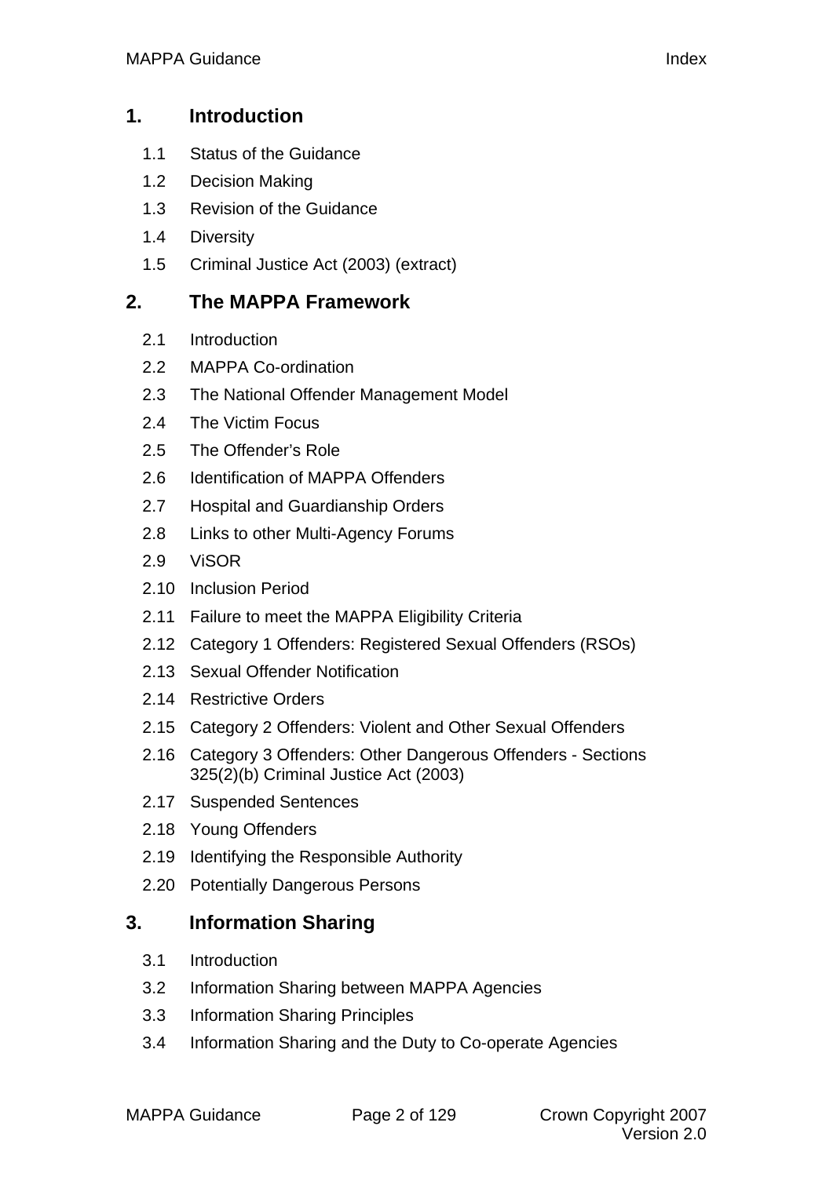## 1. Introduction

- 1.1 Status of the Guidance
- 1.2 Decision Making
- 1.3 Revision of the Guidance
- 1.4 Diversity
- 1.5 Criminal Justice Act (2003) (extract)

## 2. The MAPPA Framework

- 2.1 Introduction
- 2.2 MAPPA Co-ordination
- 2.3 The National Offender Management Model
- 2.4 The Victim Focus
- 2.5 The Offender's Role
- 2.6 Identification of MAPPA Offenders
- 2.7 Hospital and Guardianship Orders
- 2.8 Links to other Multi-Agency Forums
- 2.9 ViSOR
- 2.10 Inclusion Period
- 2.11 Failure to meet the MAPPA Eligibility Criteria
- 2.12 Category 1 Offenders: Registered Sexual Offenders (RSOs)
- 2.13 Sexual Offender Notification
- 2.14 Restrictive Orders
- 2.15 Category 2 Offenders: Violent and Other Sexual Offenders
- 2.16 Category 3 Offenders: Other Dangerous Offenders - Sections 325(2)(b) Criminal Justice Act (2003)
- 2.17 Suspended Sentences
- 2.18 Young Offenders
- 2.19 Identifying the Responsible Authority
- 2.20 Potentially Dangerous Persons

## 3. Information Sharing

- 3.1 Introduction
- 3.2 Information Sharing between MAPPA Agencies
- 3.3 Information Sharing Principles
- 3.4 Information Sharing and the Duty to Co-operate Agencies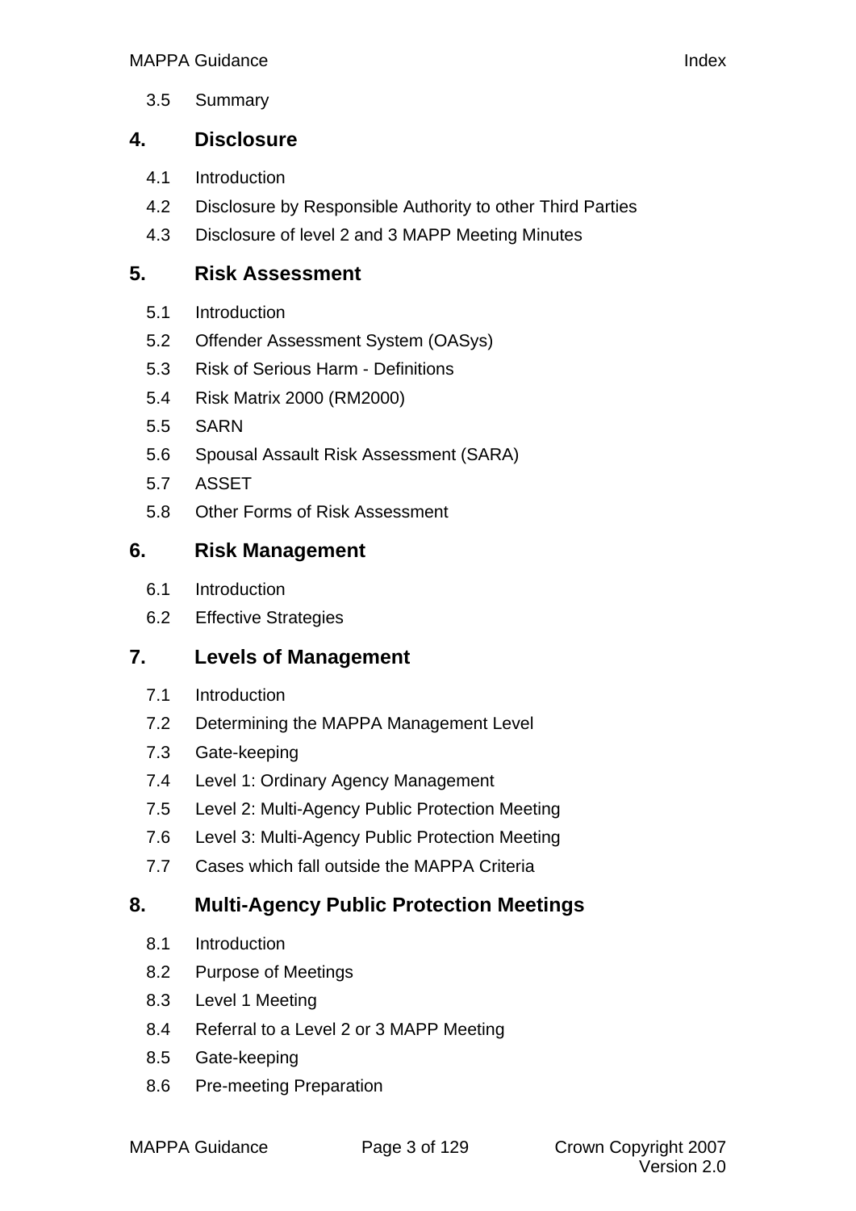3.5 Summary

## 4. Disclosure

4.1 Introduction

4.2 Disclosure by Responsible Authority to other Third Parties

4.3 Disclosure of level 2 and 3 MAPP Meeting Minutes

## 5. Risk Assessment

5.1 Introduction

5.2 Offender Assessment System (OASys)

5.3 Risk of Serious Harm - Definitions

5.4 Risk Matrix 2000 (RM2000)

5.5 SARN

5.6 Spousal Assault Risk Assessment (SARA)

5.7 ASSET

5.8 Other Forms of Risk Assessment

## 6. Risk Management

6.1 Introduction

6.2 Effective Strategies

## 7. Levels of Management

7.1 Introduction

7.2 Determining the MAPPA Management Level

7.3 Gate-keeping

7.4 Level 1: Ordinary Agency Management

7.5 Level 2: Multi-Agency Public Protection Meeting

7.6 Level 3: Multi-Agency Public Protection Meeting

7.7 Cases which fall outside the MAPPA Criteria

## 8. Multi-Agency Public Protection Meetings

8.1 Introduction

8.2 Purpose of Meetings

8.3 Level 1 Meeting

8.4 Referral to a Level 2 or 3 MAPP Meeting

8.5 Gate-keeping

8.6 Pre-meeting Preparation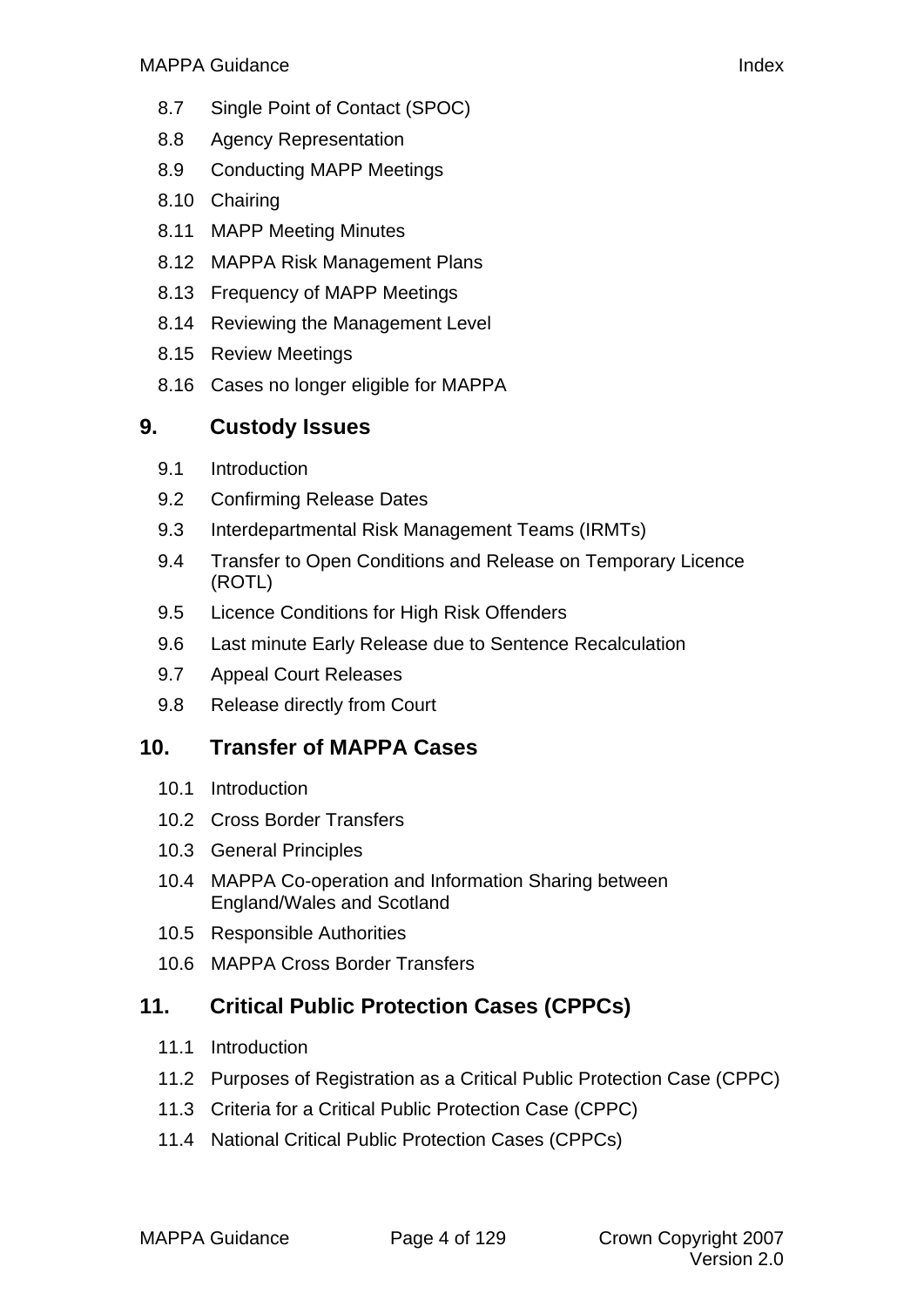8.7 Single Point of Contact (SPOC)

8.8 Agency Representation

8.9 Conducting MAPP Meetings

8.10 Chairing

8.11 MAPP Meeting Minutes

8.12 MAPPA Risk Management Plans

8.13 Frequency of MAPP Meetings

8.14 Reviewing the Management Level

8.15 Review Meetings

8.16 Cases no longer eligible for MAPPA

## 9. Custody Issues

9.1 Introduction

9.2 Confirming Release Dates

9.3 Interdepartmental Risk Management Teams (IRMTs)

9.4 Transfer to Open Conditions and Release on Temporary Licence (ROTL)

9.5 Licence Conditions for High Risk Offenders

9.6 Last minute Early Release due to Sentence Recalculation

9.7 Appeal Court Releases

9.8 Release directly from Court

## 10. Transfer of MAPPA Cases

10.1 Introduction

10.2 Cross Border Transfers

10.3 General Principles

10.4 MAPPA Co-operation and Information Sharing between England/Wales and Scotland

10.5 Responsible Authorities

10.6 MAPPA Cross Border Transfers

## 11. Critical Public Protection Cases (CPPCs)

11.1 Introduction

11.2 Purposes of Registration as a Critical Public Protection Case (CPPC)

11.3 Criteria for a Critical Public Protection Case (CPPC)

11.4 National Critical Public Protection Cases (CPPCs)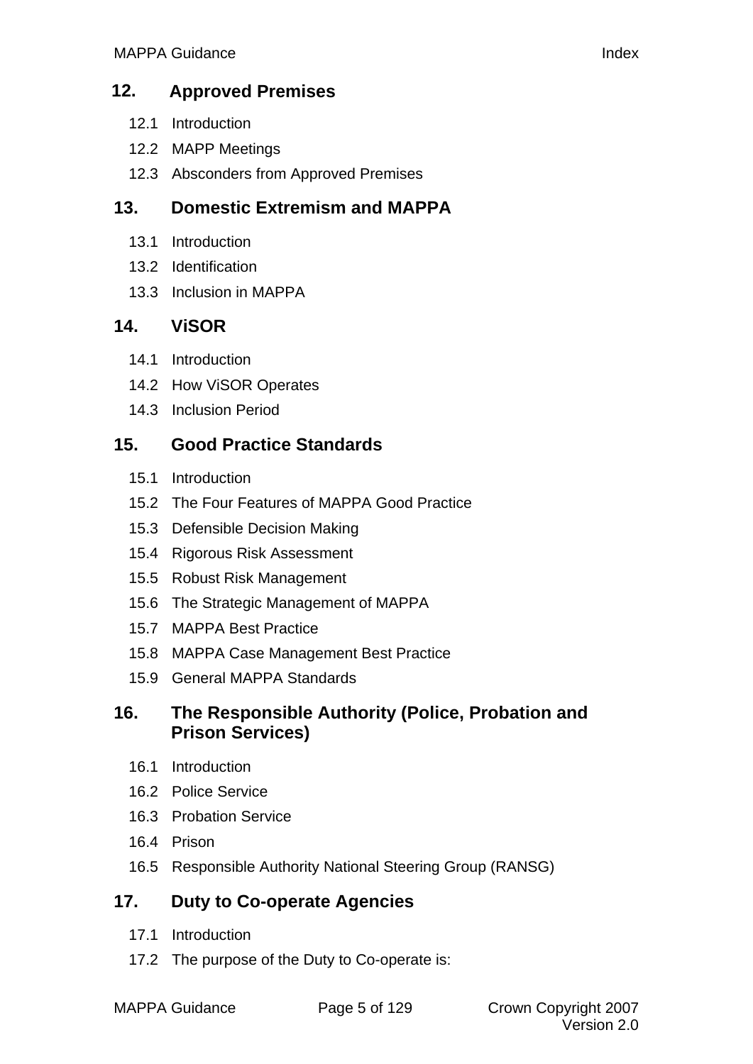## 12. Approved Premises

12.1 Introduction

12.2 MAPP Meetings

12.3 Absconders from Approved Premises

## 13. Domestic Extremism and MAPPA

13.1 Introduction

13.2 Identification

13.3 Inclusion in MAPPA

## 14. ViSOR

14.1 Introduction

14.2 How ViSOR Operates

14.3 Inclusion Period

## 15. Good Practice Standards

15.1 Introduction

15.2 The Four Features of MAPPA Good Practice

15.3 Defensible Decision Making

15.4 Rigorous Risk Assessment

15.5 Robust Risk Management

15.6 The Strategic Management of MAPPA

15.7 MAPPA Best Practice

15.8 MAPPA Case Management Best Practice

15.9 General MAPPA Standards

## 16. The Responsible Authority (Police, Probation and Prison Services)

16.1 Introduction

16.2 Police Service

16.3 Probation Service

16.4 Prison

16.5 Responsible Authority National Steering Group (RANSG)

## 17. Duty to Co-operate Agencies

17.1 Introduction

17.2 The purpose of the Duty to Co-operate is: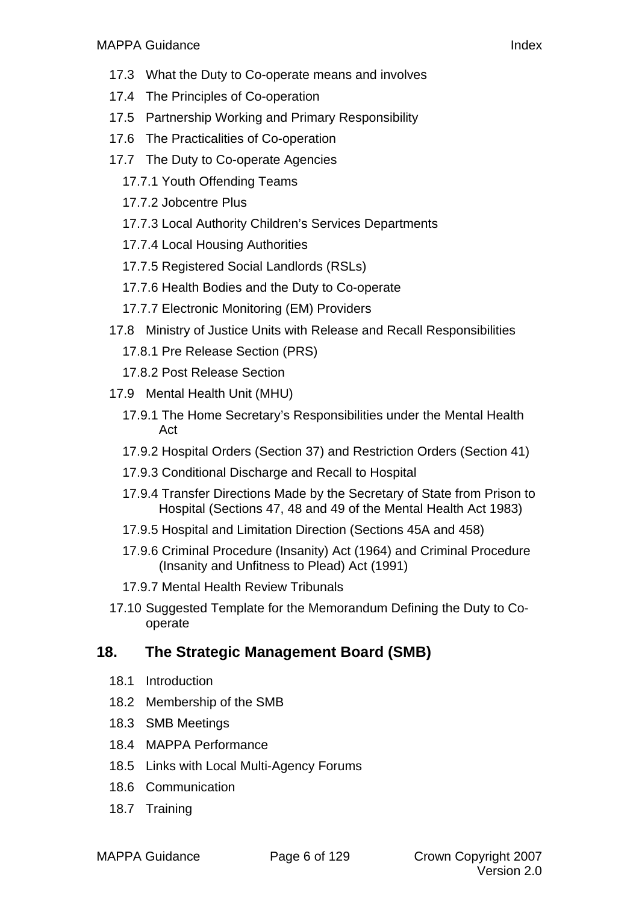- 17.3 What the Duty to Co-operate means and involves
- 17.4 The Principles of Co-operation
- 17.5 Partnership Working and Primary Responsibility
- 17.6 The Practicalities of Co-operation
- 17.7 The Duty to Co-operate Agencies
  - 17.7.1 Youth Offending Teams
  - 17.7.2 Jobcentre Plus
  - 17.7.3 Local Authority Children's Services Departments
  - 17.7.4 Local Housing Authorities
  - 17.7.5 Registered Social Landlords (RSLs)
  - 17.7.6 Health Bodies and the Duty to Co-operate
  - 17.7.7 Electronic Monitoring (EM) Providers
- 17.8 Ministry of Justice Units with Release and Recall Responsibilities
  - 17.8.1 Pre Release Section (PRS)
  - 17.8.2 Post Release Section
- 17.9 Mental Health Unit (MHU)
  - 17.9.1 The Home Secretary's Responsibilities under the Mental Health Act
  - 17.9.2 Hospital Orders (Section 37) and Restriction Orders (Section 41)
  - 17.9.3 Conditional Discharge and Recall to Hospital
  - 17.9.4 Transfer Directions Made by the Secretary of State from Prison to Hospital (Sections 47, 48 and 49 of the Mental Health Act 1983)
  - 17.9.5 Hospital and Limitation Direction (Sections 45A and 458)
  - 17.9.6 Criminal Procedure (Insanity) Act (1964) and Criminal Procedure (Insanity and Unfitness to Plead) Act (1991)
  - 17.9.7 Mental Health Review Tribunals
- 17.10 Suggested Template for the Memorandum Defining the Duty to Co-operate

## 18. The Strategic Management Board (SMB)

- 18.1 Introduction
- 18.2 Membership of the SMB
- 18.3 SMB Meetings
- 18.4 MAPPA Performance
- 18.5 Links with Local Multi-Agency Forums
- 18.6 Communication
- 18.7 Training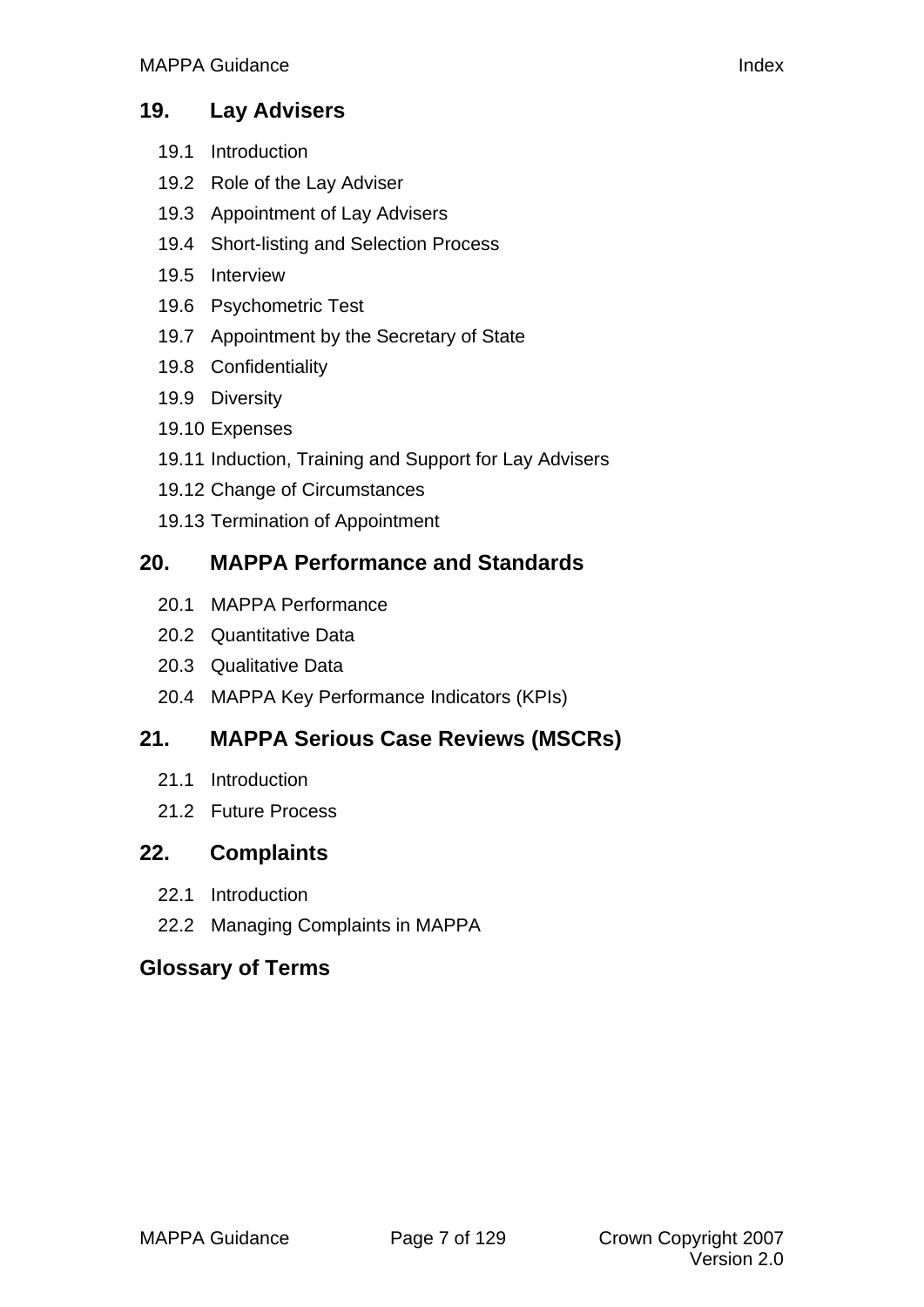## 19. Lay Advisers

- 19.1 Introduction
- 19.2 Role of the Lay Adviser
- 19.3 Appointment of Lay Advisers
- 19.4 Short-listing and Selection Process
- 19.5 Interview
- 19.6 Psychometric Test
- 19.7 Appointment by the Secretary of State
- 19.8 Confidentiality
- 19.9 Diversity
- 19.10 Expenses
- 19.11 Induction, Training and Support for Lay Advisers
- 19.12 Change of Circumstances
- 19.13 Termination of Appointment

## 20. MAPPA Performance and Standards

- 20.1 MAPPA Performance
- 20.2 Quantitative Data
- 20.3 Qualitative Data
- 20.4 MAPPA Key Performance Indicators (KPIs)

## 21. MAPPA Serious Case Reviews (MSCRs)

- 21.1 Introduction
- 21.2 Future Process

## 22. Complaints

- 22.1 Introduction
- 22.2 Managing Complaints in MAPPA

## Glossary of Terms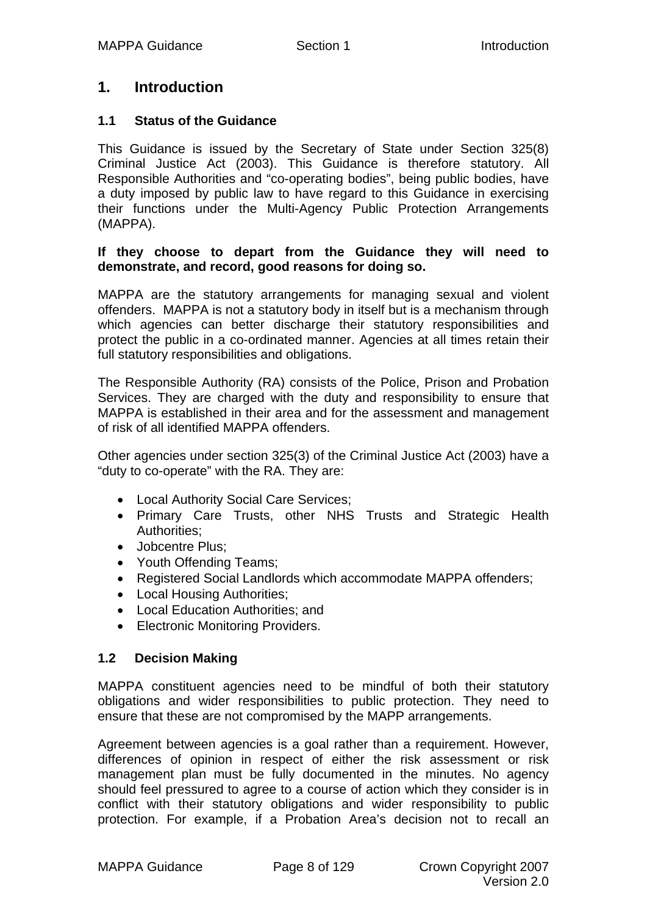# 1. Introduction

## 1.1 Status of the Guidance

This Guidance is issued by the Secretary of State under Section 325(8) Criminal Justice Act (2003). This Guidance is therefore statutory. All Responsible Authorities and "co-operating bodies", being public bodies, have a duty imposed by public law to have regard to this Guidance in exercising their functions under the Multi-Agency Public Protection Arrangements (MAPPA).

**If they choose to depart from the Guidance they will need to demonstrate, and record, good reasons for doing so.**

MAPPA are the statutory arrangements for managing sexual and violent offenders. MAPPA is not a statutory body in itself but is a mechanism through which agencies can better discharge their statutory responsibilities and protect the public in a co-ordinated manner. Agencies at all times retain their full statutory responsibilities and obligations.

The Responsible Authority (RA) consists of the Police, Prison and Probation Services. They are charged with the duty and responsibility to ensure that MAPPA is established in their area and for the assessment and management of risk of all identified MAPPA offenders.

Other agencies under section 325(3) of the Criminal Justice Act (2003) have a "duty to co-operate" with the RA. They are:

- Local Authority Social Care Services;
- Primary Care Trusts, other NHS Trusts and Strategic Health Authorities;
- Jobcentre Plus;
- Youth Offending Teams;
- Registered Social Landlords which accommodate MAPPA offenders;
- Local Housing Authorities;
- Local Education Authorities; and
- Electronic Monitoring Providers.

## 1.2 Decision Making

MAPPA constituent agencies need to be mindful of both their statutory obligations and wider responsibilities to public protection. They need to ensure that these are not compromised by the MAPP arrangements.

Agreement between agencies is a goal rather than a requirement. However, differences of opinion in respect of either the risk assessment or risk management plan must be fully documented in the minutes. No agency should feel pressured to agree to a course of action which they consider is in conflict with their statutory obligations and wider responsibility to public protection. For example, if a Probation Area's decision not to recall an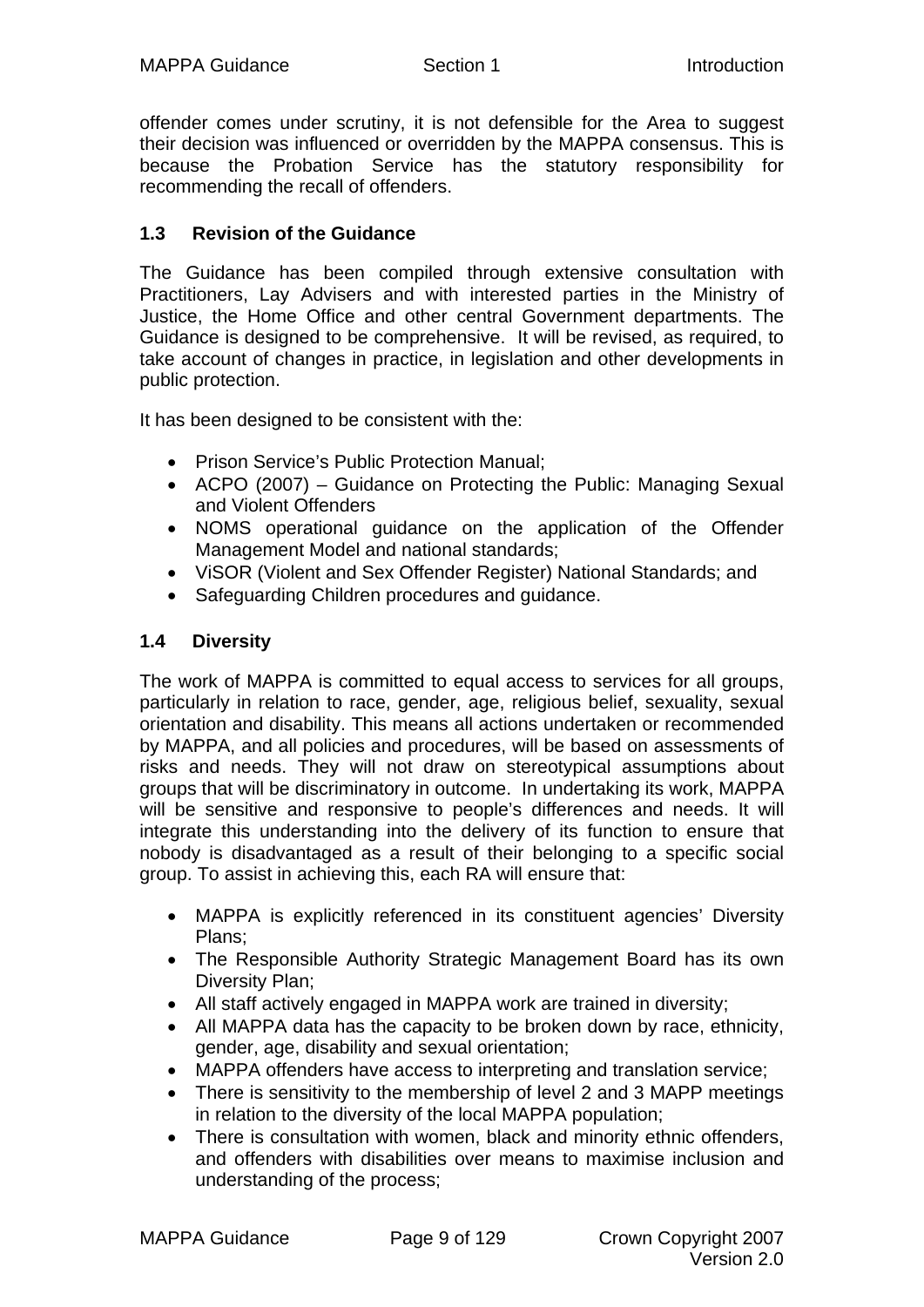offender comes under scrutiny, it is not defensible for the Area to suggest their decision was influenced or overridden by the MAPPA consensus. This is because the Probation Service has the statutory responsibility for recommending the recall of offenders.

### 1.3 Revision of the Guidance

The Guidance has been compiled through extensive consultation with Practitioners, Lay Advisers and with interested parties in the Ministry of Justice, the Home Office and other central Government departments. The Guidance is designed to be comprehensive. It will be revised, as required, to take account of changes in practice, in legislation and other developments in public protection.

It has been designed to be consistent with the:

- Prison Service's Public Protection Manual;
- ACPO (2007) – Guidance on Protecting the Public: Managing Sexual and Violent Offenders
- NOMS operational guidance on the application of the Offender Management Model and national standards;
- ViSOR (Violent and Sex Offender Register) National Standards; and
- Safeguarding Children procedures and guidance.

### 1.4 Diversity

The work of MAPPA is committed to equal access to services for all groups, particularly in relation to race, gender, age, religious belief, sexuality, sexual orientation and disability. This means all actions undertaken or recommended by MAPPA, and all policies and procedures, will be based on assessments of risks and needs. They will not draw on stereotypical assumptions about groups that will be discriminatory in outcome. In undertaking its work, MAPPA will be sensitive and responsive to people's differences and needs. It will integrate this understanding into the delivery of its function to ensure that nobody is disadvantaged as a result of their belonging to a specific social group. To assist in achieving this, each RA will ensure that:

- MAPPA is explicitly referenced in its constituent agencies' Diversity Plans;
- The Responsible Authority Strategic Management Board has its own Diversity Plan;
- All staff actively engaged in MAPPA work are trained in diversity;
- All MAPPA data has the capacity to be broken down by race, ethnicity, gender, age, disability and sexual orientation;
- MAPPA offenders have access to interpreting and translation service;
- There is sensitivity to the membership of level 2 and 3 MAPP meetings in relation to the diversity of the local MAPPA population;
- There is consultation with women, black and minority ethnic offenders, and offenders with disabilities over means to maximise inclusion and understanding of the process;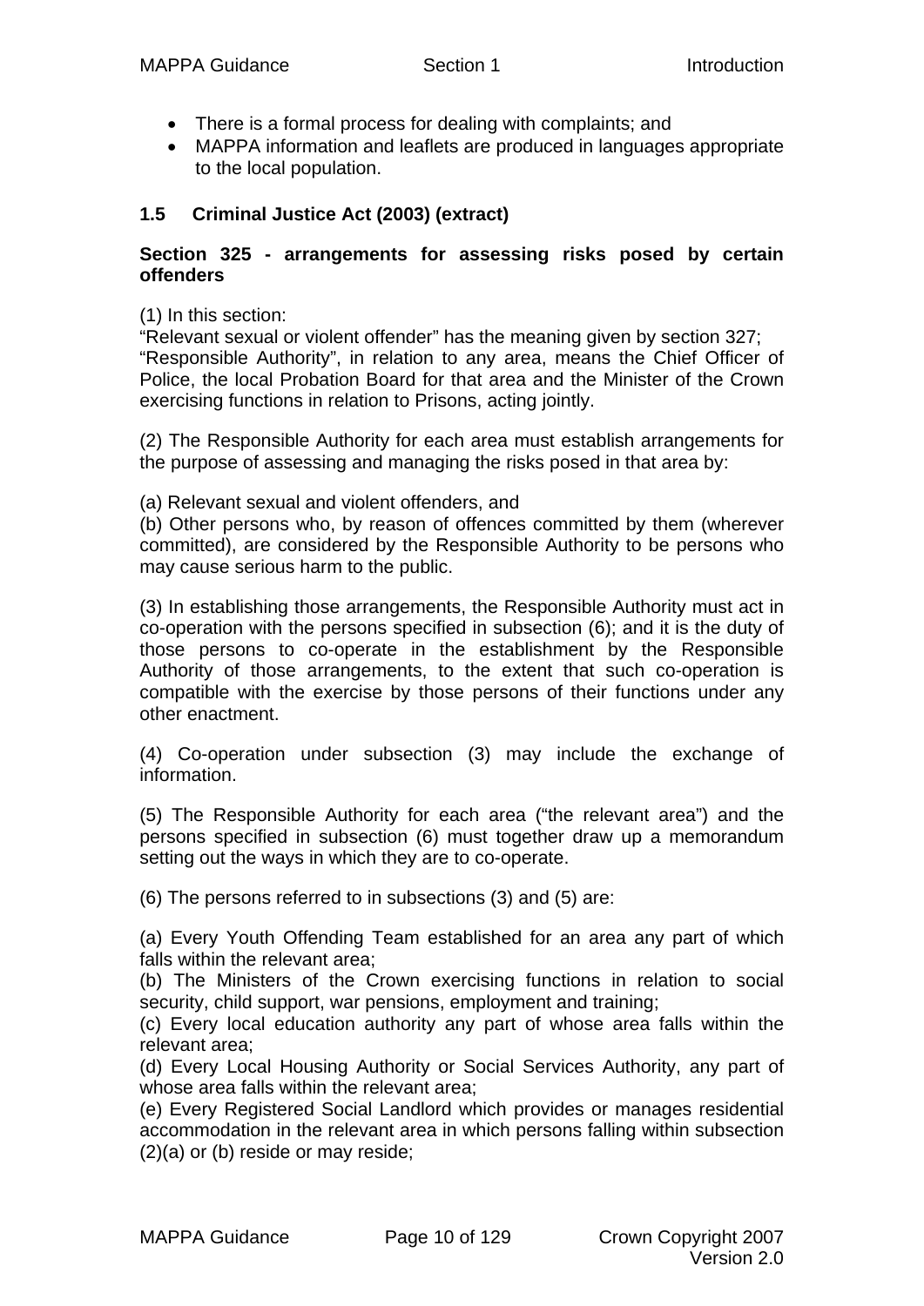- There is a formal process for dealing with complaints; and
- MAPPA information and leaflets are produced in languages appropriate to the local population.

### 1.5 Criminal Justice Act (2003) (extract)

**Section 325 - arrangements for assessing risks posed by certain offenders**

(1) In this section:
"Relevant sexual or violent offender" has the meaning given by section 327;
"Responsible Authority", in relation to any area, means the Chief Officer of Police, the local Probation Board for that area and the Minister of the Crown exercising functions in relation to Prisons, acting jointly.

(2) The Responsible Authority for each area must establish arrangements for the purpose of assessing and managing the risks posed in that area by:

(a) Relevant sexual and violent offenders, and
(b) Other persons who, by reason of offences committed by them (wherever committed), are considered by the Responsible Authority to be persons who may cause serious harm to the public.

(3) In establishing those arrangements, the Responsible Authority must act in co-operation with the persons specified in subsection (6); and it is the duty of those persons to co-operate in the establishment by the Responsible Authority of those arrangements, to the extent that such co-operation is compatible with the exercise by those persons of their functions under any other enactment.

(4) Co-operation under subsection (3) may include the exchange of information.

(5) The Responsible Authority for each area ("the relevant area") and the persons specified in subsection (6) must together draw up a memorandum setting out the ways in which they are to co-operate.

(6) The persons referred to in subsections (3) and (5) are:

(a) Every Youth Offending Team established for an area any part of which falls within the relevant area;
(b) The Ministers of the Crown exercising functions in relation to social security, child support, war pensions, employment and training;
(c) Every local education authority any part of whose area falls within the relevant area;
(d) Every Local Housing Authority or Social Services Authority, any part of whose area falls within the relevant area;
(e) Every Registered Social Landlord which provides or manages residential accommodation in the relevant area in which persons falling within subsection (2)(a) or (b) reside or may reside;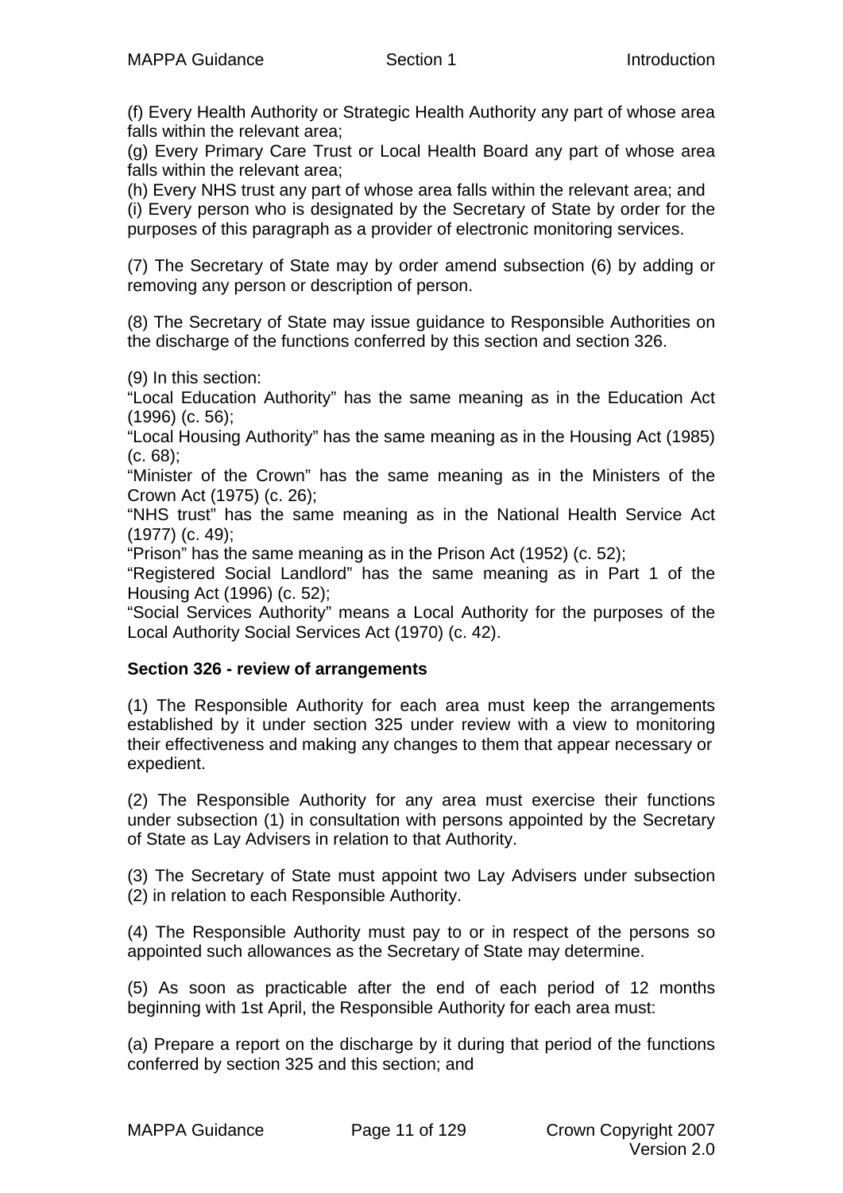(f) Every Health Authority or Strategic Health Authority any part of whose area falls within the relevant area;
(g) Every Primary Care Trust or Local Health Board any part of whose area falls within the relevant area;
(h) Every NHS trust any part of whose area falls within the relevant area; and
(i) Every person who is designated by the Secretary of State by order for the purposes of this paragraph as a provider of electronic monitoring services.

(7) The Secretary of State may by order amend subsection (6) by adding or removing any person or description of person.

(8) The Secretary of State may issue guidance to Responsible Authorities on the discharge of the functions conferred by this section and section 326.

(9) In this section:
"Local Education Authority" has the same meaning as in the Education Act (1996) (c. 56);
"Local Housing Authority" has the same meaning as in the Housing Act (1985) (c. 68);
"Minister of the Crown" has the same meaning as in the Ministers of the Crown Act (1975) (c. 26);
"NHS trust" has the same meaning as in the National Health Service Act (1977) (c. 49);
"Prison" has the same meaning as in the Prison Act (1952) (c. 52);
"Registered Social Landlord" has the same meaning as in Part 1 of the Housing Act (1996) (c. 52);
"Social Services Authority" means a Local Authority for the purposes of the Local Authority Social Services Act (1970) (c. 42).

**Section 326 - review of arrangements**

(1) The Responsible Authority for each area must keep the arrangements established by it under section 325 under review with a view to monitoring their effectiveness and making any changes to them that appear necessary or expedient.

(2) The Responsible Authority for any area must exercise their functions under subsection (1) in consultation with persons appointed by the Secretary of State as Lay Advisers in relation to that Authority.

(3) The Secretary of State must appoint two Lay Advisers under subsection (2) in relation to each Responsible Authority.

(4) The Responsible Authority must pay to or in respect of the persons so appointed such allowances as the Secretary of State may determine.

(5) As soon as practicable after the end of each period of 12 months beginning with 1st April, the Responsible Authority for each area must:

(a) Prepare a report on the discharge by it during that period of the functions conferred by section 325 and this section; and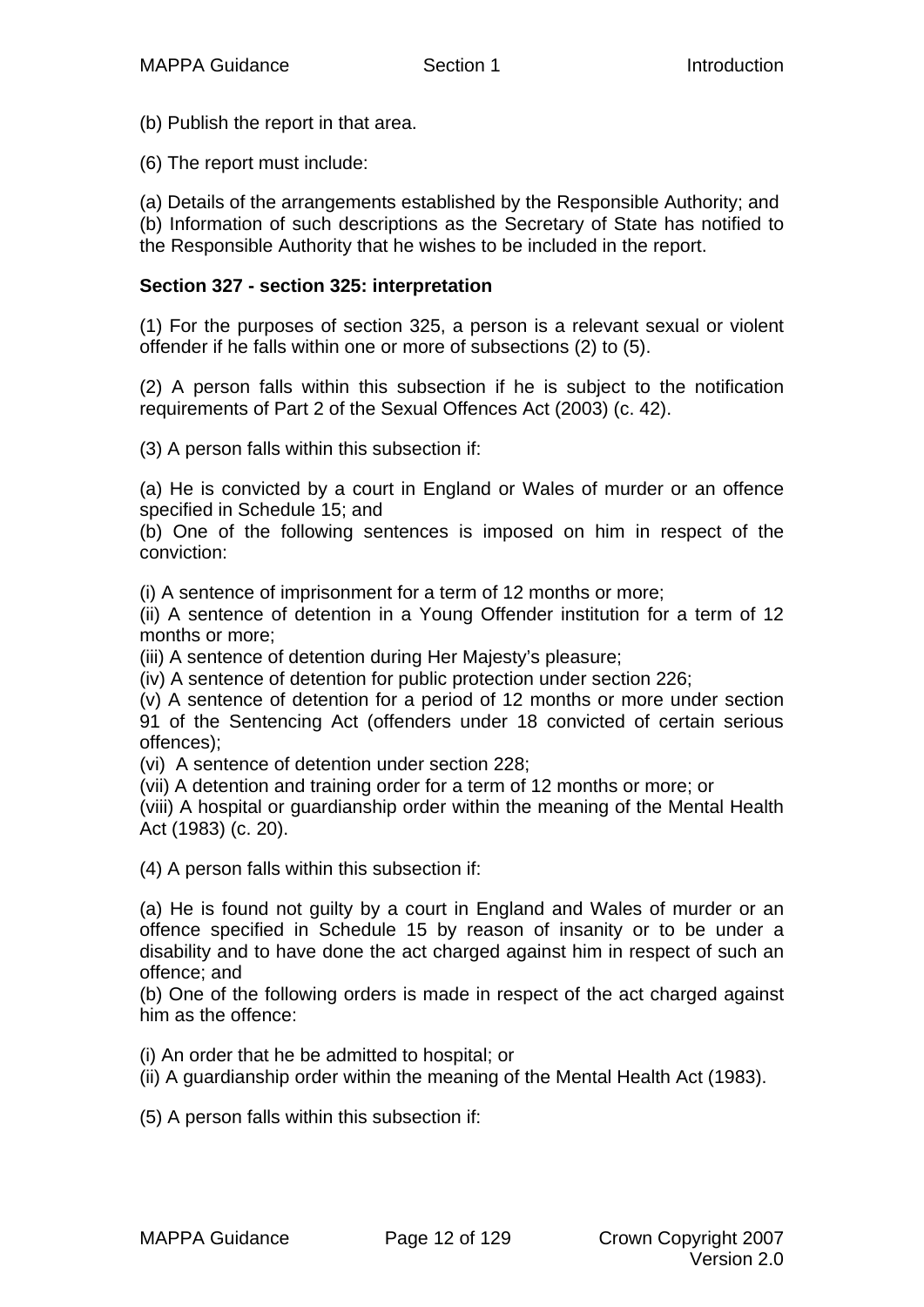(b) Publish the report in that area.

(6) The report must include:

(a) Details of the arrangements established by the Responsible Authority; and
(b) Information of such descriptions as the Secretary of State has notified to the Responsible Authority that he wishes to be included in the report.

**Section 327 - section 325: interpretation**

(1) For the purposes of section 325, a person is a relevant sexual or violent offender if he falls within one or more of subsections (2) to (5).

(2) A person falls within this subsection if he is subject to the notification requirements of Part 2 of the Sexual Offences Act (2003) (c. 42).

(3) A person falls within this subsection if:

(a) He is convicted by a court in England or Wales of murder or an offence specified in Schedule 15; and
(b) One of the following sentences is imposed on him in respect of the conviction:

(i) A sentence of imprisonment for a term of 12 months or more;
(ii) A sentence of detention in a Young Offender institution for a term of 12 months or more;
(iii) A sentence of detention during Her Majesty's pleasure;
(iv) A sentence of detention for public protection under section 226;
(v) A sentence of detention for a period of 12 months or more under section 91 of the Sentencing Act (offenders under 18 convicted of certain serious offences);
(vi) A sentence of detention under section 228;
(vii) A detention and training order for a term of 12 months or more; or
(viii) A hospital or guardianship order within the meaning of the Mental Health Act (1983) (c. 20).

(4) A person falls within this subsection if:

(a) He is found not guilty by a court in England and Wales of murder or an offence specified in Schedule 15 by reason of insanity or to be under a disability and to have done the act charged against him in respect of such an offence; and
(b) One of the following orders is made in respect of the act charged against him as the offence:

(i) An order that he be admitted to hospital; or
(ii) A guardianship order within the meaning of the Mental Health Act (1983).

(5) A person falls within this subsection if: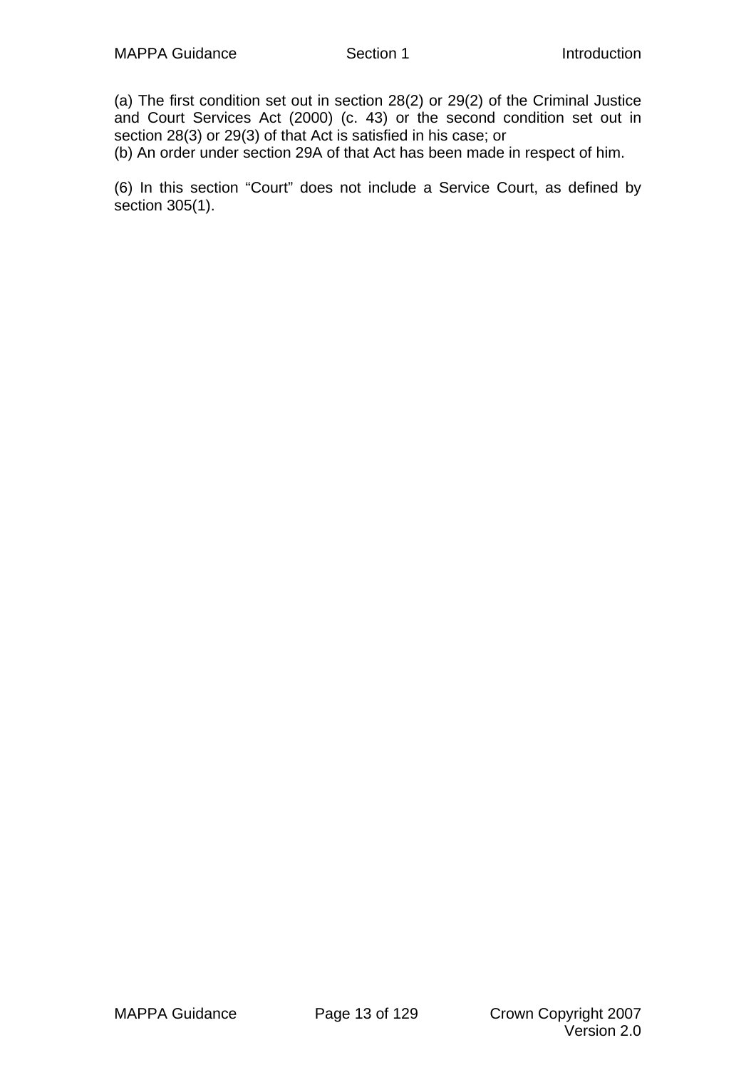(a) The first condition set out in section 28(2) or 29(2) of the Criminal Justice and Court Services Act (2000) (c. 43) or the second condition set out in section 28(3) or 29(3) of that Act is satisfied in his case; or

(b) An order under section 29A of that Act has been made in respect of him.

(6) In this section "Court" does not include a Service Court, as defined by section 305(1).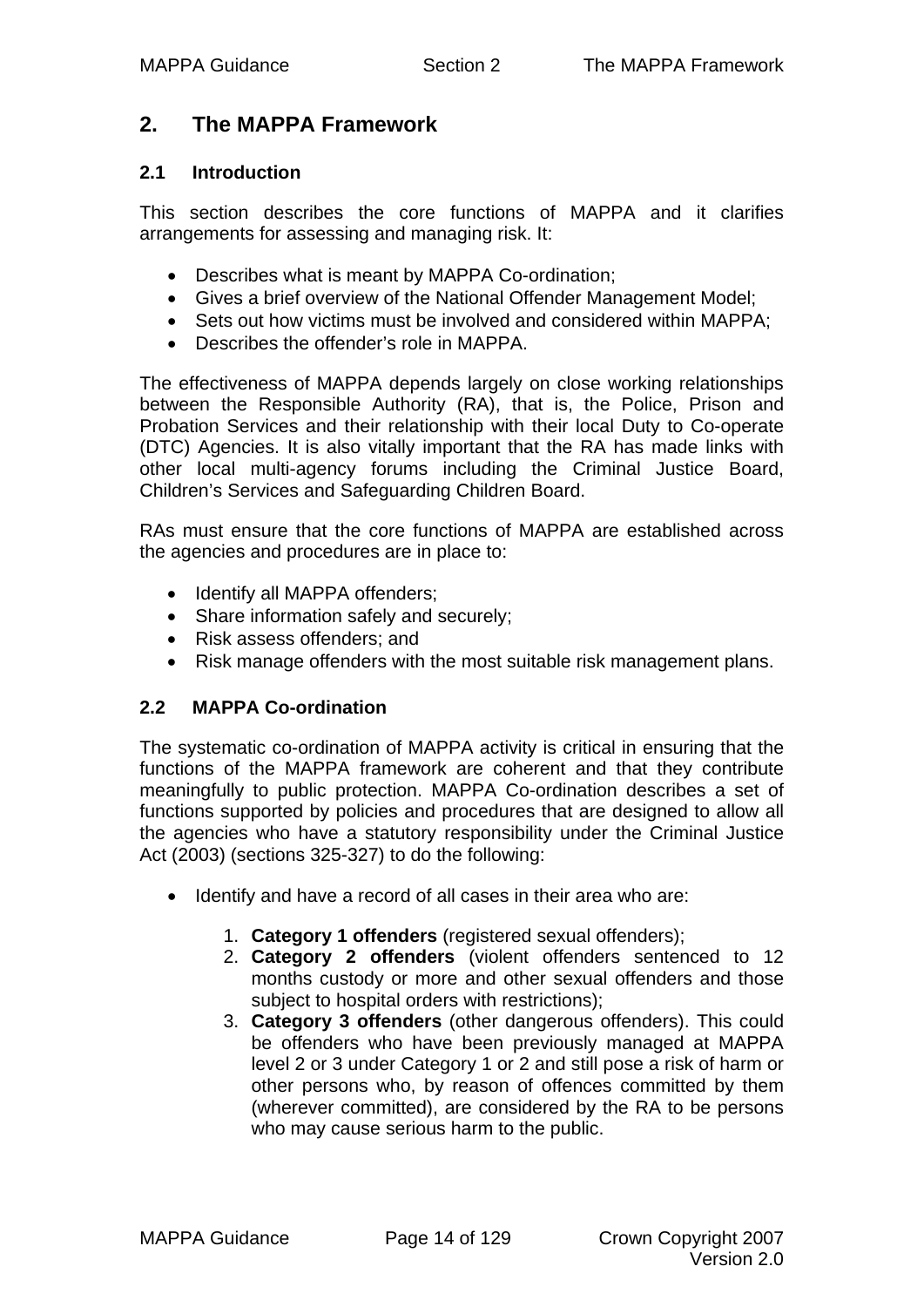## 2. The MAPPA Framework

### 2.1 Introduction

This section describes the core functions of MAPPA and it clarifies arrangements for assessing and managing risk. It:

- Describes what is meant by MAPPA Co-ordination;
- Gives a brief overview of the National Offender Management Model;
- Sets out how victims must be involved and considered within MAPPA;
- Describes the offender's role in MAPPA.

The effectiveness of MAPPA depends largely on close working relationships between the Responsible Authority (RA), that is, the Police, Prison and Probation Services and their relationship with their local Duty to Co-operate (DTC) Agencies. It is also vitally important that the RA has made links with other local multi-agency forums including the Criminal Justice Board, Children's Services and Safeguarding Children Board.

RAs must ensure that the core functions of MAPPA are established across the agencies and procedures are in place to:

- Identify all MAPPA offenders;
- Share information safely and securely;
- Risk assess offenders; and
- Risk manage offenders with the most suitable risk management plans.

### 2.2 MAPPA Co-ordination

The systematic co-ordination of MAPPA activity is critical in ensuring that the functions of the MAPPA framework are coherent and that they contribute meaningfully to public protection. MAPPA Co-ordination describes a set of functions supported by policies and procedures that are designed to allow all the agencies who have a statutory responsibility under the Criminal Justice Act (2003) (sections 325-327) to do the following:

- Identify and have a record of all cases in their area who are:

    1. **Category 1 offenders** (registered sexual offenders);
    2. **Category 2 offenders** (violent offenders sentenced to 12 months custody or more and other sexual offenders and those subject to hospital orders with restrictions);
    3. **Category 3 offenders** (other dangerous offenders). This could be offenders who have been previously managed at MAPPA level 2 or 3 under Category 1 or 2 and still pose a risk of harm or other persons who, by reason of offences committed by them (wherever committed), are considered by the RA to be persons who may cause serious harm to the public.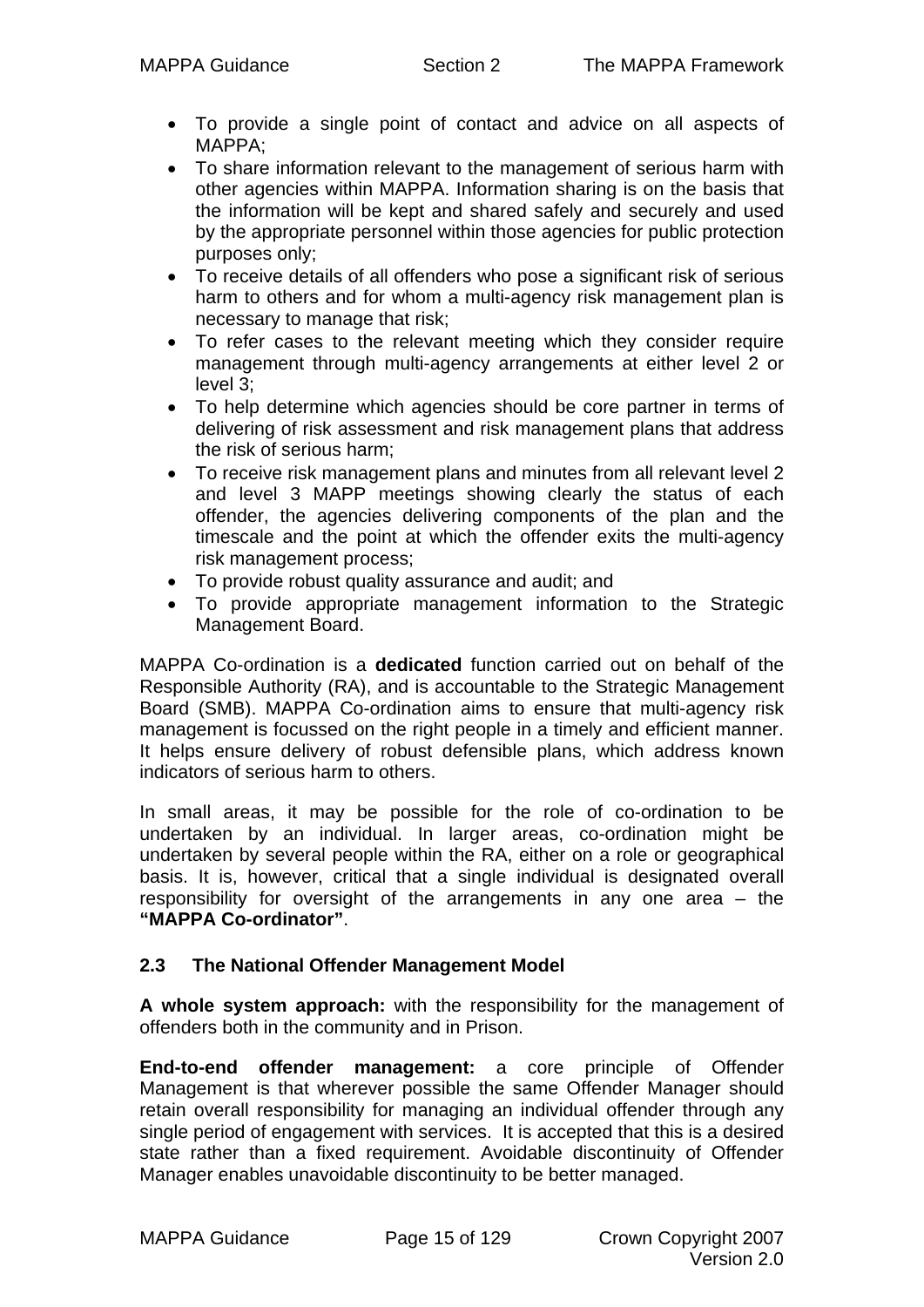- To provide a single point of contact and advice on all aspects of MAPPA;
- To share information relevant to the management of serious harm with other agencies within MAPPA. Information sharing is on the basis that the information will be kept and shared safely and securely and used by the appropriate personnel within those agencies for public protection purposes only;
- To receive details of all offenders who pose a significant risk of serious harm to others and for whom a multi-agency risk management plan is necessary to manage that risk;
- To refer cases to the relevant meeting which they consider require management through multi-agency arrangements at either level 2 or level 3;
- To help determine which agencies should be core partner in terms of delivering of risk assessment and risk management plans that address the risk of serious harm;
- To receive risk management plans and minutes from all relevant level 2 and level 3 MAPP meetings showing clearly the status of each offender, the agencies delivering components of the plan and the timescale and the point at which the offender exits the multi-agency risk management process;
- To provide robust quality assurance and audit; and
- To provide appropriate management information to the Strategic Management Board.

MAPPA Co-ordination is a **dedicated** function carried out on behalf of the Responsible Authority (RA), and is accountable to the Strategic Management Board (SMB). MAPPA Co-ordination aims to ensure that multi-agency risk management is focussed on the right people in a timely and efficient manner. It helps ensure delivery of robust defensible plans, which address known indicators of serious harm to others.

In small areas, it may be possible for the role of co-ordination to be undertaken by an individual. In larger areas, co-ordination might be undertaken by several people within the RA, either on a role or geographical basis. It is, however, critical that a single individual is designated overall responsibility for oversight of the arrangements in any one area – the **"MAPPA Co-ordinator"**.

### 2.3 The National Offender Management Model

**A whole system approach:** with the responsibility for the management of offenders both in the community and in Prison.

**End-to-end offender management:** a core principle of Offender Management is that wherever possible the same Offender Manager should retain overall responsibility for managing an individual offender through any single period of engagement with services. It is accepted that this is a desired state rather than a fixed requirement. Avoidable discontinuity of Offender Manager enables unavoidable discontinuity to be better managed.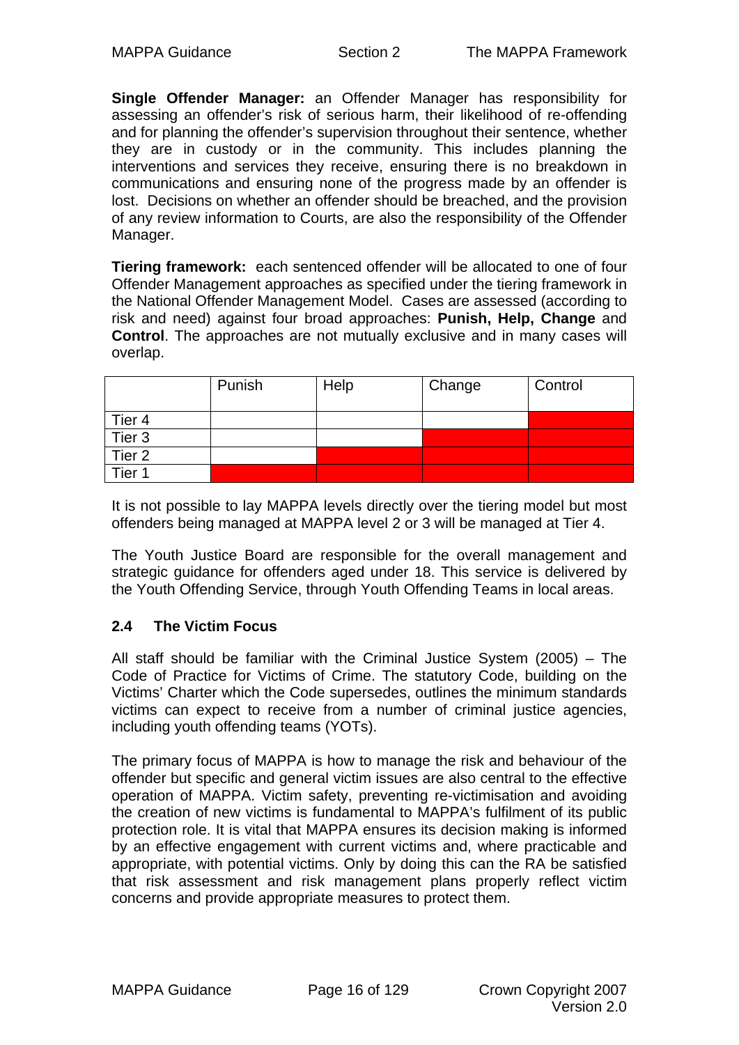**Single Offender Manager:** an Offender Manager has responsibility for assessing an offender's risk of serious harm, their likelihood of re-offending and for planning the offender's supervision throughout their sentence, whether they are in custody or in the community. This includes planning the interventions and services they receive, ensuring there is no breakdown in communications and ensuring none of the progress made by an offender is lost. Decisions on whether an offender should be breached, and the provision of any review information to Courts, are also the responsibility of the Offender Manager.

**Tiering framework:** each sentenced offender will be allocated to one of four Offender Management approaches as specified under the tiering framework in the National Offender Management Model. Cases are assessed (according to risk and need) against four broad approaches: **Punish, Help, Change** and **Control**. The approaches are not mutually exclusive and in many cases will overlap.

| | Punish | Help | Change | Control |
|---|---|---|---|---|
| Tier 4 | | | | |
| Tier 3 | | | | |
| Tier 2 | | | | |
| Tier 1 | | | | |

It is not possible to lay MAPPA levels directly over the tiering model but most offenders being managed at MAPPA level 2 or 3 will be managed at Tier 4.

The Youth Justice Board are responsible for the overall management and strategic guidance for offenders aged under 18. This service is delivered by the Youth Offending Service, through Youth Offending Teams in local areas.

## 2.4 The Victim Focus

All staff should be familiar with the Criminal Justice System (2005) – The Code of Practice for Victims of Crime. The statutory Code, building on the Victims' Charter which the Code supersedes, outlines the minimum standards victims can expect to receive from a number of criminal justice agencies, including youth offending teams (YOTs).

The primary focus of MAPPA is how to manage the risk and behaviour of the offender but specific and general victim issues are also central to the effective operation of MAPPA. Victim safety, preventing re-victimisation and avoiding the creation of new victims is fundamental to MAPPA's fulfilment of its public protection role. It is vital that MAPPA ensures its decision making is informed by an effective engagement with current victims and, where practicable and appropriate, with potential victims. Only by doing this can the RA be satisfied that risk assessment and risk management plans properly reflect victim concerns and provide appropriate measures to protect them.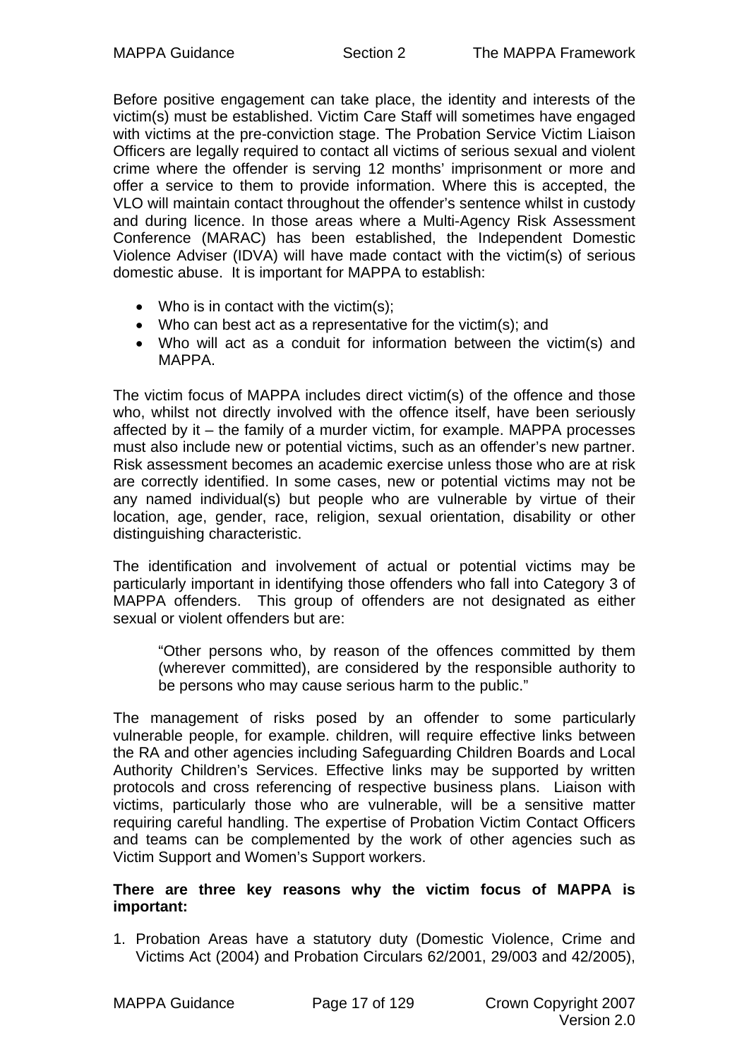Before positive engagement can take place, the identity and interests of the victim(s) must be established. Victim Care Staff will sometimes have engaged with victims at the pre-conviction stage. The Probation Service Victim Liaison Officers are legally required to contact all victims of serious sexual and violent crime where the offender is serving 12 months' imprisonment or more and offer a service to them to provide information. Where this is accepted, the VLO will maintain contact throughout the offender's sentence whilst in custody and during licence. In those areas where a Multi-Agency Risk Assessment Conference (MARAC) has been established, the Independent Domestic Violence Adviser (IDVA) will have made contact with the victim(s) of serious domestic abuse. It is important for MAPPA to establish:

- Who is in contact with the victim(s);
- Who can best act as a representative for the victim(s); and
- Who will act as a conduit for information between the victim(s) and MAPPA.

The victim focus of MAPPA includes direct victim(s) of the offence and those who, whilst not directly involved with the offence itself, have been seriously affected by it – the family of a murder victim, for example. MAPPA processes must also include new or potential victims, such as an offender's new partner. Risk assessment becomes an academic exercise unless those who are at risk are correctly identified. In some cases, new or potential victims may not be any named individual(s) but people who are vulnerable by virtue of their location, age, gender, race, religion, sexual orientation, disability or other distinguishing characteristic.

The identification and involvement of actual or potential victims may be particularly important in identifying those offenders who fall into Category 3 of MAPPA offenders. This group of offenders are not designated as either sexual or violent offenders but are:

> "Other persons who, by reason of the offences committed by them (wherever committed), are considered by the responsible authority to be persons who may cause serious harm to the public."

The management of risks posed by an offender to some particularly vulnerable people, for example. children, will require effective links between the RA and other agencies including Safeguarding Children Boards and Local Authority Children's Services. Effective links may be supported by written protocols and cross referencing of respective business plans. Liaison with victims, particularly those who are vulnerable, will be a sensitive matter requiring careful handling. The expertise of Probation Victim Contact Officers and teams can be complemented by the work of other agencies such as Victim Support and Women's Support workers.

**There are three key reasons why the victim focus of MAPPA is important:**

1. Probation Areas have a statutory duty (Domestic Violence, Crime and Victims Act (2004) and Probation Circulars 62/2001, 29/003 and 42/2005),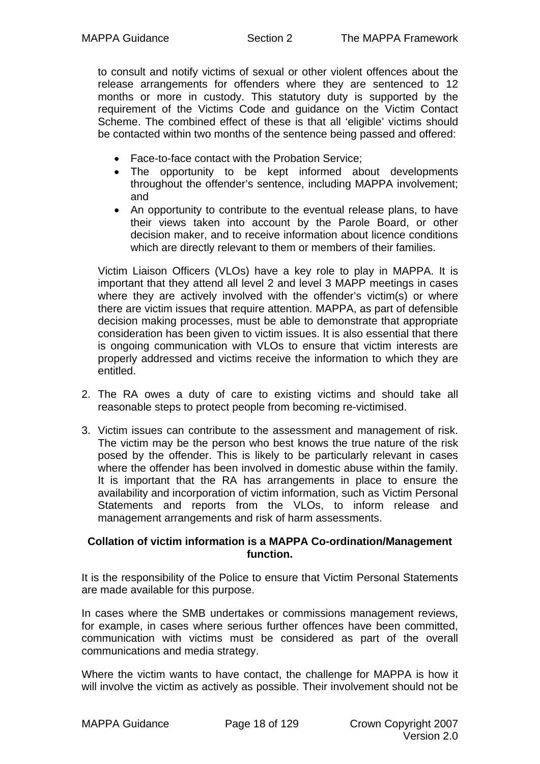to consult and notify victims of sexual or other violent offences about the release arrangements for offenders where they are sentenced to 12 months or more in custody. This statutory duty is supported by the requirement of the Victims Code and guidance on the Victim Contact Scheme. The combined effect of these is that all 'eligible' victims should be contacted within two months of the sentence being passed and offered:

- Face-to-face contact with the Probation Service;
- The opportunity to be kept informed about developments throughout the offender's sentence, including MAPPA involvement; and
- An opportunity to contribute to the eventual release plans, to have their views taken into account by the Parole Board, or other decision maker, and to receive information about licence conditions which are directly relevant to them or members of their families.

Victim Liaison Officers (VLOs) have a key role to play in MAPPA. It is important that they attend all level 2 and level 3 MAPP meetings in cases where they are actively involved with the offender's victim(s) or where there are victim issues that require attention. MAPPA, as part of defensible decision making processes, must be able to demonstrate that appropriate consideration has been given to victim issues. It is also essential that there is ongoing communication with VLOs to ensure that victim interests are properly addressed and victims receive the information to which they are entitled.

2. The RA owes a duty of care to existing victims and should take all reasonable steps to protect people from becoming re-victimised.

3. Victim issues can contribute to the assessment and management of risk. The victim may be the person who best knows the true nature of the risk posed by the offender. This is likely to be particularly relevant in cases where the offender has been involved in domestic abuse within the family. It is important that the RA has arrangements in place to ensure the availability and incorporation of victim information, such as Victim Personal Statements and reports from the VLOs, to inform release and management arrangements and risk of harm assessments.

**Collation of victim information is a MAPPA Co-ordination/Management function.**

It is the responsibility of the Police to ensure that Victim Personal Statements are made available for this purpose.

In cases where the SMB undertakes or commissions management reviews, for example, in cases where serious further offences have been committed, communication with victims must be considered as part of the overall communications and media strategy.

Where the victim wants to have contact, the challenge for MAPPA is how it will involve the victim as actively as possible. Their involvement should not be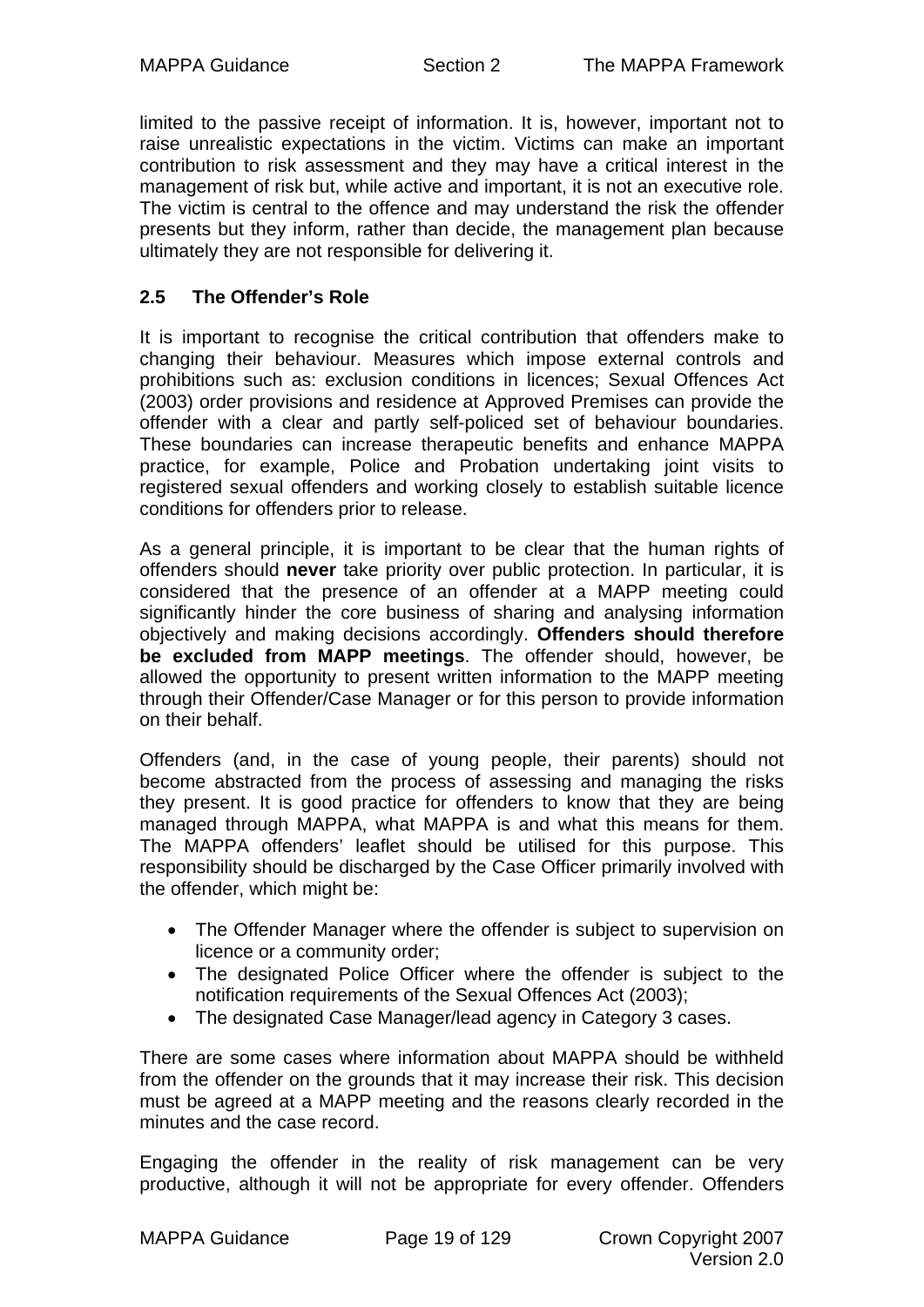limited to the passive receipt of information. It is, however, important not to raise unrealistic expectations in the victim. Victims can make an important contribution to risk assessment and they may have a critical interest in the management of risk but, while active and important, it is not an executive role. The victim is central to the offence and may understand the risk the offender presents but they inform, rather than decide, the management plan because ultimately they are not responsible for delivering it.

## 2.5 The Offender's Role

It is important to recognise the critical contribution that offenders make to changing their behaviour. Measures which impose external controls and prohibitions such as: exclusion conditions in licences; Sexual Offences Act (2003) order provisions and residence at Approved Premises can provide the offender with a clear and partly self-policed set of behaviour boundaries. These boundaries can increase therapeutic benefits and enhance MAPPA practice, for example, Police and Probation undertaking joint visits to registered sexual offenders and working closely to establish suitable licence conditions for offenders prior to release.

As a general principle, it is important to be clear that the human rights of offenders should **never** take priority over public protection. In particular, it is considered that the presence of an offender at a MAPP meeting could significantly hinder the core business of sharing and analysing information objectively and making decisions accordingly. **Offenders should therefore be excluded from MAPP meetings**. The offender should, however, be allowed the opportunity to present written information to the MAPP meeting through their Offender/Case Manager or for this person to provide information on their behalf.

Offenders (and, in the case of young people, their parents) should not become abstracted from the process of assessing and managing the risks they present. It is good practice for offenders to know that they are being managed through MAPPA, what MAPPA is and what this means for them. The MAPPA offenders' leaflet should be utilised for this purpose. This responsibility should be discharged by the Case Officer primarily involved with the offender, which might be:

- The Offender Manager where the offender is subject to supervision on licence or a community order;
- The designated Police Officer where the offender is subject to the notification requirements of the Sexual Offences Act (2003);
- The designated Case Manager/lead agency in Category 3 cases.

There are some cases where information about MAPPA should be withheld from the offender on the grounds that it may increase their risk. This decision must be agreed at a MAPP meeting and the reasons clearly recorded in the minutes and the case record.

Engaging the offender in the reality of risk management can be very productive, although it will not be appropriate for every offender. Offenders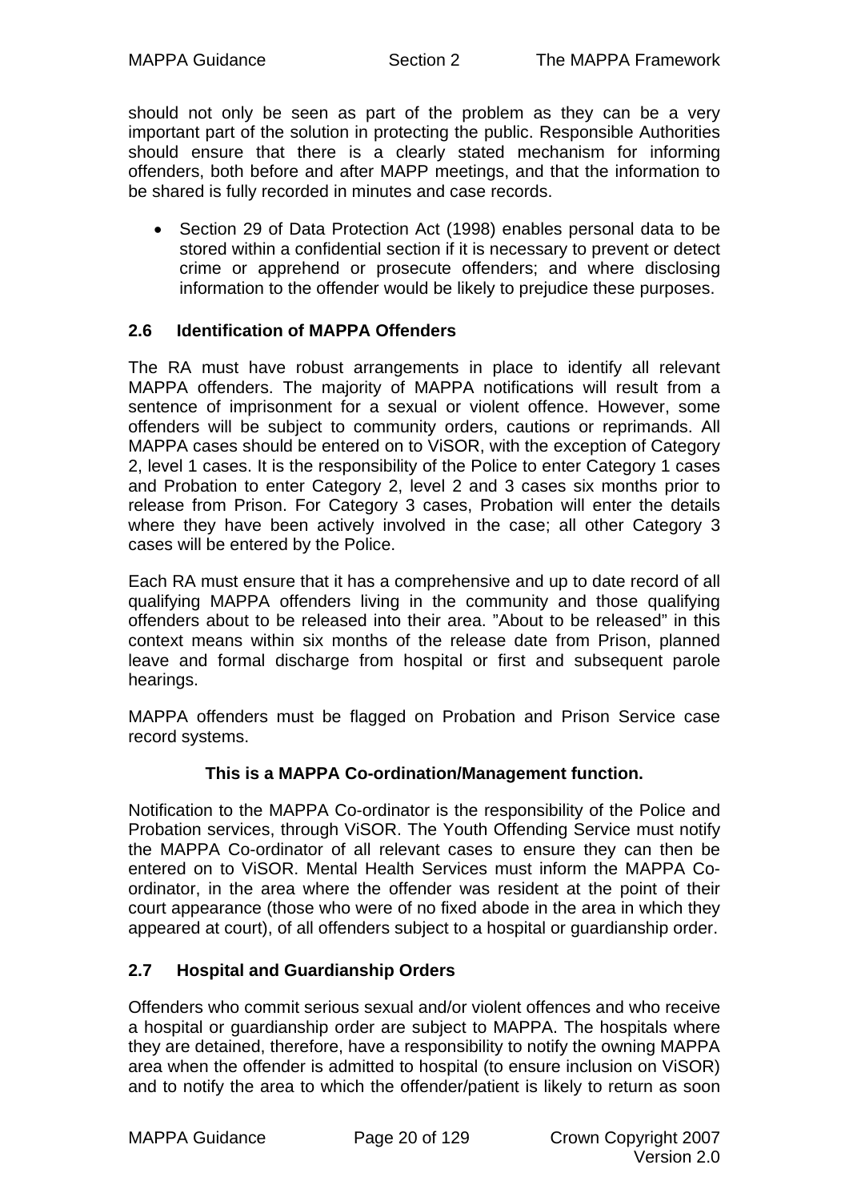should not only be seen as part of the problem as they can be a very important part of the solution in protecting the public. Responsible Authorities should ensure that there is a clearly stated mechanism for informing offenders, both before and after MAPP meetings, and that the information to be shared is fully recorded in minutes and case records.

- Section 29 of Data Protection Act (1998) enables personal data to be stored within a confidential section if it is necessary to prevent or detect crime or apprehend or prosecute offenders; and where disclosing information to the offender would be likely to prejudice these purposes.

## 2.6 Identification of MAPPA Offenders

The RA must have robust arrangements in place to identify all relevant MAPPA offenders. The majority of MAPPA notifications will result from a sentence of imprisonment for a sexual or violent offence. However, some offenders will be subject to community orders, cautions or reprimands. All MAPPA cases should be entered on to ViSOR, with the exception of Category 2, level 1 cases. It is the responsibility of the Police to enter Category 1 cases and Probation to enter Category 2, level 2 and 3 cases six months prior to release from Prison. For Category 3 cases, Probation will enter the details where they have been actively involved in the case; all other Category 3 cases will be entered by the Police.

Each RA must ensure that it has a comprehensive and up to date record of all qualifying MAPPA offenders living in the community and those qualifying offenders about to be released into their area. "About to be released" in this context means within six months of the release date from Prison, planned leave and formal discharge from hospital or first and subsequent parole hearings.

MAPPA offenders must be flagged on Probation and Prison Service case record systems.

**This is a MAPPA Co-ordination/Management function.**

Notification to the MAPPA Co-ordinator is the responsibility of the Police and Probation services, through ViSOR. The Youth Offending Service must notify the MAPPA Co-ordinator of all relevant cases to ensure they can then be entered on to ViSOR. Mental Health Services must inform the MAPPA Co-ordinator, in the area where the offender was resident at the point of their court appearance (those who were of no fixed abode in the area in which they appeared at court), of all offenders subject to a hospital or guardianship order.

## 2.7 Hospital and Guardianship Orders

Offenders who commit serious sexual and/or violent offences and who receive a hospital or guardianship order are subject to MAPPA. The hospitals where they are detained, therefore, have a responsibility to notify the owning MAPPA area when the offender is admitted to hospital (to ensure inclusion on ViSOR) and to notify the area to which the offender/patient is likely to return as soon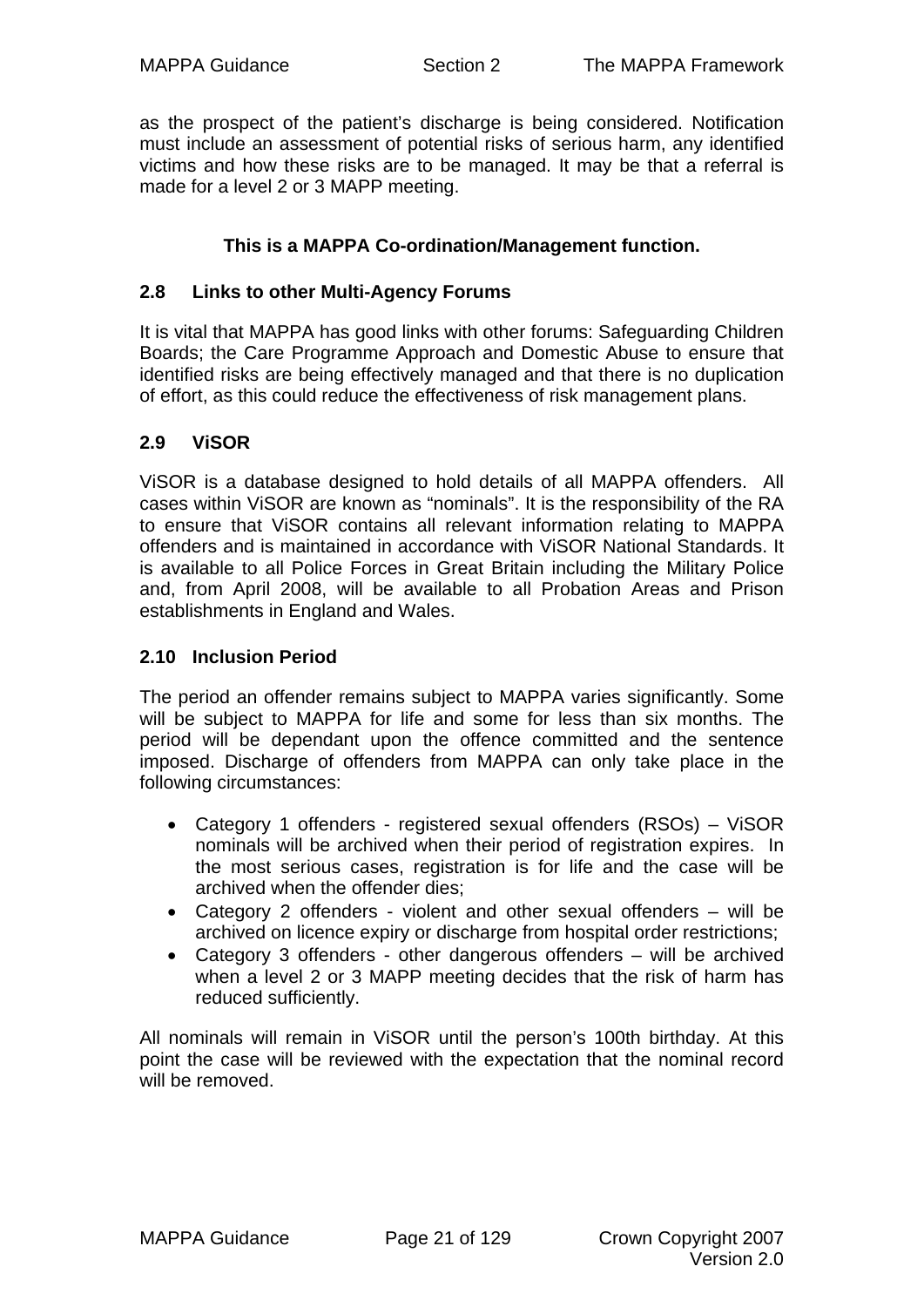as the prospect of the patient's discharge is being considered. Notification must include an assessment of potential risks of serious harm, any identified victims and how these risks are to be managed. It may be that a referral is made for a level 2 or 3 MAPP meeting.

**This is a MAPPA Co-ordination/Management function.**

### 2.8 Links to other Multi-Agency Forums

It is vital that MAPPA has good links with other forums: Safeguarding Children Boards; the Care Programme Approach and Domestic Abuse to ensure that identified risks are being effectively managed and that there is no duplication of effort, as this could reduce the effectiveness of risk management plans.

### 2.9 ViSOR

ViSOR is a database designed to hold details of all MAPPA offenders. All cases within ViSOR are known as "nominals". It is the responsibility of the RA to ensure that ViSOR contains all relevant information relating to MAPPA offenders and is maintained in accordance with ViSOR National Standards. It is available to all Police Forces in Great Britain including the Military Police and, from April 2008, will be available to all Probation Areas and Prison establishments in England and Wales.

### 2.10 Inclusion Period

The period an offender remains subject to MAPPA varies significantly. Some will be subject to MAPPA for life and some for less than six months. The period will be dependant upon the offence committed and the sentence imposed. Discharge of offenders from MAPPA can only take place in the following circumstances:

- Category 1 offenders - registered sexual offenders (RSOs) – ViSOR nominals will be archived when their period of registration expires. In the most serious cases, registration is for life and the case will be archived when the offender dies;
- Category 2 offenders - violent and other sexual offenders – will be archived on licence expiry or discharge from hospital order restrictions;
- Category 3 offenders - other dangerous offenders – will be archived when a level 2 or 3 MAPP meeting decides that the risk of harm has reduced sufficiently.

All nominals will remain in ViSOR until the person's 100th birthday. At this point the case will be reviewed with the expectation that the nominal record will be removed.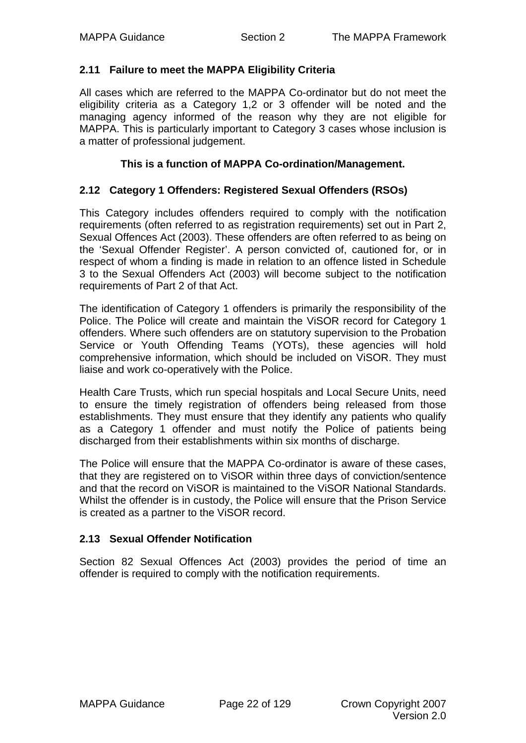### 2.11 Failure to meet the MAPPA Eligibility Criteria

All cases which are referred to the MAPPA Co-ordinator but do not meet the eligibility criteria as a Category 1,2 or 3 offender will be noted and the managing agency informed of the reason why they are not eligible for MAPPA. This is particularly important to Category 3 cases whose inclusion is a matter of professional judgement.

**This is a function of MAPPA Co-ordination/Management.**

### 2.12 Category 1 Offenders: Registered Sexual Offenders (RSOs)

This Category includes offenders required to comply with the notification requirements (often referred to as registration requirements) set out in Part 2, Sexual Offences Act (2003). These offenders are often referred to as being on the 'Sexual Offender Register'. A person convicted of, cautioned for, or in respect of whom a finding is made in relation to an offence listed in Schedule 3 to the Sexual Offenders Act (2003) will become subject to the notification requirements of Part 2 of that Act.

The identification of Category 1 offenders is primarily the responsibility of the Police. The Police will create and maintain the ViSOR record for Category 1 offenders. Where such offenders are on statutory supervision to the Probation Service or Youth Offending Teams (YOTs), these agencies will hold comprehensive information, which should be included on ViSOR. They must liaise and work co-operatively with the Police.

Health Care Trusts, which run special hospitals and Local Secure Units, need to ensure the timely registration of offenders being released from those establishments. They must ensure that they identify any patients who qualify as a Category 1 offender and must notify the Police of patients being discharged from their establishments within six months of discharge.

The Police will ensure that the MAPPA Co-ordinator is aware of these cases, that they are registered on to ViSOR within three days of conviction/sentence and that the record on ViSOR is maintained to the ViSOR National Standards. Whilst the offender is in custody, the Police will ensure that the Prison Service is created as a partner to the ViSOR record.

### 2.13 Sexual Offender Notification

Section 82 Sexual Offences Act (2003) provides the period of time an offender is required to comply with the notification requirements.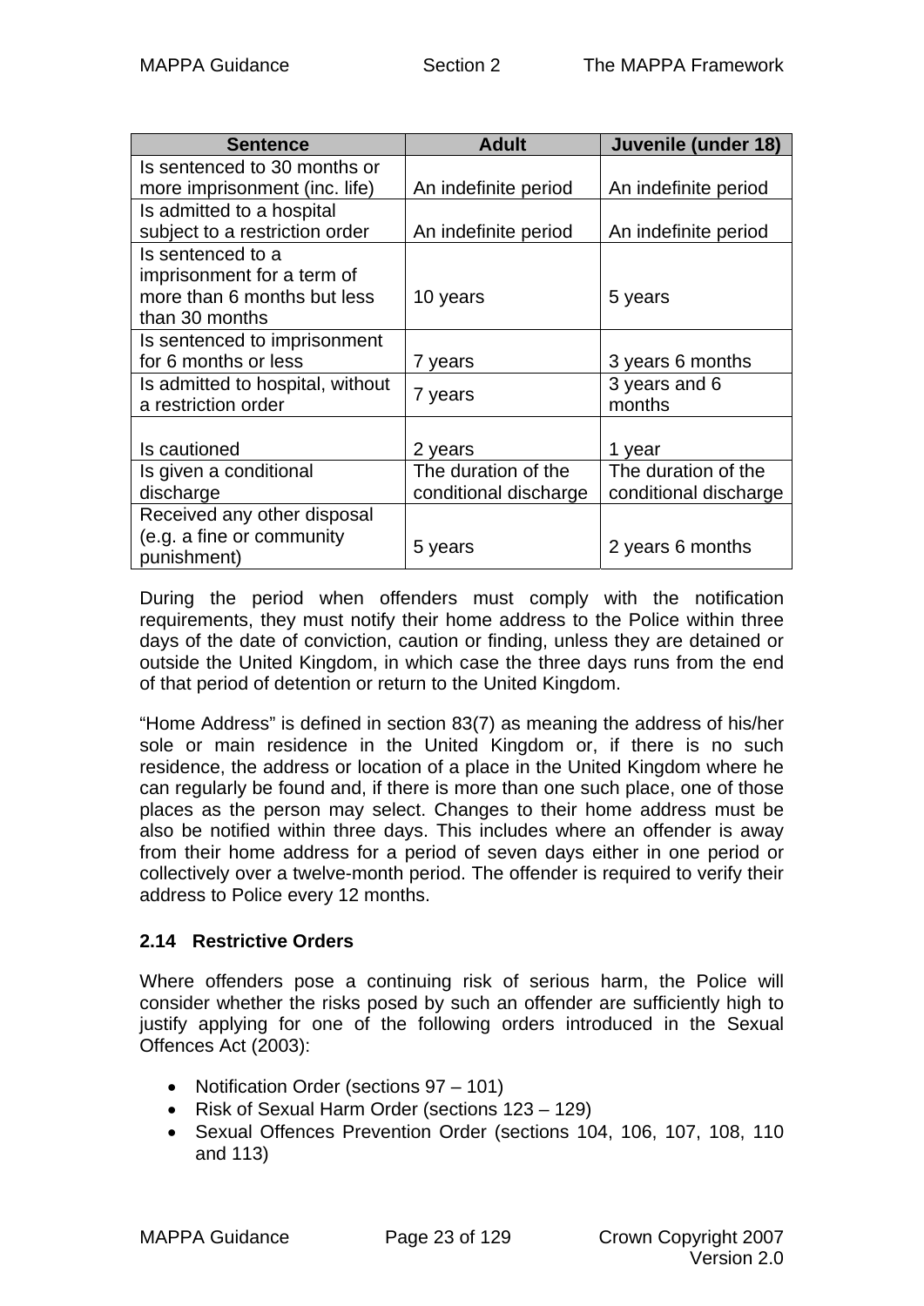| Sentence | Adult | Juvenile (under 18) |
|---|---|---|
| Is sentenced to 30 months or more imprisonment (inc. life) | An indefinite period | An indefinite period |
| Is admitted to a hospital subject to a restriction order | An indefinite period | An indefinite period |
| Is sentenced to a imprisonment for a term of more than 6 months but less than 30 months | 10 years | 5 years |
| Is sentenced to imprisonment for 6 months or less | 7 years | 3 years 6 months |
| Is admitted to hospital, without a restriction order | 7 years | 3 years and 6 months |
| Is cautioned | 2 years | 1 year |
| Is given a conditional discharge | The duration of the conditional discharge | The duration of the conditional discharge |
| Received any other disposal (e.g. a fine or community punishment) | 5 years | 2 years 6 months |

During the period when offenders must comply with the notification requirements, they must notify their home address to the Police within three days of the date of conviction, caution or finding, unless they are detained or outside the United Kingdom, in which case the three days runs from the end of that period of detention or return to the United Kingdom.

"Home Address" is defined in section 83(7) as meaning the address of his/her sole or main residence in the United Kingdom or, if there is no such residence, the address or location of a place in the United Kingdom where he can regularly be found and, if there is more than one such place, one of those places as the person may select. Changes to their home address must be also be notified within three days. This includes where an offender is away from their home address for a period of seven days either in one period or collectively over a twelve-month period. The offender is required to verify their address to Police every 12 months.

### 2.14 Restrictive Orders

Where offenders pose a continuing risk of serious harm, the Police will consider whether the risks posed by such an offender are sufficiently high to justify applying for one of the following orders introduced in the Sexual Offences Act (2003):

- Notification Order (sections 97 – 101)
- Risk of Sexual Harm Order (sections 123 – 129)
- Sexual Offences Prevention Order (sections 104, 106, 107, 108, 110 and 113)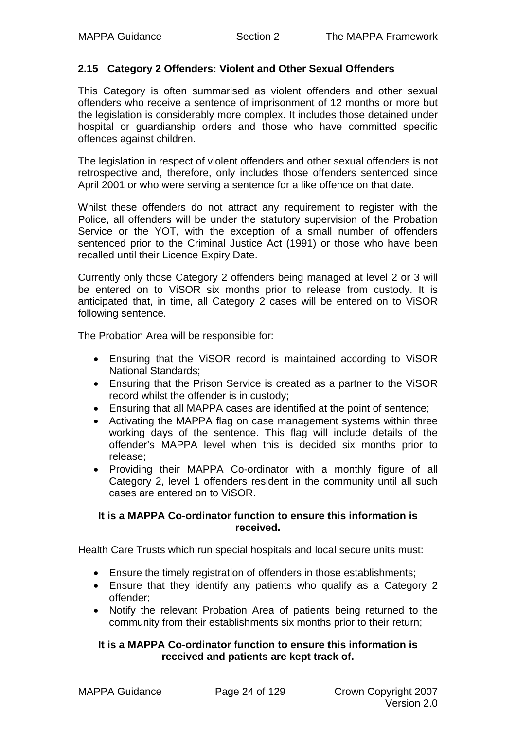### 2.15 Category 2 Offenders: Violent and Other Sexual Offenders

This Category is often summarised as violent offenders and other sexual offenders who receive a sentence of imprisonment of 12 months or more but the legislation is considerably more complex. It includes those detained under hospital or guardianship orders and those who have committed specific offences against children.

The legislation in respect of violent offenders and other sexual offenders is not retrospective and, therefore, only includes those offenders sentenced since April 2001 or who were serving a sentence for a like offence on that date.

Whilst these offenders do not attract any requirement to register with the Police, all offenders will be under the statutory supervision of the Probation Service or the YOT, with the exception of a small number of offenders sentenced prior to the Criminal Justice Act (1991) or those who have been recalled until their Licence Expiry Date.

Currently only those Category 2 offenders being managed at level 2 or 3 will be entered on to ViSOR six months prior to release from custody. It is anticipated that, in time, all Category 2 cases will be entered on to ViSOR following sentence.

The Probation Area will be responsible for:

- Ensuring that the ViSOR record is maintained according to ViSOR National Standards;
- Ensuring that the Prison Service is created as a partner to the ViSOR record whilst the offender is in custody;
- Ensuring that all MAPPA cases are identified at the point of sentence;
- Activating the MAPPA flag on case management systems within three working days of the sentence. This flag will include details of the offender's MAPPA level when this is decided six months prior to release;
- Providing their MAPPA Co-ordinator with a monthly figure of all Category 2, level 1 offenders resident in the community until all such cases are entered on to ViSOR.

**It is a MAPPA Co-ordinator function to ensure this information is received.**

Health Care Trusts which run special hospitals and local secure units must:

- Ensure the timely registration of offenders in those establishments;
- Ensure that they identify any patients who qualify as a Category 2 offender;
- Notify the relevant Probation Area of patients being returned to the community from their establishments six months prior to their return;

**It is a MAPPA Co-ordinator function to ensure this information is received and patients are kept track of.**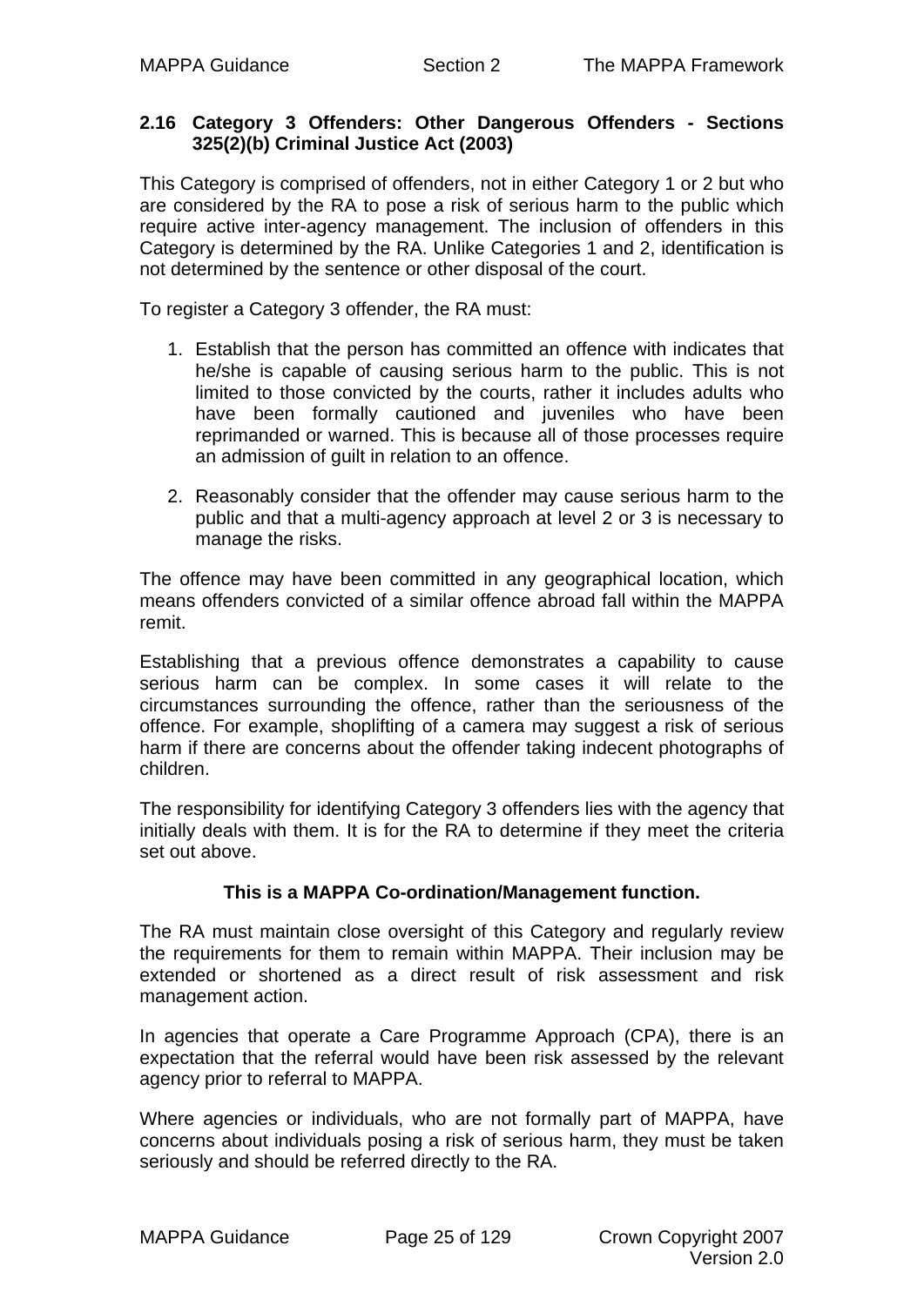### 2.16 Category 3 Offenders: Other Dangerous Offenders - Sections 325(2)(b) Criminal Justice Act (2003)

This Category is comprised of offenders, not in either Category 1 or 2 but who are considered by the RA to pose a risk of serious harm to the public which require active inter-agency management. The inclusion of offenders in this Category is determined by the RA. Unlike Categories 1 and 2, identification is not determined by the sentence or other disposal of the court.

To register a Category 3 offender, the RA must:

1. Establish that the person has committed an offence with indicates that he/she is capable of causing serious harm to the public. This is not limited to those convicted by the courts, rather it includes adults who have been formally cautioned and juveniles who have been reprimanded or warned. This is because all of those processes require an admission of guilt in relation to an offence.

2. Reasonably consider that the offender may cause serious harm to the public and that a multi-agency approach at level 2 or 3 is necessary to manage the risks.

The offence may have been committed in any geographical location, which means offenders convicted of a similar offence abroad fall within the MAPPA remit.

Establishing that a previous offence demonstrates a capability to cause serious harm can be complex. In some cases it will relate to the circumstances surrounding the offence, rather than the seriousness of the offence. For example, shoplifting of a camera may suggest a risk of serious harm if there are concerns about the offender taking indecent photographs of children.

The responsibility for identifying Category 3 offenders lies with the agency that initially deals with them. It is for the RA to determine if they meet the criteria set out above.

**This is a MAPPA Co-ordination/Management function.**

The RA must maintain close oversight of this Category and regularly review the requirements for them to remain within MAPPA. Their inclusion may be extended or shortened as a direct result of risk assessment and risk management action.

In agencies that operate a Care Programme Approach (CPA), there is an expectation that the referral would have been risk assessed by the relevant agency prior to referral to MAPPA.

Where agencies or individuals, who are not formally part of MAPPA, have concerns about individuals posing a risk of serious harm, they must be taken seriously and should be referred directly to the RA.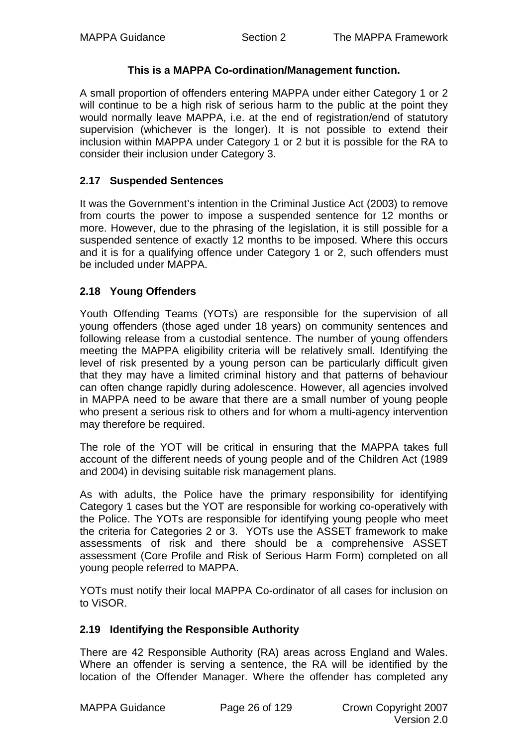**This is a MAPPA Co-ordination/Management function.**

A small proportion of offenders entering MAPPA under either Category 1 or 2 will continue to be a high risk of serious harm to the public at the point they would normally leave MAPPA, i.e. at the end of registration/end of statutory supervision (whichever is the longer). It is not possible to extend their inclusion within MAPPA under Category 1 or 2 but it is possible for the RA to consider their inclusion under Category 3.

## 2.17 Suspended Sentences

It was the Government's intention in the Criminal Justice Act (2003) to remove from courts the power to impose a suspended sentence for 12 months or more. However, due to the phrasing of the legislation, it is still possible for a suspended sentence of exactly 12 months to be imposed. Where this occurs and it is for a qualifying offence under Category 1 or 2, such offenders must be included under MAPPA.

## 2.18 Young Offenders

Youth Offending Teams (YOTs) are responsible for the supervision of all young offenders (those aged under 18 years) on community sentences and following release from a custodial sentence. The number of young offenders meeting the MAPPA eligibility criteria will be relatively small. Identifying the level of risk presented by a young person can be particularly difficult given that they may have a limited criminal history and that patterns of behaviour can often change rapidly during adolescence. However, all agencies involved in MAPPA need to be aware that there are a small number of young people who present a serious risk to others and for whom a multi-agency intervention may therefore be required.

The role of the YOT will be critical in ensuring that the MAPPA takes full account of the different needs of young people and of the Children Act (1989 and 2004) in devising suitable risk management plans.

As with adults, the Police have the primary responsibility for identifying Category 1 cases but the YOT are responsible for working co-operatively with the Police. The YOTs are responsible for identifying young people who meet the criteria for Categories 2 or 3. YOTs use the ASSET framework to make assessments of risk and there should be a comprehensive ASSET assessment (Core Profile and Risk of Serious Harm Form) completed on all young people referred to MAPPA.

YOTs must notify their local MAPPA Co-ordinator of all cases for inclusion on to ViSOR.

## 2.19 Identifying the Responsible Authority

There are 42 Responsible Authority (RA) areas across England and Wales. Where an offender is serving a sentence, the RA will be identified by the location of the Offender Manager. Where the offender has completed any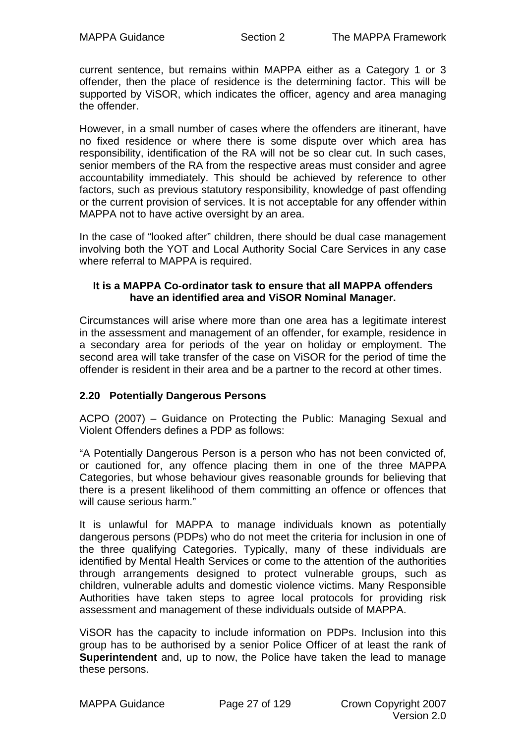current sentence, but remains within MAPPA either as a Category 1 or 3 offender, then the place of residence is the determining factor. This will be supported by ViSOR, which indicates the officer, agency and area managing the offender.

However, in a small number of cases where the offenders are itinerant, have no fixed residence or where there is some dispute over which area has responsibility, identification of the RA will not be so clear cut. In such cases, senior members of the RA from the respective areas must consider and agree accountability immediately. This should be achieved by reference to other factors, such as previous statutory responsibility, knowledge of past offending or the current provision of services. It is not acceptable for any offender within MAPPA not to have active oversight by an area.

In the case of "looked after" children, there should be dual case management involving both the YOT and Local Authority Social Care Services in any case where referral to MAPPA is required.

**It is a MAPPA Co-ordinator task to ensure that all MAPPA offenders have an identified area and ViSOR Nominal Manager.**

Circumstances will arise where more than one area has a legitimate interest in the assessment and management of an offender, for example, residence in a secondary area for periods of the year on holiday or employment. The second area will take transfer of the case on ViSOR for the period of time the offender is resident in their area and be a partner to the record at other times.

### 2.20 Potentially Dangerous Persons

ACPO (2007) – Guidance on Protecting the Public: Managing Sexual and Violent Offenders defines a PDP as follows:

"A Potentially Dangerous Person is a person who has not been convicted of, or cautioned for, any offence placing them in one of the three MAPPA Categories, but whose behaviour gives reasonable grounds for believing that there is a present likelihood of them committing an offence or offences that will cause serious harm."

It is unlawful for MAPPA to manage individuals known as potentially dangerous persons (PDPs) who do not meet the criteria for inclusion in one of the three qualifying Categories. Typically, many of these individuals are identified by Mental Health Services or come to the attention of the authorities through arrangements designed to protect vulnerable groups, such as children, vulnerable adults and domestic violence victims. Many Responsible Authorities have taken steps to agree local protocols for providing risk assessment and management of these individuals outside of MAPPA.

ViSOR has the capacity to include information on PDPs. Inclusion into this group has to be authorised by a senior Police Officer of at least the rank of **Superintendent** and, up to now, the Police have taken the lead to manage these persons.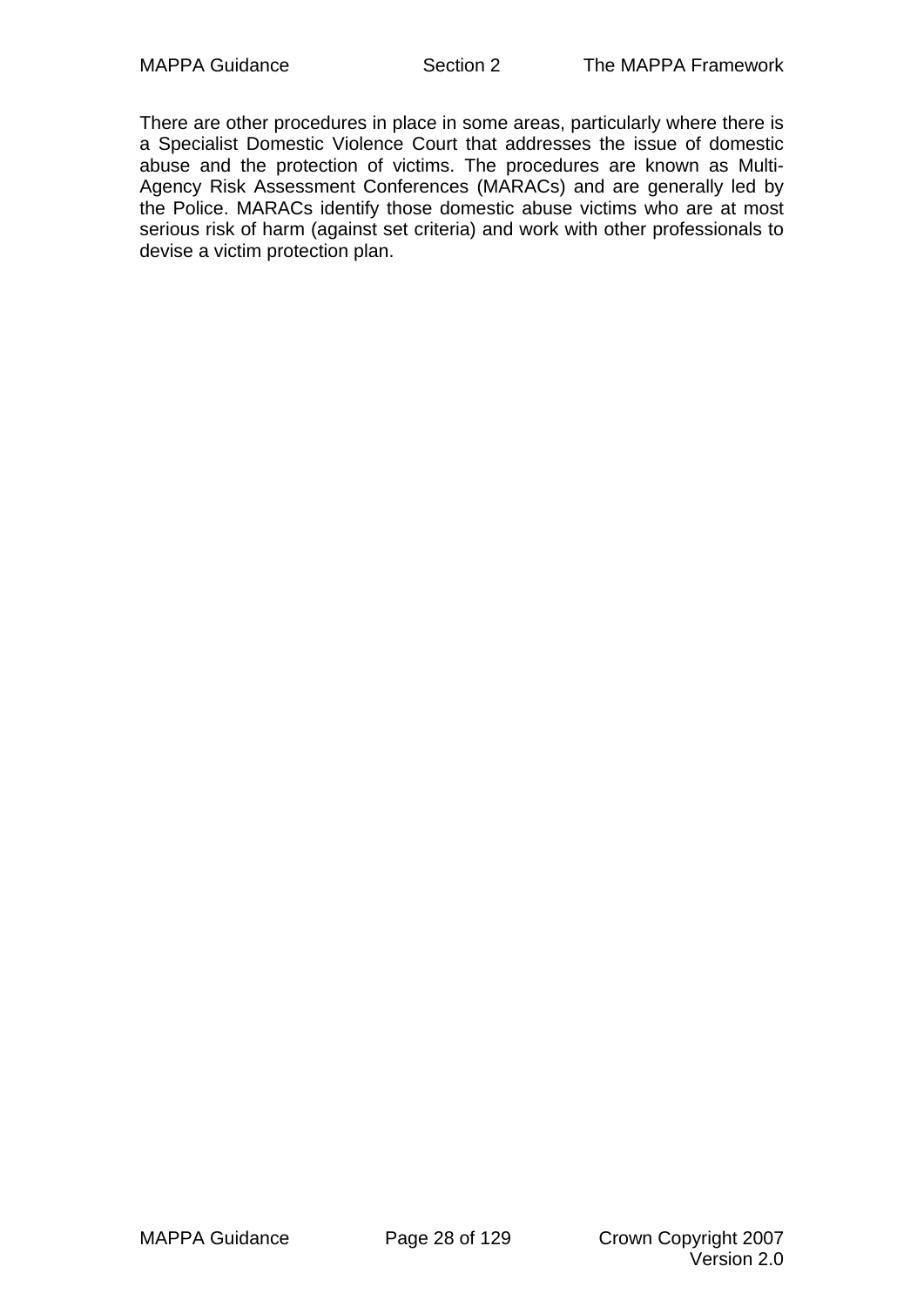There are other procedures in place in some areas, particularly where there is a Specialist Domestic Violence Court that addresses the issue of domestic abuse and the protection of victims. The procedures are known as Multi-Agency Risk Assessment Conferences (MARACs) and are generally led by the Police. MARACs identify those domestic abuse victims who are at most serious risk of harm (against set criteria) and work with other professionals to devise a victim protection plan.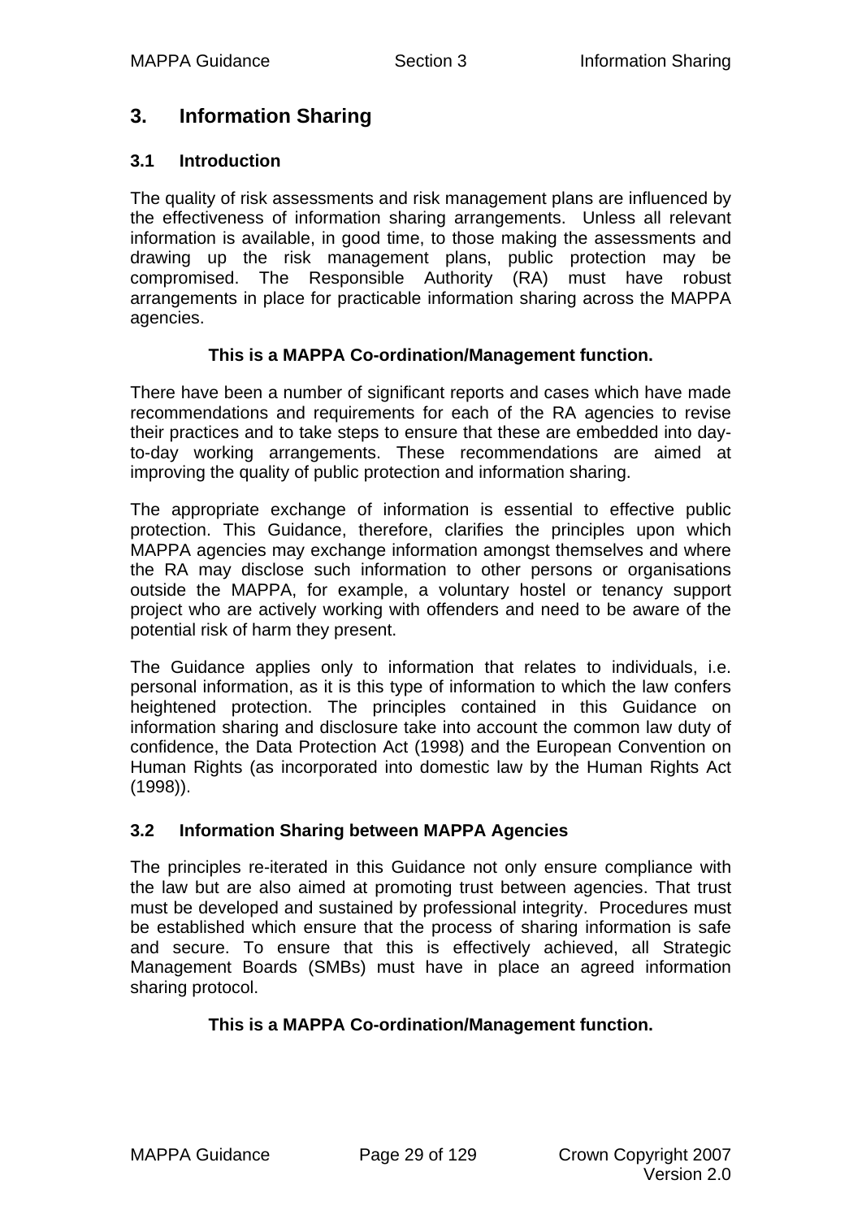# 3. Information Sharing

## 3.1 Introduction

The quality of risk assessments and risk management plans are influenced by the effectiveness of information sharing arrangements. Unless all relevant information is available, in good time, to those making the assessments and drawing up the risk management plans, public protection may be compromised. The Responsible Authority (RA) must have robust arrangements in place for practicable information sharing across the MAPPA agencies.

**This is a MAPPA Co-ordination/Management function.**

There have been a number of significant reports and cases which have made recommendations and requirements for each of the RA agencies to revise their practices and to take steps to ensure that these are embedded into day-to-day working arrangements. These recommendations are aimed at improving the quality of public protection and information sharing.

The appropriate exchange of information is essential to effective public protection. This Guidance, therefore, clarifies the principles upon which MAPPA agencies may exchange information amongst themselves and where the RA may disclose such information to other persons or organisations outside the MAPPA, for example, a voluntary hostel or tenancy support project who are actively working with offenders and need to be aware of the potential risk of harm they present.

The Guidance applies only to information that relates to individuals, i.e. personal information, as it is this type of information to which the law confers heightened protection. The principles contained in this Guidance on information sharing and disclosure take into account the common law duty of confidence, the Data Protection Act (1998) and the European Convention on Human Rights (as incorporated into domestic law by the Human Rights Act (1998)).

## 3.2 Information Sharing between MAPPA Agencies

The principles re-iterated in this Guidance not only ensure compliance with the law but are also aimed at promoting trust between agencies. That trust must be developed and sustained by professional integrity. Procedures must be established which ensure that the process of sharing information is safe and secure. To ensure that this is effectively achieved, all Strategic Management Boards (SMBs) must have in place an agreed information sharing protocol.

**This is a MAPPA Co-ordination/Management function.**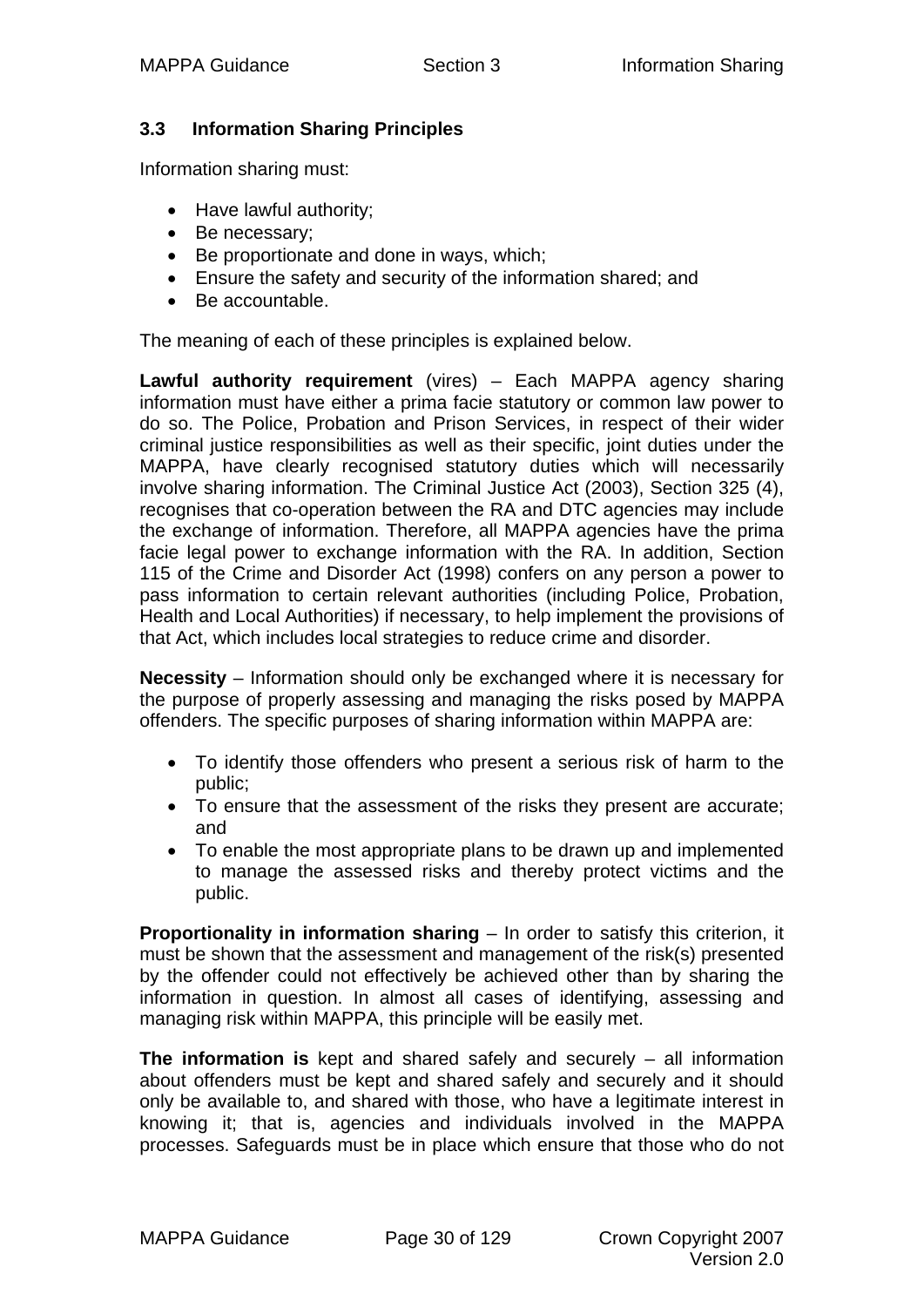### 3.3 Information Sharing Principles

Information sharing must:

- Have lawful authority;
- Be necessary;
- Be proportionate and done in ways, which;
- Ensure the safety and security of the information shared; and
- Be accountable.

The meaning of each of these principles is explained below.

**Lawful authority requirement** (vires) – Each MAPPA agency sharing information must have either a prima facie statutory or common law power to do so. The Police, Probation and Prison Services, in respect of their wider criminal justice responsibilities as well as their specific, joint duties under the MAPPA, have clearly recognised statutory duties which will necessarily involve sharing information. The Criminal Justice Act (2003), Section 325 (4), recognises that co-operation between the RA and DTC agencies may include the exchange of information. Therefore, all MAPPA agencies have the prima facie legal power to exchange information with the RA. In addition, Section 115 of the Crime and Disorder Act (1998) confers on any person a power to pass information to certain relevant authorities (including Police, Probation, Health and Local Authorities) if necessary, to help implement the provisions of that Act, which includes local strategies to reduce crime and disorder.

**Necessity** – Information should only be exchanged where it is necessary for the purpose of properly assessing and managing the risks posed by MAPPA offenders. The specific purposes of sharing information within MAPPA are:

- To identify those offenders who present a serious risk of harm to the public;
- To ensure that the assessment of the risks they present are accurate; and
- To enable the most appropriate plans to be drawn up and implemented to manage the assessed risks and thereby protect victims and the public.

**Proportionality in information sharing** – In order to satisfy this criterion, it must be shown that the assessment and management of the risk(s) presented by the offender could not effectively be achieved other than by sharing the information in question. In almost all cases of identifying, assessing and managing risk within MAPPA, this principle will be easily met.

**The information is** kept and shared safely and securely – all information about offenders must be kept and shared safely and securely and it should only be available to, and shared with those, who have a legitimate interest in knowing it; that is, agencies and individuals involved in the MAPPA processes. Safeguards must be in place which ensure that those who do not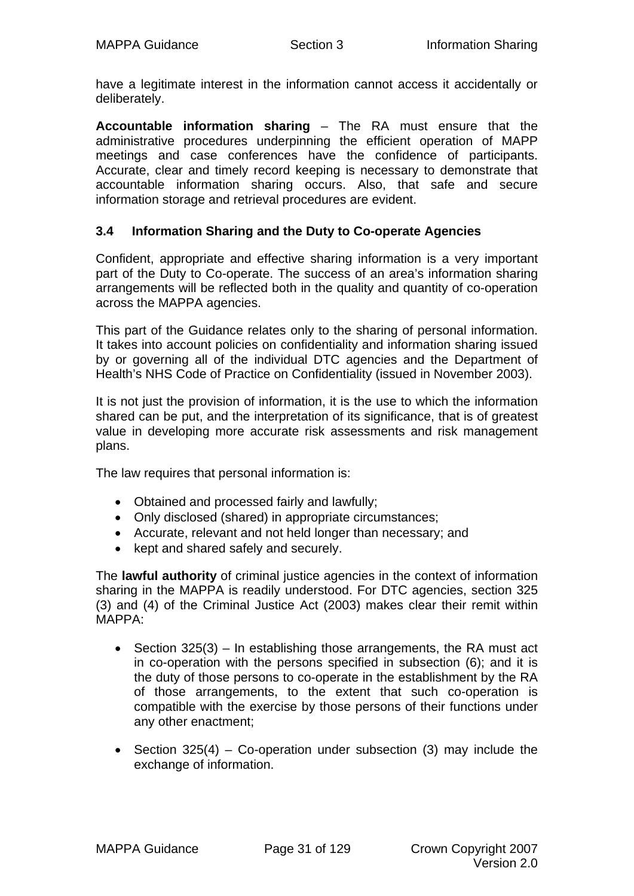have a legitimate interest in the information cannot access it accidentally or deliberately.

**Accountable information sharing** – The RA must ensure that the administrative procedures underpinning the efficient operation of MAPP meetings and case conferences have the confidence of participants. Accurate, clear and timely record keeping is necessary to demonstrate that accountable information sharing occurs. Also, that safe and secure information storage and retrieval procedures are evident.

### 3.4 Information Sharing and the Duty to Co-operate Agencies

Confident, appropriate and effective sharing information is a very important part of the Duty to Co-operate. The success of an area's information sharing arrangements will be reflected both in the quality and quantity of co-operation across the MAPPA agencies.

This part of the Guidance relates only to the sharing of personal information. It takes into account policies on confidentiality and information sharing issued by or governing all of the individual DTC agencies and the Department of Health's NHS Code of Practice on Confidentiality (issued in November 2003).

It is not just the provision of information, it is the use to which the information shared can be put, and the interpretation of its significance, that is of greatest value in developing more accurate risk assessments and risk management plans.

The law requires that personal information is:

- Obtained and processed fairly and lawfully;
- Only disclosed (shared) in appropriate circumstances;
- Accurate, relevant and not held longer than necessary; and
- kept and shared safely and securely.

The **lawful authority** of criminal justice agencies in the context of information sharing in the MAPPA is readily understood. For DTC agencies, section 325 (3) and (4) of the Criminal Justice Act (2003) makes clear their remit within MAPPA:

- Section 325(3) – In establishing those arrangements, the RA must act in co-operation with the persons specified in subsection (6); and it is the duty of those persons to co-operate in the establishment by the RA of those arrangements, to the extent that such co-operation is compatible with the exercise by those persons of their functions under any other enactment;

- Section 325(4) – Co-operation under subsection (3) may include the exchange of information.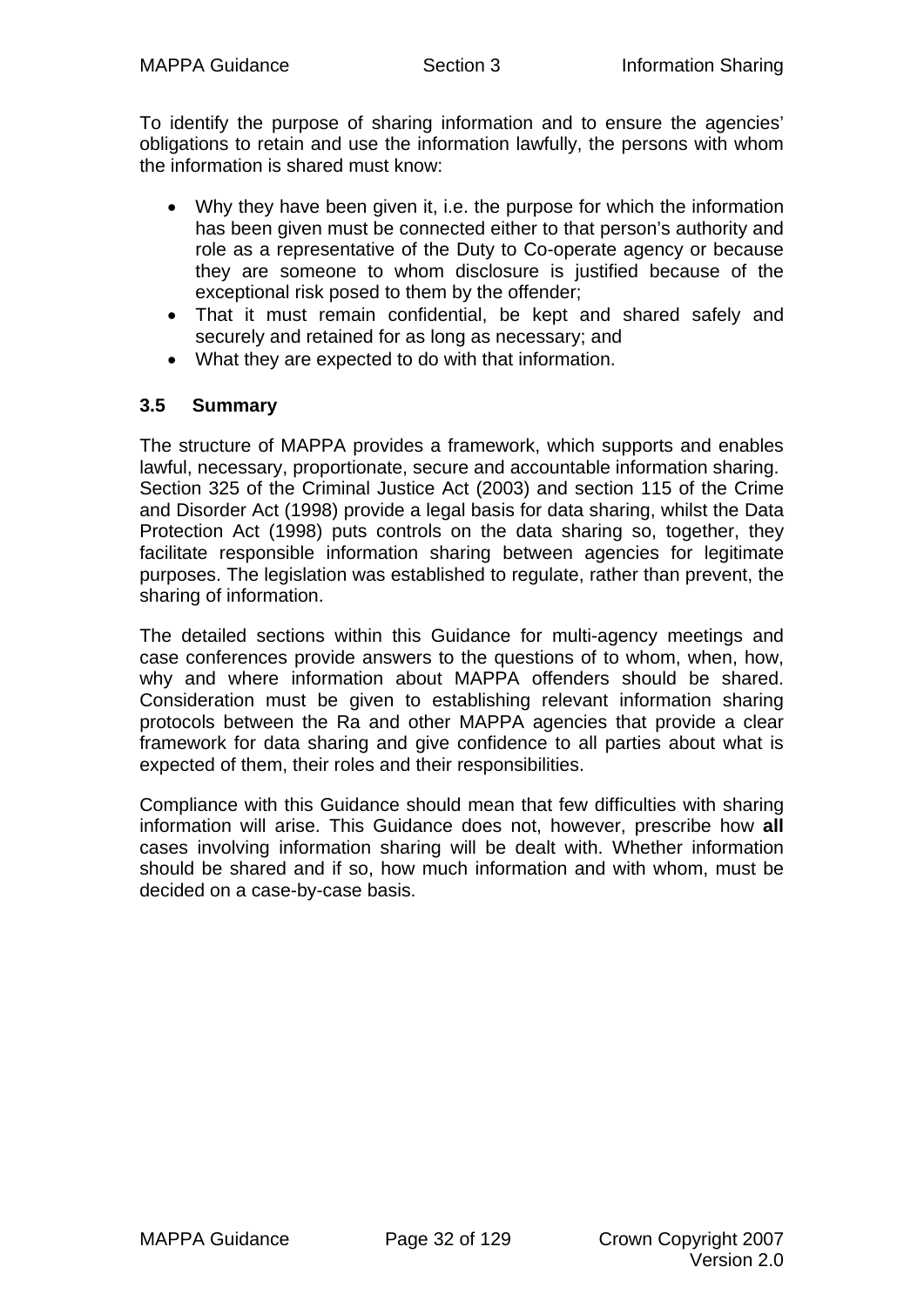To identify the purpose of sharing information and to ensure the agencies' obligations to retain and use the information lawfully, the persons with whom the information is shared must know:

- Why they have been given it, i.e. the purpose for which the information has been given must be connected either to that person's authority and role as a representative of the Duty to Co-operate agency or because they are someone to whom disclosure is justified because of the exceptional risk posed to them by the offender;
- That it must remain confidential, be kept and shared safely and securely and retained for as long as necessary; and
- What they are expected to do with that information.

### 3.5 Summary

The structure of MAPPA provides a framework, which supports and enables lawful, necessary, proportionate, secure and accountable information sharing. Section 325 of the Criminal Justice Act (2003) and section 115 of the Crime and Disorder Act (1998) provide a legal basis for data sharing, whilst the Data Protection Act (1998) puts controls on the data sharing so, together, they facilitate responsible information sharing between agencies for legitimate purposes. The legislation was established to regulate, rather than prevent, the sharing of information.

The detailed sections within this Guidance for multi-agency meetings and case conferences provide answers to the questions of to whom, when, how, why and where information about MAPPA offenders should be shared. Consideration must be given to establishing relevant information sharing protocols between the Ra and other MAPPA agencies that provide a clear framework for data sharing and give confidence to all parties about what is expected of them, their roles and their responsibilities.

Compliance with this Guidance should mean that few difficulties with sharing information will arise. This Guidance does not, however, prescribe how **all** cases involving information sharing will be dealt with. Whether information should be shared and if so, how much information and with whom, must be decided on a case-by-case basis.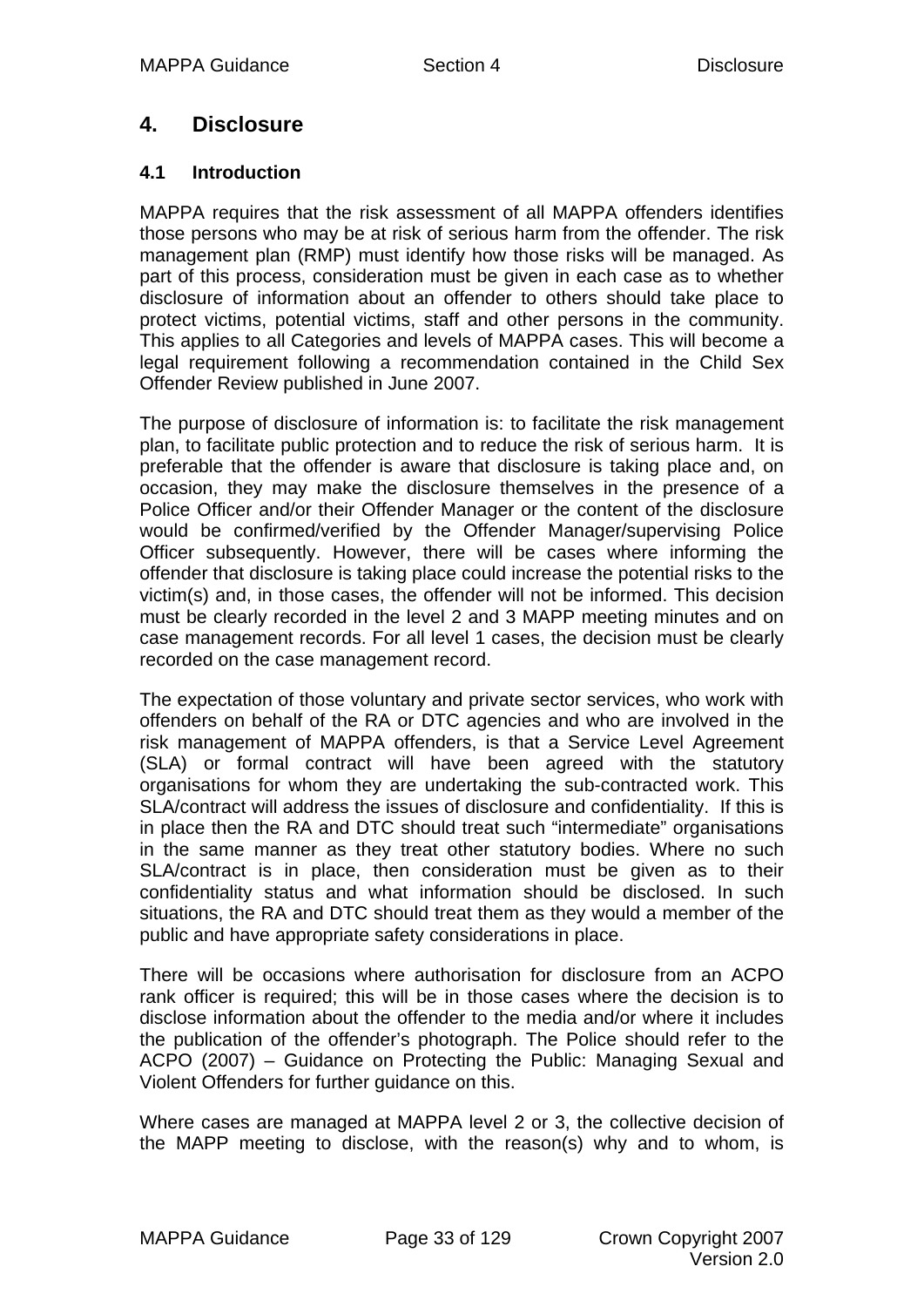# 4. Disclosure

## 4.1 Introduction

MAPPA requires that the risk assessment of all MAPPA offenders identifies those persons who may be at risk of serious harm from the offender. The risk management plan (RMP) must identify how those risks will be managed. As part of this process, consideration must be given in each case as to whether disclosure of information about an offender to others should take place to protect victims, potential victims, staff and other persons in the community. This applies to all Categories and levels of MAPPA cases. This will become a legal requirement following a recommendation contained in the Child Sex Offender Review published in June 2007.

The purpose of disclosure of information is: to facilitate the risk management plan, to facilitate public protection and to reduce the risk of serious harm. It is preferable that the offender is aware that disclosure is taking place and, on occasion, they may make the disclosure themselves in the presence of a Police Officer and/or their Offender Manager or the content of the disclosure would be confirmed/verified by the Offender Manager/supervising Police Officer subsequently. However, there will be cases where informing the offender that disclosure is taking place could increase the potential risks to the victim(s) and, in those cases, the offender will not be informed. This decision must be clearly recorded in the level 2 and 3 MAPP meeting minutes and on case management records. For all level 1 cases, the decision must be clearly recorded on the case management record.

The expectation of those voluntary and private sector services, who work with offenders on behalf of the RA or DTC agencies and who are involved in the risk management of MAPPA offenders, is that a Service Level Agreement (SLA) or formal contract will have been agreed with the statutory organisations for whom they are undertaking the sub-contracted work. This SLA/contract will address the issues of disclosure and confidentiality. If this is in place then the RA and DTC should treat such "intermediate" organisations in the same manner as they treat other statutory bodies. Where no such SLA/contract is in place, then consideration must be given as to their confidentiality status and what information should be disclosed. In such situations, the RA and DTC should treat them as they would a member of the public and have appropriate safety considerations in place.

There will be occasions where authorisation for disclosure from an ACPO rank officer is required; this will be in those cases where the decision is to disclose information about the offender to the media and/or where it includes the publication of the offender's photograph. The Police should refer to the ACPO (2007) – Guidance on Protecting the Public: Managing Sexual and Violent Offenders for further guidance on this.

Where cases are managed at MAPPA level 2 or 3, the collective decision of the MAPP meeting to disclose, with the reason(s) why and to whom, is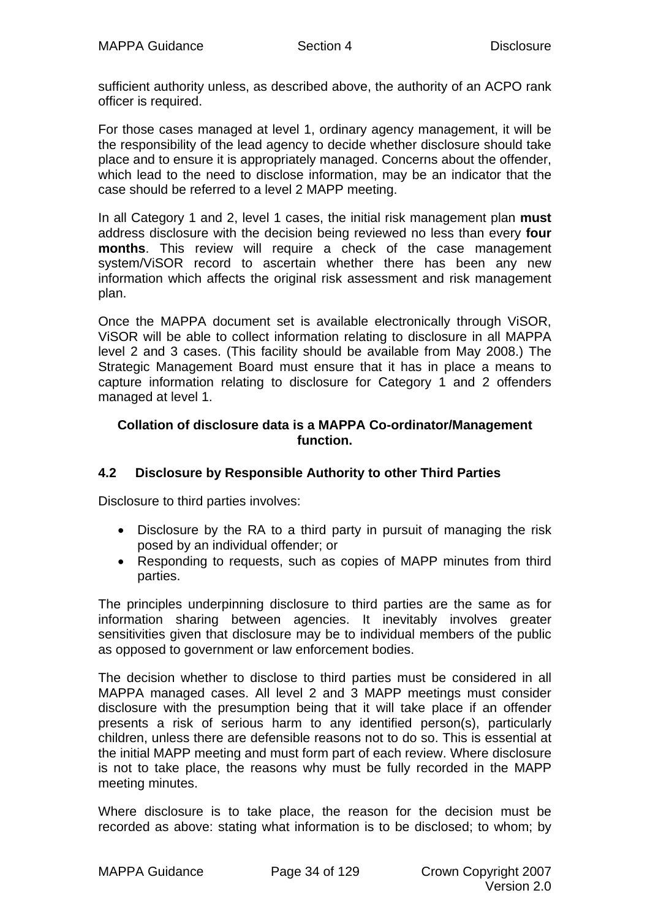sufficient authority unless, as described above, the authority of an ACPO rank officer is required.

For those cases managed at level 1, ordinary agency management, it will be the responsibility of the lead agency to decide whether disclosure should take place and to ensure it is appropriately managed. Concerns about the offender, which lead to the need to disclose information, may be an indicator that the case should be referred to a level 2 MAPP meeting.

In all Category 1 and 2, level 1 cases, the initial risk management plan **must** address disclosure with the decision being reviewed no less than every **four months**. This review will require a check of the case management system/ViSOR record to ascertain whether there has been any new information which affects the original risk assessment and risk management plan.

Once the MAPPA document set is available electronically through ViSOR, ViSOR will be able to collect information relating to disclosure in all MAPPA level 2 and 3 cases. (This facility should be available from May 2008.) The Strategic Management Board must ensure that it has in place a means to capture information relating to disclosure for Category 1 and 2 offenders managed at level 1.

**Collation of disclosure data is a MAPPA Co-ordinator/Management function.**

## 4.2 Disclosure by Responsible Authority to other Third Parties

Disclosure to third parties involves:

- Disclosure by the RA to a third party in pursuit of managing the risk posed by an individual offender; or
- Responding to requests, such as copies of MAPP minutes from third parties.

The principles underpinning disclosure to third parties are the same as for information sharing between agencies. It inevitably involves greater sensitivities given that disclosure may be to individual members of the public as opposed to government or law enforcement bodies.

The decision whether to disclose to third parties must be considered in all MAPPA managed cases. All level 2 and 3 MAPP meetings must consider disclosure with the presumption being that it will take place if an offender presents a risk of serious harm to any identified person(s), particularly children, unless there are defensible reasons not to do so. This is essential at the initial MAPP meeting and must form part of each review. Where disclosure is not to take place, the reasons why must be fully recorded in the MAPP meeting minutes.

Where disclosure is to take place, the reason for the decision must be recorded as above: stating what information is to be disclosed; to whom; by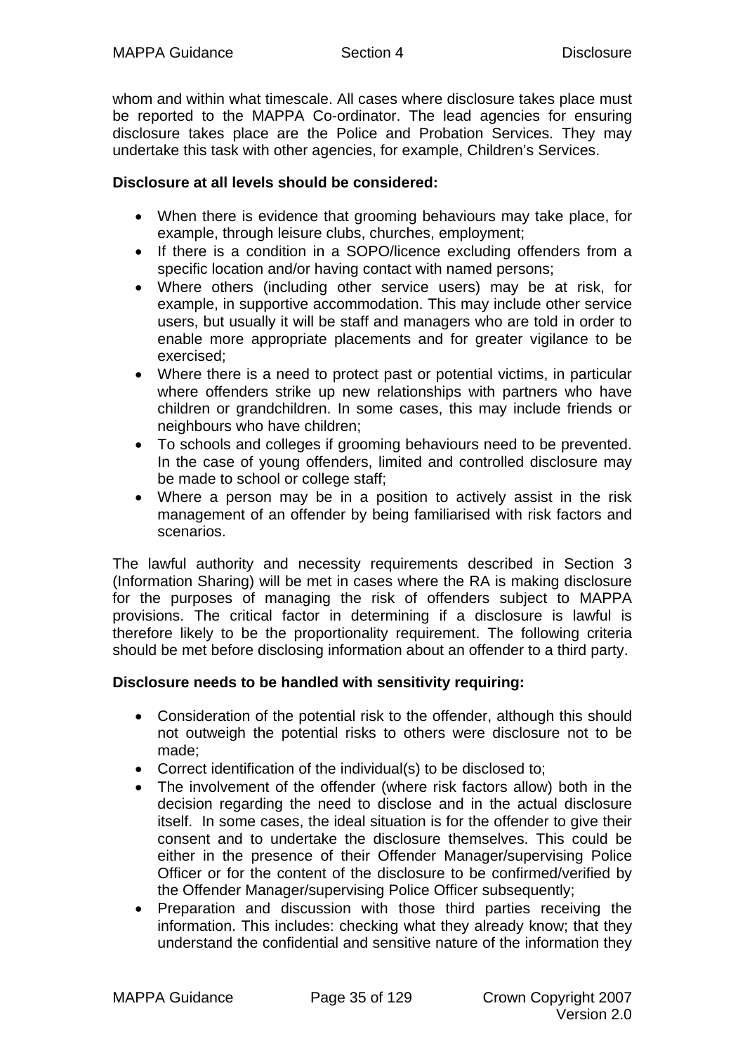whom and within what timescale. All cases where disclosure takes place must be reported to the MAPPA Co-ordinator. The lead agencies for ensuring disclosure takes place are the Police and Probation Services. They may undertake this task with other agencies, for example, Children's Services.

**Disclosure at all levels should be considered:**

- When there is evidence that grooming behaviours may take place, for example, through leisure clubs, churches, employment;
- If there is a condition in a SOPO/licence excluding offenders from a specific location and/or having contact with named persons;
- Where others (including other service users) may be at risk, for example, in supportive accommodation. This may include other service users, but usually it will be staff and managers who are told in order to enable more appropriate placements and for greater vigilance to be exercised;
- Where there is a need to protect past or potential victims, in particular where offenders strike up new relationships with partners who have children or grandchildren. In some cases, this may include friends or neighbours who have children;
- To schools and colleges if grooming behaviours need to be prevented. In the case of young offenders, limited and controlled disclosure may be made to school or college staff;
- Where a person may be in a position to actively assist in the risk management of an offender by being familiarised with risk factors and scenarios.

The lawful authority and necessity requirements described in Section 3 (Information Sharing) will be met in cases where the RA is making disclosure for the purposes of managing the risk of offenders subject to MAPPA provisions. The critical factor in determining if a disclosure is lawful is therefore likely to be the proportionality requirement. The following criteria should be met before disclosing information about an offender to a third party.

**Disclosure needs to be handled with sensitivity requiring:**

- Consideration of the potential risk to the offender, although this should not outweigh the potential risks to others were disclosure not to be made;
- Correct identification of the individual(s) to be disclosed to;
- The involvement of the offender (where risk factors allow) both in the decision regarding the need to disclose and in the actual disclosure itself. In some cases, the ideal situation is for the offender to give their consent and to undertake the disclosure themselves. This could be either in the presence of their Offender Manager/supervising Police Officer or for the content of the disclosure to be confirmed/verified by the Offender Manager/supervising Police Officer subsequently;
- Preparation and discussion with those third parties receiving the information. This includes: checking what they already know; that they understand the confidential and sensitive nature of the information they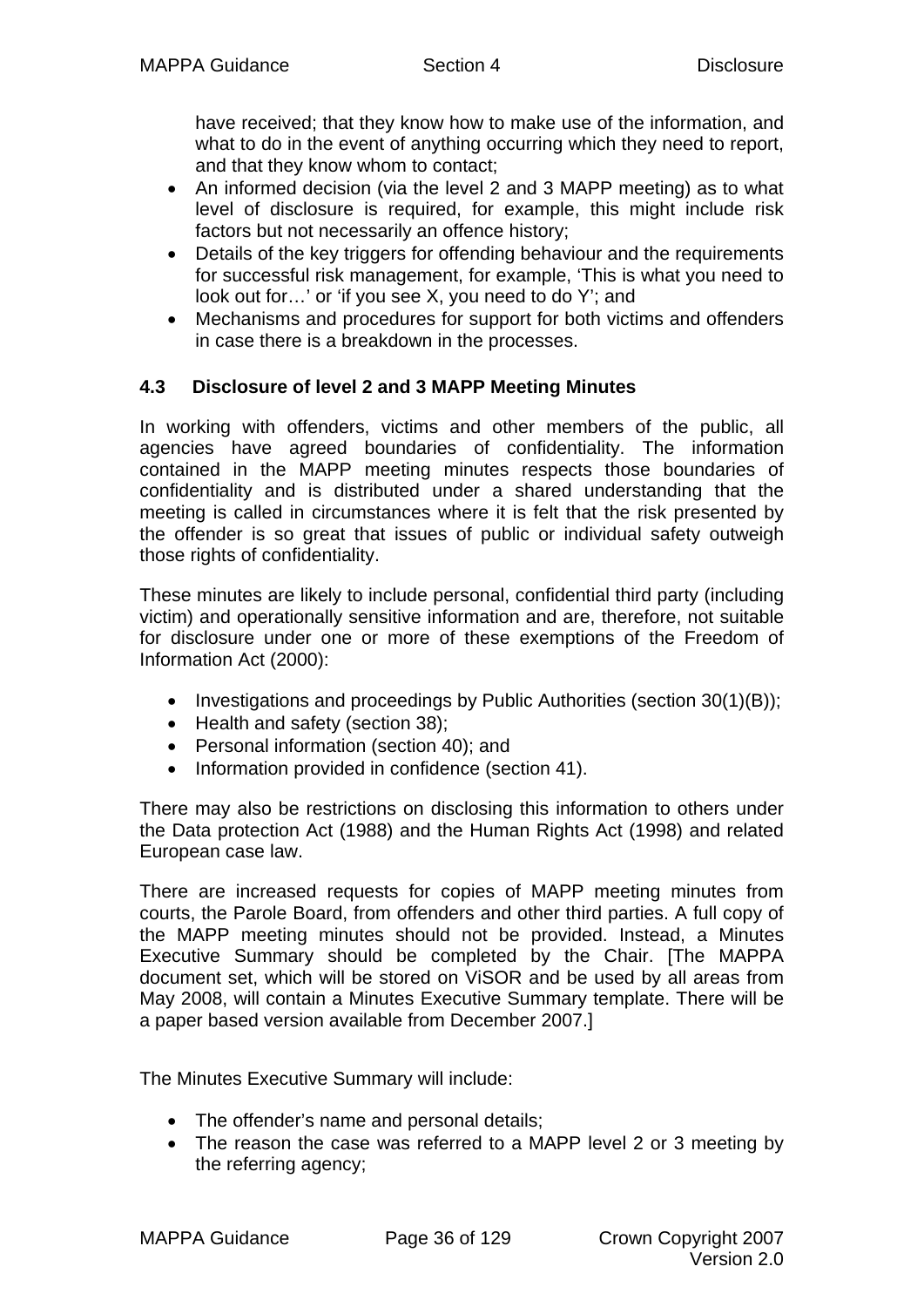have received; that they know how to make use of the information, and what to do in the event of anything occurring which they need to report, and that they know whom to contact;

- An informed decision (via the level 2 and 3 MAPP meeting) as to what level of disclosure is required, for example, this might include risk factors but not necessarily an offence history;
- Details of the key triggers for offending behaviour and the requirements for successful risk management, for example, 'This is what you need to look out for…' or 'if you see X, you need to do Y'; and
- Mechanisms and procedures for support for both victims and offenders in case there is a breakdown in the processes.

### 4.3 Disclosure of level 2 and 3 MAPP Meeting Minutes

In working with offenders, victims and other members of the public, all agencies have agreed boundaries of confidentiality. The information contained in the MAPP meeting minutes respects those boundaries of confidentiality and is distributed under a shared understanding that the meeting is called in circumstances where it is felt that the risk presented by the offender is so great that issues of public or individual safety outweigh those rights of confidentiality.

These minutes are likely to include personal, confidential third party (including victim) and operationally sensitive information and are, therefore, not suitable for disclosure under one or more of these exemptions of the Freedom of Information Act (2000):

- Investigations and proceedings by Public Authorities (section 30(1)(B));
- Health and safety (section 38);
- Personal information (section 40); and
- Information provided in confidence (section 41).

There may also be restrictions on disclosing this information to others under the Data protection Act (1988) and the Human Rights Act (1998) and related European case law.

There are increased requests for copies of MAPP meeting minutes from courts, the Parole Board, from offenders and other third parties. A full copy of the MAPP meeting minutes should not be provided. Instead, a Minutes Executive Summary should be completed by the Chair. [The MAPPA document set, which will be stored on ViSOR and be used by all areas from May 2008, will contain a Minutes Executive Summary template. There will be a paper based version available from December 2007.]

The Minutes Executive Summary will include:

- The offender's name and personal details;
- The reason the case was referred to a MAPP level 2 or 3 meeting by the referring agency;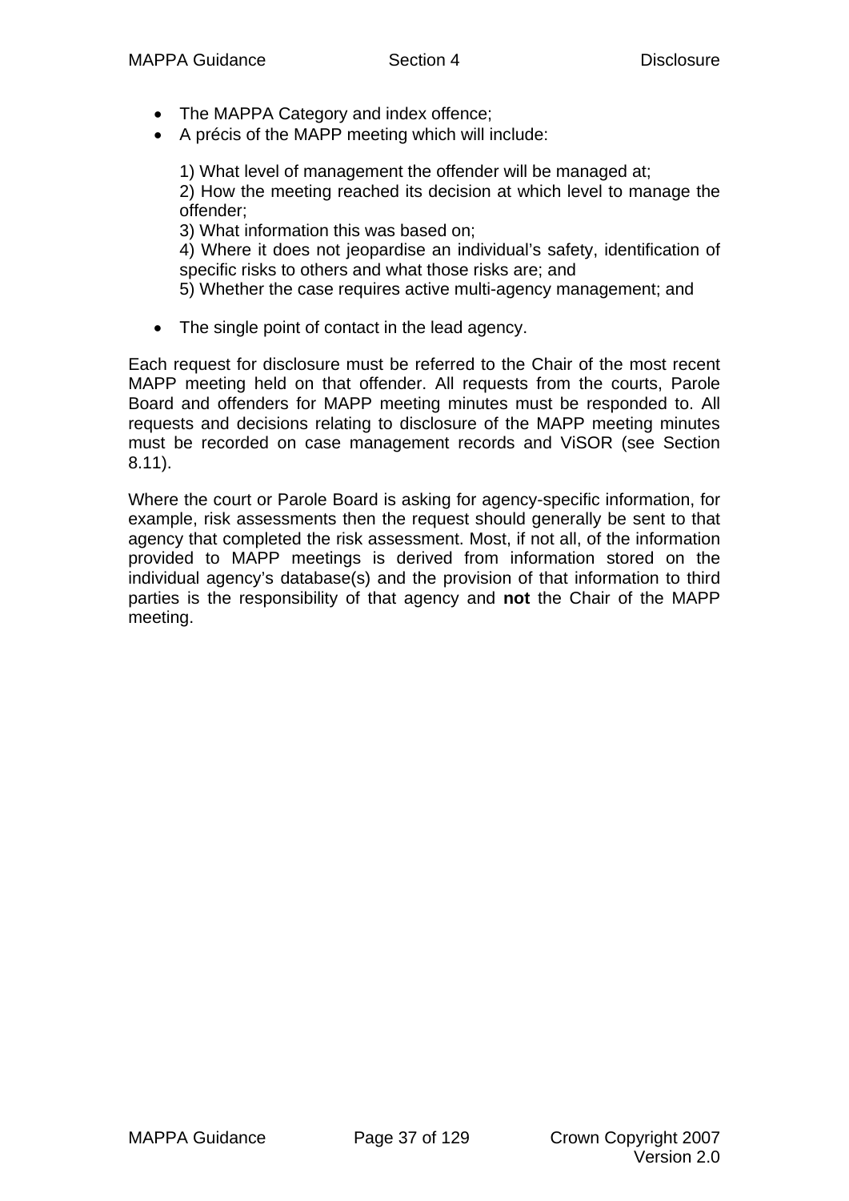- The MAPPA Category and index offence;
- A précis of the MAPP meeting which will include:

  1) What level of management the offender will be managed at;
  2) How the meeting reached its decision at which level to manage the offender;
  3) What information this was based on;
  4) Where it does not jeopardise an individual's safety, identification of specific risks to others and what those risks are; and
  5) Whether the case requires active multi-agency management; and

- The single point of contact in the lead agency.

Each request for disclosure must be referred to the Chair of the most recent MAPP meeting held on that offender. All requests from the courts, Parole Board and offenders for MAPP meeting minutes must be responded to. All requests and decisions relating to disclosure of the MAPP meeting minutes must be recorded on case management records and ViSOR (see Section 8.11).

Where the court or Parole Board is asking for agency-specific information, for example, risk assessments then the request should generally be sent to that agency that completed the risk assessment. Most, if not all, of the information provided to MAPP meetings is derived from information stored on the individual agency's database(s) and the provision of that information to third parties is the responsibility of that agency and **not** the Chair of the MAPP meeting.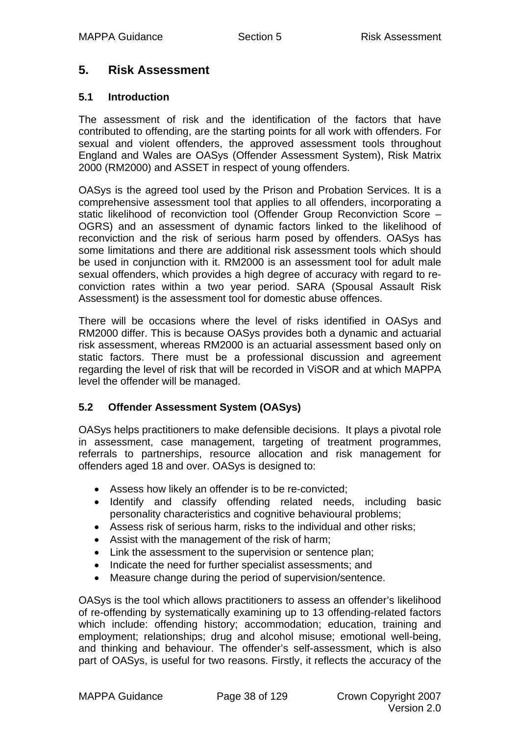# 5. Risk Assessment

## 5.1 Introduction

The assessment of risk and the identification of the factors that have contributed to offending, are the starting points for all work with offenders. For sexual and violent offenders, the approved assessment tools throughout England and Wales are OASys (Offender Assessment System), Risk Matrix 2000 (RM2000) and ASSET in respect of young offenders.

OASys is the agreed tool used by the Prison and Probation Services. It is a comprehensive assessment tool that applies to all offenders, incorporating a static likelihood of reconviction tool (Offender Group Reconviction Score – OGRS) and an assessment of dynamic factors linked to the likelihood of reconviction and the risk of serious harm posed by offenders. OASys has some limitations and there are additional risk assessment tools which should be used in conjunction with it. RM2000 is an assessment tool for adult male sexual offenders, which provides a high degree of accuracy with regard to re-conviction rates within a two year period. SARA (Spousal Assault Risk Assessment) is the assessment tool for domestic abuse offences.

There will be occasions where the level of risks identified in OASys and RM2000 differ. This is because OASys provides both a dynamic and actuarial risk assessment, whereas RM2000 is an actuarial assessment based only on static factors. There must be a professional discussion and agreement regarding the level of risk that will be recorded in ViSOR and at which MAPPA level the offender will be managed.

## 5.2 Offender Assessment System (OASys)

OASys helps practitioners to make defensible decisions. It plays a pivotal role in assessment, case management, targeting of treatment programmes, referrals to partnerships, resource allocation and risk management for offenders aged 18 and over. OASys is designed to:

- Assess how likely an offender is to be re-convicted;
- Identify and classify offending related needs, including basic personality characteristics and cognitive behavioural problems;
- Assess risk of serious harm, risks to the individual and other risks;
- Assist with the management of the risk of harm;
- Link the assessment to the supervision or sentence plan;
- Indicate the need for further specialist assessments; and
- Measure change during the period of supervision/sentence.

OASys is the tool which allows practitioners to assess an offender's likelihood of re-offending by systematically examining up to 13 offending-related factors which include: offending history; accommodation; education, training and employment; relationships; drug and alcohol misuse; emotional well-being, and thinking and behaviour. The offender's self-assessment, which is also part of OASys, is useful for two reasons. Firstly, it reflects the accuracy of the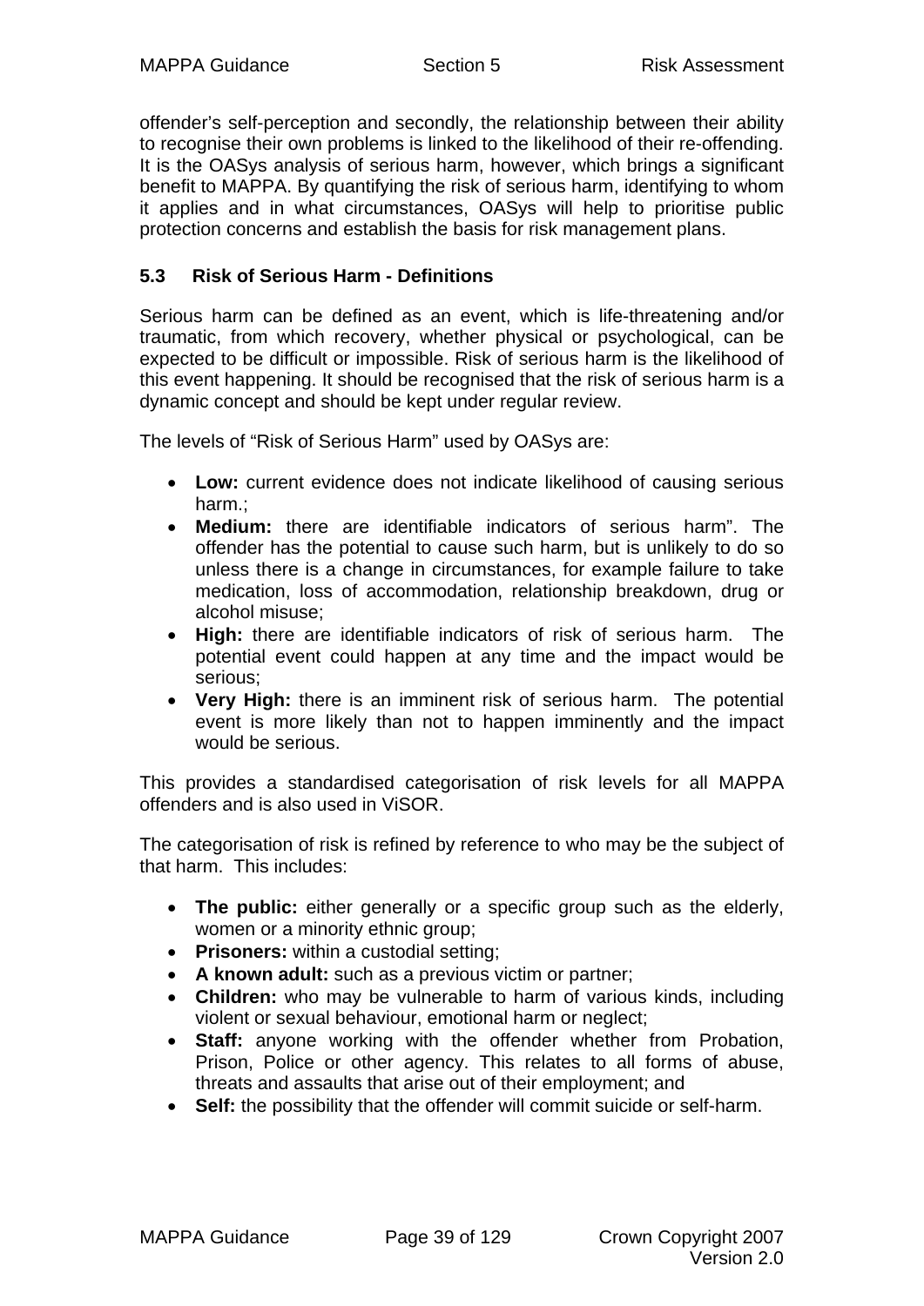offender's self-perception and secondly, the relationship between their ability to recognise their own problems is linked to the likelihood of their re-offending. It is the OASys analysis of serious harm, however, which brings a significant benefit to MAPPA. By quantifying the risk of serious harm, identifying to whom it applies and in what circumstances, OASys will help to prioritise public protection concerns and establish the basis for risk management plans.

### 5.3 Risk of Serious Harm - Definitions

Serious harm can be defined as an event, which is life-threatening and/or traumatic, from which recovery, whether physical or psychological, can be expected to be difficult or impossible. Risk of serious harm is the likelihood of this event happening. It should be recognised that the risk of serious harm is a dynamic concept and should be kept under regular review.

The levels of "Risk of Serious Harm" used by OASys are:

- **Low:** current evidence does not indicate likelihood of causing serious harm.;
- **Medium:** there are identifiable indicators of serious harm". The offender has the potential to cause such harm, but is unlikely to do so unless there is a change in circumstances, for example failure to take medication, loss of accommodation, relationship breakdown, drug or alcohol misuse;
- **High:** there are identifiable indicators of risk of serious harm. The potential event could happen at any time and the impact would be serious;
- **Very High:** there is an imminent risk of serious harm. The potential event is more likely than not to happen imminently and the impact would be serious.

This provides a standardised categorisation of risk levels for all MAPPA offenders and is also used in ViSOR.

The categorisation of risk is refined by reference to who may be the subject of that harm. This includes:

- **The public:** either generally or a specific group such as the elderly, women or a minority ethnic group;
- **Prisoners:** within a custodial setting;
- **A known adult:** such as a previous victim or partner;
- **Children:** who may be vulnerable to harm of various kinds, including violent or sexual behaviour, emotional harm or neglect;
- **Staff:** anyone working with the offender whether from Probation, Prison, Police or other agency. This relates to all forms of abuse, threats and assaults that arise out of their employment; and
- **Self:** the possibility that the offender will commit suicide or self-harm.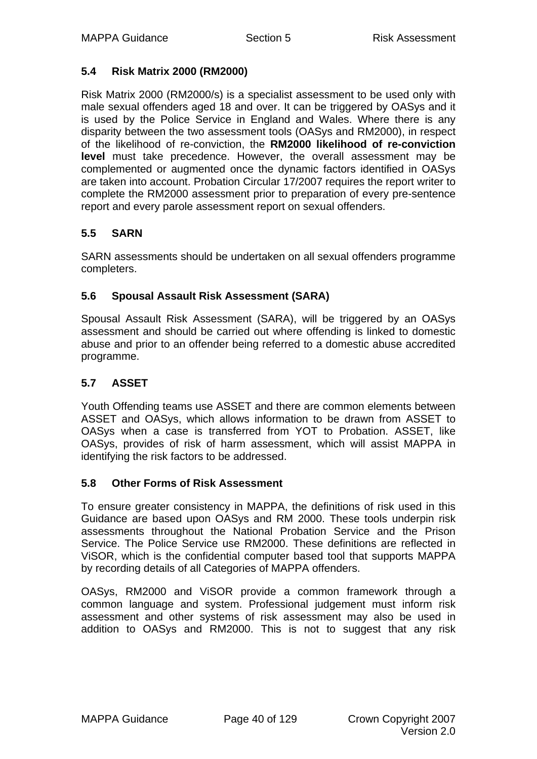### 5.4 Risk Matrix 2000 (RM2000)

Risk Matrix 2000 (RM2000/s) is a specialist assessment to be used only with male sexual offenders aged 18 and over. It can be triggered by OASys and it is used by the Police Service in England and Wales. Where there is any disparity between the two assessment tools (OASys and RM2000), in respect of the likelihood of re-conviction, the **RM2000 likelihood of re-conviction level** must take precedence. However, the overall assessment may be complemented or augmented once the dynamic factors identified in OASys are taken into account. Probation Circular 17/2007 requires the report writer to complete the RM2000 assessment prior to preparation of every pre-sentence report and every parole assessment report on sexual offenders.

### 5.5 SARN

SARN assessments should be undertaken on all sexual offenders programme completers.

### 5.6 Spousal Assault Risk Assessment (SARA)

Spousal Assault Risk Assessment (SARA), will be triggered by an OASys assessment and should be carried out where offending is linked to domestic abuse and prior to an offender being referred to a domestic abuse accredited programme.

### 5.7 ASSET

Youth Offending teams use ASSET and there are common elements between ASSET and OASys, which allows information to be drawn from ASSET to OASys when a case is transferred from YOT to Probation. ASSET, like OASys, provides of risk of harm assessment, which will assist MAPPA in identifying the risk factors to be addressed.

### 5.8 Other Forms of Risk Assessment

To ensure greater consistency in MAPPA, the definitions of risk used in this Guidance are based upon OASys and RM 2000. These tools underpin risk assessments throughout the National Probation Service and the Prison Service. The Police Service use RM2000. These definitions are reflected in ViSOR, which is the confidential computer based tool that supports MAPPA by recording details of all Categories of MAPPA offenders.

OASys, RM2000 and ViSOR provide a common framework through a common language and system. Professional judgement must inform risk assessment and other systems of risk assessment may also be used in addition to OASys and RM2000. This is not to suggest that any risk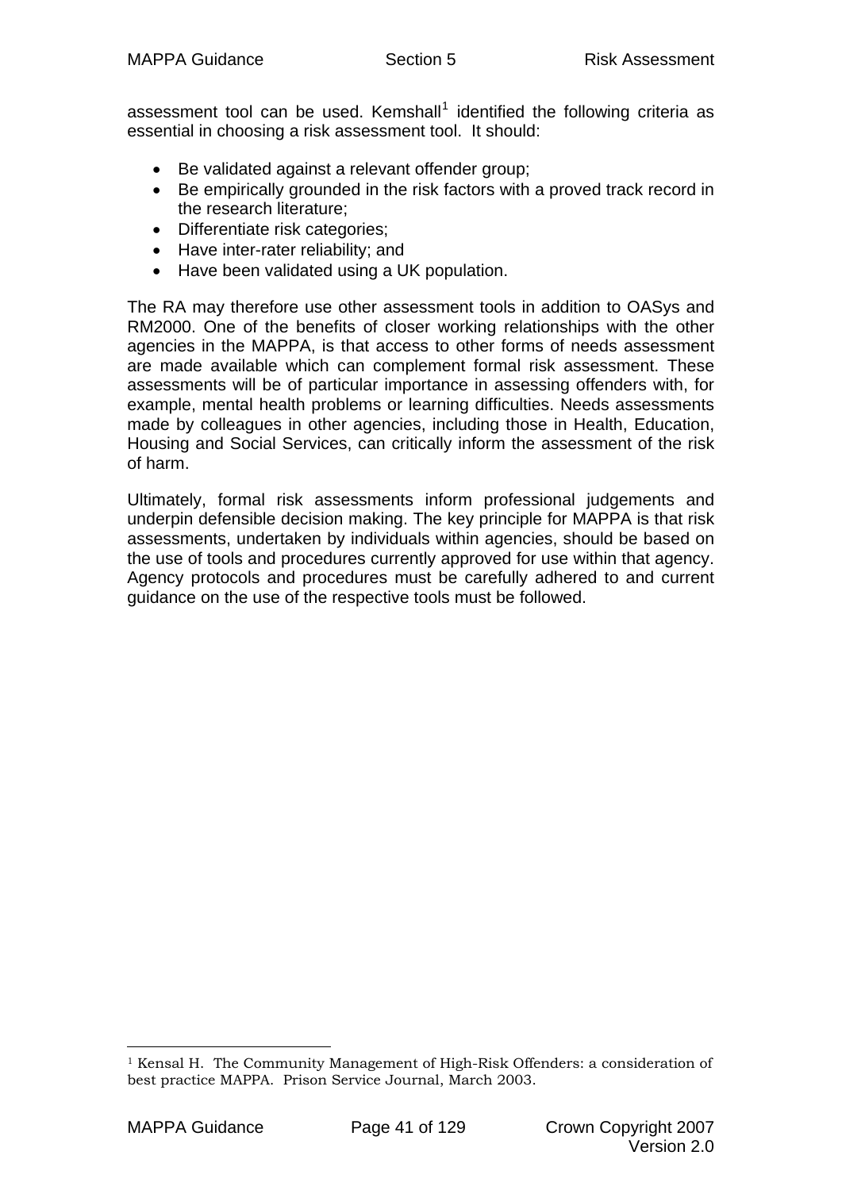assessment tool can be used. Kemshall[1] identified the following criteria as essential in choosing a risk assessment tool. It should:

- Be validated against a relevant offender group;
- Be empirically grounded in the risk factors with a proved track record in the research literature;
- Differentiate risk categories;
- Have inter-rater reliability; and
- Have been validated using a UK population.

The RA may therefore use other assessment tools in addition to OASys and RM2000. One of the benefits of closer working relationships with the other agencies in the MAPPA, is that access to other forms of needs assessment are made available which can complement formal risk assessment. These assessments will be of particular importance in assessing offenders with, for example, mental health problems or learning difficulties. Needs assessments made by colleagues in other agencies, including those in Health, Education, Housing and Social Services, can critically inform the assessment of the risk of harm.

Ultimately, formal risk assessments inform professional judgements and underpin defensible decision making. The key principle for MAPPA is that risk assessments, undertaken by individuals within agencies, should be based on the use of tools and procedures currently approved for use within that agency. Agency protocols and procedures must be carefully adhered to and current guidance on the use of the respective tools must be followed.

---

[1] Kensal H. The Community Management of High-Risk Offenders: a consideration of best practice MAPPA. Prison Service Journal, March 2003.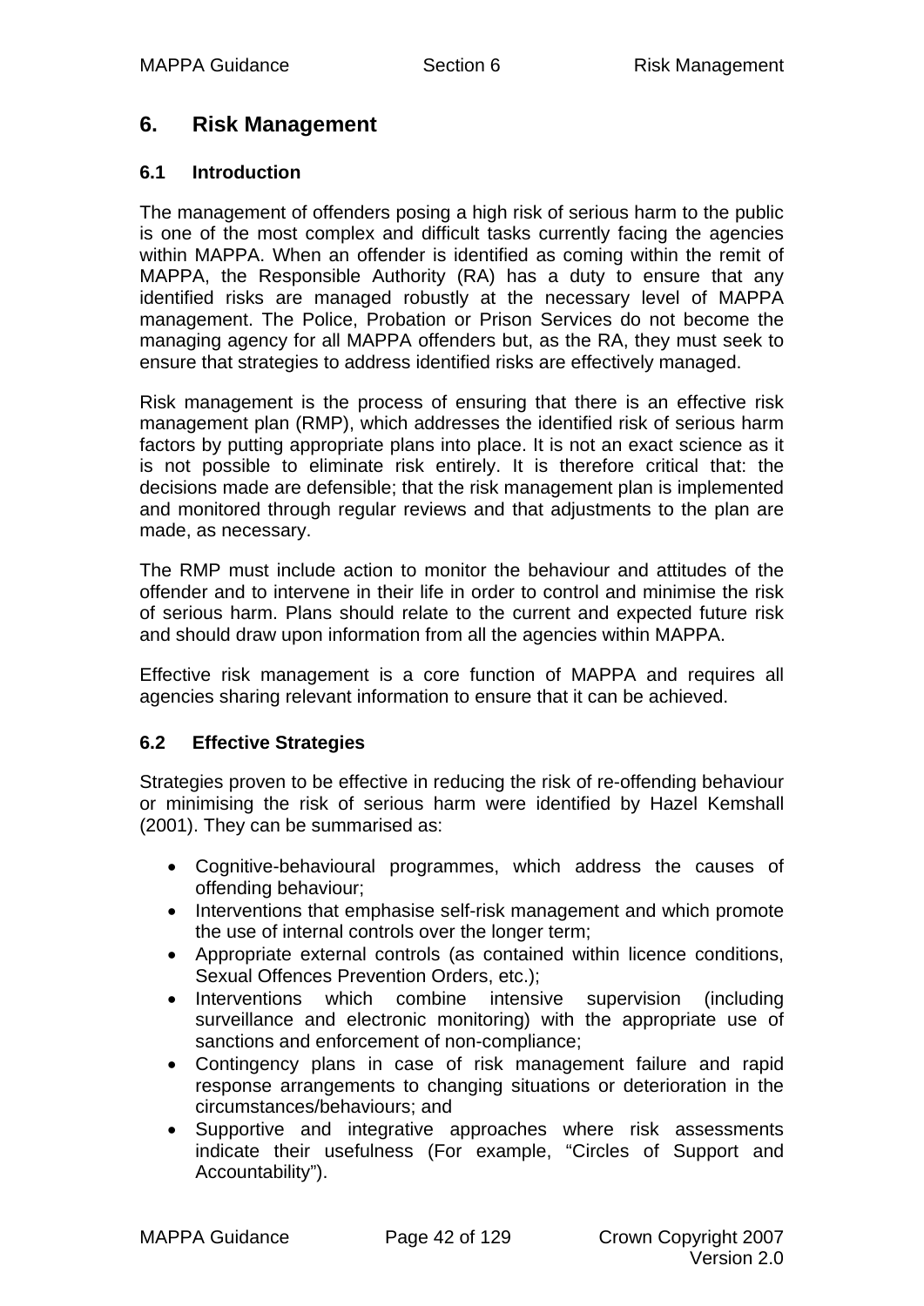## 6. Risk Management

### 6.1 Introduction

The management of offenders posing a high risk of serious harm to the public is one of the most complex and difficult tasks currently facing the agencies within MAPPA. When an offender is identified as coming within the remit of MAPPA, the Responsible Authority (RA) has a duty to ensure that any identified risks are managed robustly at the necessary level of MAPPA management. The Police, Probation or Prison Services do not become the managing agency for all MAPPA offenders but, as the RA, they must seek to ensure that strategies to address identified risks are effectively managed.

Risk management is the process of ensuring that there is an effective risk management plan (RMP), which addresses the identified risk of serious harm factors by putting appropriate plans into place. It is not an exact science as it is not possible to eliminate risk entirely. It is therefore critical that: the decisions made are defensible; that the risk management plan is implemented and monitored through regular reviews and that adjustments to the plan are made, as necessary.

The RMP must include action to monitor the behaviour and attitudes of the offender and to intervene in their life in order to control and minimise the risk of serious harm. Plans should relate to the current and expected future risk and should draw upon information from all the agencies within MAPPA.

Effective risk management is a core function of MAPPA and requires all agencies sharing relevant information to ensure that it can be achieved.

### 6.2 Effective Strategies

Strategies proven to be effective in reducing the risk of re-offending behaviour or minimising the risk of serious harm were identified by Hazel Kemshall (2001). They can be summarised as:

- Cognitive-behavioural programmes, which address the causes of offending behaviour;
- Interventions that emphasise self-risk management and which promote the use of internal controls over the longer term;
- Appropriate external controls (as contained within licence conditions, Sexual Offences Prevention Orders, etc.);
- Interventions which combine intensive supervision (including surveillance and electronic monitoring) with the appropriate use of sanctions and enforcement of non-compliance;
- Contingency plans in case of risk management failure and rapid response arrangements to changing situations or deterioration in the circumstances/behaviours; and
- Supportive and integrative approaches where risk assessments indicate their usefulness (For example, "Circles of Support and Accountability").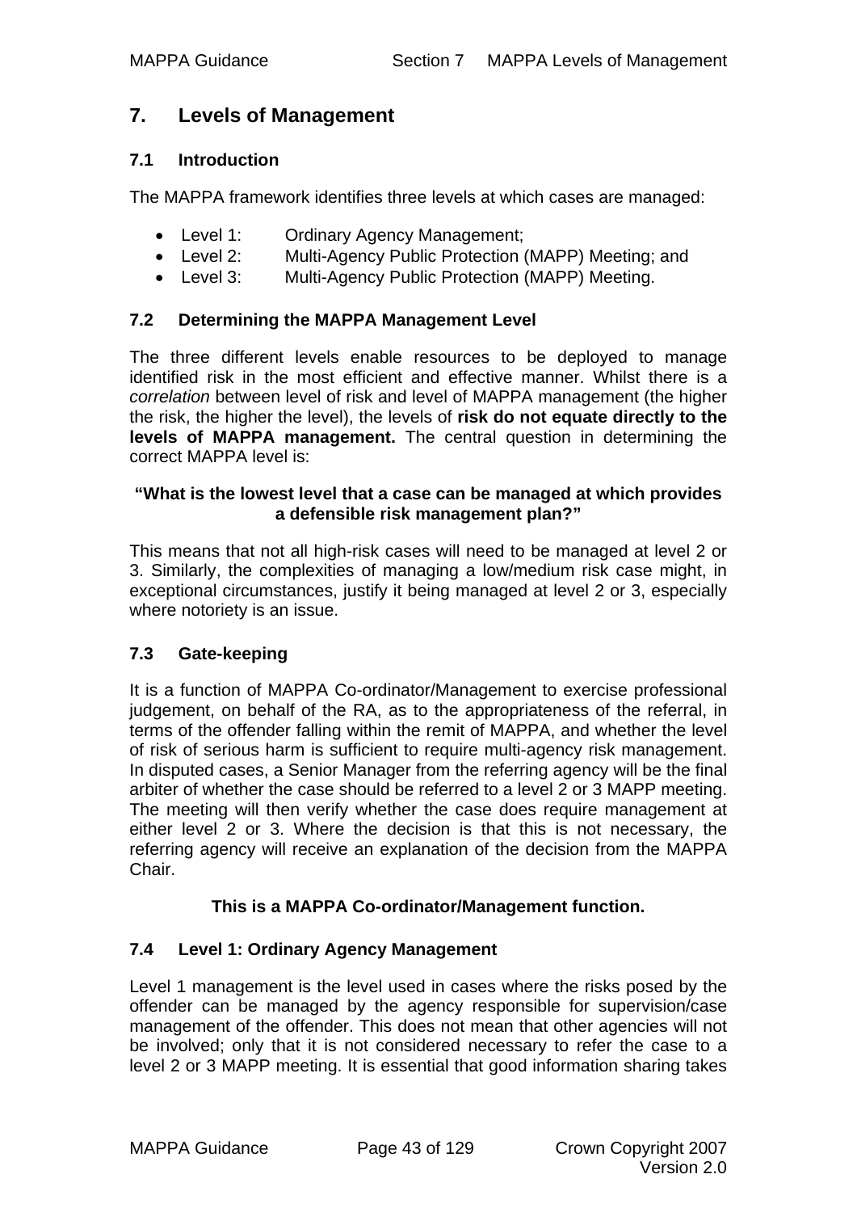# 7. Levels of Management

## 7.1 Introduction

The MAPPA framework identifies three levels at which cases are managed:

- Level 1: Ordinary Agency Management;
- Level 2: Multi-Agency Public Protection (MAPP) Meeting; and
- Level 3: Multi-Agency Public Protection (MAPP) Meeting.

## 7.2 Determining the MAPPA Management Level

The three different levels enable resources to be deployed to manage identified risk in the most efficient and effective manner. Whilst there is a *correlation* between level of risk and level of MAPPA management (the higher the risk, the higher the level), the levels of **risk do not equate directly to the levels of MAPPA management.** The central question in determining the correct MAPPA level is:

**"What is the lowest level that a case can be managed at which provides a defensible risk management plan?"**

This means that not all high-risk cases will need to be managed at level 2 or 3. Similarly, the complexities of managing a low/medium risk case might, in exceptional circumstances, justify it being managed at level 2 or 3, especially where notoriety is an issue.

## 7.3 Gate-keeping

It is a function of MAPPA Co-ordinator/Management to exercise professional judgement, on behalf of the RA, as to the appropriateness of the referral, in terms of the offender falling within the remit of MAPPA, and whether the level of risk of serious harm is sufficient to require multi-agency risk management. In disputed cases, a Senior Manager from the referring agency will be the final arbiter of whether the case should be referred to a level 2 or 3 MAPP meeting. The meeting will then verify whether the case does require management at either level 2 or 3. Where the decision is that this is not necessary, the referring agency will receive an explanation of the decision from the MAPPA Chair.

**This is a MAPPA Co-ordinator/Management function.**

## 7.4 Level 1: Ordinary Agency Management

Level 1 management is the level used in cases where the risks posed by the offender can be managed by the agency responsible for supervision/case management of the offender. This does not mean that other agencies will not be involved; only that it is not considered necessary to refer the case to a level 2 or 3 MAPP meeting. It is essential that good information sharing takes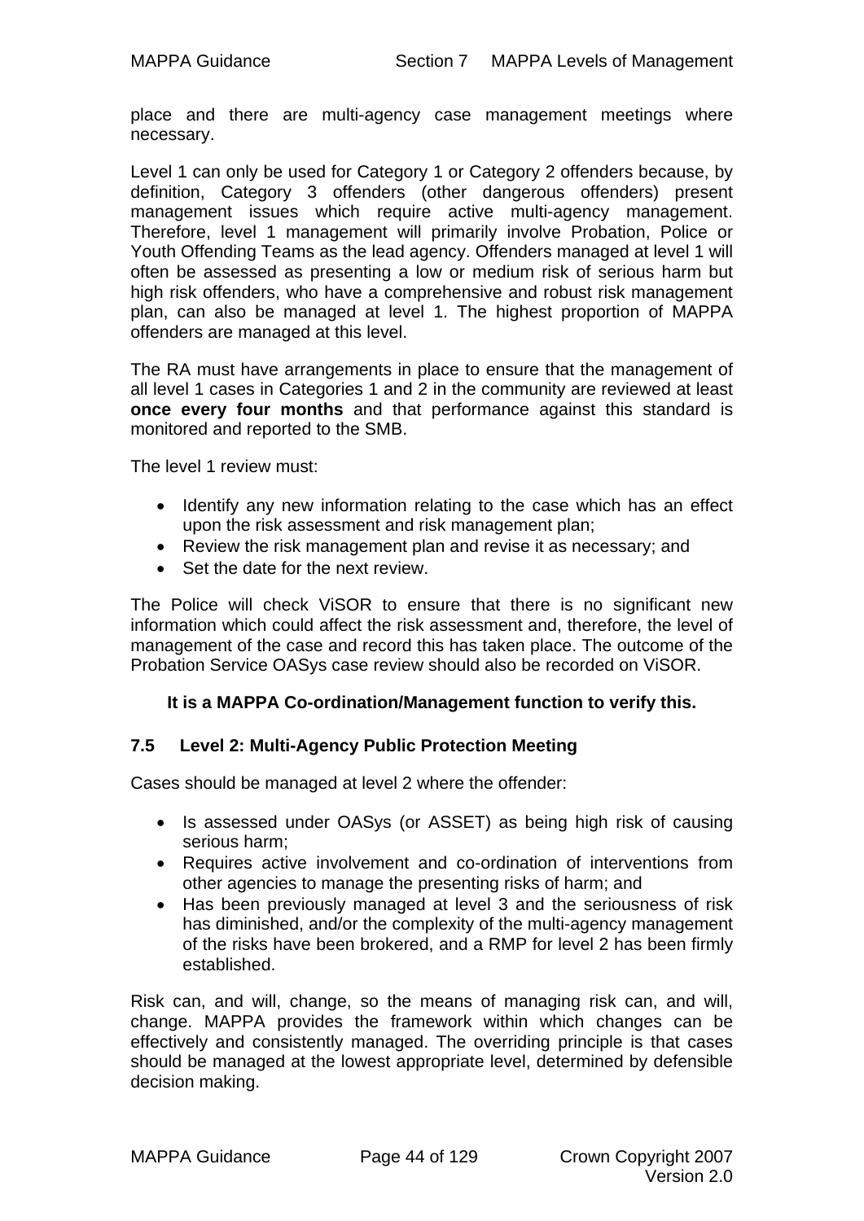place and there are multi-agency case management meetings where necessary.

Level 1 can only be used for Category 1 or Category 2 offenders because, by definition, Category 3 offenders (other dangerous offenders) present management issues which require active multi-agency management. Therefore, level 1 management will primarily involve Probation, Police or Youth Offending Teams as the lead agency. Offenders managed at level 1 will often be assessed as presenting a low or medium risk of serious harm but high risk offenders, who have a comprehensive and robust risk management plan, can also be managed at level 1. The highest proportion of MAPPA offenders are managed at this level.

The RA must have arrangements in place to ensure that the management of all level 1 cases in Categories 1 and 2 in the community are reviewed at least **once every four months** and that performance against this standard is monitored and reported to the SMB.

The level 1 review must:

- Identify any new information relating to the case which has an effect upon the risk assessment and risk management plan;
- Review the risk management plan and revise it as necessary; and
- Set the date for the next review.

The Police will check ViSOR to ensure that there is no significant new information which could affect the risk assessment and, therefore, the level of management of the case and record this has taken place. The outcome of the Probation Service OASys case review should also be recorded on ViSOR.

**It is a MAPPA Co-ordination/Management function to verify this.**

## 7.5 Level 2: Multi-Agency Public Protection Meeting

Cases should be managed at level 2 where the offender:

- Is assessed under OASys (or ASSET) as being high risk of causing serious harm;
- Requires active involvement and co-ordination of interventions from other agencies to manage the presenting risks of harm; and
- Has been previously managed at level 3 and the seriousness of risk has diminished, and/or the complexity of the multi-agency management of the risks have been brokered, and a RMP for level 2 has been firmly established.

Risk can, and will, change, so the means of managing risk can, and will, change. MAPPA provides the framework within which changes can be effectively and consistently managed. The overriding principle is that cases should be managed at the lowest appropriate level, determined by defensible decision making.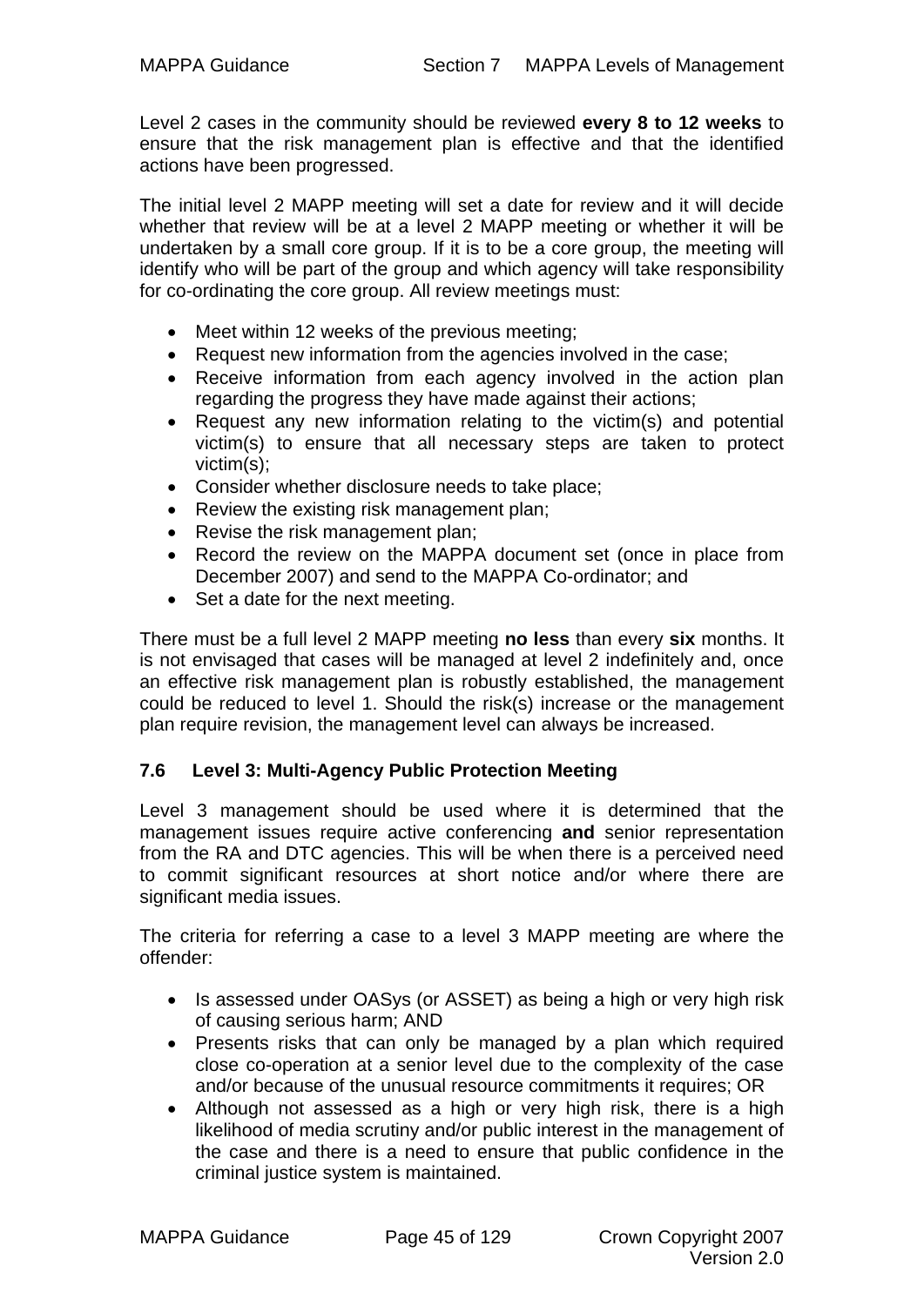Level 2 cases in the community should be reviewed **every 8 to 12 weeks** to ensure that the risk management plan is effective and that the identified actions have been progressed.

The initial level 2 MAPP meeting will set a date for review and it will decide whether that review will be at a level 2 MAPP meeting or whether it will be undertaken by a small core group. If it is to be a core group, the meeting will identify who will be part of the group and which agency will take responsibility for co-ordinating the core group. All review meetings must:

- Meet within 12 weeks of the previous meeting;
- Request new information from the agencies involved in the case;
- Receive information from each agency involved in the action plan regarding the progress they have made against their actions;
- Request any new information relating to the victim(s) and potential victim(s) to ensure that all necessary steps are taken to protect victim(s);
- Consider whether disclosure needs to take place;
- Review the existing risk management plan;
- Revise the risk management plan;
- Record the review on the MAPPA document set (once in place from December 2007) and send to the MAPPA Co-ordinator; and
- Set a date for the next meeting.

There must be a full level 2 MAPP meeting **no less** than every **six** months. It is not envisaged that cases will be managed at level 2 indefinitely and, once an effective risk management plan is robustly established, the management could be reduced to level 1. Should the risk(s) increase or the management plan require revision, the management level can always be increased.

### 7.6 Level 3: Multi-Agency Public Protection Meeting

Level 3 management should be used where it is determined that the management issues require active conferencing **and** senior representation from the RA and DTC agencies. This will be when there is a perceived need to commit significant resources at short notice and/or where there are significant media issues.

The criteria for referring a case to a level 3 MAPP meeting are where the offender:

- Is assessed under OASys (or ASSET) as being a high or very high risk of causing serious harm; AND
- Presents risks that can only be managed by a plan which required close co-operation at a senior level due to the complexity of the case and/or because of the unusual resource commitments it requires; OR
- Although not assessed as a high or very high risk, there is a high likelihood of media scrutiny and/or public interest in the management of the case and there is a need to ensure that public confidence in the criminal justice system is maintained.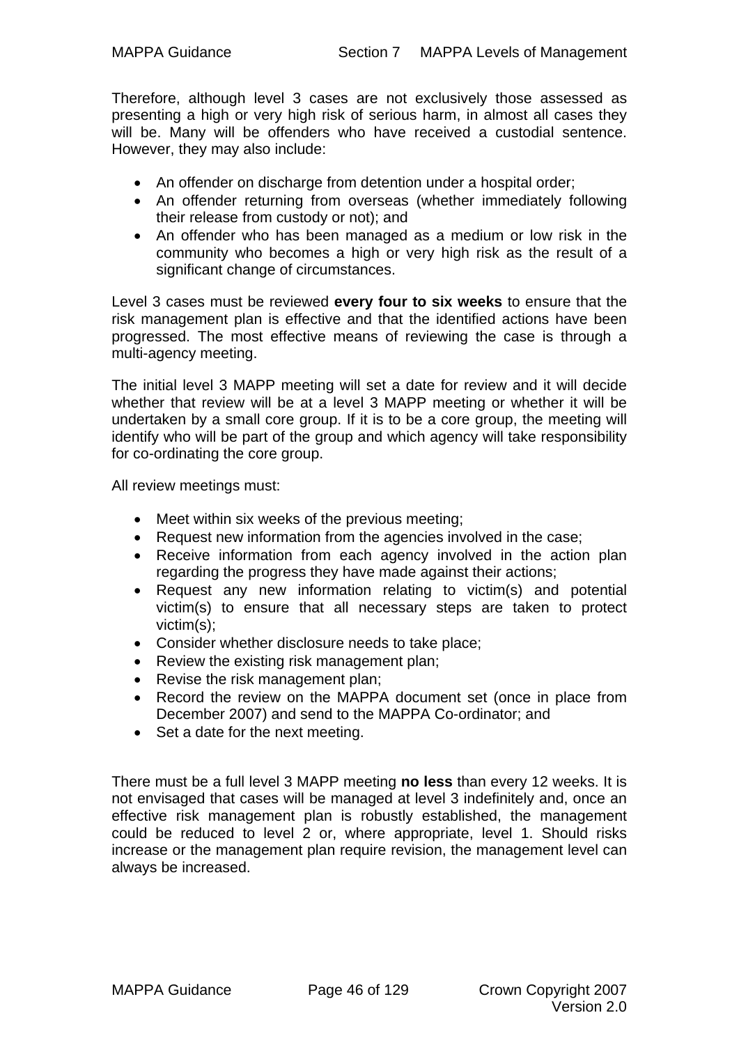Therefore, although level 3 cases are not exclusively those assessed as presenting a high or very high risk of serious harm, in almost all cases they will be. Many will be offenders who have received a custodial sentence. However, they may also include:

- An offender on discharge from detention under a hospital order;
- An offender returning from overseas (whether immediately following their release from custody or not); and
- An offender who has been managed as a medium or low risk in the community who becomes a high or very high risk as the result of a significant change of circumstances.

Level 3 cases must be reviewed **every four to six weeks** to ensure that the risk management plan is effective and that the identified actions have been progressed. The most effective means of reviewing the case is through a multi-agency meeting.

The initial level 3 MAPP meeting will set a date for review and it will decide whether that review will be at a level 3 MAPP meeting or whether it will be undertaken by a small core group. If it is to be a core group, the meeting will identify who will be part of the group and which agency will take responsibility for co-ordinating the core group.

All review meetings must:

- Meet within six weeks of the previous meeting;
- Request new information from the agencies involved in the case;
- Receive information from each agency involved in the action plan regarding the progress they have made against their actions;
- Request any new information relating to victim(s) and potential victim(s) to ensure that all necessary steps are taken to protect victim(s);
- Consider whether disclosure needs to take place;
- Review the existing risk management plan;
- Revise the risk management plan;
- Record the review on the MAPPA document set (once in place from December 2007) and send to the MAPPA Co-ordinator; and
- Set a date for the next meeting.

There must be a full level 3 MAPP meeting **no less** than every 12 weeks. It is not envisaged that cases will be managed at level 3 indefinitely and, once an effective risk management plan is robustly established, the management could be reduced to level 2 or, where appropriate, level 1. Should risks increase or the management plan require revision, the management level can always be increased.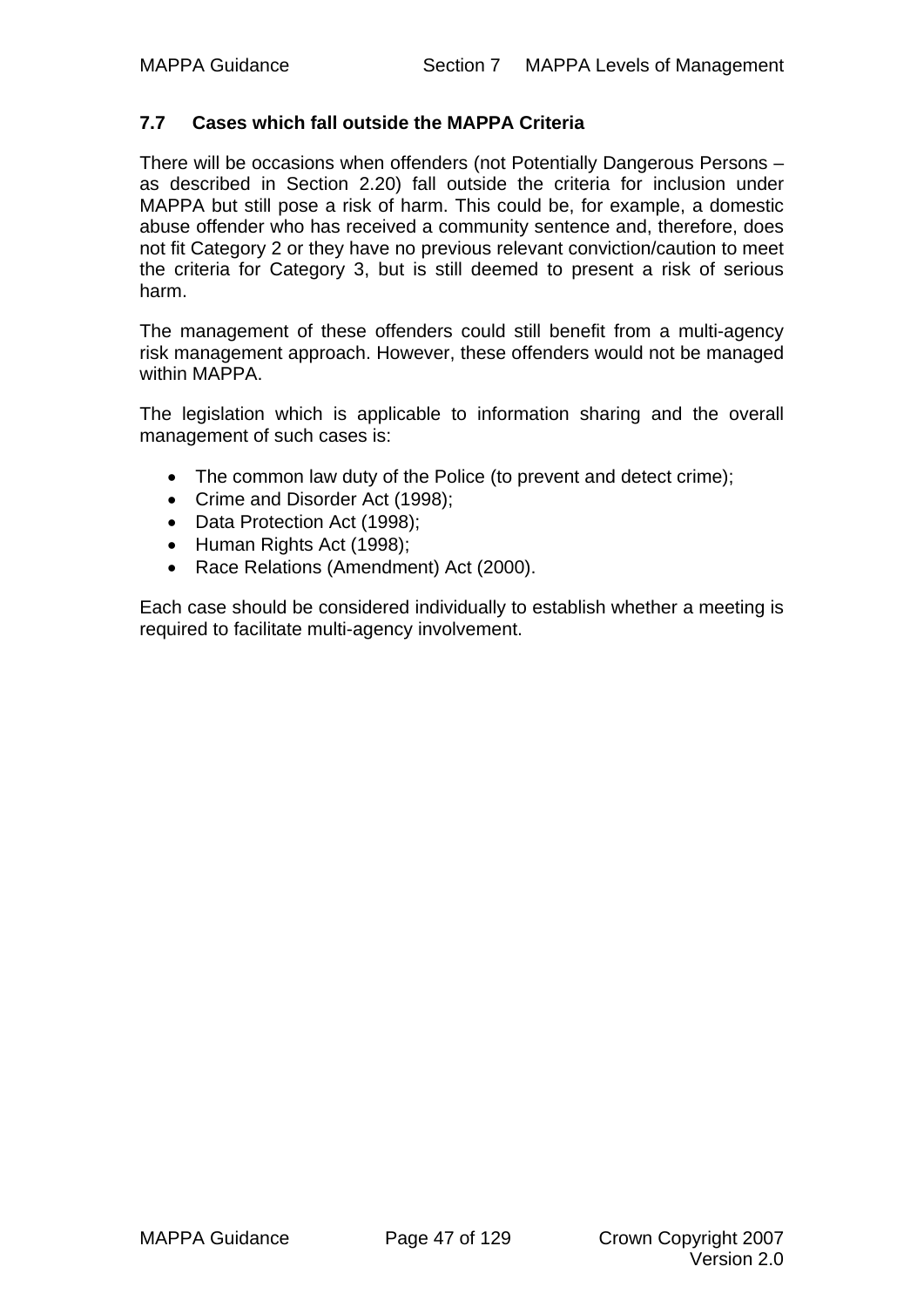### 7.7 Cases which fall outside the MAPPA Criteria

There will be occasions when offenders (not Potentially Dangerous Persons – as described in Section 2.20) fall outside the criteria for inclusion under MAPPA but still pose a risk of harm. This could be, for example, a domestic abuse offender who has received a community sentence and, therefore, does not fit Category 2 or they have no previous relevant conviction/caution to meet the criteria for Category 3, but is still deemed to present a risk of serious harm.

The management of these offenders could still benefit from a multi-agency risk management approach. However, these offenders would not be managed within MAPPA.

The legislation which is applicable to information sharing and the overall management of such cases is:

- The common law duty of the Police (to prevent and detect crime);
- Crime and Disorder Act (1998);
- Data Protection Act (1998);
- Human Rights Act (1998);
- Race Relations (Amendment) Act (2000).

Each case should be considered individually to establish whether a meeting is required to facilitate multi-agency involvement.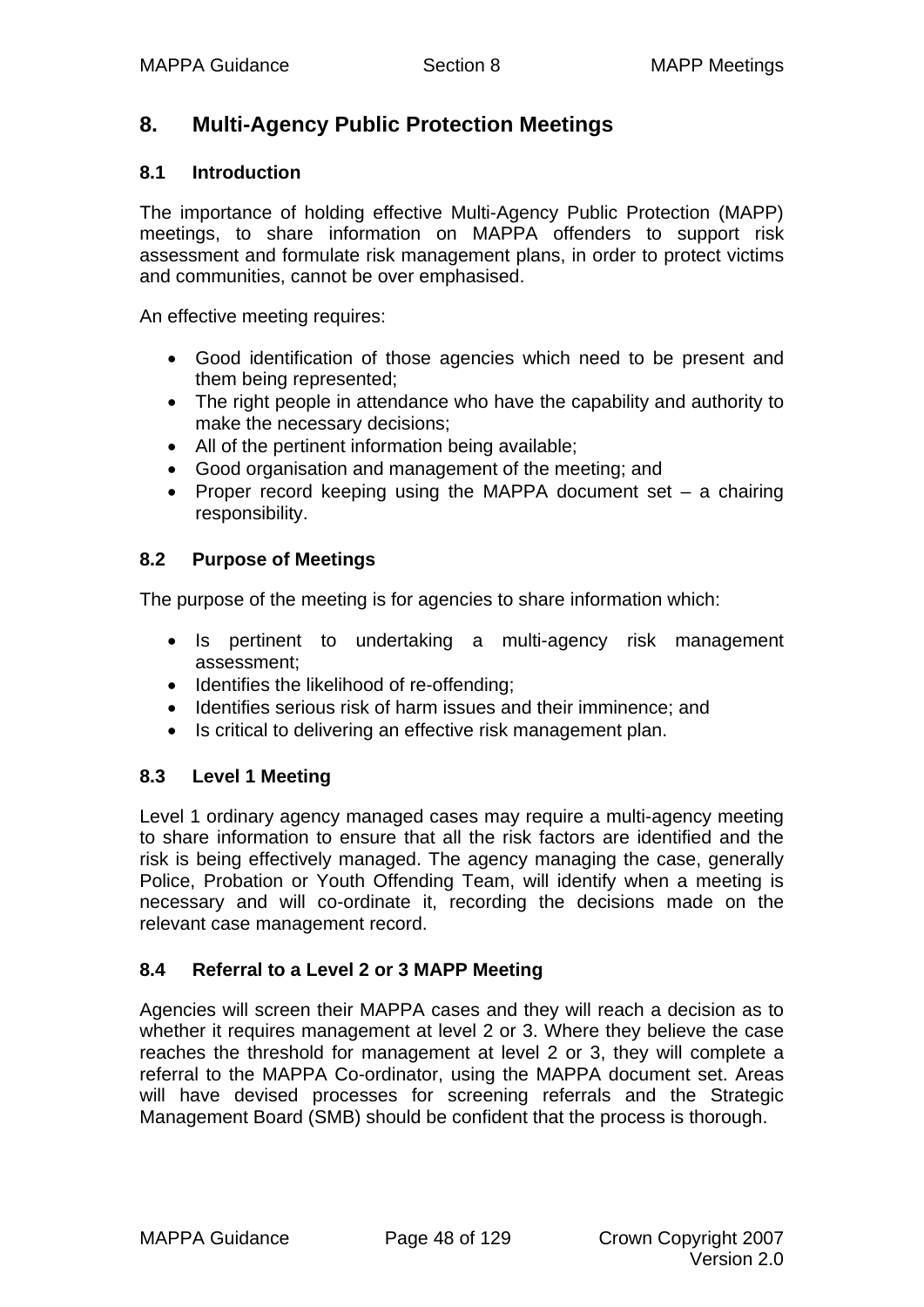# 8. Multi-Agency Public Protection Meetings

## 8.1 Introduction

The importance of holding effective Multi-Agency Public Protection (MAPP) meetings, to share information on MAPPA offenders to support risk assessment and formulate risk management plans, in order to protect victims and communities, cannot be over emphasised.

An effective meeting requires:

- Good identification of those agencies which need to be present and them being represented;
- The right people in attendance who have the capability and authority to make the necessary decisions;
- All of the pertinent information being available;
- Good organisation and management of the meeting; and
- Proper record keeping using the MAPPA document set – a chairing responsibility.

## 8.2 Purpose of Meetings

The purpose of the meeting is for agencies to share information which:

- Is pertinent to undertaking a multi-agency risk management assessment;
- Identifies the likelihood of re-offending;
- Identifies serious risk of harm issues and their imminence; and
- Is critical to delivering an effective risk management plan.

## 8.3 Level 1 Meeting

Level 1 ordinary agency managed cases may require a multi-agency meeting to share information to ensure that all the risk factors are identified and the risk is being effectively managed. The agency managing the case, generally Police, Probation or Youth Offending Team, will identify when a meeting is necessary and will co-ordinate it, recording the decisions made on the relevant case management record.

## 8.4 Referral to a Level 2 or 3 MAPP Meeting

Agencies will screen their MAPPA cases and they will reach a decision as to whether it requires management at level 2 or 3. Where they believe the case reaches the threshold for management at level 2 or 3, they will complete a referral to the MAPPA Co-ordinator, using the MAPPA document set. Areas will have devised processes for screening referrals and the Strategic Management Board (SMB) should be confident that the process is thorough.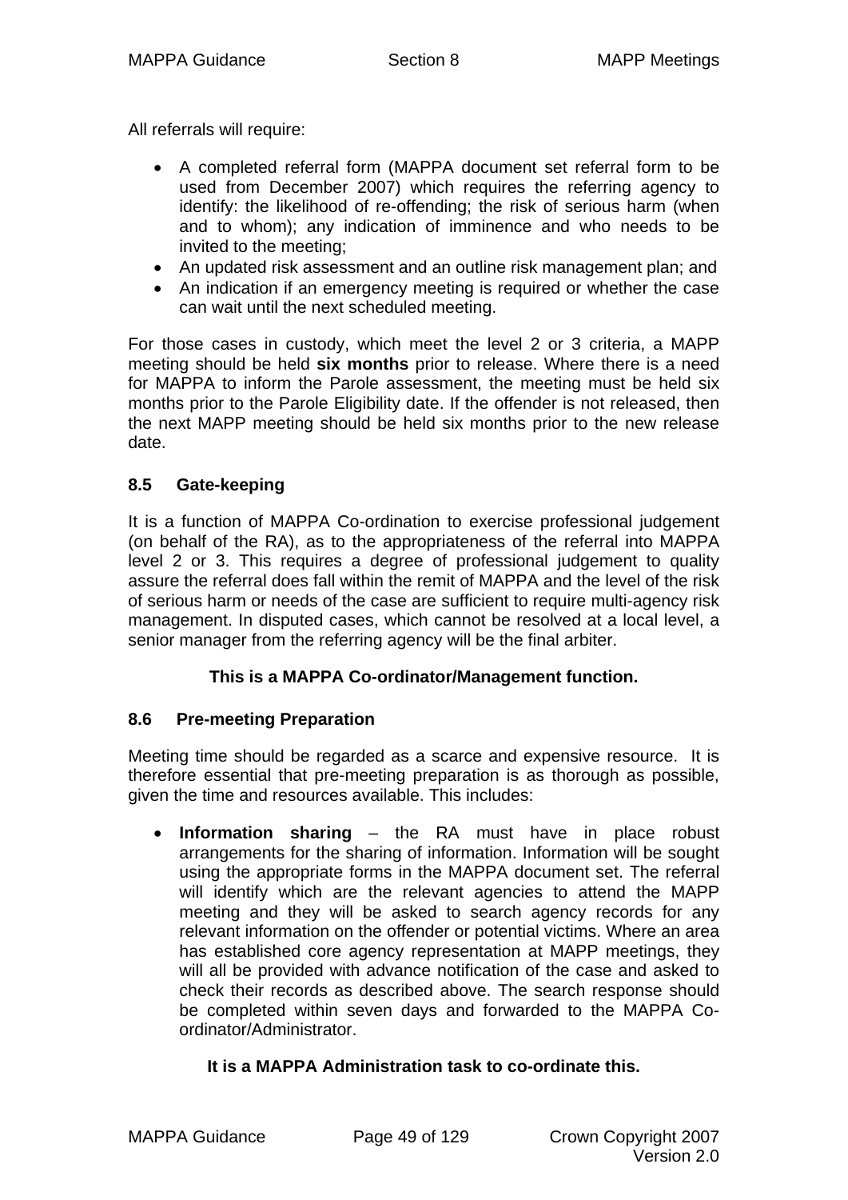All referrals will require:

- A completed referral form (MAPPA document set referral form to be used from December 2007) which requires the referring agency to identify: the likelihood of re-offending; the risk of serious harm (when and to whom); any indication of imminence and who needs to be invited to the meeting;
- An updated risk assessment and an outline risk management plan; and
- An indication if an emergency meeting is required or whether the case can wait until the next scheduled meeting.

For those cases in custody, which meet the level 2 or 3 criteria, a MAPP meeting should be held **six months** prior to release. Where there is a need for MAPPA to inform the Parole assessment, the meeting must be held six months prior to the Parole Eligibility date. If the offender is not released, then the next MAPP meeting should be held six months prior to the new release date.

### 8.5 Gate-keeping

It is a function of MAPPA Co-ordination to exercise professional judgement (on behalf of the RA), as to the appropriateness of the referral into MAPPA level 2 or 3. This requires a degree of professional judgement to quality assure the referral does fall within the remit of MAPPA and the level of the risk of serious harm or needs of the case are sufficient to require multi-agency risk management. In disputed cases, which cannot be resolved at a local level, a senior manager from the referring agency will be the final arbiter.

**This is a MAPPA Co-ordinator/Management function.**

### 8.6 Pre-meeting Preparation

Meeting time should be regarded as a scarce and expensive resource. It is therefore essential that pre-meeting preparation is as thorough as possible, given the time and resources available. This includes:

- **Information sharing** – the RA must have in place robust arrangements for the sharing of information. Information will be sought using the appropriate forms in the MAPPA document set. The referral will identify which are the relevant agencies to attend the MAPP meeting and they will be asked to search agency records for any relevant information on the offender or potential victims. Where an area has established core agency representation at MAPP meetings, they will all be provided with advance notification of the case and asked to check their records as described above. The search response should be completed within seven days and forwarded to the MAPPA Co-ordinator/Administrator.

**It is a MAPPA Administration task to co-ordinate this.**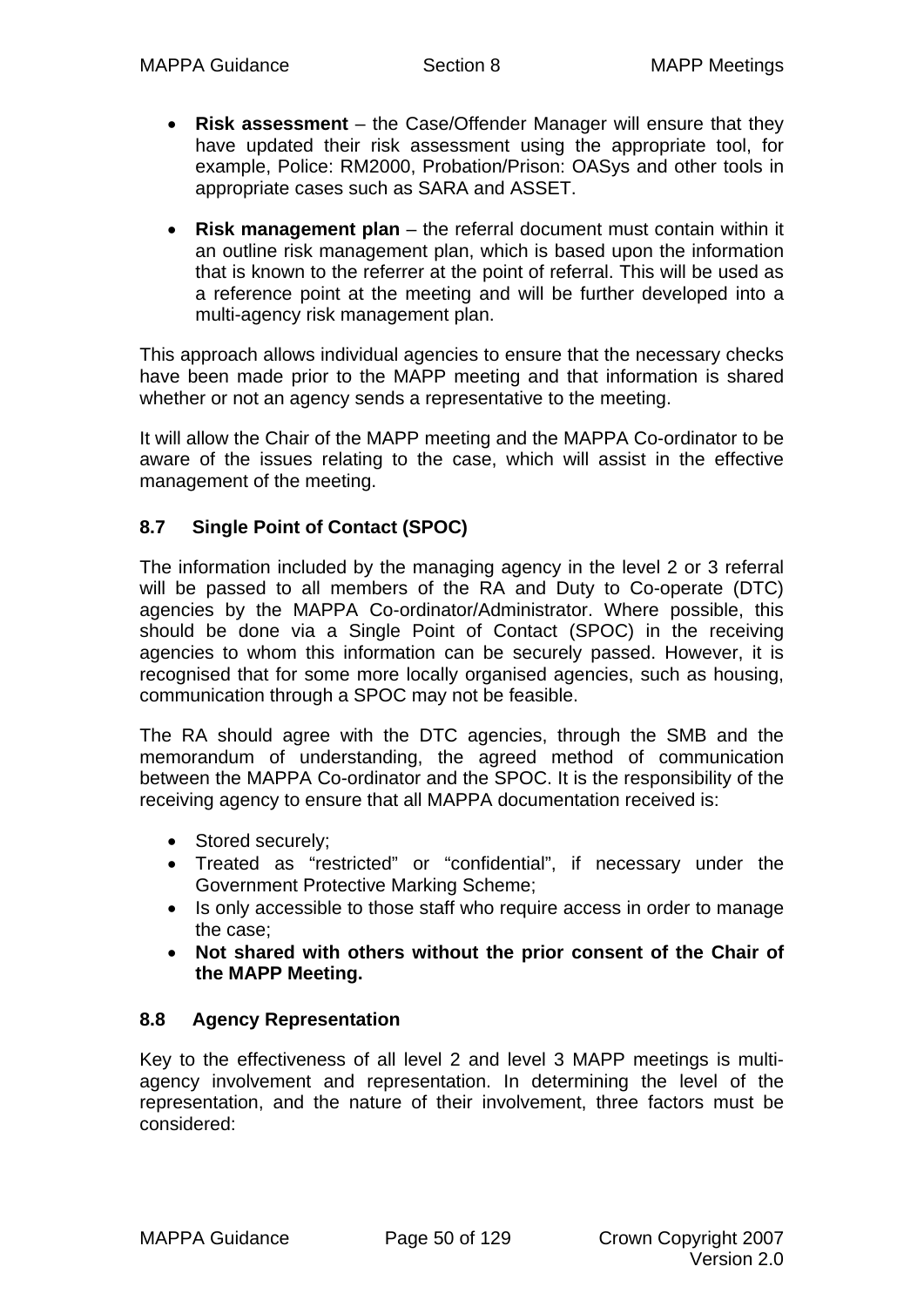- **Risk assessment** – the Case/Offender Manager will ensure that they have updated their risk assessment using the appropriate tool, for example, Police: RM2000, Probation/Prison: OASys and other tools in appropriate cases such as SARA and ASSET.

- **Risk management plan** – the referral document must contain within it an outline risk management plan, which is based upon the information that is known to the referrer at the point of referral. This will be used as a reference point at the meeting and will be further developed into a multi-agency risk management plan.

This approach allows individual agencies to ensure that the necessary checks have been made prior to the MAPP meeting and that information is shared whether or not an agency sends a representative to the meeting.

It will allow the Chair of the MAPP meeting and the MAPPA Co-ordinator to be aware of the issues relating to the case, which will assist in the effective management of the meeting.

## 8.7 Single Point of Contact (SPOC)

The information included by the managing agency in the level 2 or 3 referral will be passed to all members of the RA and Duty to Co-operate (DTC) agencies by the MAPPA Co-ordinator/Administrator. Where possible, this should be done via a Single Point of Contact (SPOC) in the receiving agencies to whom this information can be securely passed. However, it is recognised that for some more locally organised agencies, such as housing, communication through a SPOC may not be feasible.

The RA should agree with the DTC agencies, through the SMB and the memorandum of understanding, the agreed method of communication between the MAPPA Co-ordinator and the SPOC. It is the responsibility of the receiving agency to ensure that all MAPPA documentation received is:

- Stored securely;
- Treated as “restricted” or “confidential”, if necessary under the Government Protective Marking Scheme;
- Is only accessible to those staff who require access in order to manage the case;
- **Not shared with others without the prior consent of the Chair of the MAPP Meeting.**

## 8.8 Agency Representation

Key to the effectiveness of all level 2 and level 3 MAPP meetings is multi-agency involvement and representation. In determining the level of the representation, and the nature of their involvement, three factors must be considered: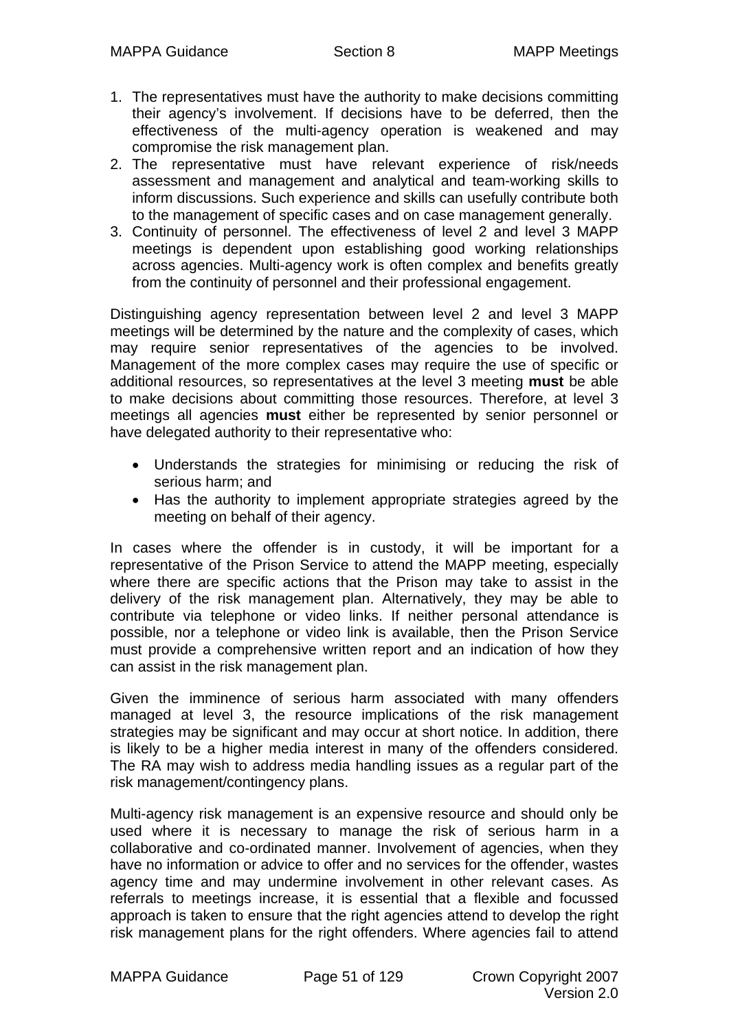1. The representatives must have the authority to make decisions committing their agency's involvement. If decisions have to be deferred, then the effectiveness of the multi-agency operation is weakened and may compromise the risk management plan.
2. The representative must have relevant experience of risk/needs assessment and management and analytical and team-working skills to inform discussions. Such experience and skills can usefully contribute both to the management of specific cases and on case management generally.
3. Continuity of personnel. The effectiveness of level 2 and level 3 MAPP meetings is dependent upon establishing good working relationships across agencies. Multi-agency work is often complex and benefits greatly from the continuity of personnel and their professional engagement.

Distinguishing agency representation between level 2 and level 3 MAPP meetings will be determined by the nature and the complexity of cases, which may require senior representatives of the agencies to be involved. Management of the more complex cases may require the use of specific or additional resources, so representatives at the level 3 meeting **must** be able to make decisions about committing those resources. Therefore, at level 3 meetings all agencies **must** either be represented by senior personnel or have delegated authority to their representative who:

- Understands the strategies for minimising or reducing the risk of serious harm; and
- Has the authority to implement appropriate strategies agreed by the meeting on behalf of their agency.

In cases where the offender is in custody, it will be important for a representative of the Prison Service to attend the MAPP meeting, especially where there are specific actions that the Prison may take to assist in the delivery of the risk management plan. Alternatively, they may be able to contribute via telephone or video links. If neither personal attendance is possible, nor a telephone or video link is available, then the Prison Service must provide a comprehensive written report and an indication of how they can assist in the risk management plan.

Given the imminence of serious harm associated with many offenders managed at level 3, the resource implications of the risk management strategies may be significant and may occur at short notice. In addition, there is likely to be a higher media interest in many of the offenders considered. The RA may wish to address media handling issues as a regular part of the risk management/contingency plans.

Multi-agency risk management is an expensive resource and should only be used where it is necessary to manage the risk of serious harm in a collaborative and co-ordinated manner. Involvement of agencies, when they have no information or advice to offer and no services for the offender, wastes agency time and may undermine involvement in other relevant cases. As referrals to meetings increase, it is essential that a flexible and focussed approach is taken to ensure that the right agencies attend to develop the right risk management plans for the right offenders. Where agencies fail to attend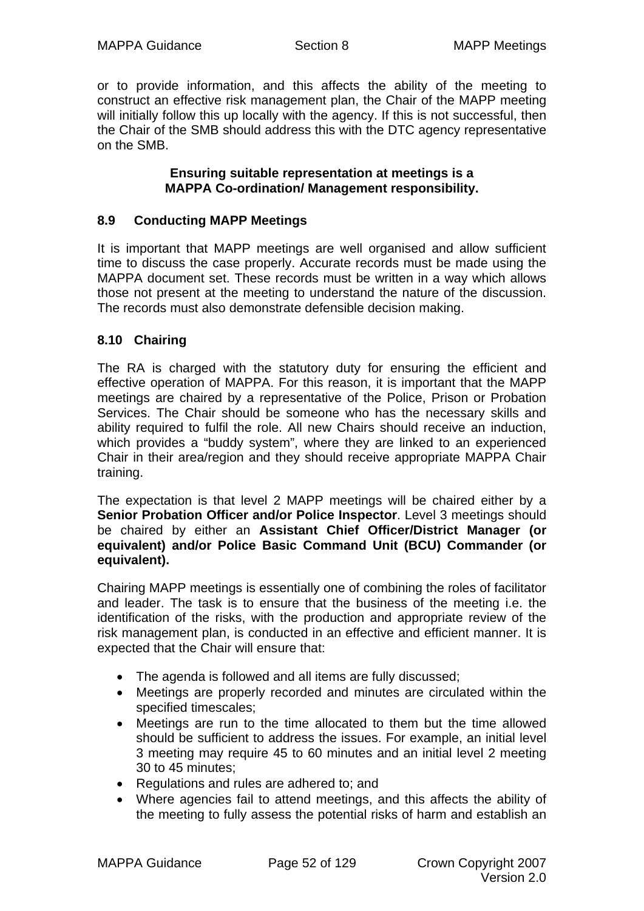or to provide information, and this affects the ability of the meeting to construct an effective risk management plan, the Chair of the MAPP meeting will initially follow this up locally with the agency. If this is not successful, then the Chair of the SMB should address this with the DTC agency representative on the SMB.

**Ensuring suitable representation at meetings is a MAPPA Co-ordination/ Management responsibility.**

### 8.9 Conducting MAPP Meetings

It is important that MAPP meetings are well organised and allow sufficient time to discuss the case properly. Accurate records must be made using the MAPPA document set. These records must be written in a way which allows those not present at the meeting to understand the nature of the discussion. The records must also demonstrate defensible decision making.

### 8.10 Chairing

The RA is charged with the statutory duty for ensuring the efficient and effective operation of MAPPA. For this reason, it is important that the MAPP meetings are chaired by a representative of the Police, Prison or Probation Services. The Chair should be someone who has the necessary skills and ability required to fulfil the role. All new Chairs should receive an induction, which provides a "buddy system", where they are linked to an experienced Chair in their area/region and they should receive appropriate MAPPA Chair training.

The expectation is that level 2 MAPP meetings will be chaired either by a **Senior Probation Officer and/or Police Inspector**. Level 3 meetings should be chaired by either an **Assistant Chief Officer/District Manager (or equivalent) and/or Police Basic Command Unit (BCU) Commander (or equivalent).**

Chairing MAPP meetings is essentially one of combining the roles of facilitator and leader. The task is to ensure that the business of the meeting i.e. the identification of the risks, with the production and appropriate review of the risk management plan, is conducted in an effective and efficient manner. It is expected that the Chair will ensure that:

- The agenda is followed and all items are fully discussed;
- Meetings are properly recorded and minutes are circulated within the specified timescales;
- Meetings are run to the time allocated to them but the time allowed should be sufficient to address the issues. For example, an initial level 3 meeting may require 45 to 60 minutes and an initial level 2 meeting 30 to 45 minutes;
- Regulations and rules are adhered to; and
- Where agencies fail to attend meetings, and this affects the ability of the meeting to fully assess the potential risks of harm and establish an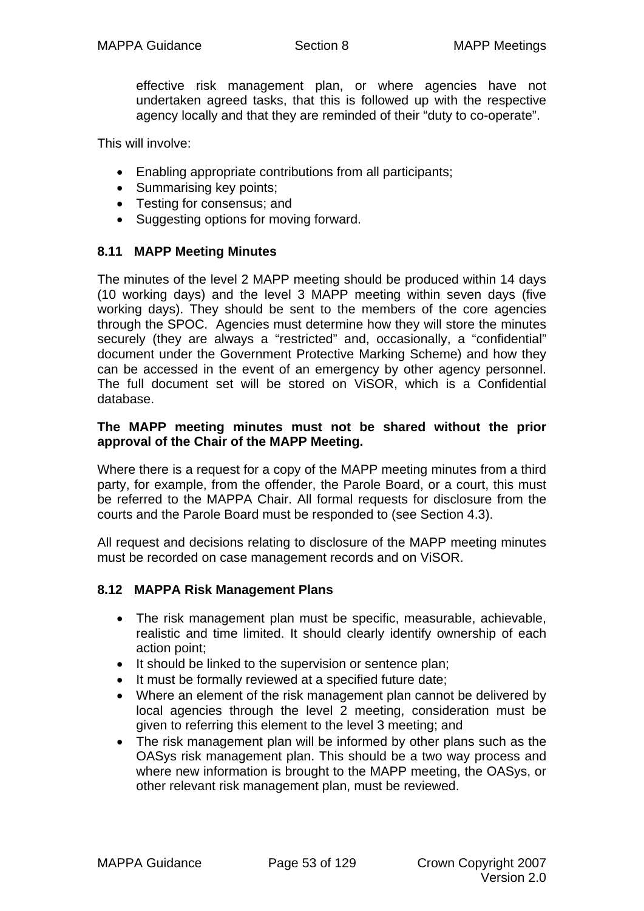effective risk management plan, or where agencies have not undertaken agreed tasks, that this is followed up with the respective agency locally and that they are reminded of their "duty to co-operate".

This will involve:

- Enabling appropriate contributions from all participants;
- Summarising key points;
- Testing for consensus; and
- Suggesting options for moving forward.

### 8.11 MAPP Meeting Minutes

The minutes of the level 2 MAPP meeting should be produced within 14 days (10 working days) and the level 3 MAPP meeting within seven days (five working days). They should be sent to the members of the core agencies through the SPOC. Agencies must determine how they will store the minutes securely (they are always a "restricted" and, occasionally, a "confidential" document under the Government Protective Marking Scheme) and how they can be accessed in the event of an emergency by other agency personnel. The full document set will be stored on ViSOR, which is a Confidential database.

**The MAPP meeting minutes must not be shared without the prior approval of the Chair of the MAPP Meeting.**

Where there is a request for a copy of the MAPP meeting minutes from a third party, for example, from the offender, the Parole Board, or a court, this must be referred to the MAPPA Chair. All formal requests for disclosure from the courts and the Parole Board must be responded to (see Section 4.3).

All request and decisions relating to disclosure of the MAPP meeting minutes must be recorded on case management records and on ViSOR.

### 8.12 MAPPA Risk Management Plans

- The risk management plan must be specific, measurable, achievable, realistic and time limited. It should clearly identify ownership of each action point;
- It should be linked to the supervision or sentence plan;
- It must be formally reviewed at a specified future date;
- Where an element of the risk management plan cannot be delivered by local agencies through the level 2 meeting, consideration must be given to referring this element to the level 3 meeting; and
- The risk management plan will be informed by other plans such as the OASys risk management plan. This should be a two way process and where new information is brought to the MAPP meeting, the OASys, or other relevant risk management plan, must be reviewed.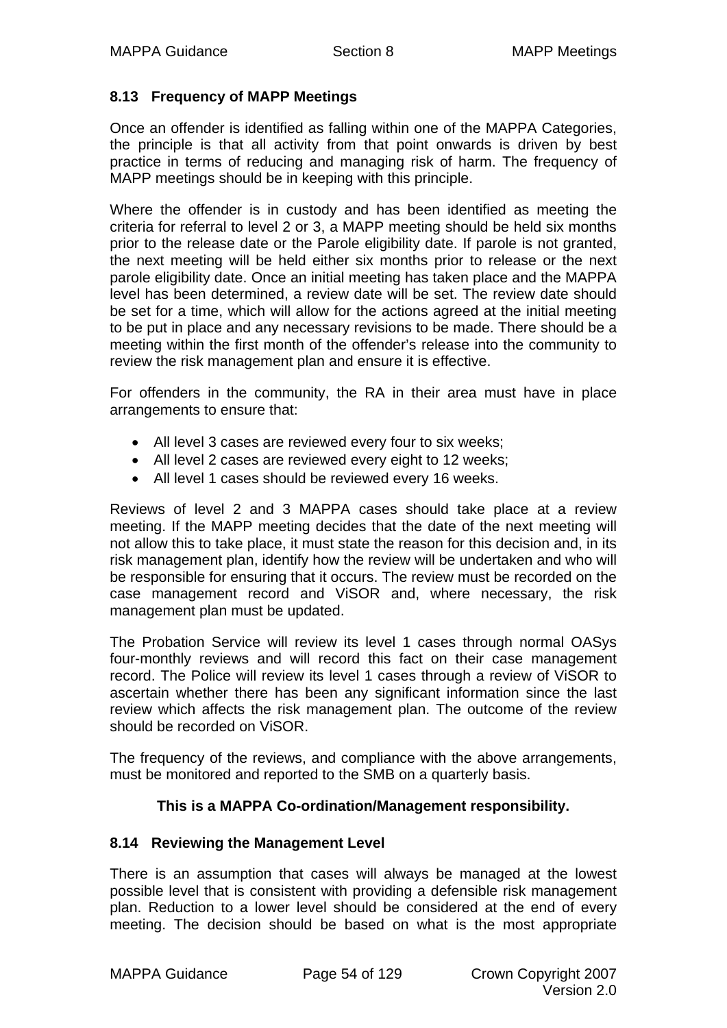### 8.13 Frequency of MAPP Meetings

Once an offender is identified as falling within one of the MAPPA Categories, the principle is that all activity from that point onwards is driven by best practice in terms of reducing and managing risk of harm. The frequency of MAPP meetings should be in keeping with this principle.

Where the offender is in custody and has been identified as meeting the criteria for referral to level 2 or 3, a MAPP meeting should be held six months prior to the release date or the Parole eligibility date. If parole is not granted, the next meeting will be held either six months prior to release or the next parole eligibility date. Once an initial meeting has taken place and the MAPPA level has been determined, a review date will be set. The review date should be set for a time, which will allow for the actions agreed at the initial meeting to be put in place and any necessary revisions to be made. There should be a meeting within the first month of the offender's release into the community to review the risk management plan and ensure it is effective.

For offenders in the community, the RA in their area must have in place arrangements to ensure that:

- All level 3 cases are reviewed every four to six weeks;
- All level 2 cases are reviewed every eight to 12 weeks;
- All level 1 cases should be reviewed every 16 weeks.

Reviews of level 2 and 3 MAPPA cases should take place at a review meeting. If the MAPP meeting decides that the date of the next meeting will not allow this to take place, it must state the reason for this decision and, in its risk management plan, identify how the review will be undertaken and who will be responsible for ensuring that it occurs. The review must be recorded on the case management record and ViSOR and, where necessary, the risk management plan must be updated.

The Probation Service will review its level 1 cases through normal OASys four-monthly reviews and will record this fact on their case management record. The Police will review its level 1 cases through a review of ViSOR to ascertain whether there has been any significant information since the last review which affects the risk management plan. The outcome of the review should be recorded on ViSOR.

The frequency of the reviews, and compliance with the above arrangements, must be monitored and reported to the SMB on a quarterly basis.

**This is a MAPPA Co-ordination/Management responsibility.**

### 8.14 Reviewing the Management Level

There is an assumption that cases will always be managed at the lowest possible level that is consistent with providing a defensible risk management plan. Reduction to a lower level should be considered at the end of every meeting. The decision should be based on what is the most appropriate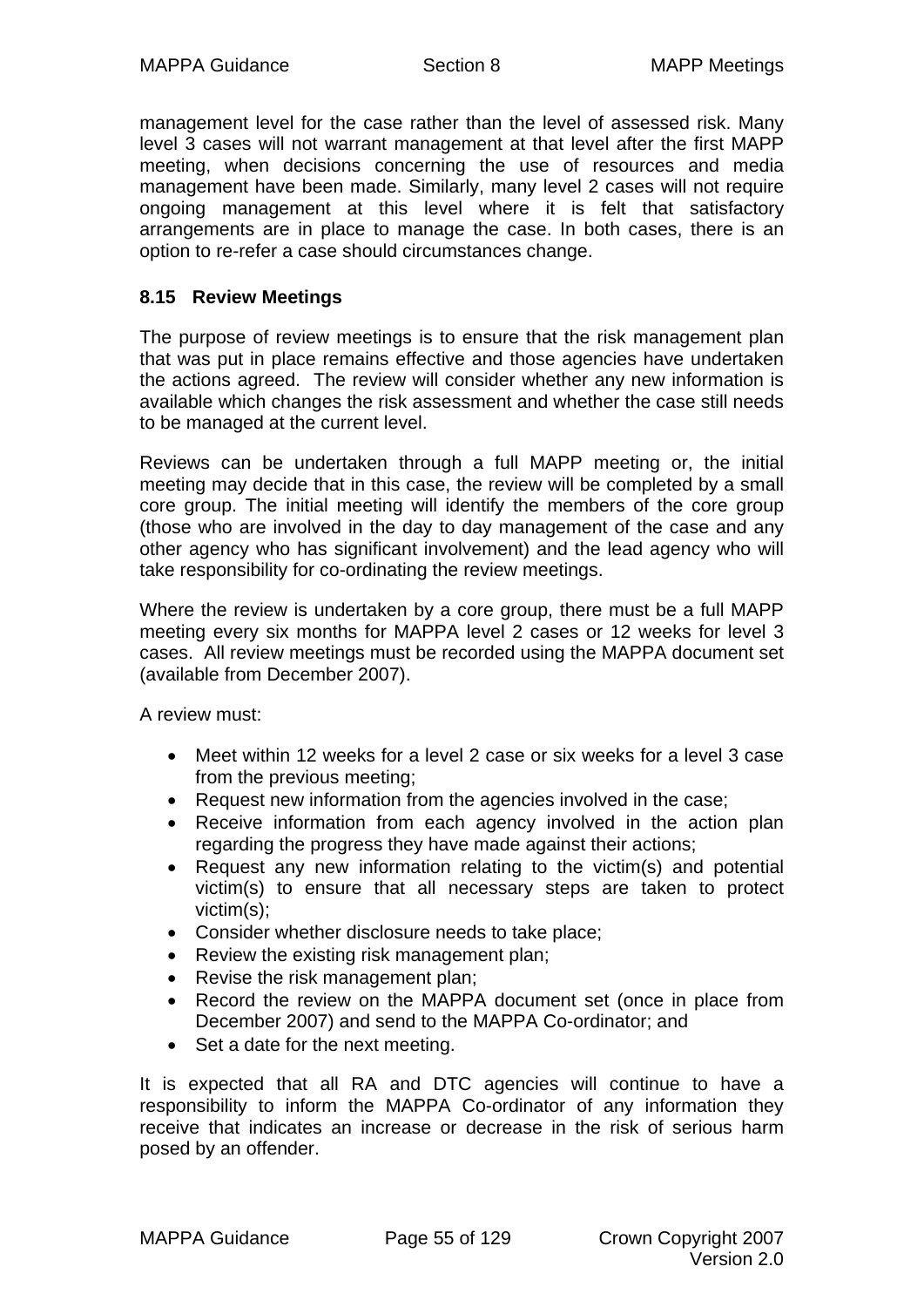management level for the case rather than the level of assessed risk. Many level 3 cases will not warrant management at that level after the first MAPP meeting, when decisions concerning the use of resources and media management have been made. Similarly, many level 2 cases will not require ongoing management at this level where it is felt that satisfactory arrangements are in place to manage the case. In both cases, there is an option to re-refer a case should circumstances change.

### 8.15 Review Meetings

The purpose of review meetings is to ensure that the risk management plan that was put in place remains effective and those agencies have undertaken the actions agreed. The review will consider whether any new information is available which changes the risk assessment and whether the case still needs to be managed at the current level.

Reviews can be undertaken through a full MAPP meeting or, the initial meeting may decide that in this case, the review will be completed by a small core group. The initial meeting will identify the members of the core group (those who are involved in the day to day management of the case and any other agency who has significant involvement) and the lead agency who will take responsibility for co-ordinating the review meetings.

Where the review is undertaken by a core group, there must be a full MAPP meeting every six months for MAPPA level 2 cases or 12 weeks for level 3 cases. All review meetings must be recorded using the MAPPA document set (available from December 2007).

A review must:

- Meet within 12 weeks for a level 2 case or six weeks for a level 3 case from the previous meeting;
- Request new information from the agencies involved in the case;
- Receive information from each agency involved in the action plan regarding the progress they have made against their actions;
- Request any new information relating to the victim(s) and potential victim(s) to ensure that all necessary steps are taken to protect victim(s);
- Consider whether disclosure needs to take place;
- Review the existing risk management plan;
- Revise the risk management plan;
- Record the review on the MAPPA document set (once in place from December 2007) and send to the MAPPA Co-ordinator; and
- Set a date for the next meeting.

It is expected that all RA and DTC agencies will continue to have a responsibility to inform the MAPPA Co-ordinator of any information they receive that indicates an increase or decrease in the risk of serious harm posed by an offender.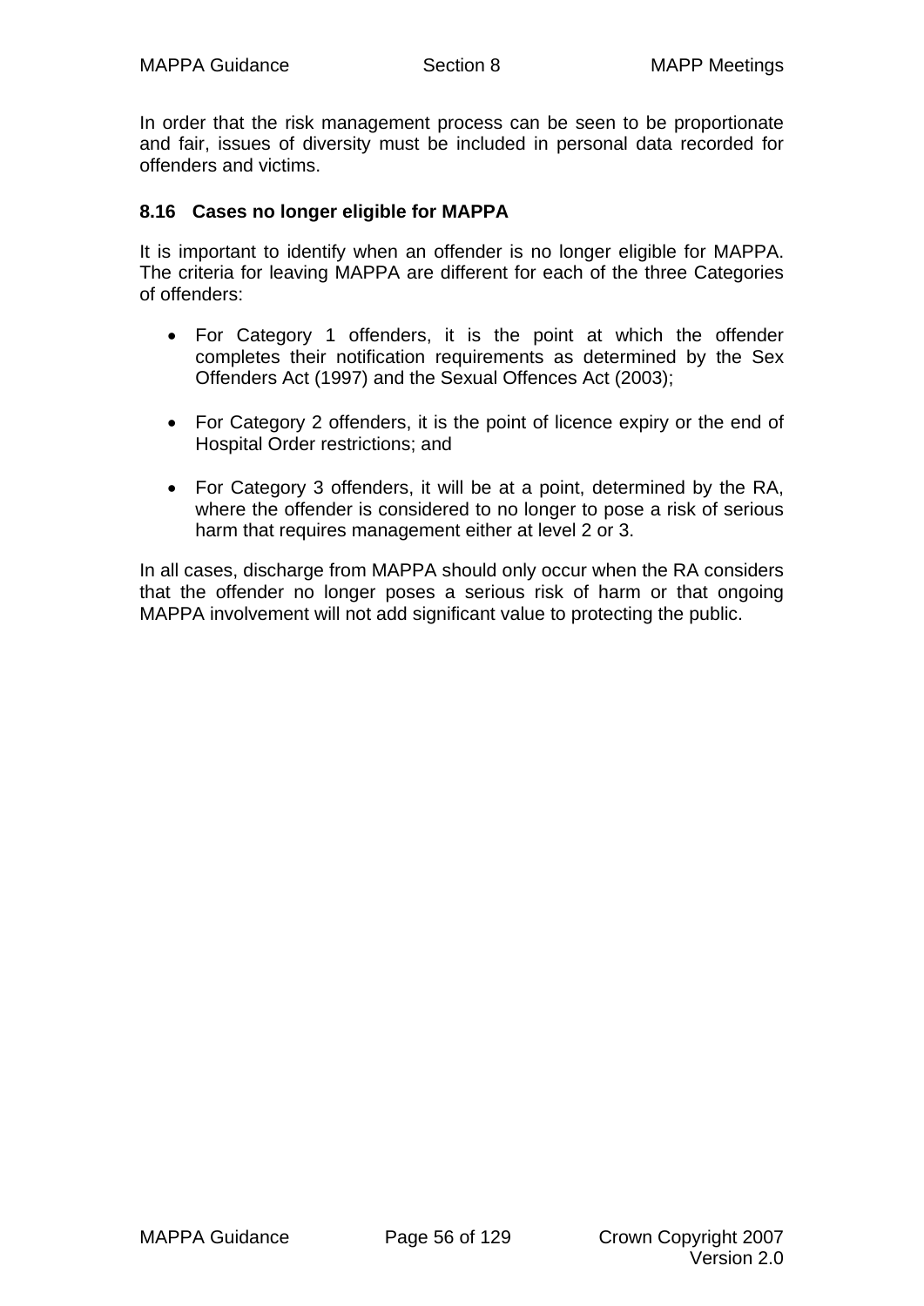In order that the risk management process can be seen to be proportionate and fair, issues of diversity must be included in personal data recorded for offenders and victims.

### 8.16 Cases no longer eligible for MAPPA

It is important to identify when an offender is no longer eligible for MAPPA. The criteria for leaving MAPPA are different for each of the three Categories of offenders:

- For Category 1 offenders, it is the point at which the offender completes their notification requirements as determined by the Sex Offenders Act (1997) and the Sexual Offences Act (2003);

- For Category 2 offenders, it is the point of licence expiry or the end of Hospital Order restrictions; and

- For Category 3 offenders, it will be at a point, determined by the RA, where the offender is considered to no longer to pose a risk of serious harm that requires management either at level 2 or 3.

In all cases, discharge from MAPPA should only occur when the RA considers that the offender no longer poses a serious risk of harm or that ongoing MAPPA involvement will not add significant value to protecting the public.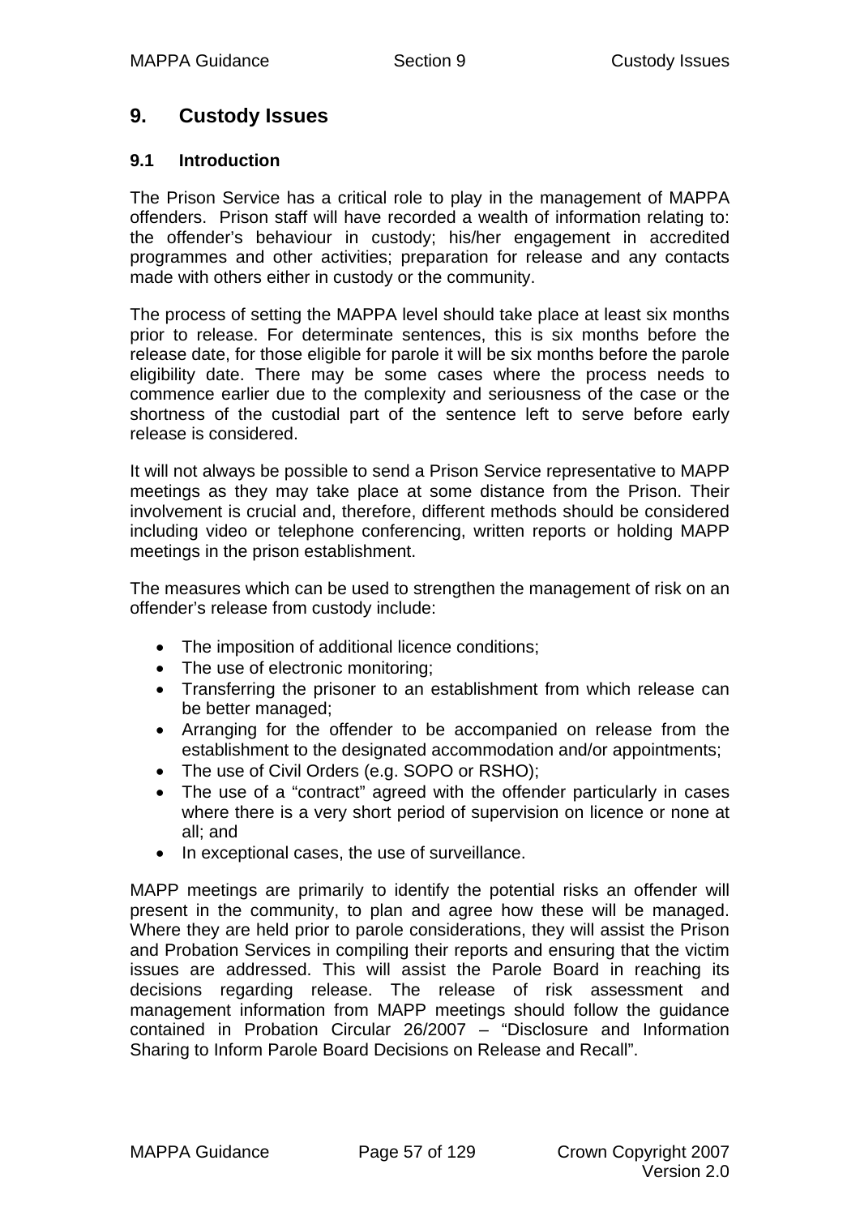# 9. Custody Issues

## 9.1 Introduction

The Prison Service has a critical role to play in the management of MAPPA offenders. Prison staff will have recorded a wealth of information relating to: the offender's behaviour in custody; his/her engagement in accredited programmes and other activities; preparation for release and any contacts made with others either in custody or the community.

The process of setting the MAPPA level should take place at least six months prior to release. For determinate sentences, this is six months before the release date, for those eligible for parole it will be six months before the parole eligibility date. There may be some cases where the process needs to commence earlier due to the complexity and seriousness of the case or the shortness of the custodial part of the sentence left to serve before early release is considered.

It will not always be possible to send a Prison Service representative to MAPP meetings as they may take place at some distance from the Prison. Their involvement is crucial and, therefore, different methods should be considered including video or telephone conferencing, written reports or holding MAPP meetings in the prison establishment.

The measures which can be used to strengthen the management of risk on an offender's release from custody include:

- The imposition of additional licence conditions;
- The use of electronic monitoring;
- Transferring the prisoner to an establishment from which release can be better managed;
- Arranging for the offender to be accompanied on release from the establishment to the designated accommodation and/or appointments;
- The use of Civil Orders (e.g. SOPO or RSHO);
- The use of a "contract" agreed with the offender particularly in cases where there is a very short period of supervision on licence or none at all; and
- In exceptional cases, the use of surveillance.

MAPP meetings are primarily to identify the potential risks an offender will present in the community, to plan and agree how these will be managed. Where they are held prior to parole considerations, they will assist the Prison and Probation Services in compiling their reports and ensuring that the victim issues are addressed. This will assist the Parole Board in reaching its decisions regarding release. The release of risk assessment and management information from MAPP meetings should follow the guidance contained in Probation Circular 26/2007 – "Disclosure and Information Sharing to Inform Parole Board Decisions on Release and Recall".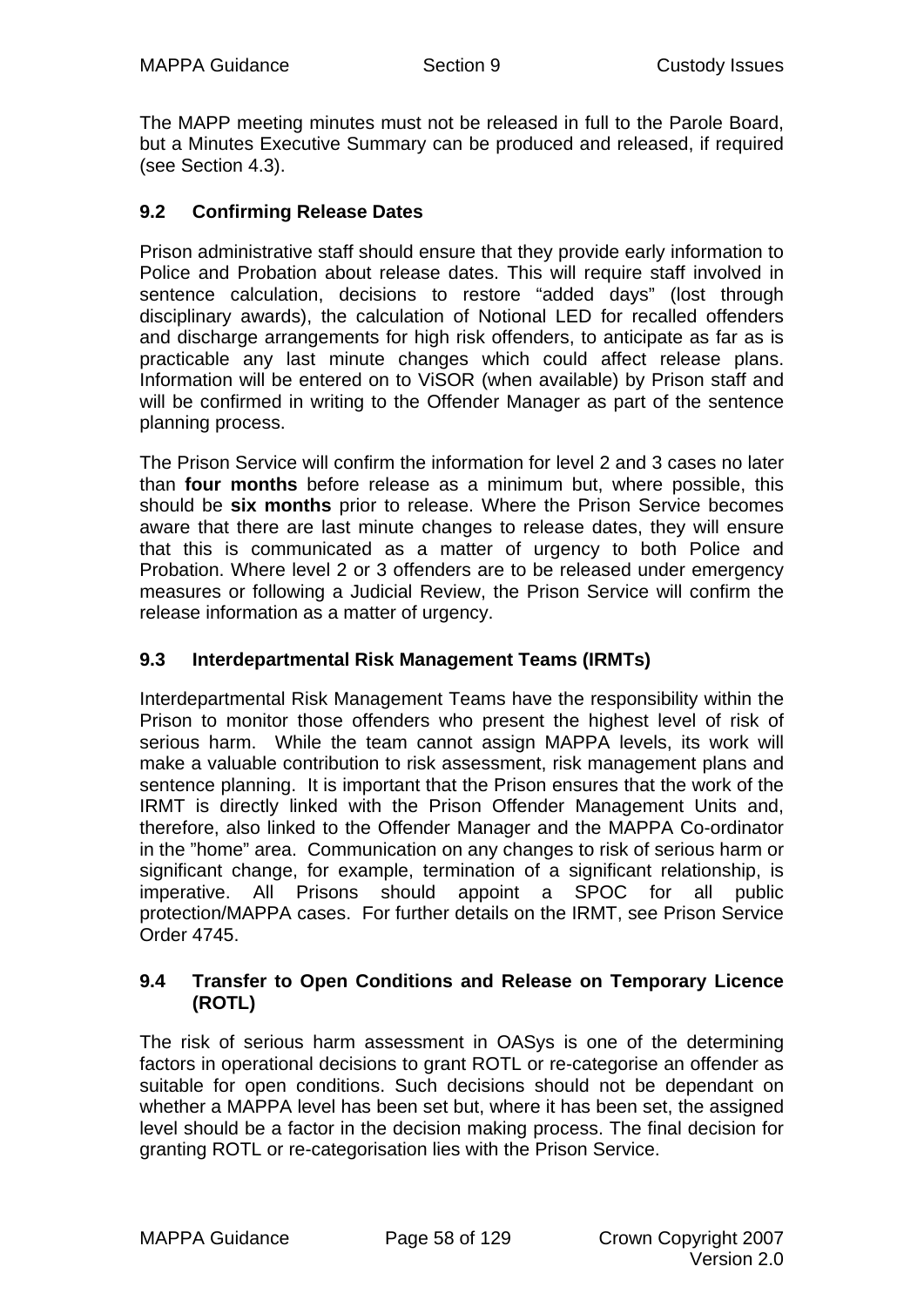The MAPP meeting minutes must not be released in full to the Parole Board, but a Minutes Executive Summary can be produced and released, if required (see Section 4.3).

### 9.2 Confirming Release Dates

Prison administrative staff should ensure that they provide early information to Police and Probation about release dates. This will require staff involved in sentence calculation, decisions to restore "added days" (lost through disciplinary awards), the calculation of Notional LED for recalled offenders and discharge arrangements for high risk offenders, to anticipate as far as is practicable any last minute changes which could affect release plans. Information will be entered on to ViSOR (when available) by Prison staff and will be confirmed in writing to the Offender Manager as part of the sentence planning process.

The Prison Service will confirm the information for level 2 and 3 cases no later than **four months** before release as a minimum but, where possible, this should be **six months** prior to release. Where the Prison Service becomes aware that there are last minute changes to release dates, they will ensure that this is communicated as a matter of urgency to both Police and Probation. Where level 2 or 3 offenders are to be released under emergency measures or following a Judicial Review, the Prison Service will confirm the release information as a matter of urgency.

### 9.3 Interdepartmental Risk Management Teams (IRMTs)

Interdepartmental Risk Management Teams have the responsibility within the Prison to monitor those offenders who present the highest level of risk of serious harm. While the team cannot assign MAPPA levels, its work will make a valuable contribution to risk assessment, risk management plans and sentence planning. It is important that the Prison ensures that the work of the IRMT is directly linked with the Prison Offender Management Units and, therefore, also linked to the Offender Manager and the MAPPA Co-ordinator in the "home" area. Communication on any changes to risk of serious harm or significant change, for example, termination of a significant relationship, is imperative. All Prisons should appoint a SPOC for all public protection/MAPPA cases. For further details on the IRMT, see Prison Service Order 4745.

### 9.4 Transfer to Open Conditions and Release on Temporary Licence (ROTL)

The risk of serious harm assessment in OASys is one of the determining factors in operational decisions to grant ROTL or re-categorise an offender as suitable for open conditions. Such decisions should not be dependant on whether a MAPPA level has been set but, where it has been set, the assigned level should be a factor in the decision making process. The final decision for granting ROTL or re-categorisation lies with the Prison Service.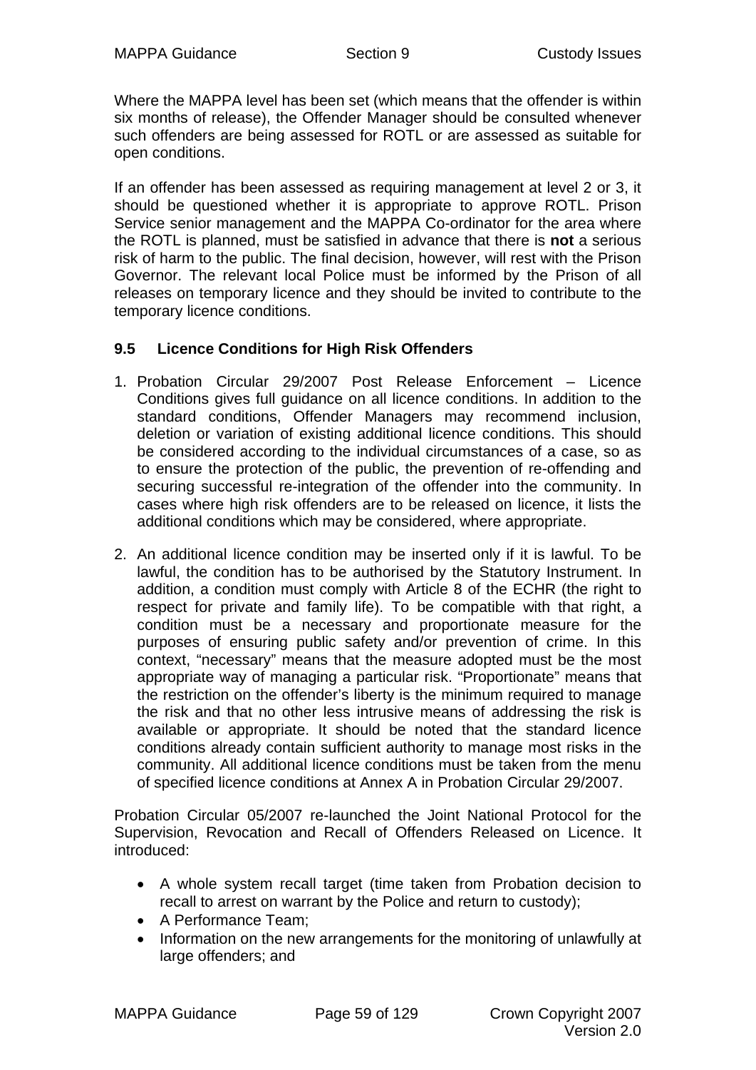Where the MAPPA level has been set (which means that the offender is within six months of release), the Offender Manager should be consulted whenever such offenders are being assessed for ROTL or are assessed as suitable for open conditions.

If an offender has been assessed as requiring management at level 2 or 3, it should be questioned whether it is appropriate to approve ROTL. Prison Service senior management and the MAPPA Co-ordinator for the area where the ROTL is planned, must be satisfied in advance that there is **not** a serious risk of harm to the public. The final decision, however, will rest with the Prison Governor. The relevant local Police must be informed by the Prison of all releases on temporary licence and they should be invited to contribute to the temporary licence conditions.

### 9.5 Licence Conditions for High Risk Offenders

1. Probation Circular 29/2007 Post Release Enforcement – Licence Conditions gives full guidance on all licence conditions. In addition to the standard conditions, Offender Managers may recommend inclusion, deletion or variation of existing additional licence conditions. This should be considered according to the individual circumstances of a case, so as to ensure the protection of the public, the prevention of re-offending and securing successful re-integration of the offender into the community. In cases where high risk offenders are to be released on licence, it lists the additional conditions which may be considered, where appropriate.

2. An additional licence condition may be inserted only if it is lawful. To be lawful, the condition has to be authorised by the Statutory Instrument. In addition, a condition must comply with Article 8 of the ECHR (the right to respect for private and family life). To be compatible with that right, a condition must be a necessary and proportionate measure for the purposes of ensuring public safety and/or prevention of crime. In this context, "necessary" means that the measure adopted must be the most appropriate way of managing a particular risk. "Proportionate" means that the restriction on the offender's liberty is the minimum required to manage the risk and that no other less intrusive means of addressing the risk is available or appropriate. It should be noted that the standard licence conditions already contain sufficient authority to manage most risks in the community. All additional licence conditions must be taken from the menu of specified licence conditions at Annex A in Probation Circular 29/2007.

Probation Circular 05/2007 re-launched the Joint National Protocol for the Supervision, Revocation and Recall of Offenders Released on Licence. It introduced:

- A whole system recall target (time taken from Probation decision to recall to arrest on warrant by the Police and return to custody);
- A Performance Team;
- Information on the new arrangements for the monitoring of unlawfully at large offenders; and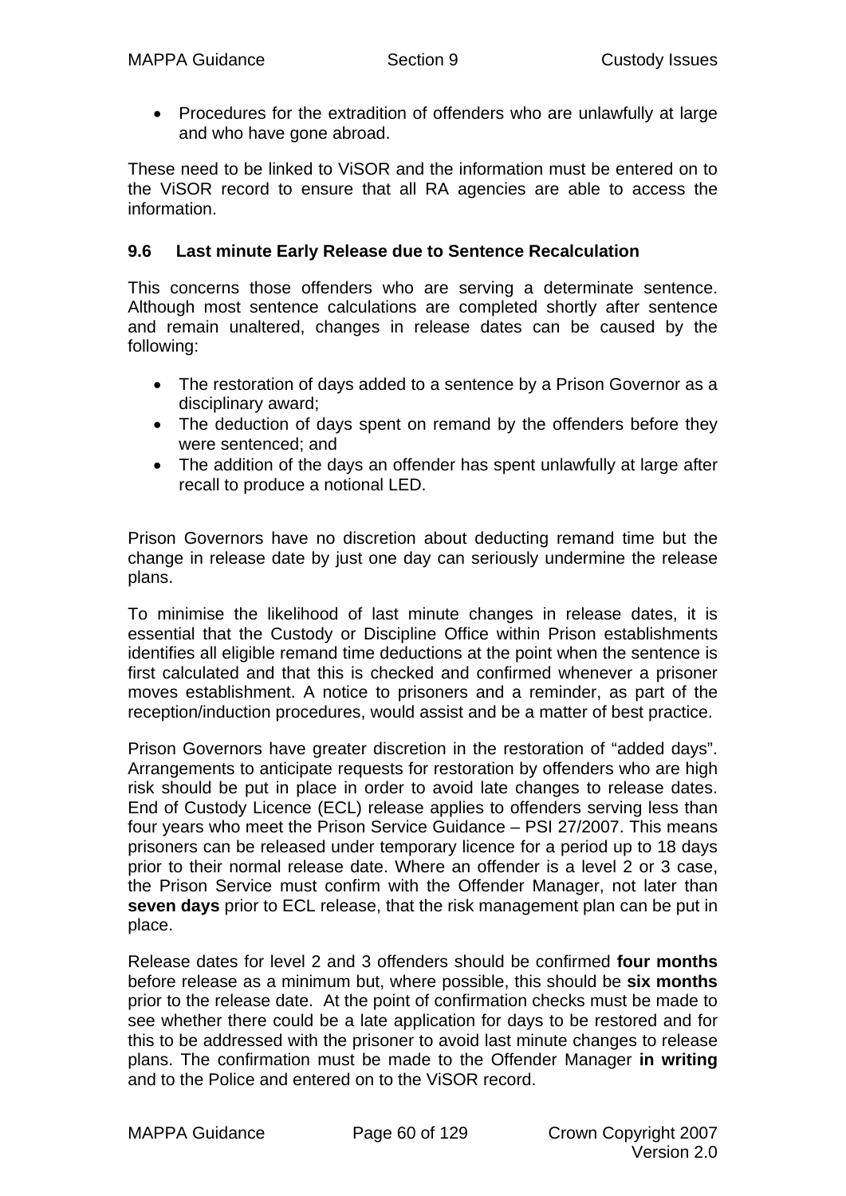- Procedures for the extradition of offenders who are unlawfully at large and who have gone abroad.

These need to be linked to ViSOR and the information must be entered on to the ViSOR record to ensure that all RA agencies are able to access the information.

### 9.6 Last minute Early Release due to Sentence Recalculation

This concerns those offenders who are serving a determinate sentence. Although most sentence calculations are completed shortly after sentence and remain unaltered, changes in release dates can be caused by the following:

- The restoration of days added to a sentence by a Prison Governor as a disciplinary award;
- The deduction of days spent on remand by the offenders before they were sentenced; and
- The addition of the days an offender has spent unlawfully at large after recall to produce a notional LED.

Prison Governors have no discretion about deducting remand time but the change in release date by just one day can seriously undermine the release plans.

To minimise the likelihood of last minute changes in release dates, it is essential that the Custody or Discipline Office within Prison establishments identifies all eligible remand time deductions at the point when the sentence is first calculated and that this is checked and confirmed whenever a prisoner moves establishment. A notice to prisoners and a reminder, as part of the reception/induction procedures, would assist and be a matter of best practice.

Prison Governors have greater discretion in the restoration of “added days”. Arrangements to anticipate requests for restoration by offenders who are high risk should be put in place in order to avoid late changes to release dates. End of Custody Licence (ECL) release applies to offenders serving less than four years who meet the Prison Service Guidance – PSI 27/2007. This means prisoners can be released under temporary licence for a period up to 18 days prior to their normal release date. Where an offender is a level 2 or 3 case, the Prison Service must confirm with the Offender Manager, not later than **seven days** prior to ECL release, that the risk management plan can be put in place.

Release dates for level 2 and 3 offenders should be confirmed **four months** before release as a minimum but, where possible, this should be **six months** prior to the release date. At the point of confirmation checks must be made to see whether there could be a late application for days to be restored and for this to be addressed with the prisoner to avoid last minute changes to release plans. The confirmation must be made to the Offender Manager **in writing** and to the Police and entered on to the ViSOR record.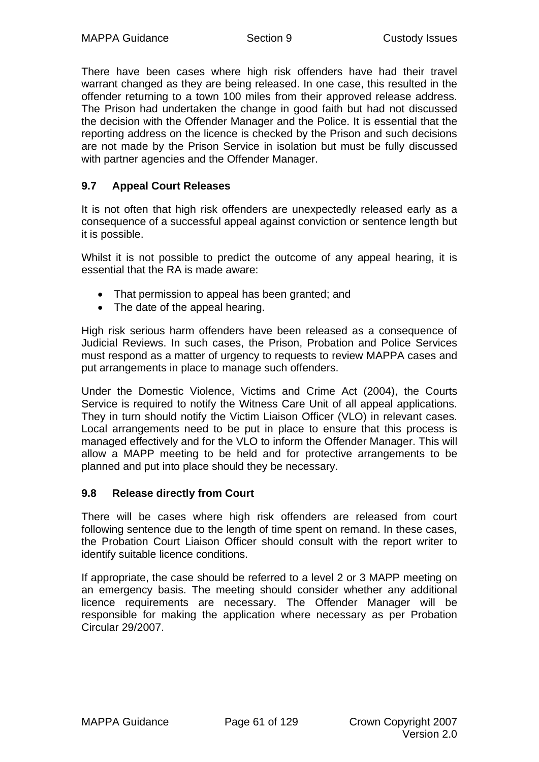There have been cases where high risk offenders have had their travel warrant changed as they are being released. In one case, this resulted in the offender returning to a town 100 miles from their approved release address. The Prison had undertaken the change in good faith but had not discussed the decision with the Offender Manager and the Police. It is essential that the reporting address on the licence is checked by the Prison and such decisions are not made by the Prison Service in isolation but must be fully discussed with partner agencies and the Offender Manager.

### 9.7 Appeal Court Releases

It is not often that high risk offenders are unexpectedly released early as a consequence of a successful appeal against conviction or sentence length but it is possible.

Whilst it is not possible to predict the outcome of any appeal hearing, it is essential that the RA is made aware:

- That permission to appeal has been granted; and
- The date of the appeal hearing.

High risk serious harm offenders have been released as a consequence of Judicial Reviews. In such cases, the Prison, Probation and Police Services must respond as a matter of urgency to requests to review MAPPA cases and put arrangements in place to manage such offenders.

Under the Domestic Violence, Victims and Crime Act (2004), the Courts Service is required to notify the Witness Care Unit of all appeal applications. They in turn should notify the Victim Liaison Officer (VLO) in relevant cases. Local arrangements need to be put in place to ensure that this process is managed effectively and for the VLO to inform the Offender Manager. This will allow a MAPP meeting to be held and for protective arrangements to be planned and put into place should they be necessary.

### 9.8 Release directly from Court

There will be cases where high risk offenders are released from court following sentence due to the length of time spent on remand. In these cases, the Probation Court Liaison Officer should consult with the report writer to identify suitable licence conditions.

If appropriate, the case should be referred to a level 2 or 3 MAPP meeting on an emergency basis. The meeting should consider whether any additional licence requirements are necessary. The Offender Manager will be responsible for making the application where necessary as per Probation Circular 29/2007.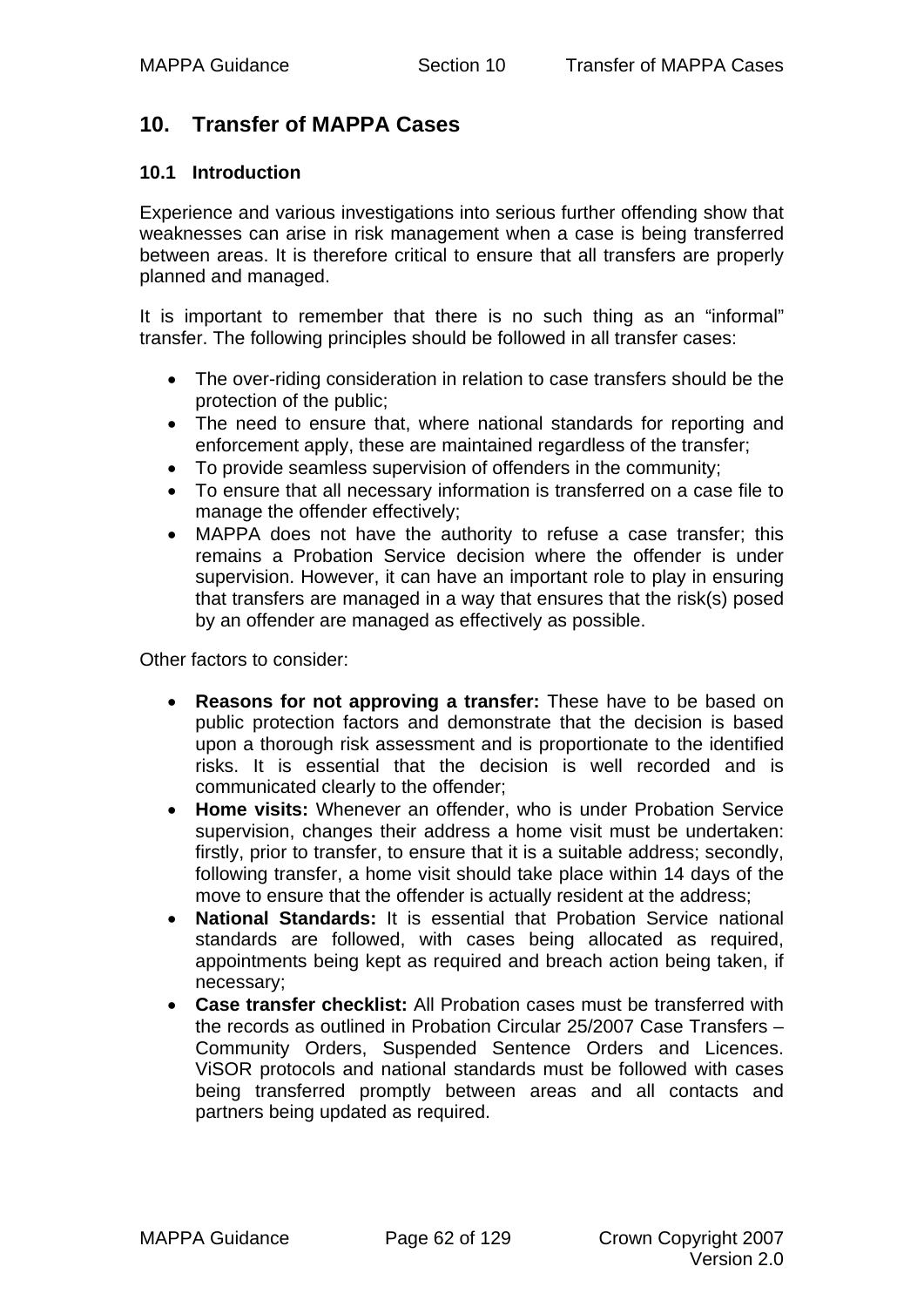# 10. Transfer of MAPPA Cases

## 10.1 Introduction

Experience and various investigations into serious further offending show that weaknesses can arise in risk management when a case is being transferred between areas. It is therefore critical to ensure that all transfers are properly planned and managed.

It is important to remember that there is no such thing as an "informal" transfer. The following principles should be followed in all transfer cases:

- The over-riding consideration in relation to case transfers should be the protection of the public;
- The need to ensure that, where national standards for reporting and enforcement apply, these are maintained regardless of the transfer;
- To provide seamless supervision of offenders in the community;
- To ensure that all necessary information is transferred on a case file to manage the offender effectively;
- MAPPA does not have the authority to refuse a case transfer; this remains a Probation Service decision where the offender is under supervision. However, it can have an important role to play in ensuring that transfers are managed in a way that ensures that the risk(s) posed by an offender are managed as effectively as possible.

Other factors to consider:

- **Reasons for not approving a transfer:** These have to be based on public protection factors and demonstrate that the decision is based upon a thorough risk assessment and is proportionate to the identified risks. It is essential that the decision is well recorded and is communicated clearly to the offender;
- **Home visits:** Whenever an offender, who is under Probation Service supervision, changes their address a home visit must be undertaken: firstly, prior to transfer, to ensure that it is a suitable address; secondly, following transfer, a home visit should take place within 14 days of the move to ensure that the offender is actually resident at the address;
- **National Standards:** It is essential that Probation Service national standards are followed, with cases being allocated as required, appointments being kept as required and breach action being taken, if necessary;
- **Case transfer checklist:** All Probation cases must be transferred with the records as outlined in Probation Circular 25/2007 Case Transfers – Community Orders, Suspended Sentence Orders and Licences. ViSOR protocols and national standards must be followed with cases being transferred promptly between areas and all contacts and partners being updated as required.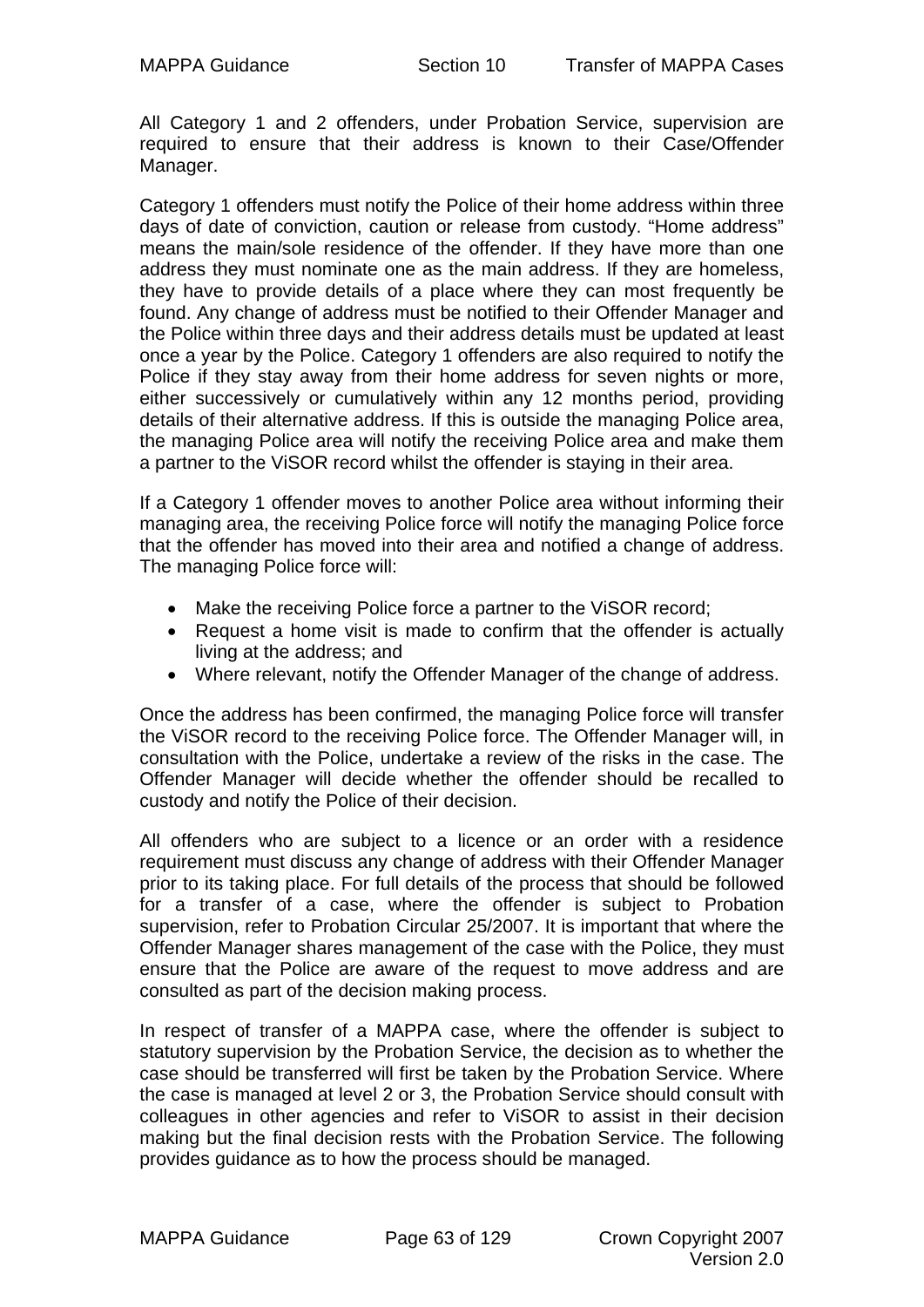All Category 1 and 2 offenders, under Probation Service, supervision are required to ensure that their address is known to their Case/Offender Manager.

Category 1 offenders must notify the Police of their home address within three days of date of conviction, caution or release from custody. "Home address" means the main/sole residence of the offender. If they have more than one address they must nominate one as the main address. If they are homeless, they have to provide details of a place where they can most frequently be found. Any change of address must be notified to their Offender Manager and the Police within three days and their address details must be updated at least once a year by the Police. Category 1 offenders are also required to notify the Police if they stay away from their home address for seven nights or more, either successively or cumulatively within any 12 months period, providing details of their alternative address. If this is outside the managing Police area, the managing Police area will notify the receiving Police area and make them a partner to the ViSOR record whilst the offender is staying in their area.

If a Category 1 offender moves to another Police area without informing their managing area, the receiving Police force will notify the managing Police force that the offender has moved into their area and notified a change of address. The managing Police force will:

- Make the receiving Police force a partner to the ViSOR record;
- Request a home visit is made to confirm that the offender is actually living at the address; and
- Where relevant, notify the Offender Manager of the change of address.

Once the address has been confirmed, the managing Police force will transfer the ViSOR record to the receiving Police force. The Offender Manager will, in consultation with the Police, undertake a review of the risks in the case. The Offender Manager will decide whether the offender should be recalled to custody and notify the Police of their decision.

All offenders who are subject to a licence or an order with a residence requirement must discuss any change of address with their Offender Manager prior to its taking place. For full details of the process that should be followed for a transfer of a case, where the offender is subject to Probation supervision, refer to Probation Circular 25/2007. It is important that where the Offender Manager shares management of the case with the Police, they must ensure that the Police are aware of the request to move address and are consulted as part of the decision making process.

In respect of transfer of a MAPPA case, where the offender is subject to statutory supervision by the Probation Service, the decision as to whether the case should be transferred will first be taken by the Probation Service. Where the case is managed at level 2 or 3, the Probation Service should consult with colleagues in other agencies and refer to ViSOR to assist in their decision making but the final decision rests with the Probation Service. The following provides guidance as to how the process should be managed.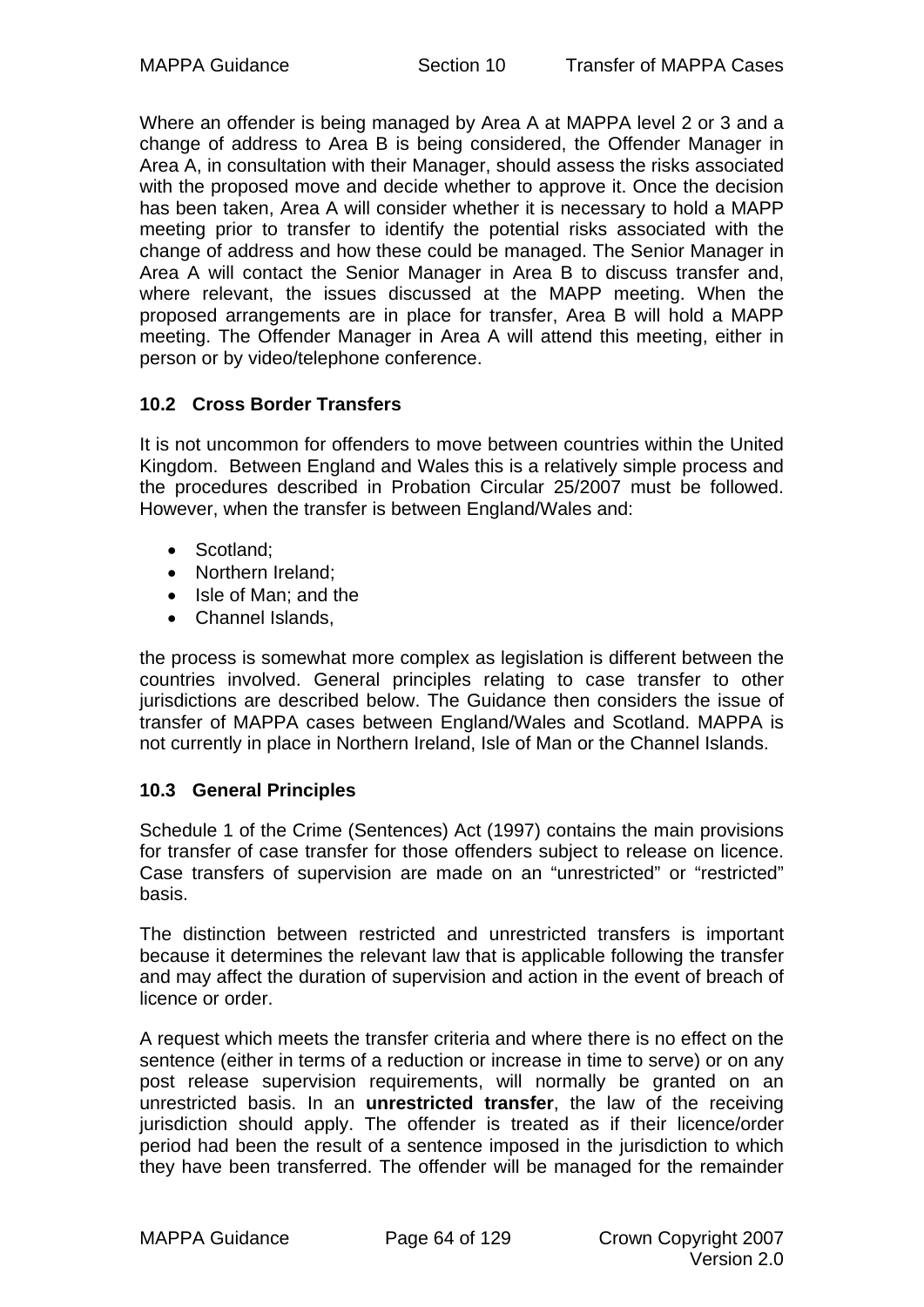Where an offender is being managed by Area A at MAPPA level 2 or 3 and a change of address to Area B is being considered, the Offender Manager in Area A, in consultation with their Manager, should assess the risks associated with the proposed move and decide whether to approve it. Once the decision has been taken, Area A will consider whether it is necessary to hold a MAPP meeting prior to transfer to identify the potential risks associated with the change of address and how these could be managed. The Senior Manager in Area A will contact the Senior Manager in Area B to discuss transfer and, where relevant, the issues discussed at the MAPP meeting. When the proposed arrangements are in place for transfer, Area B will hold a MAPP meeting. The Offender Manager in Area A will attend this meeting, either in person or by video/telephone conference.

### 10.2 Cross Border Transfers

It is not uncommon for offenders to move between countries within the United Kingdom. Between England and Wales this is a relatively simple process and the procedures described in Probation Circular 25/2007 must be followed. However, when the transfer is between England/Wales and:

- Scotland;
- Northern Ireland;
- Isle of Man; and the
- Channel Islands,

the process is somewhat more complex as legislation is different between the countries involved. General principles relating to case transfer to other jurisdictions are described below. The Guidance then considers the issue of transfer of MAPPA cases between England/Wales and Scotland. MAPPA is not currently in place in Northern Ireland, Isle of Man or the Channel Islands.

### 10.3 General Principles

Schedule 1 of the Crime (Sentences) Act (1997) contains the main provisions for transfer of case transfer for those offenders subject to release on licence. Case transfers of supervision are made on an "unrestricted" or "restricted" basis.

The distinction between restricted and unrestricted transfers is important because it determines the relevant law that is applicable following the transfer and may affect the duration of supervision and action in the event of breach of licence or order.

A request which meets the transfer criteria and where there is no effect on the sentence (either in terms of a reduction or increase in time to serve) or on any post release supervision requirements, will normally be granted on an unrestricted basis. In an **unrestricted transfer**, the law of the receiving jurisdiction should apply. The offender is treated as if their licence/order period had been the result of a sentence imposed in the jurisdiction to which they have been transferred. The offender will be managed for the remainder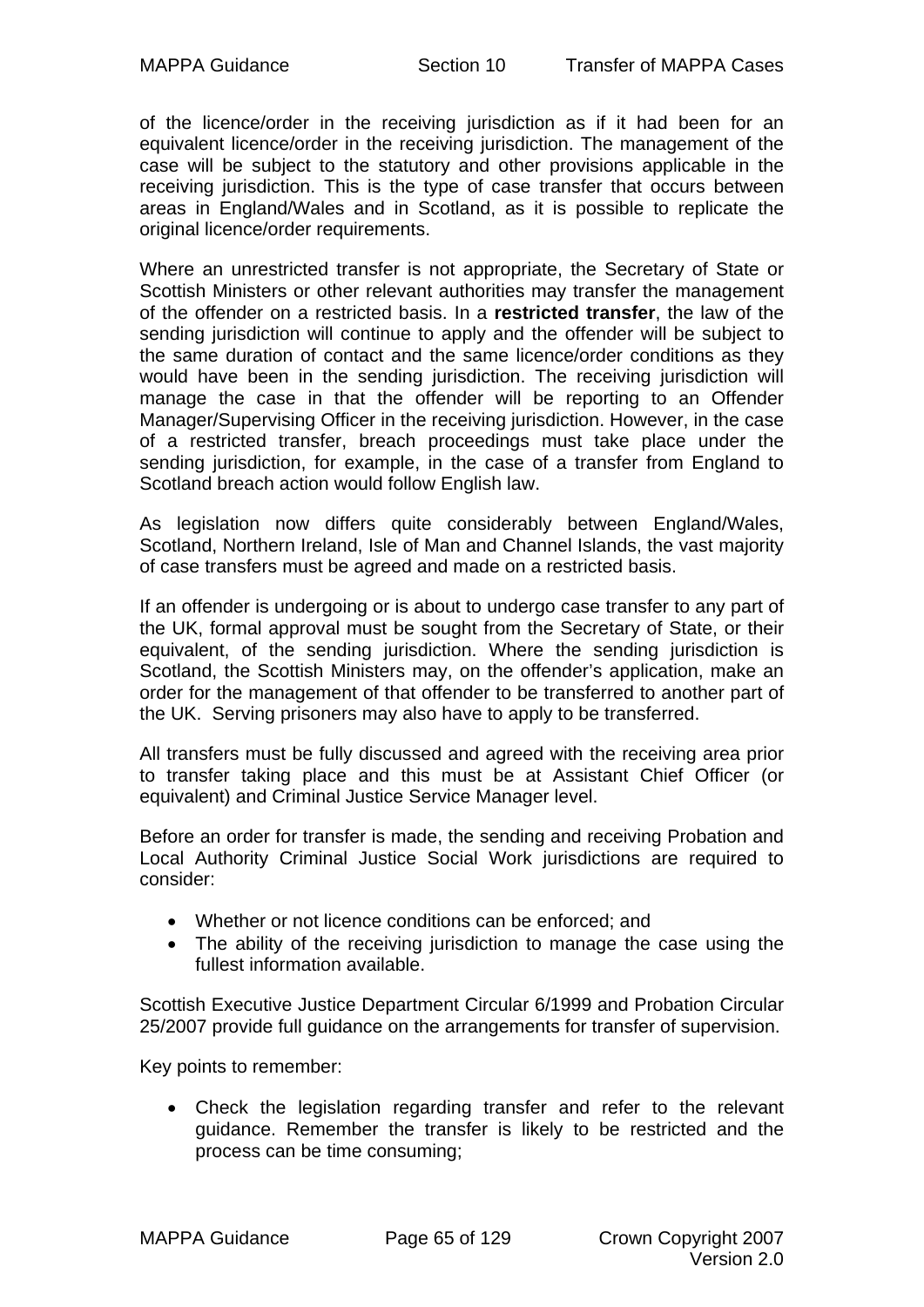of the licence/order in the receiving jurisdiction as if it had been for an equivalent licence/order in the receiving jurisdiction. The management of the case will be subject to the statutory and other provisions applicable in the receiving jurisdiction. This is the type of case transfer that occurs between areas in England/Wales and in Scotland, as it is possible to replicate the original licence/order requirements.

Where an unrestricted transfer is not appropriate, the Secretary of State or Scottish Ministers or other relevant authorities may transfer the management of the offender on a restricted basis. In a **restricted transfer**, the law of the sending jurisdiction will continue to apply and the offender will be subject to the same duration of contact and the same licence/order conditions as they would have been in the sending jurisdiction. The receiving jurisdiction will manage the case in that the offender will be reporting to an Offender Manager/Supervising Officer in the receiving jurisdiction. However, in the case of a restricted transfer, breach proceedings must take place under the sending jurisdiction, for example, in the case of a transfer from England to Scotland breach action would follow English law.

As legislation now differs quite considerably between England/Wales, Scotland, Northern Ireland, Isle of Man and Channel Islands, the vast majority of case transfers must be agreed and made on a restricted basis.

If an offender is undergoing or is about to undergo case transfer to any part of the UK, formal approval must be sought from the Secretary of State, or their equivalent, of the sending jurisdiction. Where the sending jurisdiction is Scotland, the Scottish Ministers may, on the offender's application, make an order for the management of that offender to be transferred to another part of the UK. Serving prisoners may also have to apply to be transferred.

All transfers must be fully discussed and agreed with the receiving area prior to transfer taking place and this must be at Assistant Chief Officer (or equivalent) and Criminal Justice Service Manager level.

Before an order for transfer is made, the sending and receiving Probation and Local Authority Criminal Justice Social Work jurisdictions are required to consider:

- Whether or not licence conditions can be enforced; and
- The ability of the receiving jurisdiction to manage the case using the fullest information available.

Scottish Executive Justice Department Circular 6/1999 and Probation Circular 25/2007 provide full guidance on the arrangements for transfer of supervision.

Key points to remember:

- Check the legislation regarding transfer and refer to the relevant guidance. Remember the transfer is likely to be restricted and the process can be time consuming;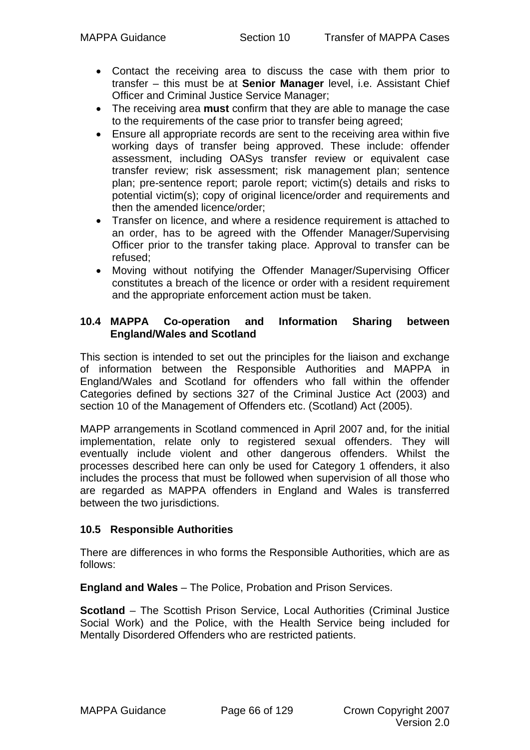- Contact the receiving area to discuss the case with them prior to transfer – this must be at **Senior Manager** level, i.e. Assistant Chief Officer and Criminal Justice Service Manager;
- The receiving area **must** confirm that they are able to manage the case to the requirements of the case prior to transfer being agreed;
- Ensure all appropriate records are sent to the receiving area within five working days of transfer being approved. These include: offender assessment, including OASys transfer review or equivalent case transfer review; risk assessment; risk management plan; sentence plan; pre-sentence report; parole report; victim(s) details and risks to potential victim(s); copy of original licence/order and requirements and then the amended licence/order;
- Transfer on licence, and where a residence requirement is attached to an order, has to be agreed with the Offender Manager/Supervising Officer prior to the transfer taking place. Approval to transfer can be refused;
- Moving without notifying the Offender Manager/Supervising Officer constitutes a breach of the licence or order with a resident requirement and the appropriate enforcement action must be taken.

### 10.4 MAPPA Co-operation and Information Sharing between England/Wales and Scotland

This section is intended to set out the principles for the liaison and exchange of information between the Responsible Authorities and MAPPA in England/Wales and Scotland for offenders who fall within the offender Categories defined by sections 327 of the Criminal Justice Act (2003) and section 10 of the Management of Offenders etc. (Scotland) Act (2005).

MAPP arrangements in Scotland commenced in April 2007 and, for the initial implementation, relate only to registered sexual offenders. They will eventually include violent and other dangerous offenders. Whilst the processes described here can only be used for Category 1 offenders, it also includes the process that must be followed when supervision of all those who are regarded as MAPPA offenders in England and Wales is transferred between the two jurisdictions.

### 10.5 Responsible Authorities

There are differences in who forms the Responsible Authorities, which are as follows:

**England and Wales** – The Police, Probation and Prison Services.

**Scotland** – The Scottish Prison Service, Local Authorities (Criminal Justice Social Work) and the Police, with the Health Service being included for Mentally Disordered Offenders who are restricted patients.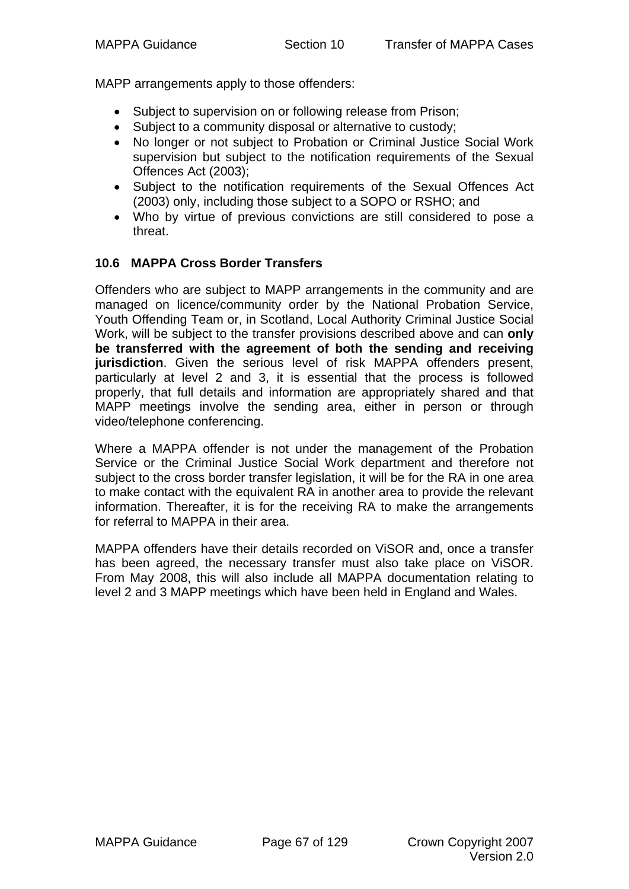MAPP arrangements apply to those offenders:

- Subject to supervision on or following release from Prison;
- Subject to a community disposal or alternative to custody;
- No longer or not subject to Probation or Criminal Justice Social Work supervision but subject to the notification requirements of the Sexual Offences Act (2003);
- Subject to the notification requirements of the Sexual Offences Act (2003) only, including those subject to a SOPO or RSHO; and
- Who by virtue of previous convictions are still considered to pose a threat.

### 10.6 MAPPA Cross Border Transfers

Offenders who are subject to MAPP arrangements in the community and are managed on licence/community order by the National Probation Service, Youth Offending Team or, in Scotland, Local Authority Criminal Justice Social Work, will be subject to the transfer provisions described above and can **only be transferred with the agreement of both the sending and receiving jurisdiction**. Given the serious level of risk MAPPA offenders present, particularly at level 2 and 3, it is essential that the process is followed properly, that full details and information are appropriately shared and that MAPP meetings involve the sending area, either in person or through video/telephone conferencing.

Where a MAPPA offender is not under the management of the Probation Service or the Criminal Justice Social Work department and therefore not subject to the cross border transfer legislation, it will be for the RA in one area to make contact with the equivalent RA in another area to provide the relevant information. Thereafter, it is for the receiving RA to make the arrangements for referral to MAPPA in their area.

MAPPA offenders have their details recorded on ViSOR and, once a transfer has been agreed, the necessary transfer must also take place on ViSOR. From May 2008, this will also include all MAPPA documentation relating to level 2 and 3 MAPP meetings which have been held in England and Wales.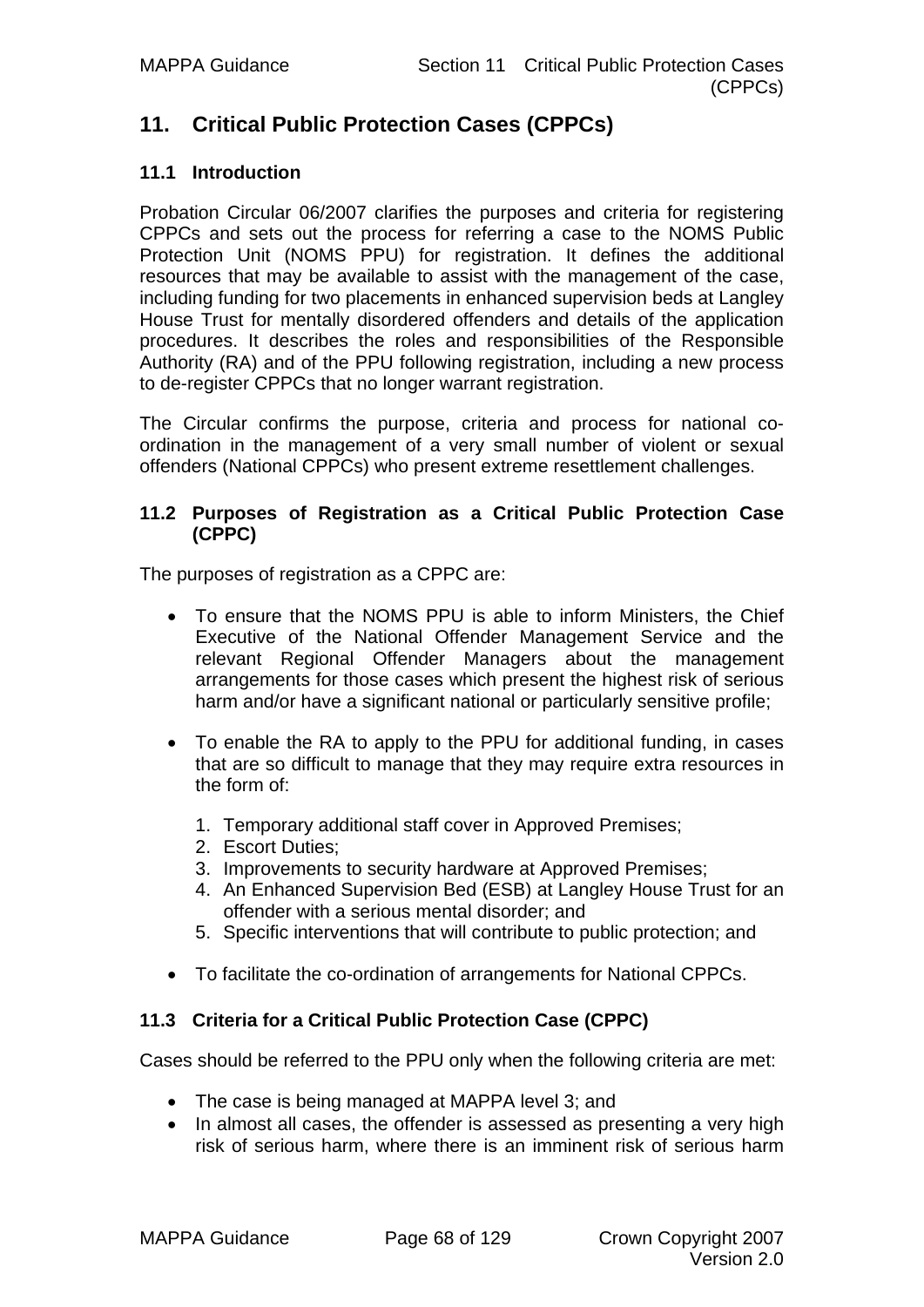## 11. Critical Public Protection Cases (CPPCs)

### 11.1 Introduction

Probation Circular 06/2007 clarifies the purposes and criteria for registering CPPCs and sets out the process for referring a case to the NOMS Public Protection Unit (NOMS PPU) for registration. It defines the additional resources that may be available to assist with the management of the case, including funding for two placements in enhanced supervision beds at Langley House Trust for mentally disordered offenders and details of the application procedures. It describes the roles and responsibilities of the Responsible Authority (RA) and of the PPU following registration, including a new process to de-register CPPCs that no longer warrant registration.

The Circular confirms the purpose, criteria and process for national co-ordination in the management of a very small number of violent or sexual offenders (National CPPCs) who present extreme resettlement challenges.

### 11.2 Purposes of Registration as a Critical Public Protection Case (CPPC)

The purposes of registration as a CPPC are:

- To ensure that the NOMS PPU is able to inform Ministers, the Chief Executive of the National Offender Management Service and the relevant Regional Offender Managers about the management arrangements for those cases which present the highest risk of serious harm and/or have a significant national or particularly sensitive profile;

- To enable the RA to apply to the PPU for additional funding, in cases that are so difficult to manage that they may require extra resources in the form of:

  1. Temporary additional staff cover in Approved Premises;
  2. Escort Duties;
  3. Improvements to security hardware at Approved Premises;
  4. An Enhanced Supervision Bed (ESB) at Langley House Trust for an offender with a serious mental disorder; and
  5. Specific interventions that will contribute to public protection; and

- To facilitate the co-ordination of arrangements for National CPPCs.

### 11.3 Criteria for a Critical Public Protection Case (CPPC)

Cases should be referred to the PPU only when the following criteria are met:

- The case is being managed at MAPPA level 3; and
- In almost all cases, the offender is assessed as presenting a very high risk of serious harm, where there is an imminent risk of serious harm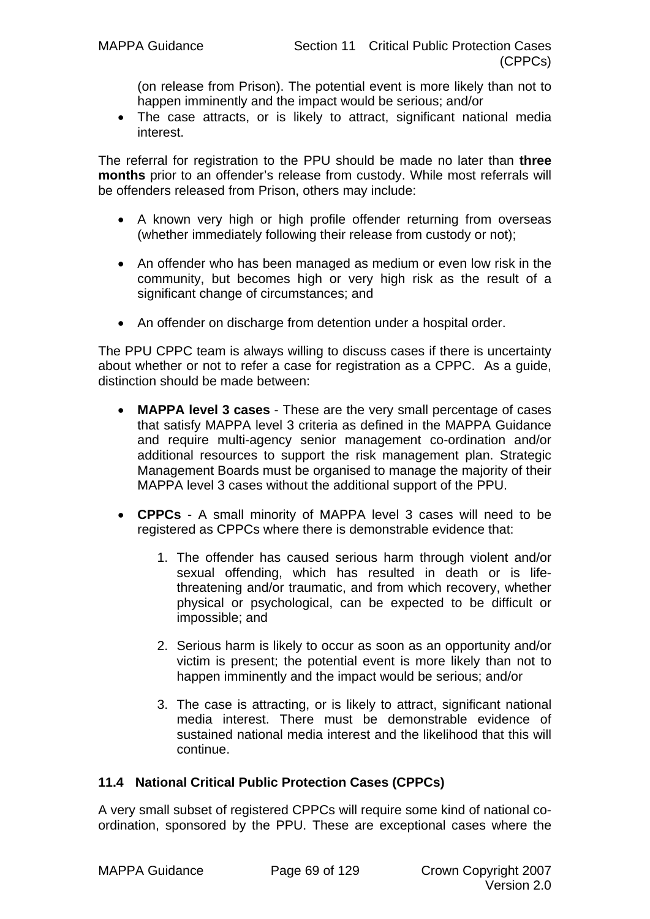(on release from Prison). The potential event is more likely than not to happen imminently and the impact would be serious; and/or

- The case attracts, or is likely to attract, significant national media interest.

The referral for registration to the PPU should be made no later than **three months** prior to an offender's release from custody. While most referrals will be offenders released from Prison, others may include:

- A known very high or high profile offender returning from overseas (whether immediately following their release from custody or not);
- An offender who has been managed as medium or even low risk in the community, but becomes high or very high risk as the result of a significant change of circumstances; and
- An offender on discharge from detention under a hospital order.

The PPU CPPC team is always willing to discuss cases if there is uncertainty about whether or not to refer a case for registration as a CPPC. As a guide, distinction should be made between:

- **MAPPA level 3 cases** - These are the very small percentage of cases that satisfy MAPPA level 3 criteria as defined in the MAPPA Guidance and require multi-agency senior management co-ordination and/or additional resources to support the risk management plan. Strategic Management Boards must be organised to manage the majority of their MAPPA level 3 cases without the additional support of the PPU.
- **CPPCs** - A small minority of MAPPA level 3 cases will need to be registered as CPPCs where there is demonstrable evidence that:

    1. The offender has caused serious harm through violent and/or sexual offending, which has resulted in death or is life-threatening and/or traumatic, and from which recovery, whether physical or psychological, can be expected to be difficult or impossible; and
    2. Serious harm is likely to occur as soon as an opportunity and/or victim is present; the potential event is more likely than not to happen imminently and the impact would be serious; and/or
    3. The case is attracting, or is likely to attract, significant national media interest. There must be demonstrable evidence of sustained national media interest and the likelihood that this will continue.

### 11.4 National Critical Public Protection Cases (CPPCs)

A very small subset of registered CPPCs will require some kind of national co-ordination, sponsored by the PPU. These are exceptional cases where the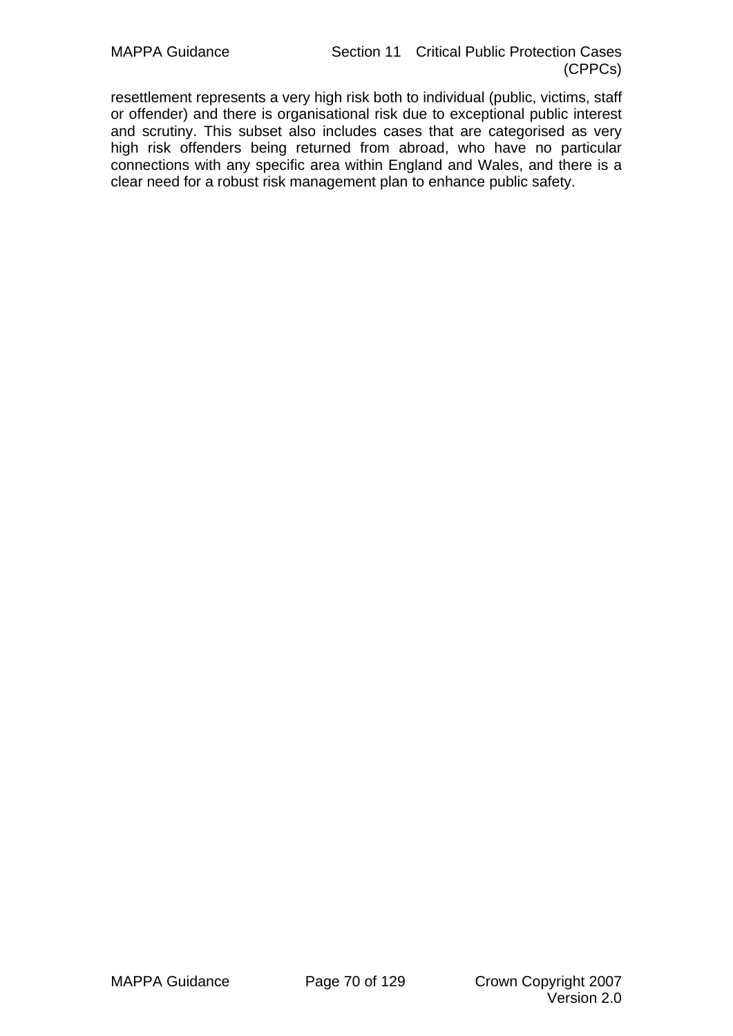resettlement represents a very high risk both to individual (public, victims, staff or offender) and there is organisational risk due to exceptional public interest and scrutiny. This subset also includes cases that are categorised as very high risk offenders being returned from abroad, who have no particular connections with any specific area within England and Wales, and there is a clear need for a robust risk management plan to enhance public safety.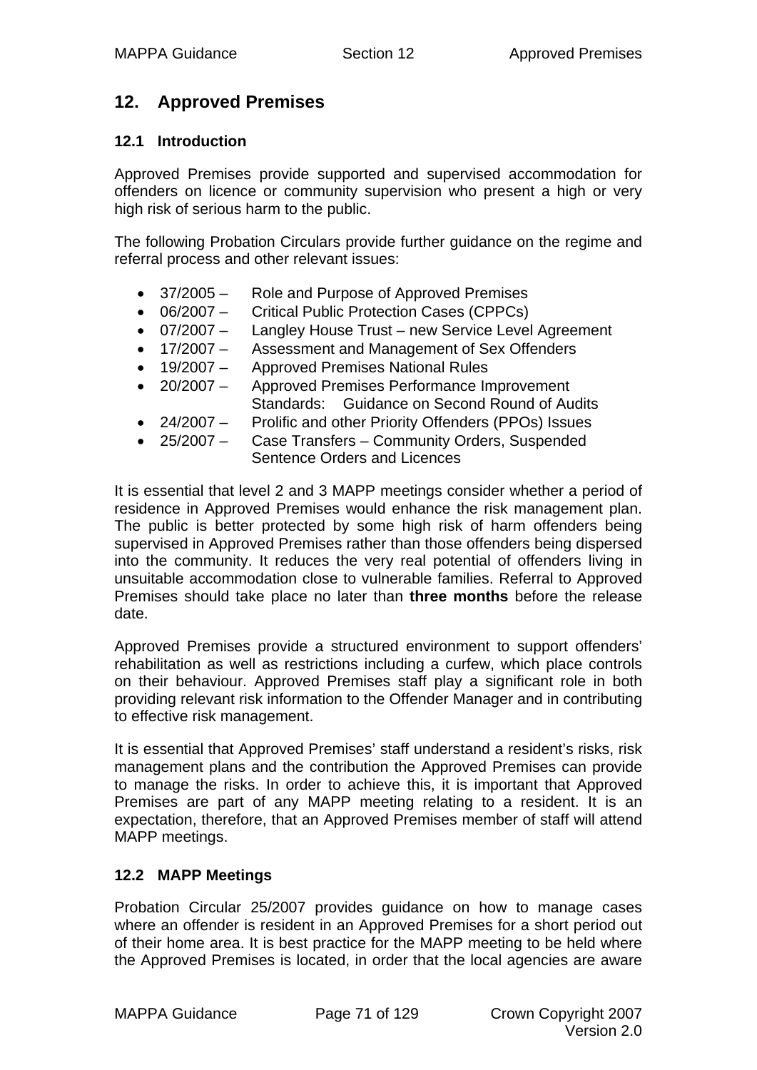## 12. Approved Premises

### 12.1 Introduction

Approved Premises provide supported and supervised accommodation for offenders on licence or community supervision who present a high or very high risk of serious harm to the public.

The following Probation Circulars provide further guidance on the regime and referral process and other relevant issues:

- 37/2005 – Role and Purpose of Approved Premises
- 06/2007 – Critical Public Protection Cases (CPPCs)
- 07/2007 – Langley House Trust – new Service Level Agreement
- 17/2007 – Assessment and Management of Sex Offenders
- 19/2007 – Approved Premises National Rules
- 20/2007 – Approved Premises Performance Improvement Standards: Guidance on Second Round of Audits
- 24/2007 – Prolific and other Priority Offenders (PPOs) Issues
- 25/2007 – Case Transfers – Community Orders, Suspended Sentence Orders and Licences

It is essential that level 2 and 3 MAPP meetings consider whether a period of residence in Approved Premises would enhance the risk management plan. The public is better protected by some high risk of harm offenders being supervised in Approved Premises rather than those offenders being dispersed into the community. It reduces the very real potential of offenders living in unsuitable accommodation close to vulnerable families. Referral to Approved Premises should take place no later than **three months** before the release date.

Approved Premises provide a structured environment to support offenders' rehabilitation as well as restrictions including a curfew, which place controls on their behaviour. Approved Premises staff play a significant role in both providing relevant risk information to the Offender Manager and in contributing to effective risk management.

It is essential that Approved Premises' staff understand a resident's risks, risk management plans and the contribution the Approved Premises can provide to manage the risks. In order to achieve this, it is important that Approved Premises are part of any MAPP meeting relating to a resident. It is an expectation, therefore, that an Approved Premises member of staff will attend MAPP meetings.

### 12.2 MAPP Meetings

Probation Circular 25/2007 provides guidance on how to manage cases where an offender is resident in an Approved Premises for a short period out of their home area. It is best practice for the MAPP meeting to be held where the Approved Premises is located, in order that the local agencies are aware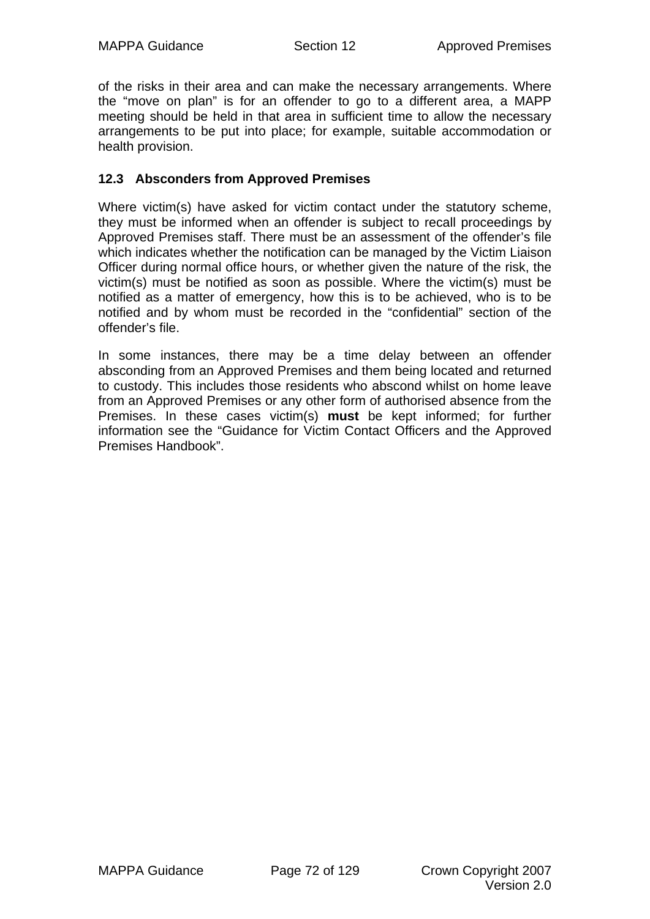of the risks in their area and can make the necessary arrangements. Where the "move on plan" is for an offender to go to a different area, a MAPP meeting should be held in that area in sufficient time to allow the necessary arrangements to be put into place; for example, suitable accommodation or health provision.

## 12.3 Absconders from Approved Premises

Where victim(s) have asked for victim contact under the statutory scheme, they must be informed when an offender is subject to recall proceedings by Approved Premises staff. There must be an assessment of the offender's file which indicates whether the notification can be managed by the Victim Liaison Officer during normal office hours, or whether given the nature of the risk, the victim(s) must be notified as soon as possible. Where the victim(s) must be notified as a matter of emergency, how this is to be achieved, who is to be notified and by whom must be recorded in the "confidential" section of the offender's file.

In some instances, there may be a time delay between an offender absconding from an Approved Premises and them being located and returned to custody. This includes those residents who abscond whilst on home leave from an Approved Premises or any other form of authorised absence from the Premises. In these cases victim(s) **must** be kept informed; for further information see the "Guidance for Victim Contact Officers and the Approved Premises Handbook".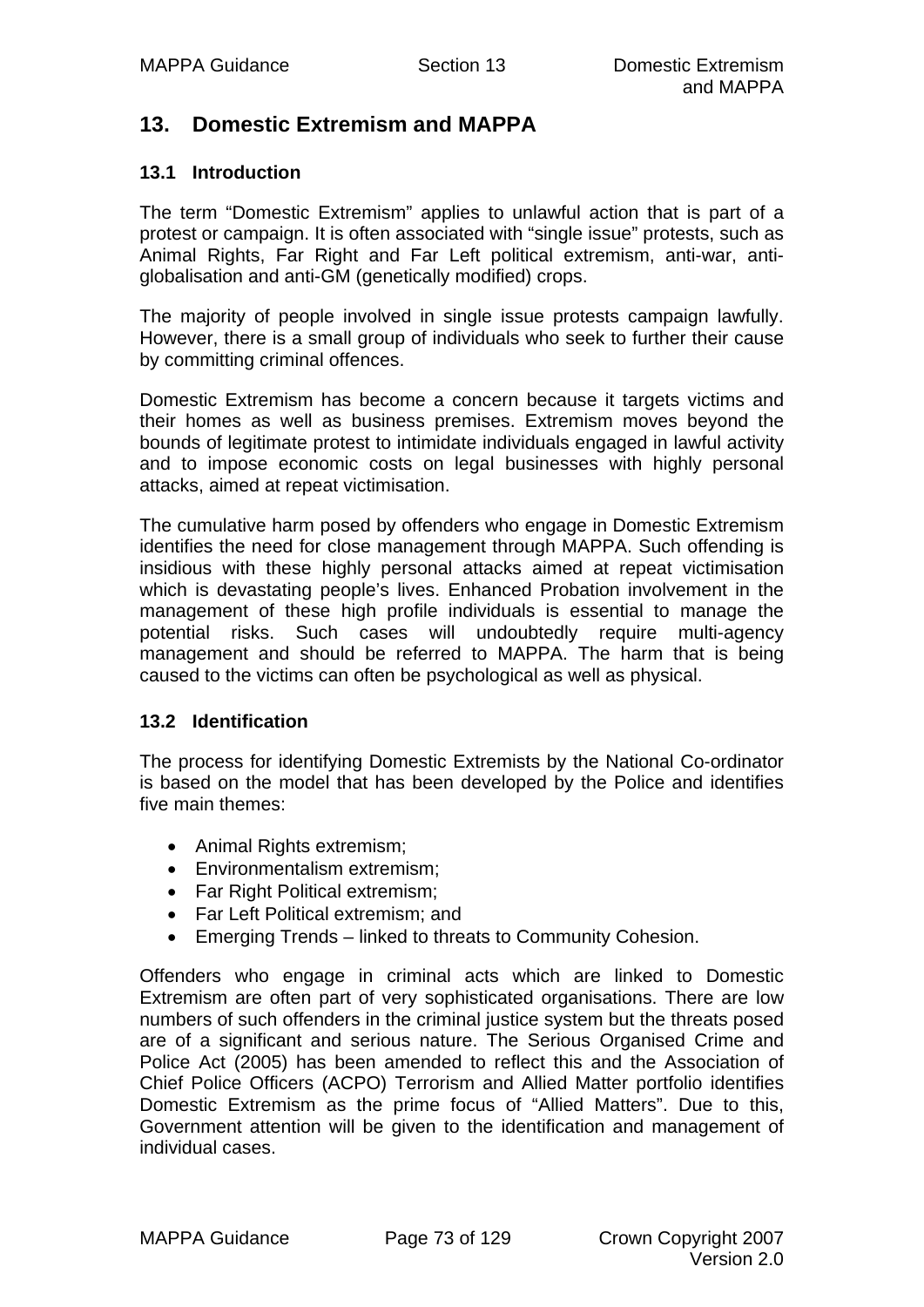## 13. Domestic Extremism and MAPPA

### 13.1 Introduction

The term “Domestic Extremism” applies to unlawful action that is part of a protest or campaign. It is often associated with “single issue” protests, such as Animal Rights, Far Right and Far Left political extremism, anti-war, anti-globalisation and anti-GM (genetically modified) crops.

The majority of people involved in single issue protests campaign lawfully. However, there is a small group of individuals who seek to further their cause by committing criminal offences.

Domestic Extremism has become a concern because it targets victims and their homes as well as business premises. Extremism moves beyond the bounds of legitimate protest to intimidate individuals engaged in lawful activity and to impose economic costs on legal businesses with highly personal attacks, aimed at repeat victimisation.

The cumulative harm posed by offenders who engage in Domestic Extremism identifies the need for close management through MAPPA. Such offending is insidious with these highly personal attacks aimed at repeat victimisation which is devastating people’s lives. Enhanced Probation involvement in the management of these high profile individuals is essential to manage the potential risks. Such cases will undoubtedly require multi-agency management and should be referred to MAPPA. The harm that is being caused to the victims can often be psychological as well as physical.

### 13.2 Identification

The process for identifying Domestic Extremists by the National Co-ordinator is based on the model that has been developed by the Police and identifies five main themes:

- Animal Rights extremism;
- Environmentalism extremism;
- Far Right Political extremism;
- Far Left Political extremism; and
- Emerging Trends – linked to threats to Community Cohesion.

Offenders who engage in criminal acts which are linked to Domestic Extremism are often part of very sophisticated organisations. There are low numbers of such offenders in the criminal justice system but the threats posed are of a significant and serious nature. The Serious Organised Crime and Police Act (2005) has been amended to reflect this and the Association of Chief Police Officers (ACPO) Terrorism and Allied Matter portfolio identifies Domestic Extremism as the prime focus of “Allied Matters”. Due to this, Government attention will be given to the identification and management of individual cases.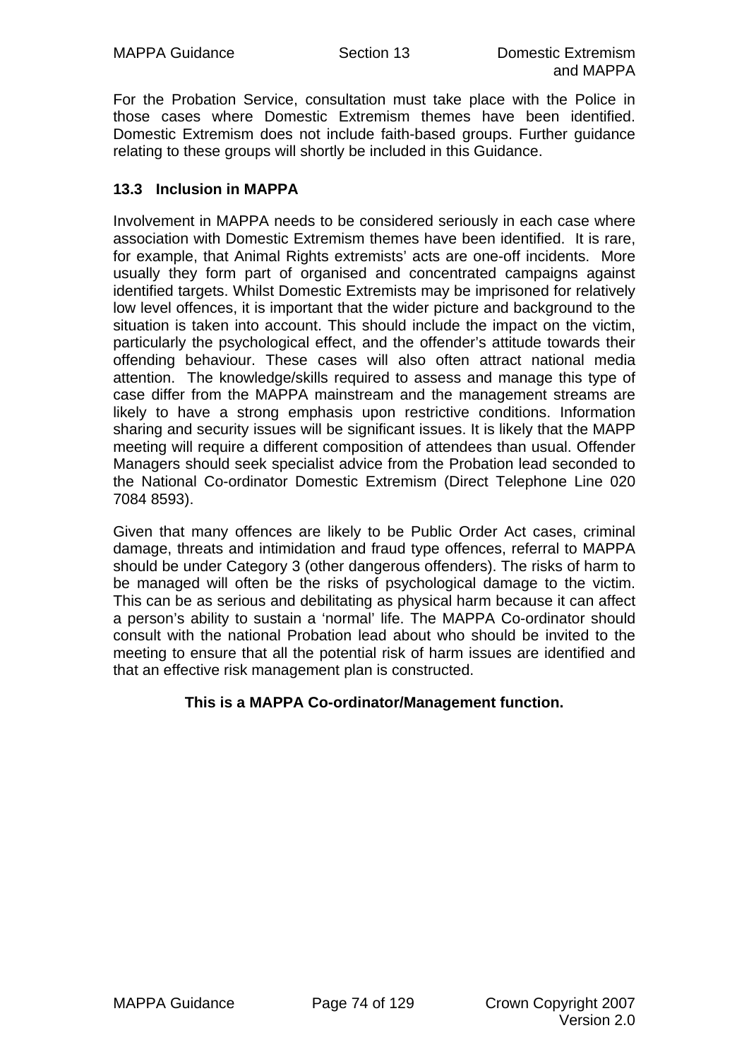For the Probation Service, consultation must take place with the Police in those cases where Domestic Extremism themes have been identified. Domestic Extremism does not include faith-based groups. Further guidance relating to these groups will shortly be included in this Guidance.

### 13.3 Inclusion in MAPPA

Involvement in MAPPA needs to be considered seriously in each case where association with Domestic Extremism themes have been identified. It is rare, for example, that Animal Rights extremists' acts are one-off incidents. More usually they form part of organised and concentrated campaigns against identified targets. Whilst Domestic Extremists may be imprisoned for relatively low level offences, it is important that the wider picture and background to the situation is taken into account. This should include the impact on the victim, particularly the psychological effect, and the offender's attitude towards their offending behaviour. These cases will also often attract national media attention. The knowledge/skills required to assess and manage this type of case differ from the MAPPA mainstream and the management streams are likely to have a strong emphasis upon restrictive conditions. Information sharing and security issues will be significant issues. It is likely that the MAPP meeting will require a different composition of attendees than usual. Offender Managers should seek specialist advice from the Probation lead seconded to the National Co-ordinator Domestic Extremism (Direct Telephone Line 020 7084 8593).

Given that many offences are likely to be Public Order Act cases, criminal damage, threats and intimidation and fraud type offences, referral to MAPPA should be under Category 3 (other dangerous offenders). The risks of harm to be managed will often be the risks of psychological damage to the victim. This can be as serious and debilitating as physical harm because it can affect a person's ability to sustain a 'normal' life. The MAPPA Co-ordinator should consult with the national Probation lead about who should be invited to the meeting to ensure that all the potential risk of harm issues are identified and that an effective risk management plan is constructed.

**This is a MAPPA Co-ordinator/Management function.**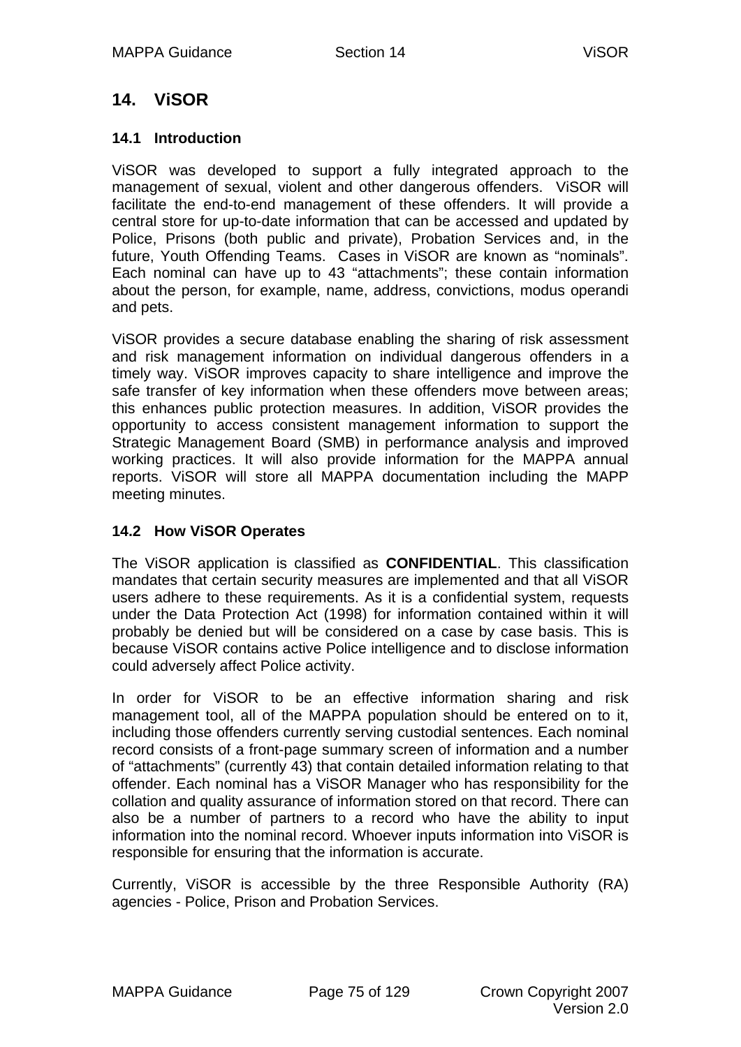## 14. ViSOR

### 14.1 Introduction

ViSOR was developed to support a fully integrated approach to the management of sexual, violent and other dangerous offenders. ViSOR will facilitate the end-to-end management of these offenders. It will provide a central store for up-to-date information that can be accessed and updated by Police, Prisons (both public and private), Probation Services and, in the future, Youth Offending Teams. Cases in ViSOR are known as "nominals". Each nominal can have up to 43 "attachments"; these contain information about the person, for example, name, address, convictions, modus operandi and pets.

ViSOR provides a secure database enabling the sharing of risk assessment and risk management information on individual dangerous offenders in a timely way. ViSOR improves capacity to share intelligence and improve the safe transfer of key information when these offenders move between areas; this enhances public protection measures. In addition, ViSOR provides the opportunity to access consistent management information to support the Strategic Management Board (SMB) in performance analysis and improved working practices. It will also provide information for the MAPPA annual reports. ViSOR will store all MAPPA documentation including the MAPP meeting minutes.

### 14.2 How ViSOR Operates

The ViSOR application is classified as **CONFIDENTIAL**. This classification mandates that certain security measures are implemented and that all ViSOR users adhere to these requirements. As it is a confidential system, requests under the Data Protection Act (1998) for information contained within it will probably be denied but will be considered on a case by case basis. This is because ViSOR contains active Police intelligence and to disclose information could adversely affect Police activity.

In order for ViSOR to be an effective information sharing and risk management tool, all of the MAPPA population should be entered on to it, including those offenders currently serving custodial sentences. Each nominal record consists of a front-page summary screen of information and a number of "attachments" (currently 43) that contain detailed information relating to that offender. Each nominal has a ViSOR Manager who has responsibility for the collation and quality assurance of information stored on that record. There can also be a number of partners to a record who have the ability to input information into the nominal record. Whoever inputs information into ViSOR is responsible for ensuring that the information is accurate.

Currently, ViSOR is accessible by the three Responsible Authority (RA) agencies - Police, Prison and Probation Services.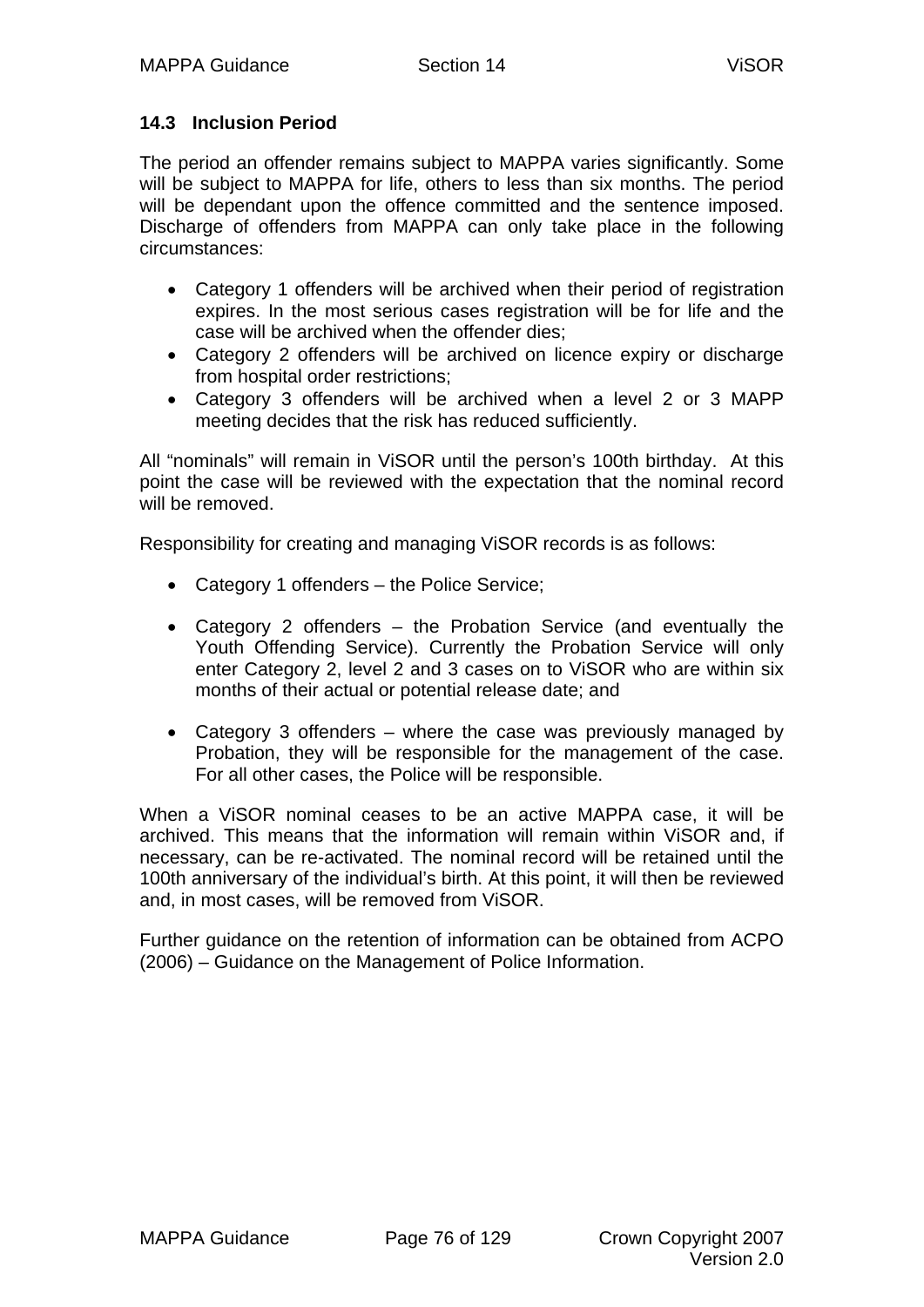### 14.3 Inclusion Period

The period an offender remains subject to MAPPA varies significantly. Some will be subject to MAPPA for life, others to less than six months. The period will be dependant upon the offence committed and the sentence imposed. Discharge of offenders from MAPPA can only take place in the following circumstances:

- Category 1 offenders will be archived when their period of registration expires. In the most serious cases registration will be for life and the case will be archived when the offender dies;
- Category 2 offenders will be archived on licence expiry or discharge from hospital order restrictions;
- Category 3 offenders will be archived when a level 2 or 3 MAPP meeting decides that the risk has reduced sufficiently.

All "nominals" will remain in ViSOR until the person's 100th birthday. At this point the case will be reviewed with the expectation that the nominal record will be removed.

Responsibility for creating and managing ViSOR records is as follows:

- Category 1 offenders – the Police Service;

- Category 2 offenders – the Probation Service (and eventually the Youth Offending Service). Currently the Probation Service will only enter Category 2, level 2 and 3 cases on to ViSOR who are within six months of their actual or potential release date; and

- Category 3 offenders – where the case was previously managed by Probation, they will be responsible for the management of the case. For all other cases, the Police will be responsible.

When a ViSOR nominal ceases to be an active MAPPA case, it will be archived. This means that the information will remain within ViSOR and, if necessary, can be re-activated. The nominal record will be retained until the 100th anniversary of the individual's birth. At this point, it will then be reviewed and, in most cases, will be removed from ViSOR.

Further guidance on the retention of information can be obtained from ACPO (2006) – Guidance on the Management of Police Information.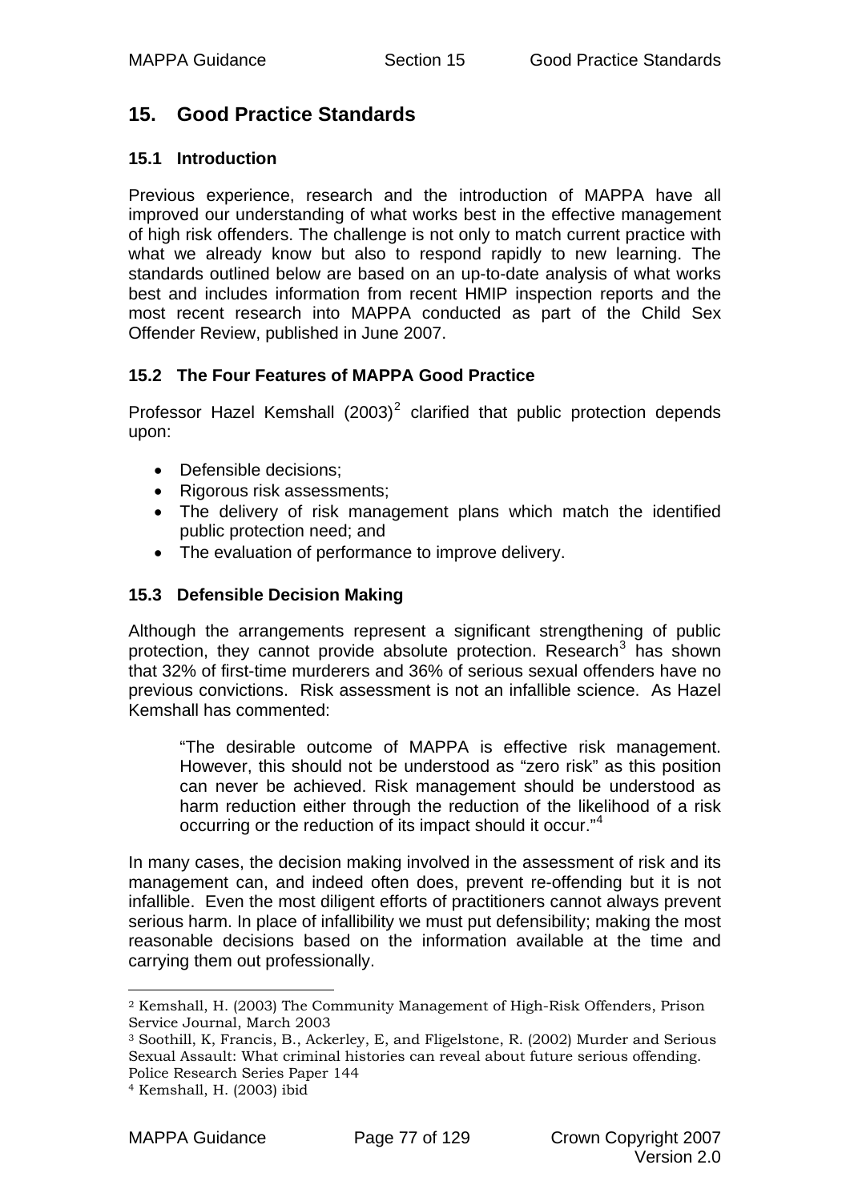## 15. Good Practice Standards

### 15.1 Introduction

Previous experience, research and the introduction of MAPPA have all improved our understanding of what works best in the effective management of high risk offenders. The challenge is not only to match current practice with what we already know but also to respond rapidly to new learning. The standards outlined below are based on an up-to-date analysis of what works best and includes information from recent HMIP inspection reports and the most recent research into MAPPA conducted as part of the Child Sex Offender Review, published in June 2007.

### 15.2 The Four Features of MAPPA Good Practice

Professor Hazel Kemshall (2003)[2] clarified that public protection depends upon:

- Defensible decisions;
- Rigorous risk assessments;
- The delivery of risk management plans which match the identified public protection need; and
- The evaluation of performance to improve delivery.

### 15.3 Defensible Decision Making

Although the arrangements represent a significant strengthening of public protection, they cannot provide absolute protection. Research[3] has shown that 32% of first-time murderers and 36% of serious sexual offenders have no previous convictions. Risk assessment is not an infallible science. As Hazel Kemshall has commented:

> "The desirable outcome of MAPPA is effective risk management. However, this should not be understood as "zero risk" as this position can never be achieved. Risk management should be understood as harm reduction either through the reduction of the likelihood of a risk occurring or the reduction of its impact should it occur."[4]

In many cases, the decision making involved in the assessment of risk and its management can, and indeed often does, prevent re-offending but it is not infallible. Even the most diligent efforts of practitioners cannot always prevent serious harm. In place of infallibility we must put defensibility; making the most reasonable decisions based on the information available at the time and carrying them out professionally.

---

[2] Kemshall, H. (2003) The Community Management of High-Risk Offenders, Prison Service Journal, March 2003

[3] Soothill, K, Francis, B., Ackerley, E, and Fligelstone, R. (2002) Murder and Serious Sexual Assault: What criminal histories can reveal about future serious offending. Police Research Series Paper 144

[4] Kemshall, H. (2003) ibid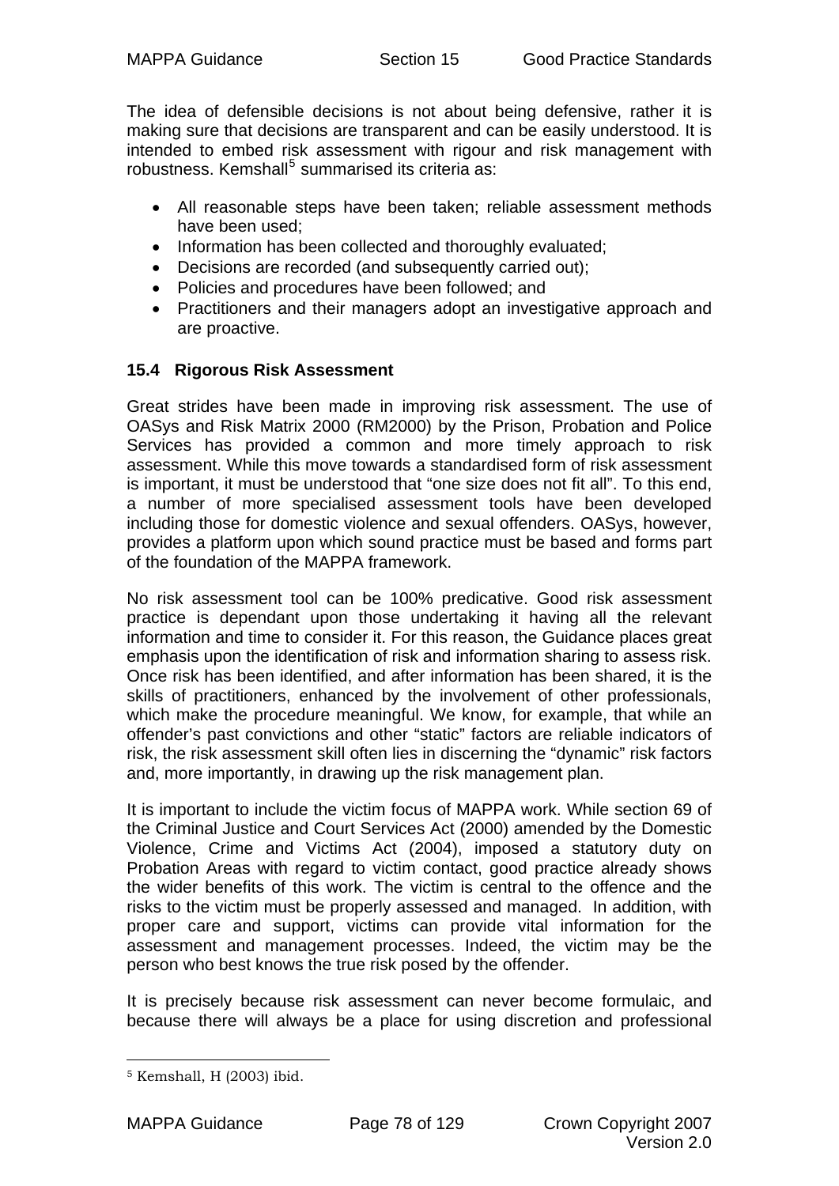The idea of defensible decisions is not about being defensive, rather it is making sure that decisions are transparent and can be easily understood. It is intended to embed risk assessment with rigour and risk management with robustness. Kemshall[5] summarised its criteria as:

- All reasonable steps have been taken; reliable assessment methods have been used;
- Information has been collected and thoroughly evaluated;
- Decisions are recorded (and subsequently carried out);
- Policies and procedures have been followed; and
- Practitioners and their managers adopt an investigative approach and are proactive.

### 15.4 Rigorous Risk Assessment

Great strides have been made in improving risk assessment. The use of OASys and Risk Matrix 2000 (RM2000) by the Prison, Probation and Police Services has provided a common and more timely approach to risk assessment. While this move towards a standardised form of risk assessment is important, it must be understood that "one size does not fit all". To this end, a number of more specialised assessment tools have been developed including those for domestic violence and sexual offenders. OASys, however, provides a platform upon which sound practice must be based and forms part of the foundation of the MAPPA framework.

No risk assessment tool can be 100% predicative. Good risk assessment practice is dependant upon those undertaking it having all the relevant information and time to consider it. For this reason, the Guidance places great emphasis upon the identification of risk and information sharing to assess risk. Once risk has been identified, and after information has been shared, it is the skills of practitioners, enhanced by the involvement of other professionals, which make the procedure meaningful. We know, for example, that while an offender's past convictions and other "static" factors are reliable indicators of risk, the risk assessment skill often lies in discerning the "dynamic" risk factors and, more importantly, in drawing up the risk management plan.

It is important to include the victim focus of MAPPA work. While section 69 of the Criminal Justice and Court Services Act (2000) amended by the Domestic Violence, Crime and Victims Act (2004), imposed a statutory duty on Probation Areas with regard to victim contact, good practice already shows the wider benefits of this work. The victim is central to the offence and the risks to the victim must be properly assessed and managed. In addition, with proper care and support, victims can provide vital information for the assessment and management processes. Indeed, the victim may be the person who best knows the true risk posed by the offender.

It is precisely because risk assessment can never become formulaic, and because there will always be a place for using discretion and professional

[5] Kemshall, H (2003) ibid.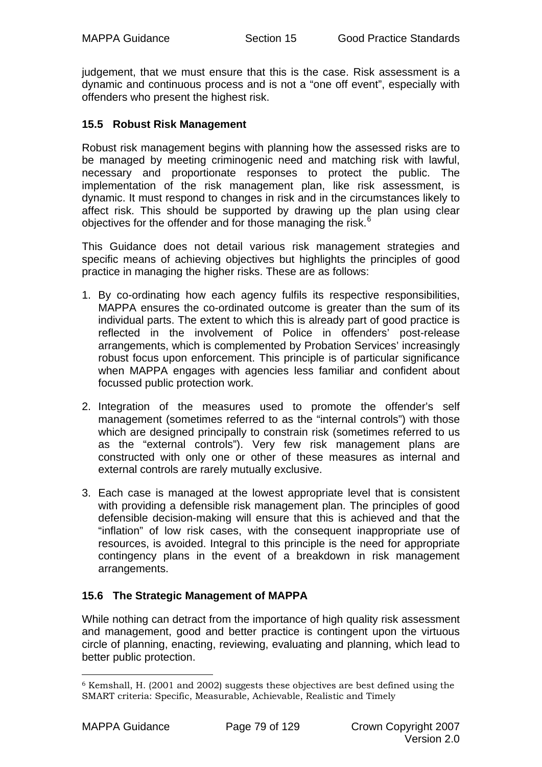judgement, that we must ensure that this is the case. Risk assessment is a dynamic and continuous process and is not a “one off event”, especially with offenders who present the highest risk.

### 15.5 Robust Risk Management

Robust risk management begins with planning how the assessed risks are to be managed by meeting criminogenic need and matching risk with lawful, necessary and proportionate responses to protect the public. The implementation of the risk management plan, like risk assessment, is dynamic. It must respond to changes in risk and in the circumstances likely to affect risk. This should be supported by drawing up the plan using clear objectives for the offender and for those managing the risk.[6]

This Guidance does not detail various risk management strategies and specific means of achieving objectives but highlights the principles of good practice in managing the higher risks. These are as follows:

1. By co-ordinating how each agency fulfils its respective responsibilities, MAPPA ensures the co-ordinated outcome is greater than the sum of its individual parts. The extent to which this is already part of good practice is reflected in the involvement of Police in offenders' post-release arrangements, which is complemented by Probation Services' increasingly robust focus upon enforcement. This principle is of particular significance when MAPPA engages with agencies less familiar and confident about focussed public protection work.

2. Integration of the measures used to promote the offender's self management (sometimes referred to as the “internal controls”) with those which are designed principally to constrain risk (sometimes referred to us as the “external controls”). Very few risk management plans are constructed with only one or other of these measures as internal and external controls are rarely mutually exclusive.

3. Each case is managed at the lowest appropriate level that is consistent with providing a defensible risk management plan. The principles of good defensible decision-making will ensure that this is achieved and that the “inflation” of low risk cases, with the consequent inappropriate use of resources, is avoided. Integral to this principle is the need for appropriate contingency plans in the event of a breakdown in risk management arrangements.

### 15.6 The Strategic Management of MAPPA

While nothing can detract from the importance of high quality risk assessment and management, good and better practice is contingent upon the virtuous circle of planning, enacting, reviewing, evaluating and planning, which lead to better public protection.

---

[6] Kemshall, H. (2001 and 2002) suggests these objectives are best defined using the SMART criteria: Specific, Measurable, Achievable, Realistic and Timely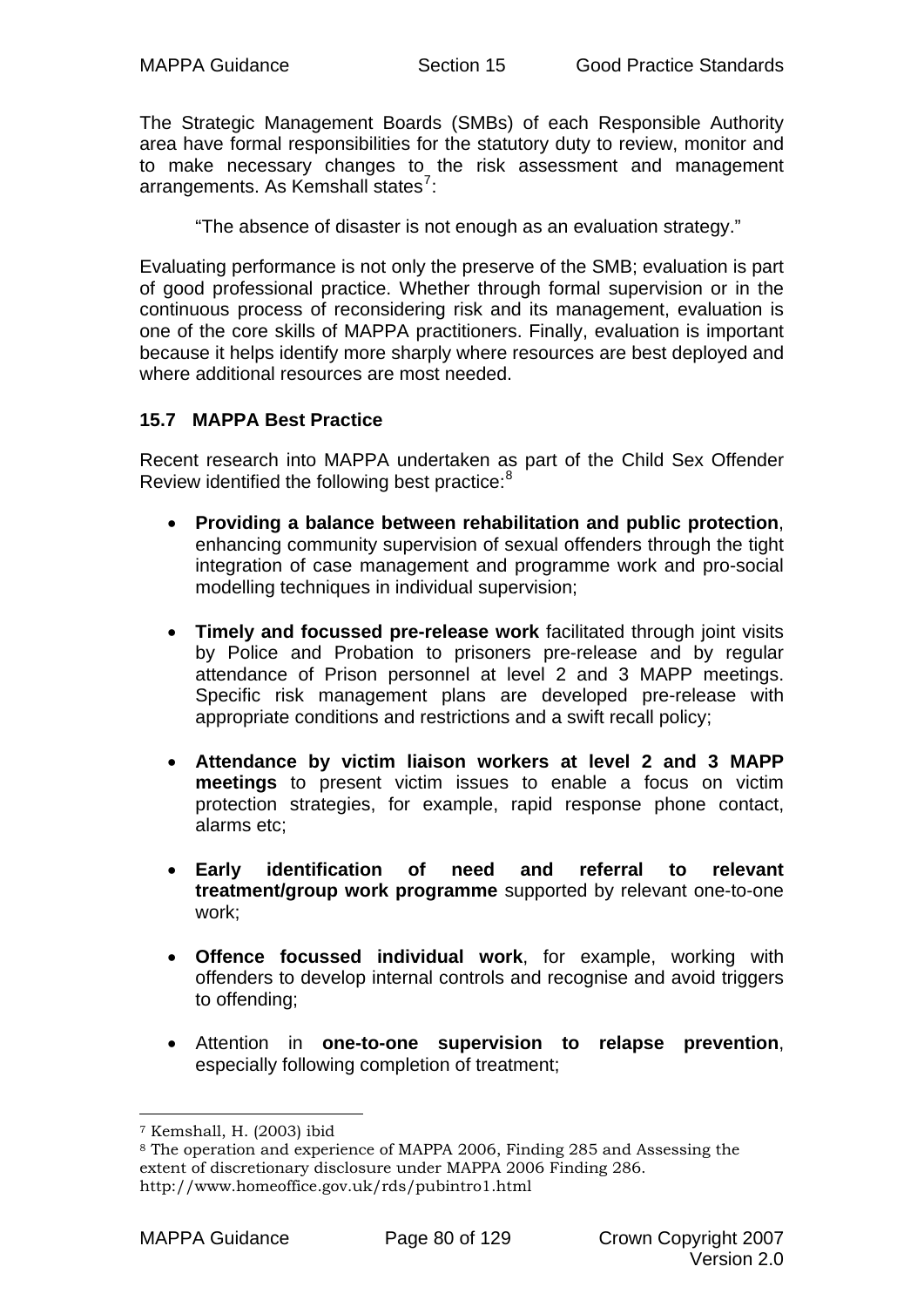The Strategic Management Boards (SMBs) of each Responsible Authority area have formal responsibilities for the statutory duty to review, monitor and to make necessary changes to the risk assessment and management arrangements. As Kemshall states[7]:

> "The absence of disaster is not enough as an evaluation strategy."

Evaluating performance is not only the preserve of the SMB; evaluation is part of good professional practice. Whether through formal supervision or in the continuous process of reconsidering risk and its management, evaluation is one of the core skills of MAPPA practitioners. Finally, evaluation is important because it helps identify more sharply where resources are best deployed and where additional resources are most needed.

### 15.7 MAPPA Best Practice

Recent research into MAPPA undertaken as part of the Child Sex Offender Review identified the following best practice:[8]

- **Providing a balance between rehabilitation and public protection**, enhancing community supervision of sexual offenders through the tight integration of case management and programme work and pro-social modelling techniques in individual supervision;
- **Timely and focussed pre-release work** facilitated through joint visits by Police and Probation to prisoners pre-release and by regular attendance of Prison personnel at level 2 and 3 MAPP meetings. Specific risk management plans are developed pre-release with appropriate conditions and restrictions and a swift recall policy;
- **Attendance by victim liaison workers at level 2 and 3 MAPP meetings** to present victim issues to enable a focus on victim protection strategies, for example, rapid response phone contact, alarms etc;
- **Early identification of need and referral to relevant treatment/group work programme** supported by relevant one-to-one work;
- **Offence focussed individual work**, for example, working with offenders to develop internal controls and recognise and avoid triggers to offending;
- Attention in **one-to-one supervision to relapse prevention**, especially following completion of treatment;

---

[7] Kemshall, H. (2003) ibid

[8] The operation and experience of MAPPA 2006, Finding 285 and Assessing the extent of discretionary disclosure under MAPPA 2006 Finding 286. http://www.homeoffice.gov.uk/rds/pubintro1.html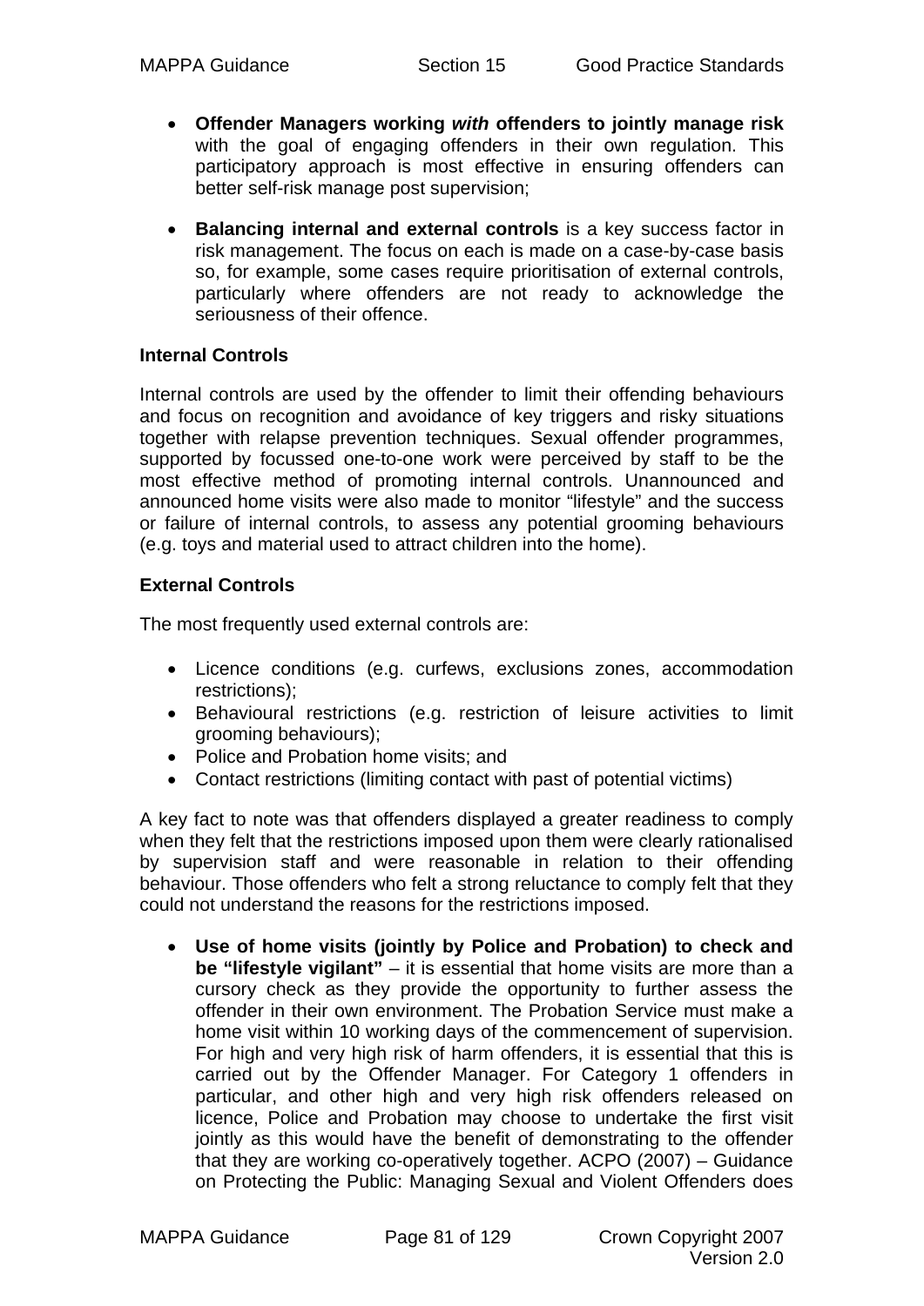- **Offender Managers working *with* offenders to jointly manage risk** with the goal of engaging offenders in their own regulation. This participatory approach is most effective in ensuring offenders can better self-risk manage post supervision;

- **Balancing internal and external controls** is a key success factor in risk management. The focus on each is made on a case-by-case basis so, for example, some cases require prioritisation of external controls, particularly where offenders are not ready to acknowledge the seriousness of their offence.

**Internal Controls**

Internal controls are used by the offender to limit their offending behaviours and focus on recognition and avoidance of key triggers and risky situations together with relapse prevention techniques. Sexual offender programmes, supported by focussed one-to-one work were perceived by staff to be the most effective method of promoting internal controls. Unannounced and announced home visits were also made to monitor "lifestyle" and the success or failure of internal controls, to assess any potential grooming behaviours (e.g. toys and material used to attract children into the home).

**External Controls**

The most frequently used external controls are:

- Licence conditions (e.g. curfews, exclusions zones, accommodation restrictions);
- Behavioural restrictions (e.g. restriction of leisure activities to limit grooming behaviours);
- Police and Probation home visits; and
- Contact restrictions (limiting contact with past of potential victims)

A key fact to note was that offenders displayed a greater readiness to comply when they felt that the restrictions imposed upon them were clearly rationalised by supervision staff and were reasonable in relation to their offending behaviour. Those offenders who felt a strong reluctance to comply felt that they could not understand the reasons for the restrictions imposed.

- **Use of home visits (jointly by Police and Probation) to check and be "lifestyle vigilant"** – it is essential that home visits are more than a cursory check as they provide the opportunity to further assess the offender in their own environment. The Probation Service must make a home visit within 10 working days of the commencement of supervision. For high and very high risk of harm offenders, it is essential that this is carried out by the Offender Manager. For Category 1 offenders in particular, and other high and very high risk offenders released on licence, Police and Probation may choose to undertake the first visit jointly as this would have the benefit of demonstrating to the offender that they are working co-operatively together. ACPO (2007) – Guidance on Protecting the Public: Managing Sexual and Violent Offenders does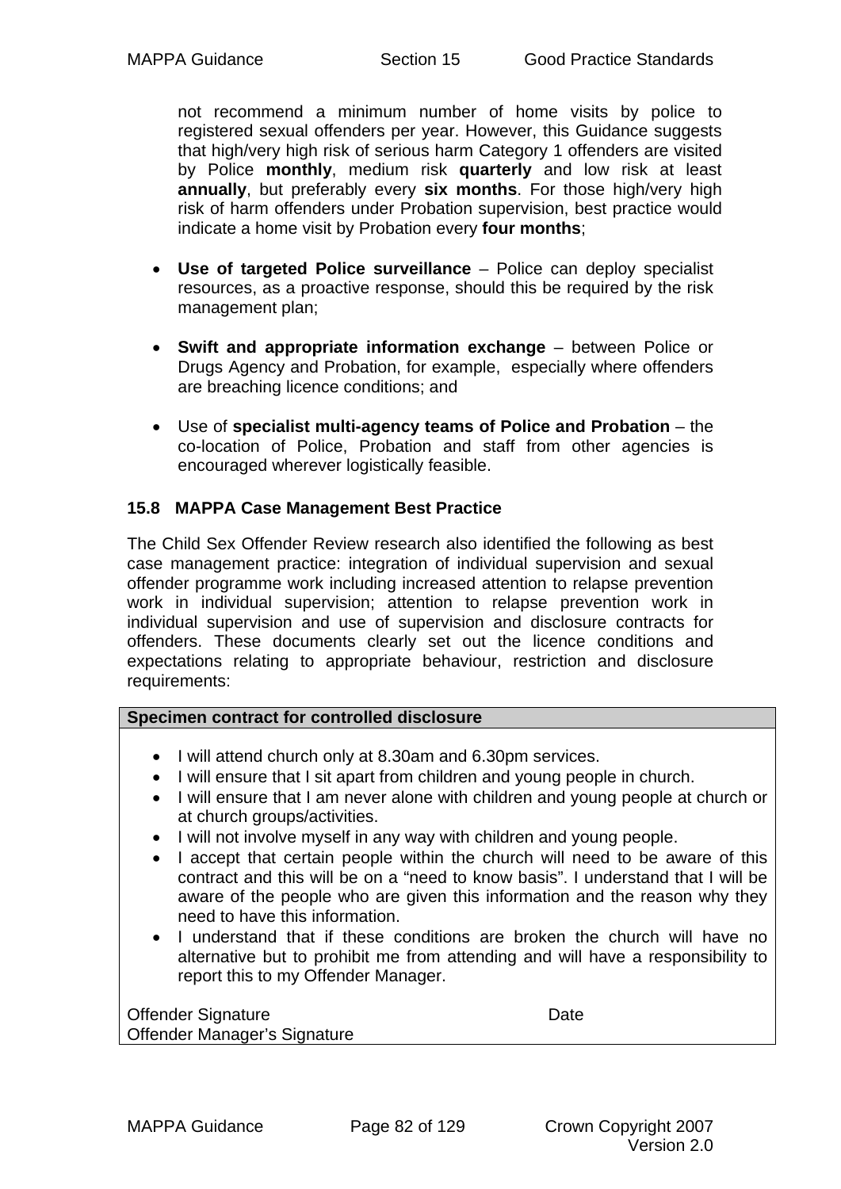not recommend a minimum number of home visits by police to registered sexual offenders per year. However, this Guidance suggests that high/very high risk of serious harm Category 1 offenders are visited by Police **monthly**, medium risk **quarterly** and low risk at least **annually**, but preferably every **six months**. For those high/very high risk of harm offenders under Probation supervision, best practice would indicate a home visit by Probation every **four months**;

- **Use of targeted Police surveillance** – Police can deploy specialist resources, as a proactive response, should this be required by the risk management plan;
- **Swift and appropriate information exchange** – between Police or Drugs Agency and Probation, for example, especially where offenders are breaching licence conditions; and
- Use of **specialist multi-agency teams of Police and Probation** – the co-location of Police, Probation and staff from other agencies is encouraged wherever logistically feasible.

### 15.8 MAPPA Case Management Best Practice

The Child Sex Offender Review research also identified the following as best case management practice: integration of individual supervision and sexual offender programme work including increased attention to relapse prevention work in individual supervision; attention to relapse prevention work in individual supervision and use of supervision and disclosure contracts for offenders. These documents clearly set out the licence conditions and expectations relating to appropriate behaviour, restriction and disclosure requirements:

**Specimen contract for controlled disclosure**

- I will attend church only at 8.30am and 6.30pm services.
- I will ensure that I sit apart from children and young people in church.
- I will ensure that I am never alone with children and young people at church or at church groups/activities.
- I will not involve myself in any way with children and young people.
- I accept that certain people within the church will need to be aware of this contract and this will be on a "need to know basis". I understand that I will be aware of the people who are given this information and the reason why they need to have this information.
- I understand that if these conditions are broken the church will have no alternative but to prohibit me from attending and will have a responsibility to report this to my Offender Manager.

Offender Signature Date
Offender Manager's Signature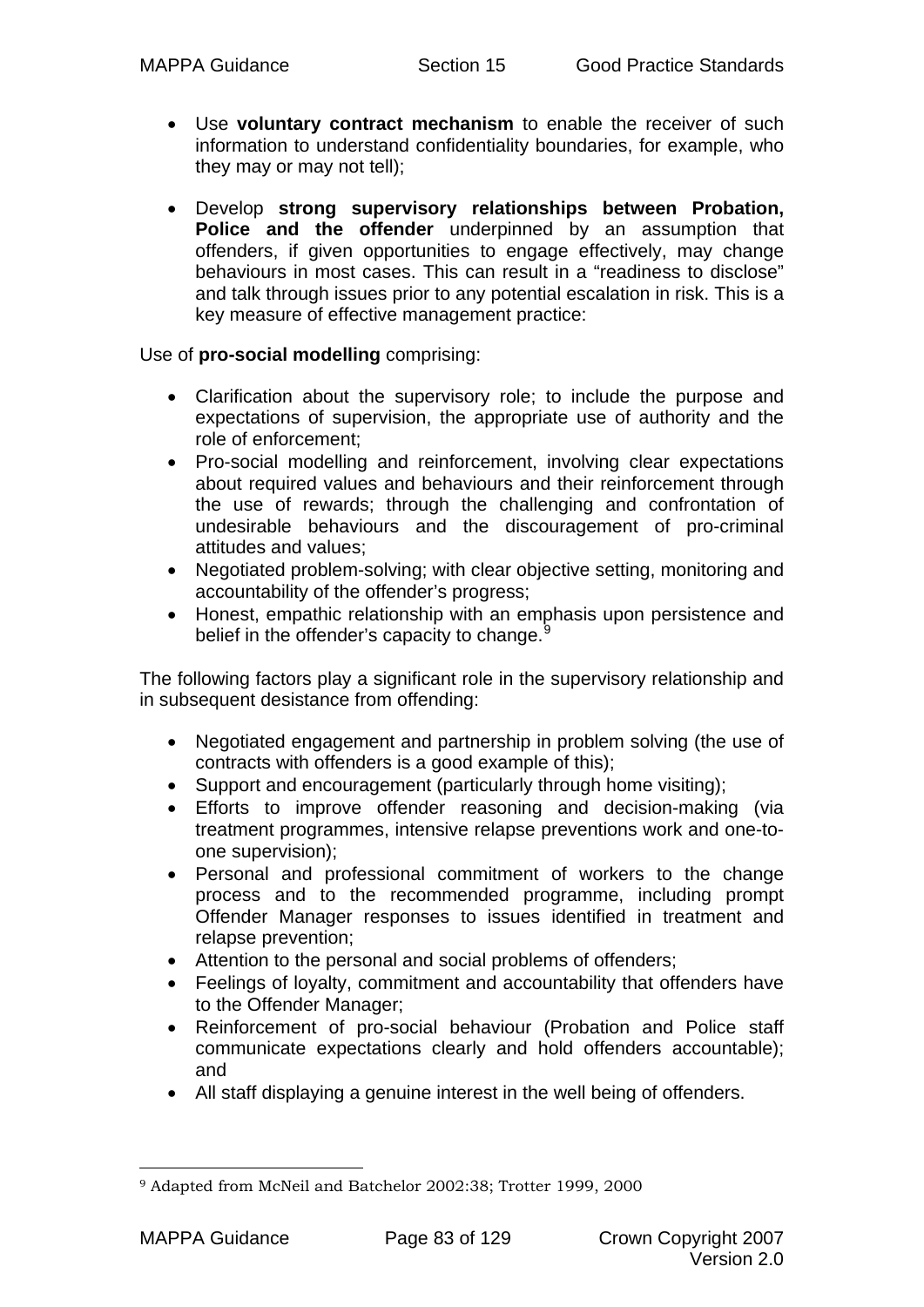- Use **voluntary contract mechanism** to enable the receiver of such information to understand confidentiality boundaries, for example, who they may or may not tell);

- Develop **strong supervisory relationships between Probation, Police and the offender** underpinned by an assumption that offenders, if given opportunities to engage effectively, may change behaviours in most cases. This can result in a "readiness to disclose" and talk through issues prior to any potential escalation in risk. This is a key measure of effective management practice:

Use of **pro-social modelling** comprising:

- Clarification about the supervisory role; to include the purpose and expectations of supervision, the appropriate use of authority and the role of enforcement;
- Pro-social modelling and reinforcement, involving clear expectations about required values and behaviours and their reinforcement through the use of rewards; through the challenging and confrontation of undesirable behaviours and the discouragement of pro-criminal attitudes and values;
- Negotiated problem-solving; with clear objective setting, monitoring and accountability of the offender's progress;
- Honest, empathic relationship with an emphasis upon persistence and belief in the offender's capacity to change.[9]

The following factors play a significant role in the supervisory relationship and in subsequent desistance from offending:

- Negotiated engagement and partnership in problem solving (the use of contracts with offenders is a good example of this);
- Support and encouragement (particularly through home visiting);
- Efforts to improve offender reasoning and decision-making (via treatment programmes, intensive relapse preventions work and one-to-one supervision);
- Personal and professional commitment of workers to the change process and to the recommended programme, including prompt Offender Manager responses to issues identified in treatment and relapse prevention;
- Attention to the personal and social problems of offenders;
- Feelings of loyalty, commitment and accountability that offenders have to the Offender Manager;
- Reinforcement of pro-social behaviour (Probation and Police staff communicate expectations clearly and hold offenders accountable); and
- All staff displaying a genuine interest in the well being of offenders.

---

[9] Adapted from McNeil and Batchelor 2002:38; Trotter 1999, 2000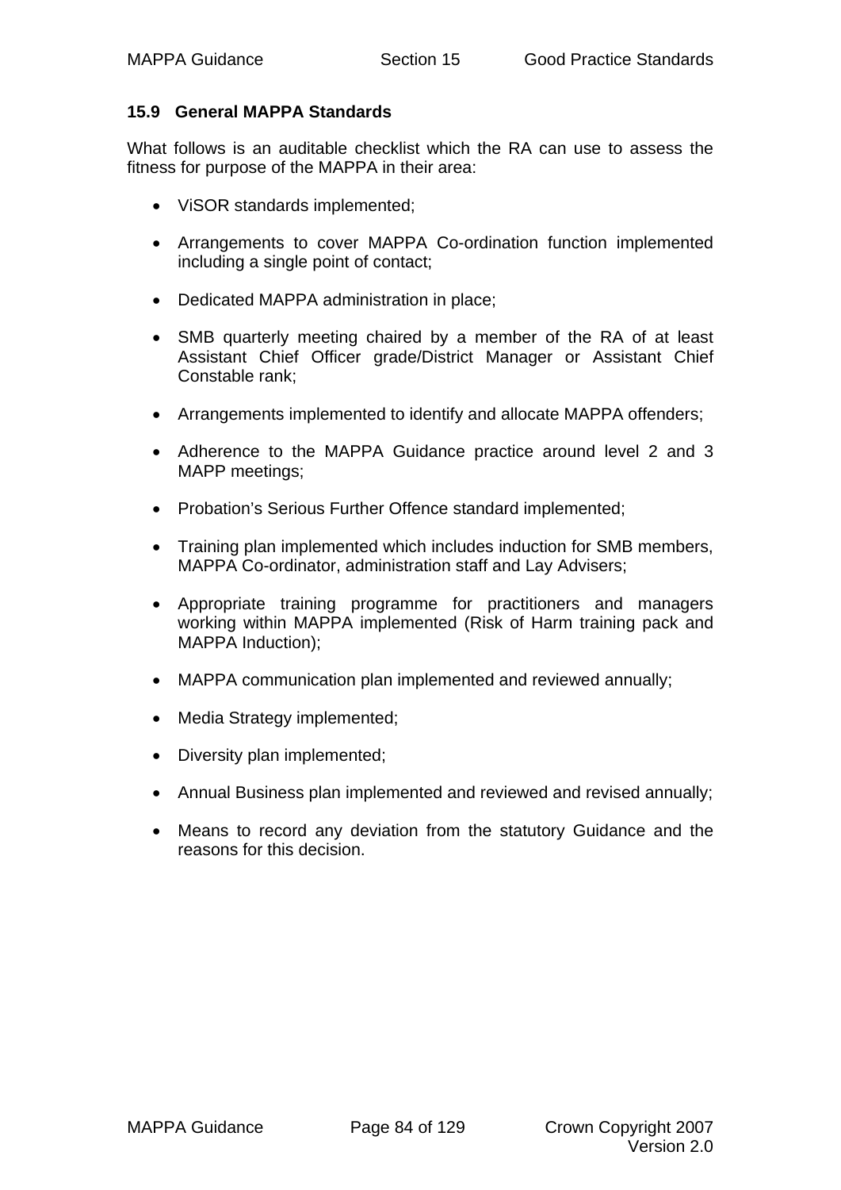## 15.9 General MAPPA Standards

What follows is an auditable checklist which the RA can use to assess the fitness for purpose of the MAPPA in their area:

- ViSOR standards implemented;
- Arrangements to cover MAPPA Co-ordination function implemented including a single point of contact;
- Dedicated MAPPA administration in place;
- SMB quarterly meeting chaired by a member of the RA of at least Assistant Chief Officer grade/District Manager or Assistant Chief Constable rank;
- Arrangements implemented to identify and allocate MAPPA offenders;
- Adherence to the MAPPA Guidance practice around level 2 and 3 MAPP meetings;
- Probation's Serious Further Offence standard implemented;
- Training plan implemented which includes induction for SMB members, MAPPA Co-ordinator, administration staff and Lay Advisers;
- Appropriate training programme for practitioners and managers working within MAPPA implemented (Risk of Harm training pack and MAPPA Induction);
- MAPPA communication plan implemented and reviewed annually;
- Media Strategy implemented;
- Diversity plan implemented;
- Annual Business plan implemented and reviewed and revised annually;
- Means to record any deviation from the statutory Guidance and the reasons for this decision.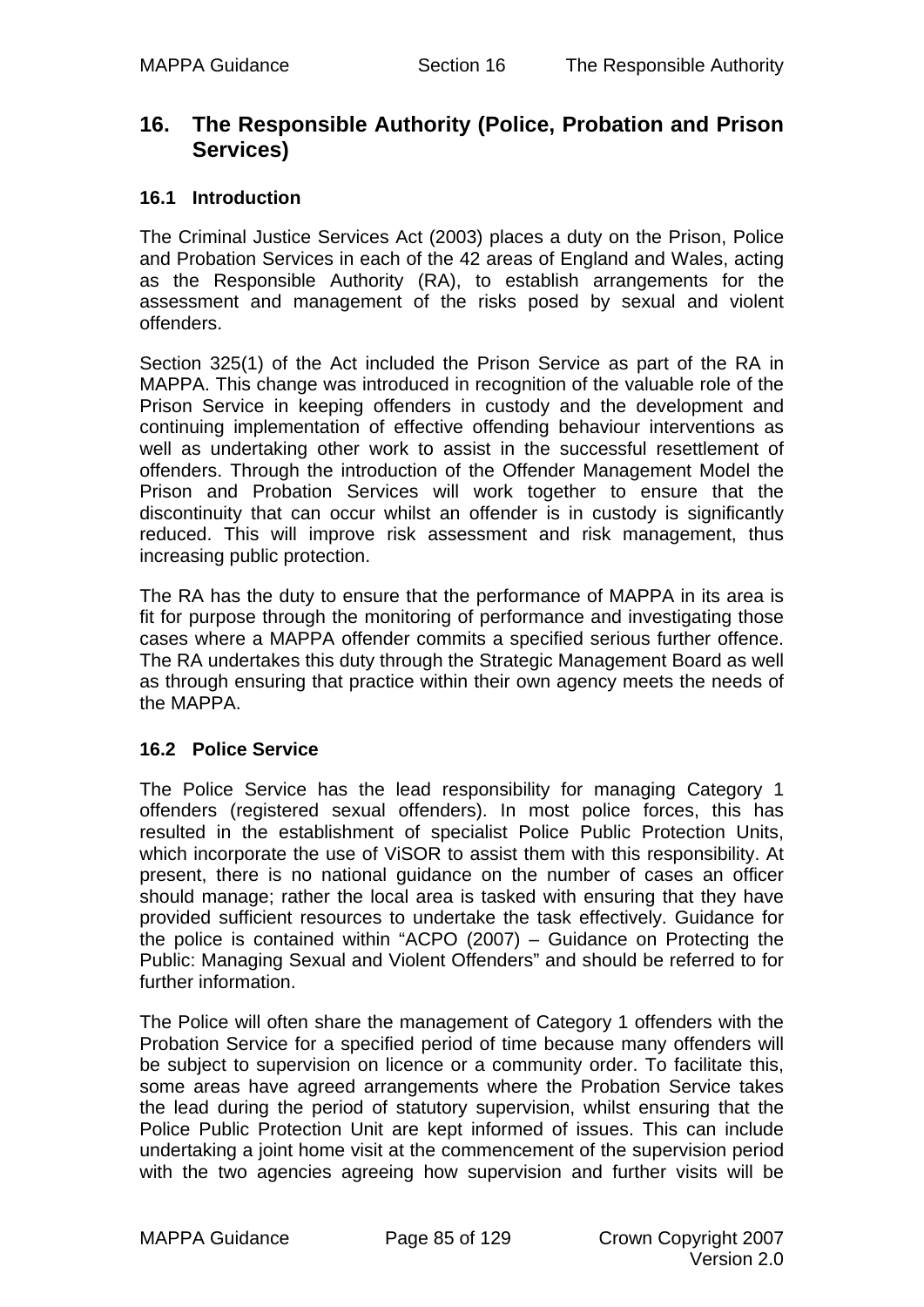## 16. The Responsible Authority (Police, Probation and Prison Services)

### 16.1 Introduction

The Criminal Justice Services Act (2003) places a duty on the Prison, Police and Probation Services in each of the 42 areas of England and Wales, acting as the Responsible Authority (RA), to establish arrangements for the assessment and management of the risks posed by sexual and violent offenders.

Section 325(1) of the Act included the Prison Service as part of the RA in MAPPA. This change was introduced in recognition of the valuable role of the Prison Service in keeping offenders in custody and the development and continuing implementation of effective offending behaviour interventions as well as undertaking other work to assist in the successful resettlement of offenders. Through the introduction of the Offender Management Model the Prison and Probation Services will work together to ensure that the discontinuity that can occur whilst an offender is in custody is significantly reduced. This will improve risk assessment and risk management, thus increasing public protection.

The RA has the duty to ensure that the performance of MAPPA in its area is fit for purpose through the monitoring of performance and investigating those cases where a MAPPA offender commits a specified serious further offence. The RA undertakes this duty through the Strategic Management Board as well as through ensuring that practice within their own agency meets the needs of the MAPPA.

### 16.2 Police Service

The Police Service has the lead responsibility for managing Category 1 offenders (registered sexual offenders). In most police forces, this has resulted in the establishment of specialist Police Public Protection Units, which incorporate the use of ViSOR to assist them with this responsibility. At present, there is no national guidance on the number of cases an officer should manage; rather the local area is tasked with ensuring that they have provided sufficient resources to undertake the task effectively. Guidance for the police is contained within "ACPO (2007) – Guidance on Protecting the Public: Managing Sexual and Violent Offenders" and should be referred to for further information.

The Police will often share the management of Category 1 offenders with the Probation Service for a specified period of time because many offenders will be subject to supervision on licence or a community order. To facilitate this, some areas have agreed arrangements where the Probation Service takes the lead during the period of statutory supervision, whilst ensuring that the Police Public Protection Unit are kept informed of issues. This can include undertaking a joint home visit at the commencement of the supervision period with the two agencies agreeing how supervision and further visits will be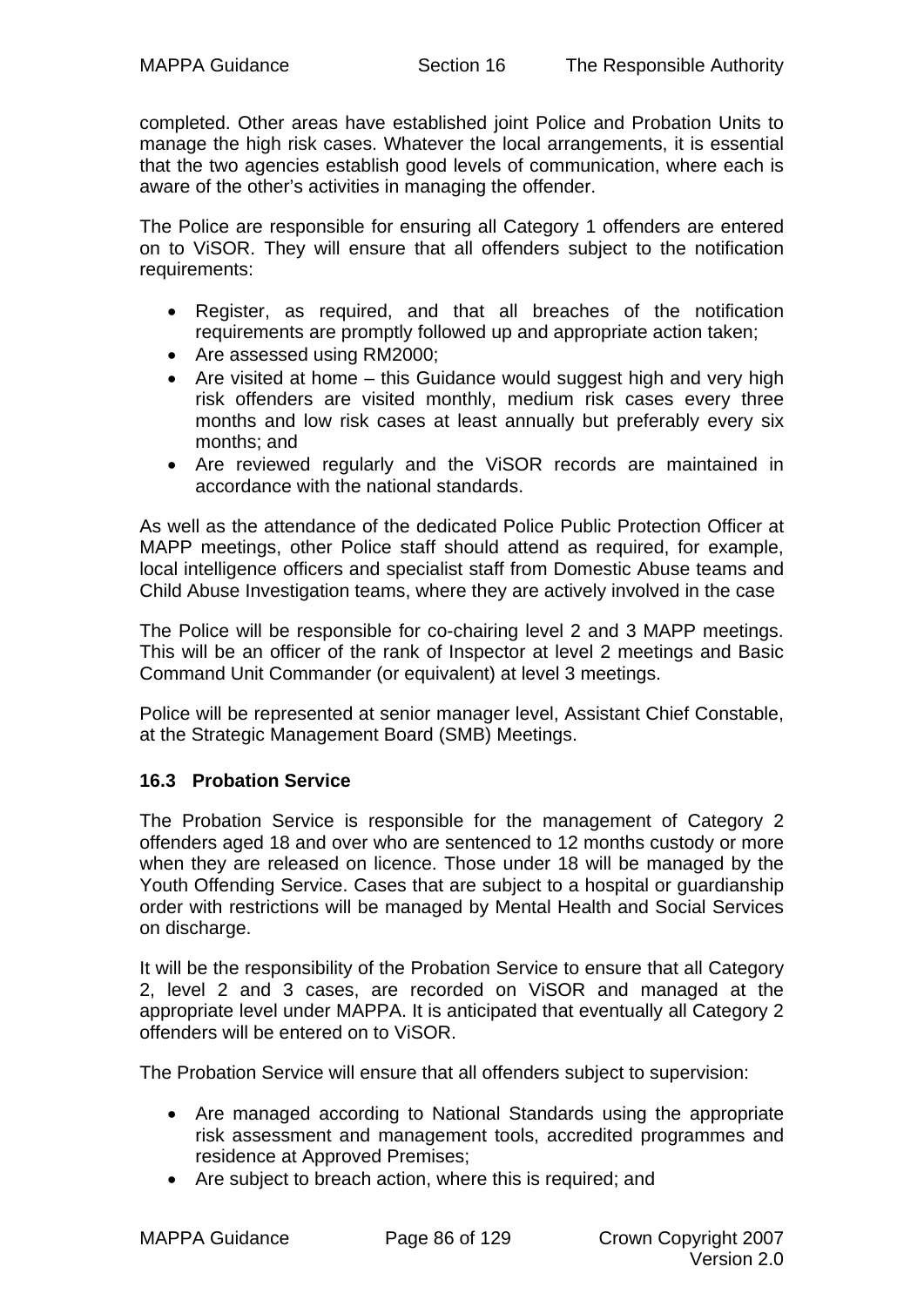completed. Other areas have established joint Police and Probation Units to manage the high risk cases. Whatever the local arrangements, it is essential that the two agencies establish good levels of communication, where each is aware of the other's activities in managing the offender.

The Police are responsible for ensuring all Category 1 offenders are entered on to ViSOR. They will ensure that all offenders subject to the notification requirements:

- Register, as required, and that all breaches of the notification requirements are promptly followed up and appropriate action taken;
- Are assessed using RM2000;
- Are visited at home – this Guidance would suggest high and very high risk offenders are visited monthly, medium risk cases every three months and low risk cases at least annually but preferably every six months; and
- Are reviewed regularly and the ViSOR records are maintained in accordance with the national standards.

As well as the attendance of the dedicated Police Public Protection Officer at MAPP meetings, other Police staff should attend as required, for example, local intelligence officers and specialist staff from Domestic Abuse teams and Child Abuse Investigation teams, where they are actively involved in the case

The Police will be responsible for co-chairing level 2 and 3 MAPP meetings. This will be an officer of the rank of Inspector at level 2 meetings and Basic Command Unit Commander (or equivalent) at level 3 meetings.

Police will be represented at senior manager level, Assistant Chief Constable, at the Strategic Management Board (SMB) Meetings.

### 16.3 Probation Service

The Probation Service is responsible for the management of Category 2 offenders aged 18 and over who are sentenced to 12 months custody or more when they are released on licence. Those under 18 will be managed by the Youth Offending Service. Cases that are subject to a hospital or guardianship order with restrictions will be managed by Mental Health and Social Services on discharge.

It will be the responsibility of the Probation Service to ensure that all Category 2, level 2 and 3 cases, are recorded on ViSOR and managed at the appropriate level under MAPPA. It is anticipated that eventually all Category 2 offenders will be entered on to ViSOR.

The Probation Service will ensure that all offenders subject to supervision:

- Are managed according to National Standards using the appropriate risk assessment and management tools, accredited programmes and residence at Approved Premises;
- Are subject to breach action, where this is required; and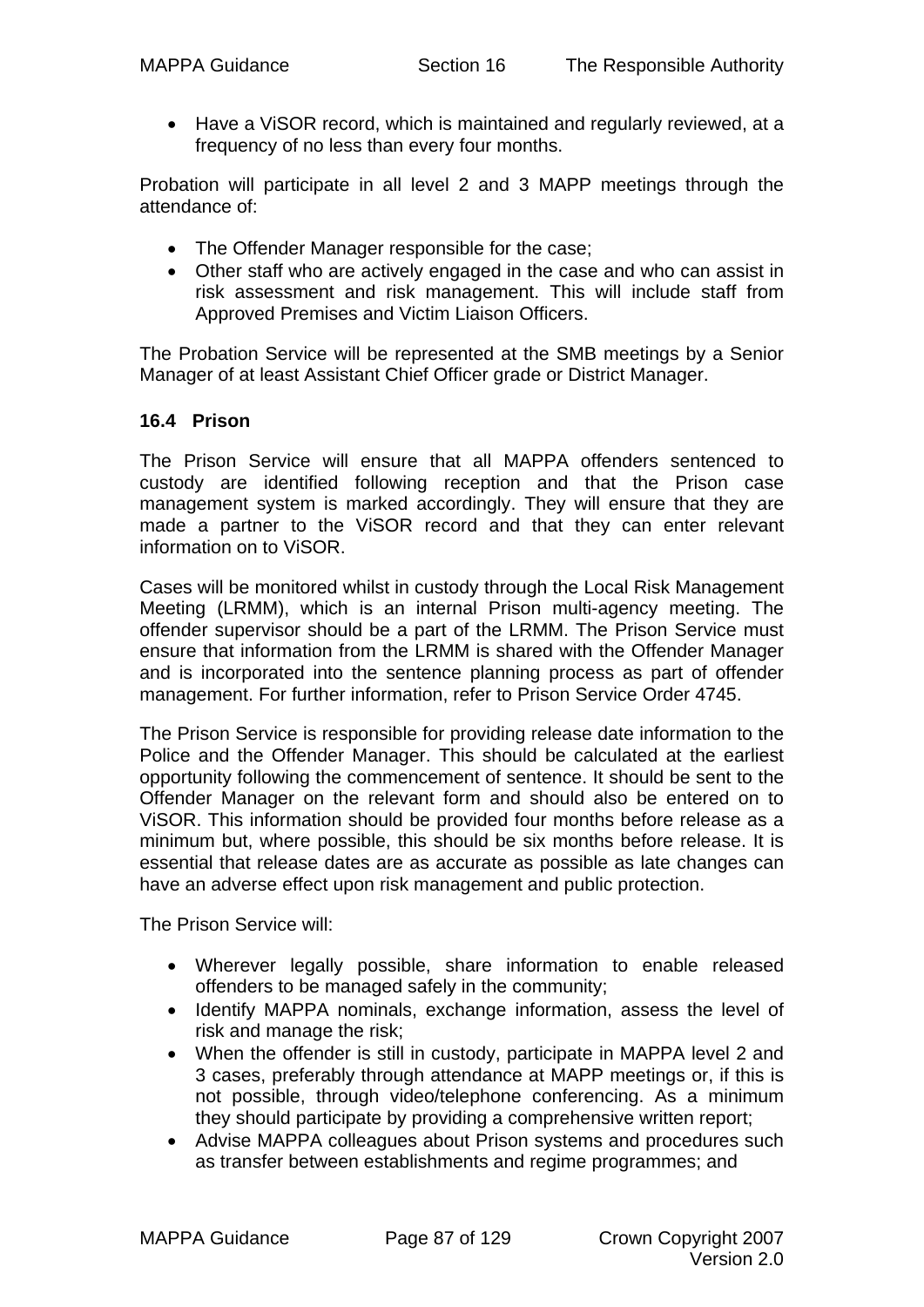- Have a ViSOR record, which is maintained and regularly reviewed, at a frequency of no less than every four months.

Probation will participate in all level 2 and 3 MAPP meetings through the attendance of:

- The Offender Manager responsible for the case;
- Other staff who are actively engaged in the case and who can assist in risk assessment and risk management. This will include staff from Approved Premises and Victim Liaison Officers.

The Probation Service will be represented at the SMB meetings by a Senior Manager of at least Assistant Chief Officer grade or District Manager.

### 16.4 Prison

The Prison Service will ensure that all MAPPA offenders sentenced to custody are identified following reception and that the Prison case management system is marked accordingly. They will ensure that they are made a partner to the ViSOR record and that they can enter relevant information on to ViSOR.

Cases will be monitored whilst in custody through the Local Risk Management Meeting (LRMM), which is an internal Prison multi-agency meeting. The offender supervisor should be a part of the LRMM. The Prison Service must ensure that information from the LRMM is shared with the Offender Manager and is incorporated into the sentence planning process as part of offender management. For further information, refer to Prison Service Order 4745.

The Prison Service is responsible for providing release date information to the Police and the Offender Manager. This should be calculated at the earliest opportunity following the commencement of sentence. It should be sent to the Offender Manager on the relevant form and should also be entered on to ViSOR. This information should be provided four months before release as a minimum but, where possible, this should be six months before release. It is essential that release dates are as accurate as possible as late changes can have an adverse effect upon risk management and public protection.

The Prison Service will:

- Wherever legally possible, share information to enable released offenders to be managed safely in the community;
- Identify MAPPA nominals, exchange information, assess the level of risk and manage the risk;
- When the offender is still in custody, participate in MAPPA level 2 and 3 cases, preferably through attendance at MAPP meetings or, if this is not possible, through video/telephone conferencing. As a minimum they should participate by providing a comprehensive written report;
- Advise MAPPA colleagues about Prison systems and procedures such as transfer between establishments and regime programmes; and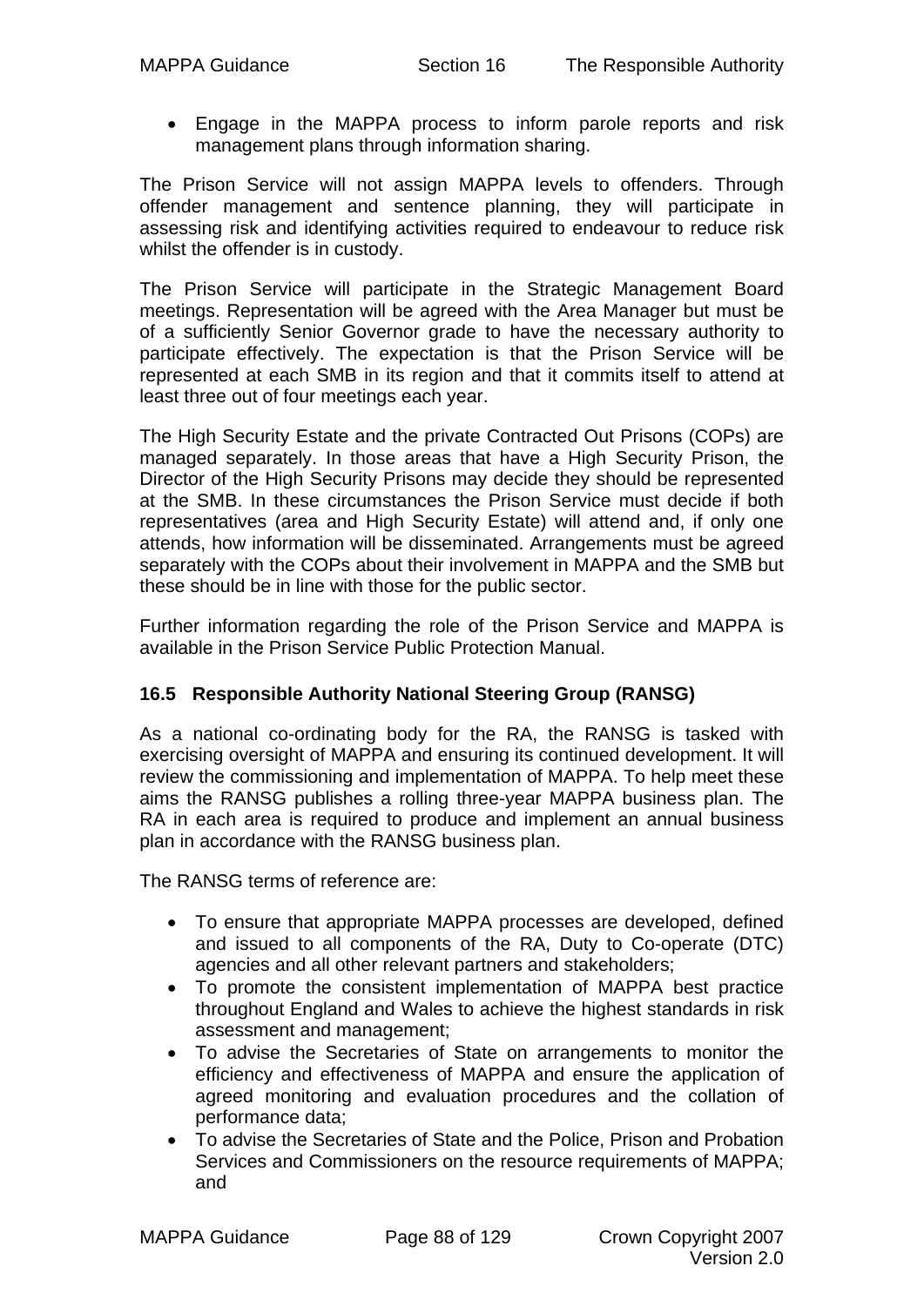- Engage in the MAPPA process to inform parole reports and risk management plans through information sharing.

The Prison Service will not assign MAPPA levels to offenders. Through offender management and sentence planning, they will participate in assessing risk and identifying activities required to endeavour to reduce risk whilst the offender is in custody.

The Prison Service will participate in the Strategic Management Board meetings. Representation will be agreed with the Area Manager but must be of a sufficiently Senior Governor grade to have the necessary authority to participate effectively. The expectation is that the Prison Service will be represented at each SMB in its region and that it commits itself to attend at least three out of four meetings each year.

The High Security Estate and the private Contracted Out Prisons (COPs) are managed separately. In those areas that have a High Security Prison, the Director of the High Security Prisons may decide they should be represented at the SMB. In these circumstances the Prison Service must decide if both representatives (area and High Security Estate) will attend and, if only one attends, how information will be disseminated. Arrangements must be agreed separately with the COPs about their involvement in MAPPA and the SMB but these should be in line with those for the public sector.

Further information regarding the role of the Prison Service and MAPPA is available in the Prison Service Public Protection Manual.

### 16.5 Responsible Authority National Steering Group (RANSG)

As a national co-ordinating body for the RA, the RANSG is tasked with exercising oversight of MAPPA and ensuring its continued development. It will review the commissioning and implementation of MAPPA. To help meet these aims the RANSG publishes a rolling three-year MAPPA business plan. The RA in each area is required to produce and implement an annual business plan in accordance with the RANSG business plan.

The RANSG terms of reference are:

- To ensure that appropriate MAPPA processes are developed, defined and issued to all components of the RA, Duty to Co-operate (DTC) agencies and all other relevant partners and stakeholders;
- To promote the consistent implementation of MAPPA best practice throughout England and Wales to achieve the highest standards in risk assessment and management;
- To advise the Secretaries of State on arrangements to monitor the efficiency and effectiveness of MAPPA and ensure the application of agreed monitoring and evaluation procedures and the collation of performance data;
- To advise the Secretaries of State and the Police, Prison and Probation Services and Commissioners on the resource requirements of MAPPA; and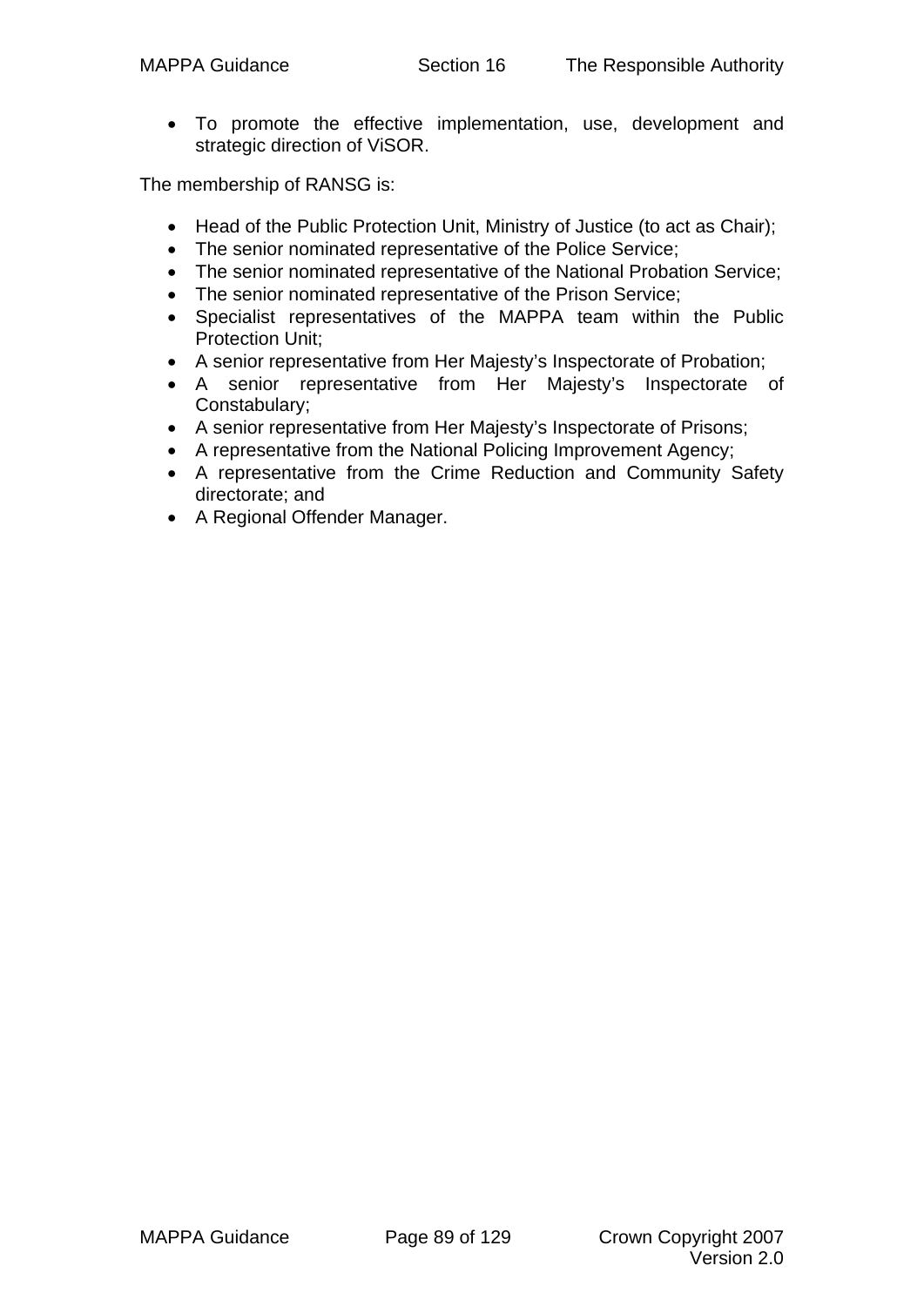- To promote the effective implementation, use, development and strategic direction of ViSOR.

The membership of RANSG is:

- Head of the Public Protection Unit, Ministry of Justice (to act as Chair);
- The senior nominated representative of the Police Service;
- The senior nominated representative of the National Probation Service;
- The senior nominated representative of the Prison Service;
- Specialist representatives of the MAPPA team within the Public Protection Unit;
- A senior representative from Her Majesty's Inspectorate of Probation;
- A senior representative from Her Majesty's Inspectorate of Constabulary;
- A senior representative from Her Majesty's Inspectorate of Prisons;
- A representative from the National Policing Improvement Agency;
- A representative from the Crime Reduction and Community Safety directorate; and
- A Regional Offender Manager.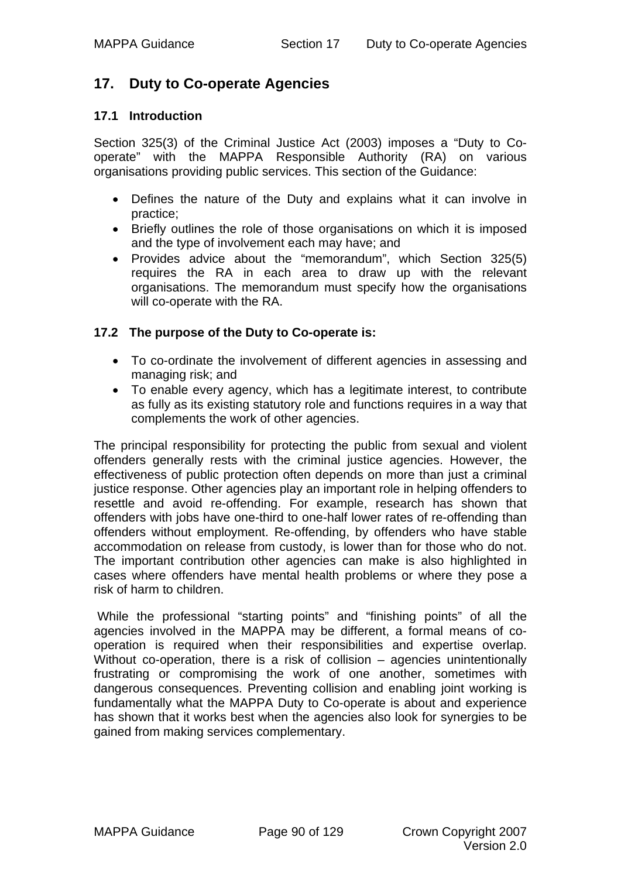## 17. Duty to Co-operate Agencies

### 17.1 Introduction

Section 325(3) of the Criminal Justice Act (2003) imposes a "Duty to Co-operate" with the MAPPA Responsible Authority (RA) on various organisations providing public services. This section of the Guidance:

- Defines the nature of the Duty and explains what it can involve in practice;
- Briefly outlines the role of those organisations on which it is imposed and the type of involvement each may have; and
- Provides advice about the "memorandum", which Section 325(5) requires the RA in each area to draw up with the relevant organisations. The memorandum must specify how the organisations will co-operate with the RA.

### 17.2 The purpose of the Duty to Co-operate is:

- To co-ordinate the involvement of different agencies in assessing and managing risk; and
- To enable every agency, which has a legitimate interest, to contribute as fully as its existing statutory role and functions requires in a way that complements the work of other agencies.

The principal responsibility for protecting the public from sexual and violent offenders generally rests with the criminal justice agencies. However, the effectiveness of public protection often depends on more than just a criminal justice response. Other agencies play an important role in helping offenders to resettle and avoid re-offending. For example, research has shown that offenders with jobs have one-third to one-half lower rates of re-offending than offenders without employment. Re-offending, by offenders who have stable accommodation on release from custody, is lower than for those who do not. The important contribution other agencies can make is also highlighted in cases where offenders have mental health problems or where they pose a risk of harm to children.

While the professional "starting points" and "finishing points" of all the agencies involved in the MAPPA may be different, a formal means of co-operation is required when their responsibilities and expertise overlap. Without co-operation, there is a risk of collision – agencies unintentionally frustrating or compromising the work of one another, sometimes with dangerous consequences. Preventing collision and enabling joint working is fundamentally what the MAPPA Duty to Co-operate is about and experience has shown that it works best when the agencies also look for synergies to be gained from making services complementary.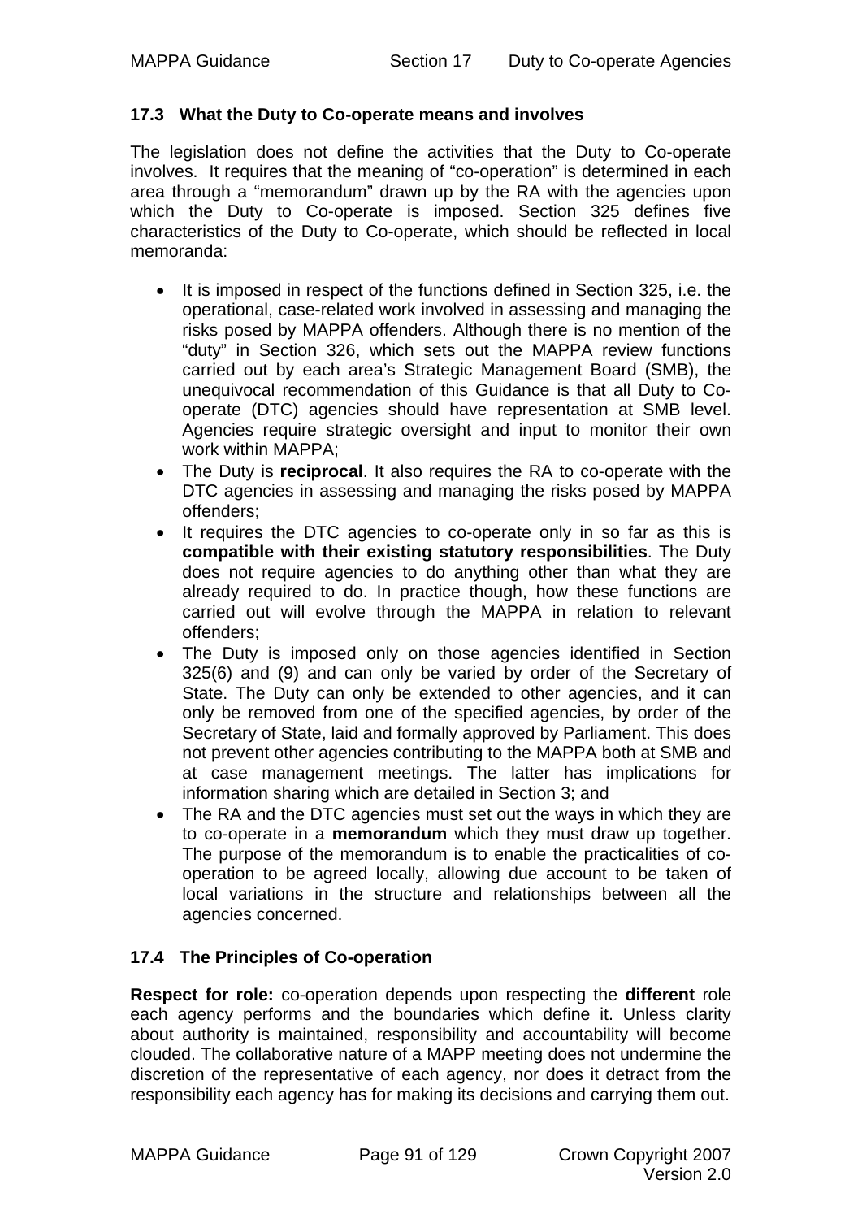## 17.3 What the Duty to Co-operate means and involves

The legislation does not define the activities that the Duty to Co-operate involves. It requires that the meaning of "co-operation" is determined in each area through a "memorandum" drawn up by the RA with the agencies upon which the Duty to Co-operate is imposed. Section 325 defines five characteristics of the Duty to Co-operate, which should be reflected in local memoranda:

- It is imposed in respect of the functions defined in Section 325, i.e. the operational, case-related work involved in assessing and managing the risks posed by MAPPA offenders. Although there is no mention of the "duty" in Section 326, which sets out the MAPPA review functions carried out by each area's Strategic Management Board (SMB), the unequivocal recommendation of this Guidance is that all Duty to Co-operate (DTC) agencies should have representation at SMB level. Agencies require strategic oversight and input to monitor their own work within MAPPA;
- The Duty is **reciprocal**. It also requires the RA to co-operate with the DTC agencies in assessing and managing the risks posed by MAPPA offenders;
- It requires the DTC agencies to co-operate only in so far as this is **compatible with their existing statutory responsibilities**. The Duty does not require agencies to do anything other than what they are already required to do. In practice though, how these functions are carried out will evolve through the MAPPA in relation to relevant offenders;
- The Duty is imposed only on those agencies identified in Section 325(6) and (9) and can only be varied by order of the Secretary of State. The Duty can only be extended to other agencies, and it can only be removed from one of the specified agencies, by order of the Secretary of State, laid and formally approved by Parliament. This does not prevent other agencies contributing to the MAPPA both at SMB and at case management meetings. The latter has implications for information sharing which are detailed in Section 3; and
- The RA and the DTC agencies must set out the ways in which they are to co-operate in a **memorandum** which they must draw up together. The purpose of the memorandum is to enable the practicalities of co-operation to be agreed locally, allowing due account to be taken of local variations in the structure and relationships between all the agencies concerned.

## 17.4 The Principles of Co-operation

**Respect for role:** co-operation depends upon respecting the **different** role each agency performs and the boundaries which define it. Unless clarity about authority is maintained, responsibility and accountability will become clouded. The collaborative nature of a MAPP meeting does not undermine the discretion of the representative of each agency, nor does it detract from the responsibility each agency has for making its decisions and carrying them out.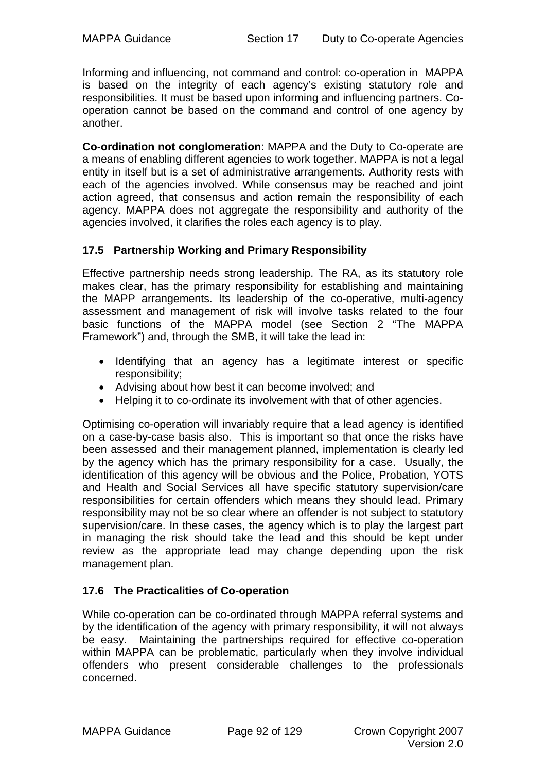Informing and influencing, not command and control: co-operation in MAPPA is based on the integrity of each agency's existing statutory role and responsibilities. It must be based upon informing and influencing partners. Co-operation cannot be based on the command and control of one agency by another.

**Co-ordination not conglomeration**: MAPPA and the Duty to Co-operate are a means of enabling different agencies to work together. MAPPA is not a legal entity in itself but is a set of administrative arrangements. Authority rests with each of the agencies involved. While consensus may be reached and joint action agreed, that consensus and action remain the responsibility of each agency. MAPPA does not aggregate the responsibility and authority of the agencies involved, it clarifies the roles each agency is to play.

### 17.5 Partnership Working and Primary Responsibility

Effective partnership needs strong leadership. The RA, as its statutory role makes clear, has the primary responsibility for establishing and maintaining the MAPP arrangements. Its leadership of the co-operative, multi-agency assessment and management of risk will involve tasks related to the four basic functions of the MAPPA model (see Section 2 "The MAPPA Framework") and, through the SMB, it will take the lead in:

- Identifying that an agency has a legitimate interest or specific responsibility;
- Advising about how best it can become involved; and
- Helping it to co-ordinate its involvement with that of other agencies.

Optimising co-operation will invariably require that a lead agency is identified on a case-by-case basis also. This is important so that once the risks have been assessed and their management planned, implementation is clearly led by the agency which has the primary responsibility for a case. Usually, the identification of this agency will be obvious and the Police, Probation, YOTS and Health and Social Services all have specific statutory supervision/care responsibilities for certain offenders which means they should lead. Primary responsibility may not be so clear where an offender is not subject to statutory supervision/care. In these cases, the agency which is to play the largest part in managing the risk should take the lead and this should be kept under review as the appropriate lead may change depending upon the risk management plan.

### 17.6 The Practicalities of Co-operation

While co-operation can be co-ordinated through MAPPA referral systems and by the identification of the agency with primary responsibility, it will not always be easy. Maintaining the partnerships required for effective co-operation within MAPPA can be problematic, particularly when they involve individual offenders who present considerable challenges to the professionals concerned.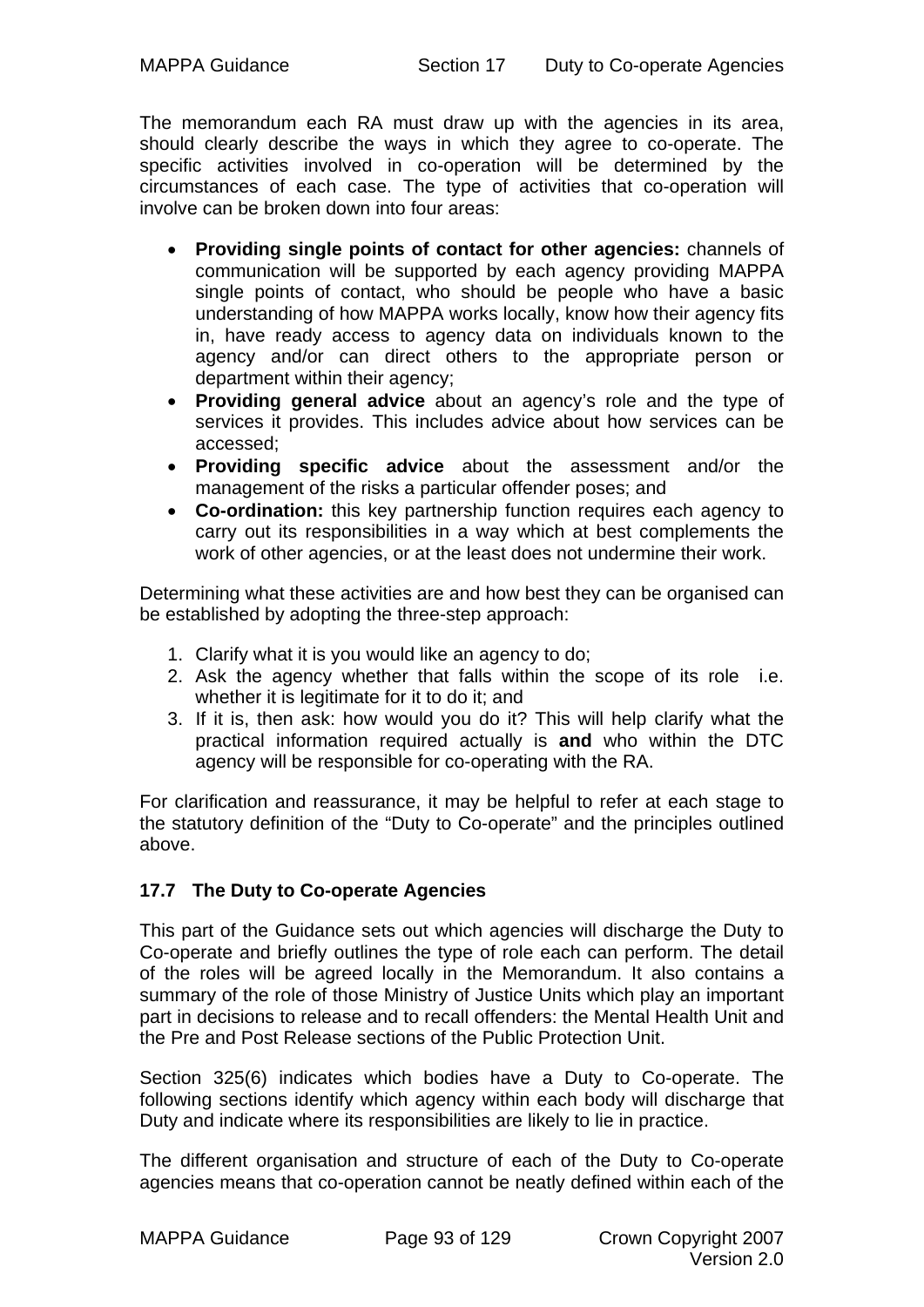The memorandum each RA must draw up with the agencies in its area, should clearly describe the ways in which they agree to co-operate. The specific activities involved in co-operation will be determined by the circumstances of each case. The type of activities that co-operation will involve can be broken down into four areas:

- **Providing single points of contact for other agencies:** channels of communication will be supported by each agency providing MAPPA single points of contact, who should be people who have a basic understanding of how MAPPA works locally, know how their agency fits in, have ready access to agency data on individuals known to the agency and/or can direct others to the appropriate person or department within their agency;
- **Providing general advice** about an agency's role and the type of services it provides. This includes advice about how services can be accessed;
- **Providing specific advice** about the assessment and/or the management of the risks a particular offender poses; and
- **Co-ordination:** this key partnership function requires each agency to carry out its responsibilities in a way which at best complements the work of other agencies, or at the least does not undermine their work.

Determining what these activities are and how best they can be organised can be established by adopting the three-step approach:

1. Clarify what it is you would like an agency to do;
2. Ask the agency whether that falls within the scope of its role i.e. whether it is legitimate for it to do it; and
3. If it is, then ask: how would you do it? This will help clarify what the practical information required actually is **and** who within the DTC agency will be responsible for co-operating with the RA.

For clarification and reassurance, it may be helpful to refer at each stage to the statutory definition of the "Duty to Co-operate" and the principles outlined above.

### 17.7 The Duty to Co-operate Agencies

This part of the Guidance sets out which agencies will discharge the Duty to Co-operate and briefly outlines the type of role each can perform. The detail of the roles will be agreed locally in the Memorandum. It also contains a summary of the role of those Ministry of Justice Units which play an important part in decisions to release and to recall offenders: the Mental Health Unit and the Pre and Post Release sections of the Public Protection Unit.

Section 325(6) indicates which bodies have a Duty to Co-operate. The following sections identify which agency within each body will discharge that Duty and indicate where its responsibilities are likely to lie in practice.

The different organisation and structure of each of the Duty to Co-operate agencies means that co-operation cannot be neatly defined within each of the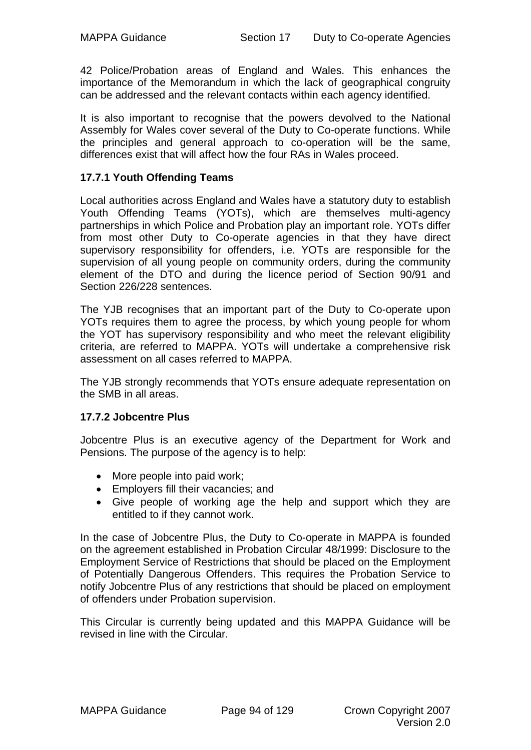42 Police/Probation areas of England and Wales. This enhances the importance of the Memorandum in which the lack of geographical congruity can be addressed and the relevant contacts within each agency identified.

It is also important to recognise that the powers devolved to the National Assembly for Wales cover several of the Duty to Co-operate functions. While the principles and general approach to co-operation will be the same, differences exist that will affect how the four RAs in Wales proceed.

### 17.7.1 Youth Offending Teams

Local authorities across England and Wales have a statutory duty to establish Youth Offending Teams (YOTs), which are themselves multi-agency partnerships in which Police and Probation play an important role. YOTs differ from most other Duty to Co-operate agencies in that they have direct supervisory responsibility for offenders, i.e. YOTs are responsible for the supervision of all young people on community orders, during the community element of the DTO and during the licence period of Section 90/91 and Section 226/228 sentences.

The YJB recognises that an important part of the Duty to Co-operate upon YOTs requires them to agree the process, by which young people for whom the YOT has supervisory responsibility and who meet the relevant eligibility criteria, are referred to MAPPA. YOTs will undertake a comprehensive risk assessment on all cases referred to MAPPA.

The YJB strongly recommends that YOTs ensure adequate representation on the SMB in all areas.

### 17.7.2 Jobcentre Plus

Jobcentre Plus is an executive agency of the Department for Work and Pensions. The purpose of the agency is to help:

- More people into paid work;
- Employers fill their vacancies; and
- Give people of working age the help and support which they are entitled to if they cannot work.

In the case of Jobcentre Plus, the Duty to Co-operate in MAPPA is founded on the agreement established in Probation Circular 48/1999: Disclosure to the Employment Service of Restrictions that should be placed on the Employment of Potentially Dangerous Offenders. This requires the Probation Service to notify Jobcentre Plus of any restrictions that should be placed on employment of offenders under Probation supervision.

This Circular is currently being updated and this MAPPA Guidance will be revised in line with the Circular.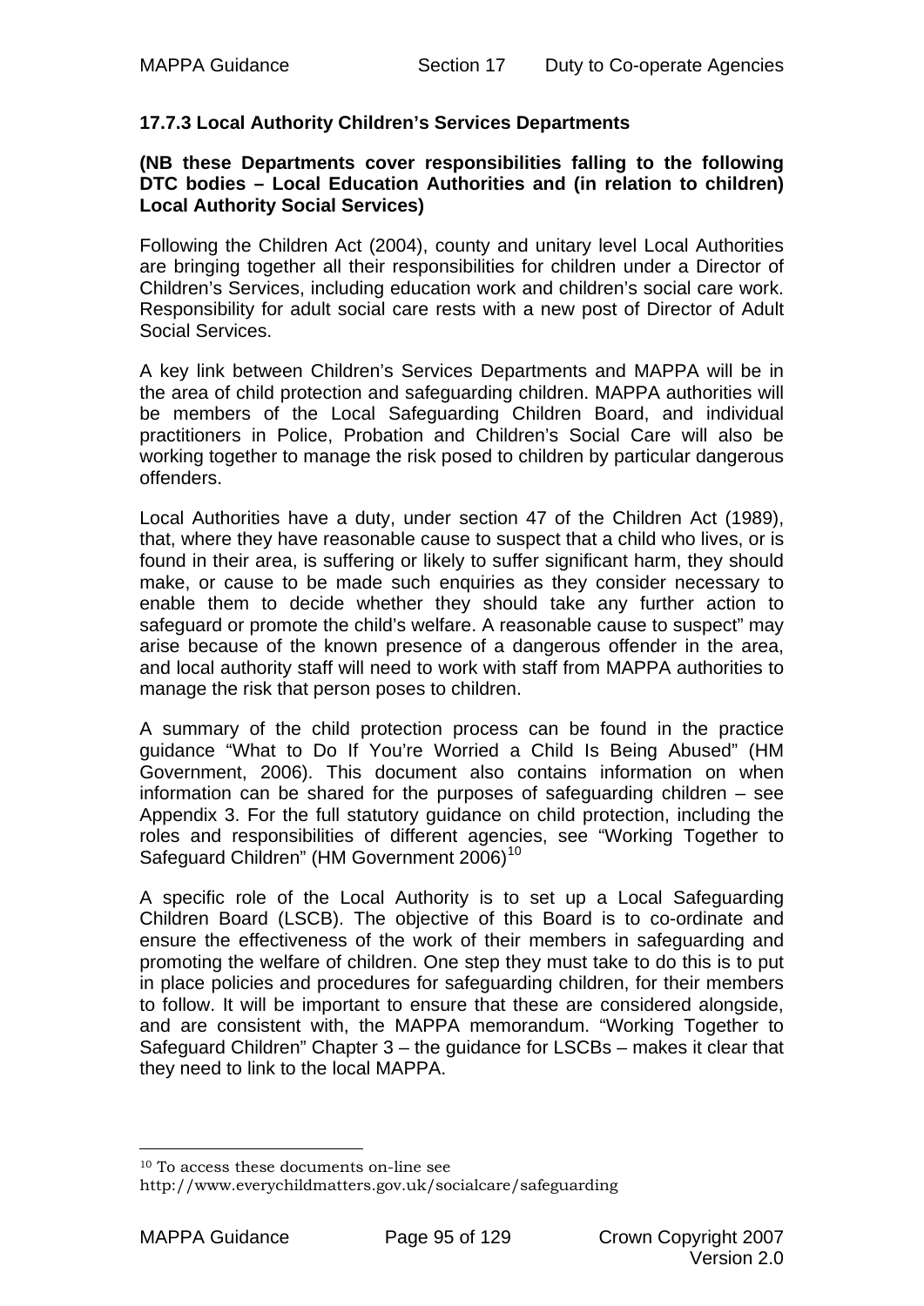### 17.7.3 Local Authority Children's Services Departments

**(NB these Departments cover responsibilities falling to the following DTC bodies – Local Education Authorities and (in relation to children) Local Authority Social Services)**

Following the Children Act (2004), county and unitary level Local Authorities are bringing together all their responsibilities for children under a Director of Children's Services, including education work and children's social care work. Responsibility for adult social care rests with a new post of Director of Adult Social Services.

A key link between Children's Services Departments and MAPPA will be in the area of child protection and safeguarding children. MAPPA authorities will be members of the Local Safeguarding Children Board, and individual practitioners in Police, Probation and Children's Social Care will also be working together to manage the risk posed to children by particular dangerous offenders.

Local Authorities have a duty, under section 47 of the Children Act (1989), that, where they have reasonable cause to suspect that a child who lives, or is found in their area, is suffering or likely to suffer significant harm, they should make, or cause to be made such enquiries as they consider necessary to enable them to decide whether they should take any further action to safeguard or promote the child's welfare. A reasonable cause to suspect" may arise because of the known presence of a dangerous offender in the area, and local authority staff will need to work with staff from MAPPA authorities to manage the risk that person poses to children.

A summary of the child protection process can be found in the practice guidance "What to Do If You're Worried a Child Is Being Abused" (HM Government, 2006). This document also contains information on when information can be shared for the purposes of safeguarding children – see Appendix 3. For the full statutory guidance on child protection, including the roles and responsibilities of different agencies, see "Working Together to Safeguard Children" (HM Government 2006)[10]

A specific role of the Local Authority is to set up a Local Safeguarding Children Board (LSCB). The objective of this Board is to co-ordinate and ensure the effectiveness of the work of their members in safeguarding and promoting the welfare of children. One step they must take to do this is to put in place policies and procedures for safeguarding children, for their members to follow. It will be important to ensure that these are considered alongside, and are consistent with, the MAPPA memorandum. "Working Together to Safeguard Children" Chapter 3 – the guidance for LSCBs – makes it clear that they need to link to the local MAPPA.

---

[10] To access these documents on-line see
http://www.everychildmatters.gov.uk/socialcare/safeguarding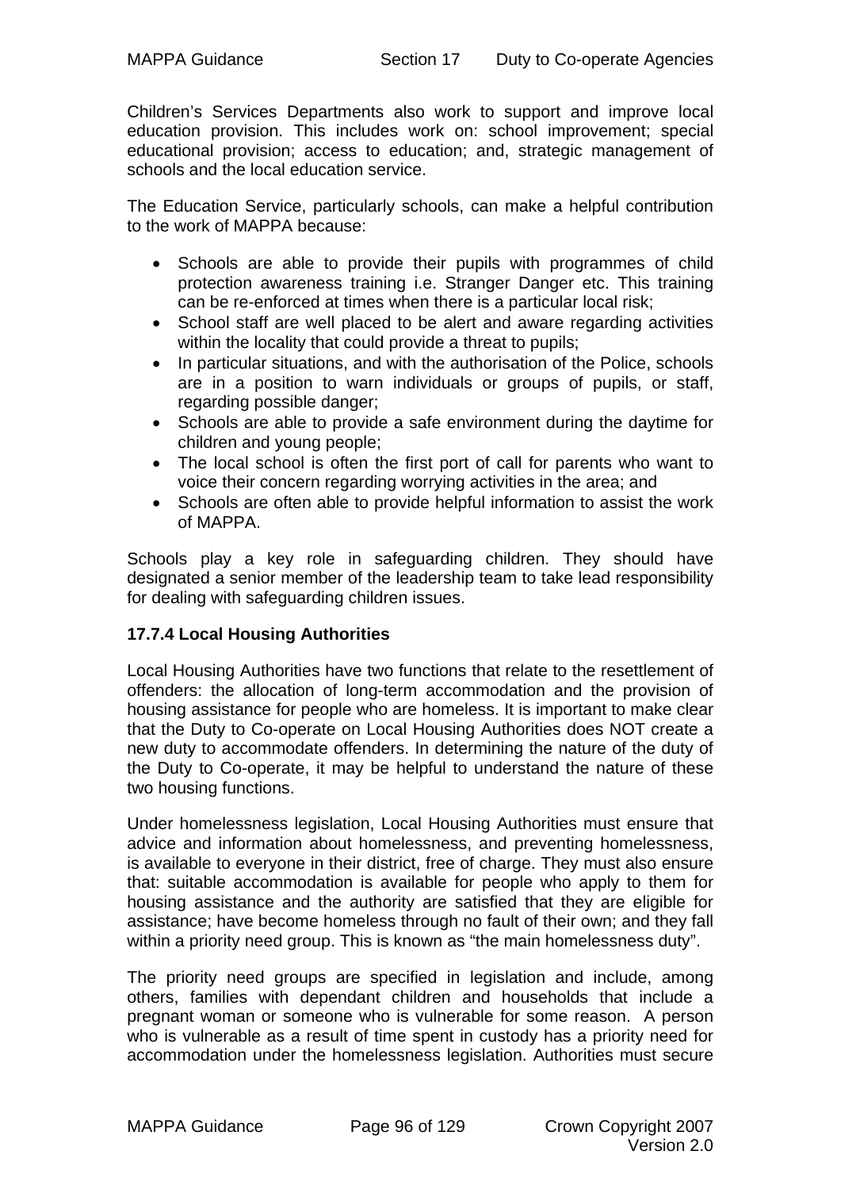Children's Services Departments also work to support and improve local education provision. This includes work on: school improvement; special educational provision; access to education; and, strategic management of schools and the local education service.

The Education Service, particularly schools, can make a helpful contribution to the work of MAPPA because:

- Schools are able to provide their pupils with programmes of child protection awareness training i.e. Stranger Danger etc. This training can be re-enforced at times when there is a particular local risk;
- School staff are well placed to be alert and aware regarding activities within the locality that could provide a threat to pupils;
- In particular situations, and with the authorisation of the Police, schools are in a position to warn individuals or groups of pupils, or staff, regarding possible danger;
- Schools are able to provide a safe environment during the daytime for children and young people;
- The local school is often the first port of call for parents who want to voice their concern regarding worrying activities in the area; and
- Schools are often able to provide helpful information to assist the work of MAPPA.

Schools play a key role in safeguarding children. They should have designated a senior member of the leadership team to take lead responsibility for dealing with safeguarding children issues.

### 17.7.4 Local Housing Authorities

Local Housing Authorities have two functions that relate to the resettlement of offenders: the allocation of long-term accommodation and the provision of housing assistance for people who are homeless. It is important to make clear that the Duty to Co-operate on Local Housing Authorities does NOT create a new duty to accommodate offenders. In determining the nature of the duty of the Duty to Co-operate, it may be helpful to understand the nature of these two housing functions.

Under homelessness legislation, Local Housing Authorities must ensure that advice and information about homelessness, and preventing homelessness, is available to everyone in their district, free of charge. They must also ensure that: suitable accommodation is available for people who apply to them for housing assistance and the authority are satisfied that they are eligible for assistance; have become homeless through no fault of their own; and they fall within a priority need group. This is known as "the main homelessness duty".

The priority need groups are specified in legislation and include, among others, families with dependant children and households that include a pregnant woman or someone who is vulnerable for some reason. A person who is vulnerable as a result of time spent in custody has a priority need for accommodation under the homelessness legislation. Authorities must secure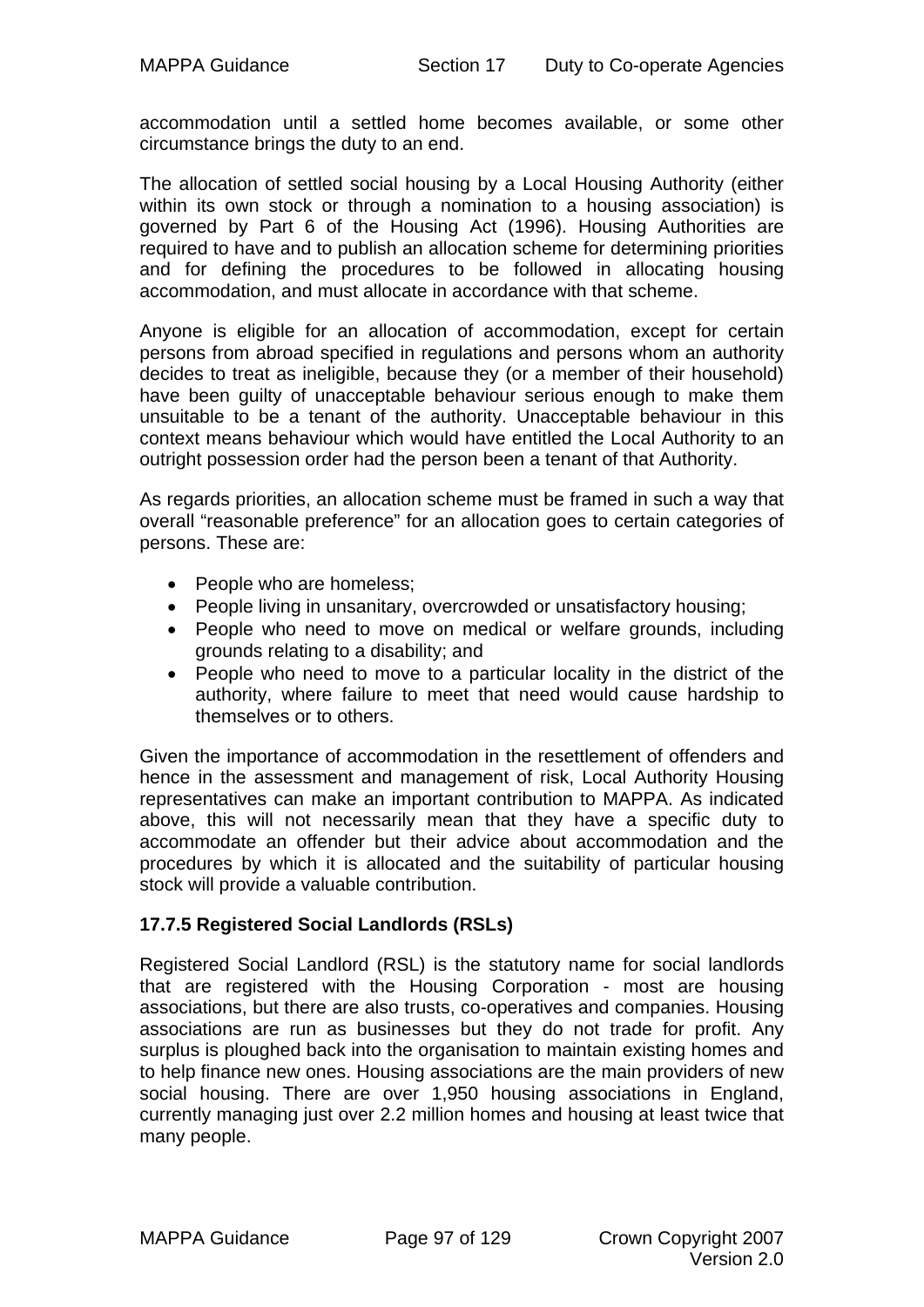accommodation until a settled home becomes available, or some other circumstance brings the duty to an end.

The allocation of settled social housing by a Local Housing Authority (either within its own stock or through a nomination to a housing association) is governed by Part 6 of the Housing Act (1996). Housing Authorities are required to have and to publish an allocation scheme for determining priorities and for defining the procedures to be followed in allocating housing accommodation, and must allocate in accordance with that scheme.

Anyone is eligible for an allocation of accommodation, except for certain persons from abroad specified in regulations and persons whom an authority decides to treat as ineligible, because they (or a member of their household) have been guilty of unacceptable behaviour serious enough to make them unsuitable to be a tenant of the authority. Unacceptable behaviour in this context means behaviour which would have entitled the Local Authority to an outright possession order had the person been a tenant of that Authority.

As regards priorities, an allocation scheme must be framed in such a way that overall "reasonable preference" for an allocation goes to certain categories of persons. These are:

- People who are homeless;
- People living in unsanitary, overcrowded or unsatisfactory housing;
- People who need to move on medical or welfare grounds, including grounds relating to a disability; and
- People who need to move to a particular locality in the district of the authority, where failure to meet that need would cause hardship to themselves or to others.

Given the importance of accommodation in the resettlement of offenders and hence in the assessment and management of risk, Local Authority Housing representatives can make an important contribution to MAPPA. As indicated above, this will not necessarily mean that they have a specific duty to accommodate an offender but their advice about accommodation and the procedures by which it is allocated and the suitability of particular housing stock will provide a valuable contribution.

### 17.7.5 Registered Social Landlords (RSLs)

Registered Social Landlord (RSL) is the statutory name for social landlords that are registered with the Housing Corporation - most are housing associations, but there are also trusts, co-operatives and companies. Housing associations are run as businesses but they do not trade for profit. Any surplus is ploughed back into the organisation to maintain existing homes and to help finance new ones. Housing associations are the main providers of new social housing. There are over 1,950 housing associations in England, currently managing just over 2.2 million homes and housing at least twice that many people.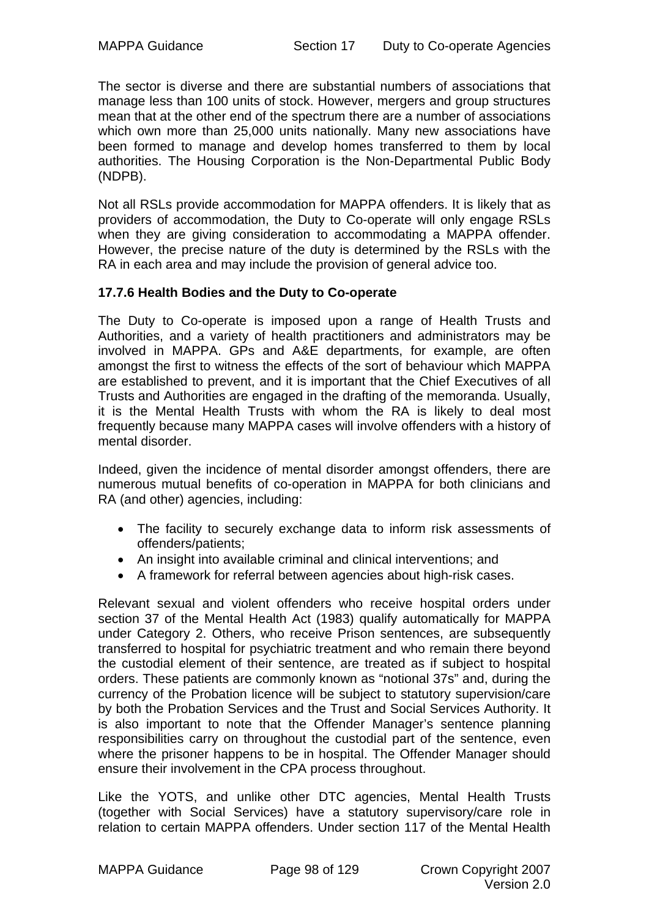The sector is diverse and there are substantial numbers of associations that manage less than 100 units of stock. However, mergers and group structures mean that at the other end of the spectrum there are a number of associations which own more than 25,000 units nationally. Many new associations have been formed to manage and develop homes transferred to them by local authorities. The Housing Corporation is the Non-Departmental Public Body (NDPB).

Not all RSLs provide accommodation for MAPPA offenders. It is likely that as providers of accommodation, the Duty to Co-operate will only engage RSLs when they are giving consideration to accommodating a MAPPA offender. However, the precise nature of the duty is determined by the RSLs with the RA in each area and may include the provision of general advice too.

### 17.7.6 Health Bodies and the Duty to Co-operate

The Duty to Co-operate is imposed upon a range of Health Trusts and Authorities, and a variety of health practitioners and administrators may be involved in MAPPA. GPs and A&E departments, for example, are often amongst the first to witness the effects of the sort of behaviour which MAPPA are established to prevent, and it is important that the Chief Executives of all Trusts and Authorities are engaged in the drafting of the memoranda. Usually, it is the Mental Health Trusts with whom the RA is likely to deal most frequently because many MAPPA cases will involve offenders with a history of mental disorder.

Indeed, given the incidence of mental disorder amongst offenders, there are numerous mutual benefits of co-operation in MAPPA for both clinicians and RA (and other) agencies, including:

- The facility to securely exchange data to inform risk assessments of offenders/patients;
- An insight into available criminal and clinical interventions; and
- A framework for referral between agencies about high-risk cases.

Relevant sexual and violent offenders who receive hospital orders under section 37 of the Mental Health Act (1983) qualify automatically for MAPPA under Category 2. Others, who receive Prison sentences, are subsequently transferred to hospital for psychiatric treatment and who remain there beyond the custodial element of their sentence, are treated as if subject to hospital orders. These patients are commonly known as "notional 37s" and, during the currency of the Probation licence will be subject to statutory supervision/care by both the Probation Services and the Trust and Social Services Authority. It is also important to note that the Offender Manager's sentence planning responsibilities carry on throughout the custodial part of the sentence, even where the prisoner happens to be in hospital. The Offender Manager should ensure their involvement in the CPA process throughout.

Like the YOTS, and unlike other DTC agencies, Mental Health Trusts (together with Social Services) have a statutory supervisory/care role in relation to certain MAPPA offenders. Under section 117 of the Mental Health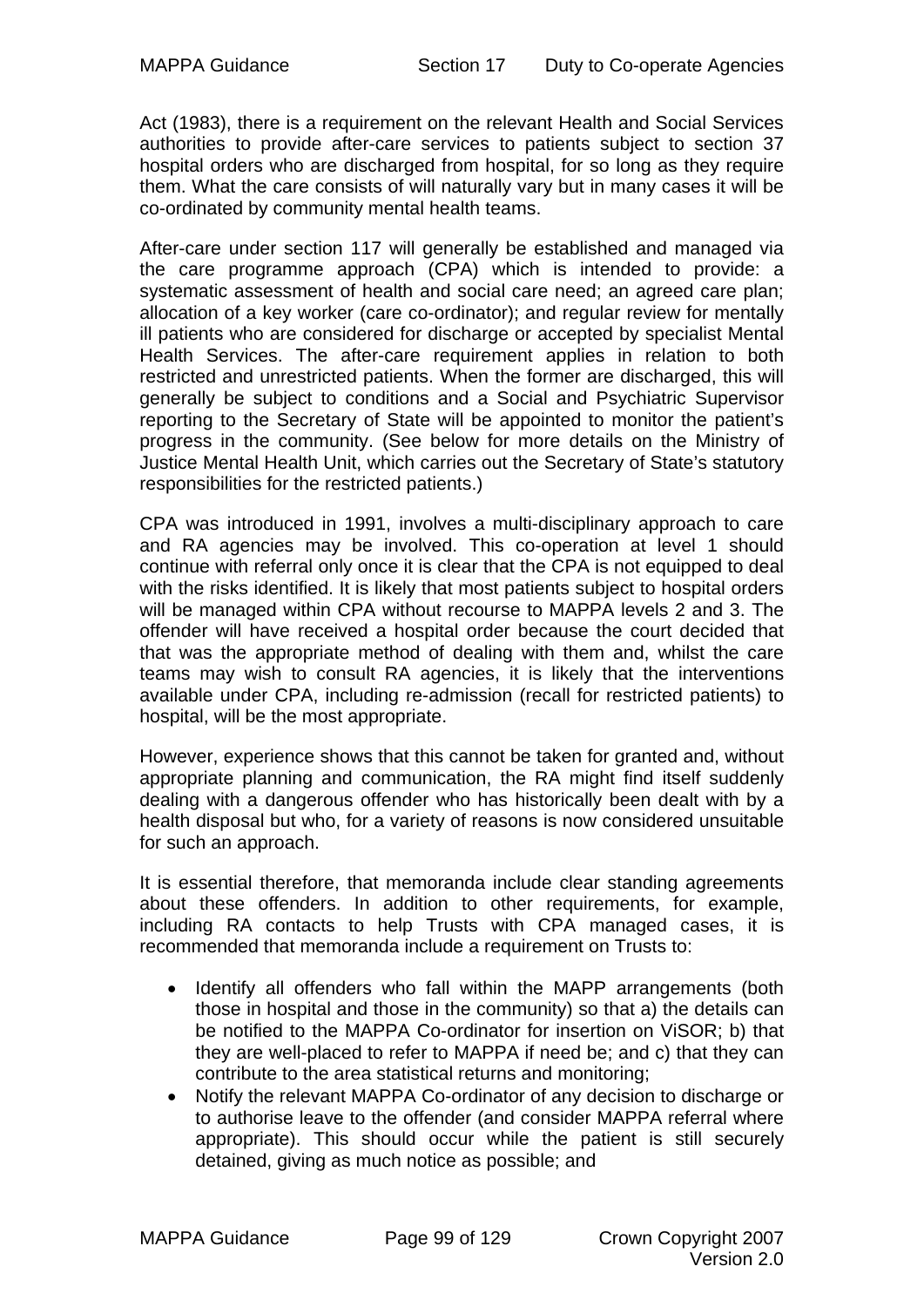Act (1983), there is a requirement on the relevant Health and Social Services authorities to provide after-care services to patients subject to section 37 hospital orders who are discharged from hospital, for so long as they require them. What the care consists of will naturally vary but in many cases it will be co-ordinated by community mental health teams.

After-care under section 117 will generally be established and managed via the care programme approach (CPA) which is intended to provide: a systematic assessment of health and social care need; an agreed care plan; allocation of a key worker (care co-ordinator); and regular review for mentally ill patients who are considered for discharge or accepted by specialist Mental Health Services. The after-care requirement applies in relation to both restricted and unrestricted patients. When the former are discharged, this will generally be subject to conditions and a Social and Psychiatric Supervisor reporting to the Secretary of State will be appointed to monitor the patient's progress in the community. (See below for more details on the Ministry of Justice Mental Health Unit, which carries out the Secretary of State's statutory responsibilities for the restricted patients.)

CPA was introduced in 1991, involves a multi-disciplinary approach to care and RA agencies may be involved. This co-operation at level 1 should continue with referral only once it is clear that the CPA is not equipped to deal with the risks identified. It is likely that most patients subject to hospital orders will be managed within CPA without recourse to MAPPA levels 2 and 3. The offender will have received a hospital order because the court decided that that was the appropriate method of dealing with them and, whilst the care teams may wish to consult RA agencies, it is likely that the interventions available under CPA, including re-admission (recall for restricted patients) to hospital, will be the most appropriate.

However, experience shows that this cannot be taken for granted and, without appropriate planning and communication, the RA might find itself suddenly dealing with a dangerous offender who has historically been dealt with by a health disposal but who, for a variety of reasons is now considered unsuitable for such an approach.

It is essential therefore, that memoranda include clear standing agreements about these offenders. In addition to other requirements, for example, including RA contacts to help Trusts with CPA managed cases, it is recommended that memoranda include a requirement on Trusts to:

- Identify all offenders who fall within the MAPP arrangements (both those in hospital and those in the community) so that a) the details can be notified to the MAPPA Co-ordinator for insertion on ViSOR; b) that they are well-placed to refer to MAPPA if need be; and c) that they can contribute to the area statistical returns and monitoring;
- Notify the relevant MAPPA Co-ordinator of any decision to discharge or to authorise leave to the offender (and consider MAPPA referral where appropriate). This should occur while the patient is still securely detained, giving as much notice as possible; and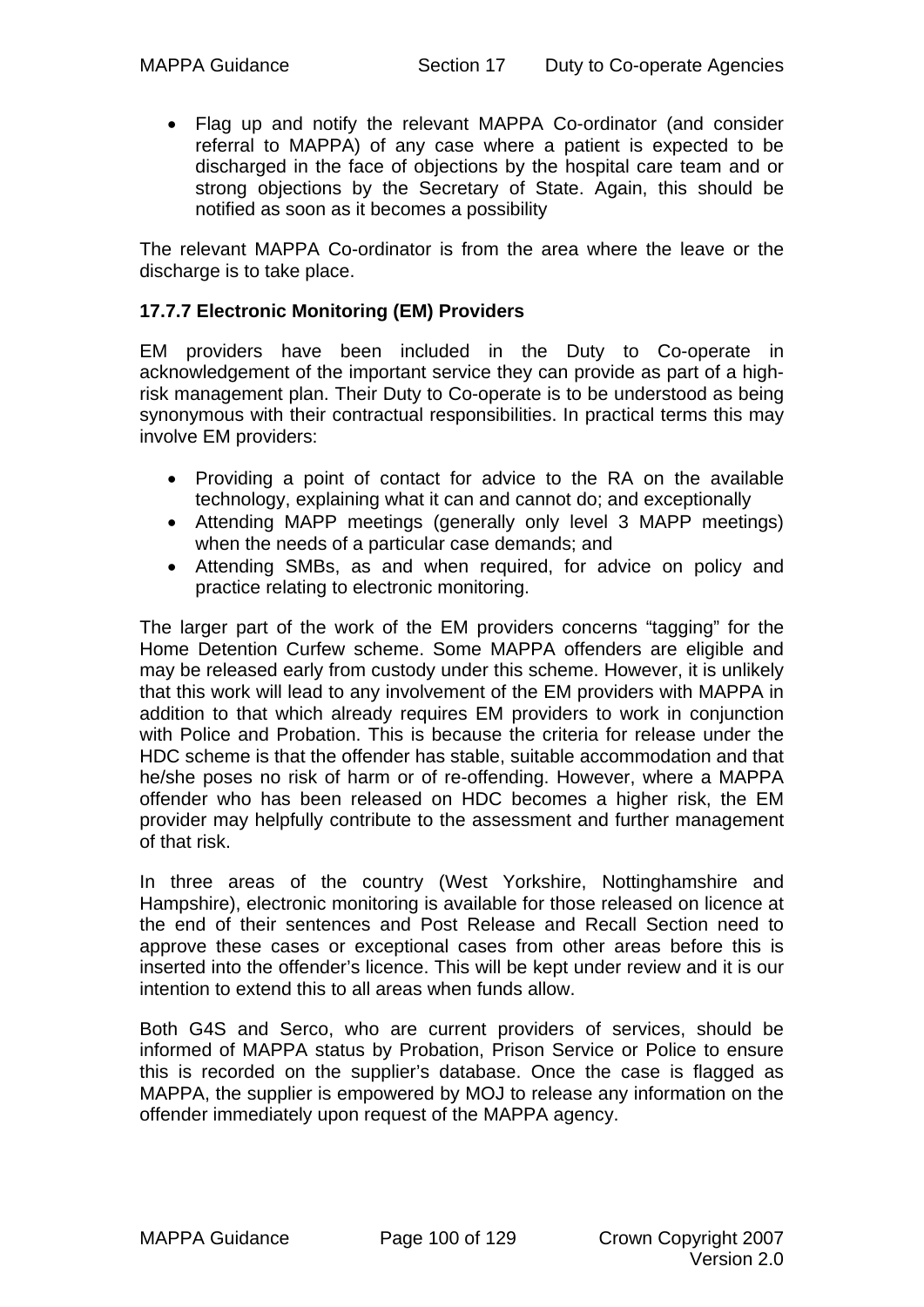- Flag up and notify the relevant MAPPA Co-ordinator (and consider referral to MAPPA) of any case where a patient is expected to be discharged in the face of objections by the hospital care team and or strong objections by the Secretary of State. Again, this should be notified as soon as it becomes a possibility

The relevant MAPPA Co-ordinator is from the area where the leave or the discharge is to take place.

### 17.7.7 Electronic Monitoring (EM) Providers

EM providers have been included in the Duty to Co-operate in acknowledgement of the important service they can provide as part of a high-risk management plan. Their Duty to Co-operate is to be understood as being synonymous with their contractual responsibilities. In practical terms this may involve EM providers:

- Providing a point of contact for advice to the RA on the available technology, explaining what it can and cannot do; and exceptionally
- Attending MAPP meetings (generally only level 3 MAPP meetings) when the needs of a particular case demands; and
- Attending SMBs, as and when required, for advice on policy and practice relating to electronic monitoring.

The larger part of the work of the EM providers concerns "tagging" for the Home Detention Curfew scheme. Some MAPPA offenders are eligible and may be released early from custody under this scheme. However, it is unlikely that this work will lead to any involvement of the EM providers with MAPPA in addition to that which already requires EM providers to work in conjunction with Police and Probation. This is because the criteria for release under the HDC scheme is that the offender has stable, suitable accommodation and that he/she poses no risk of harm or of re-offending. However, where a MAPPA offender who has been released on HDC becomes a higher risk, the EM provider may helpfully contribute to the assessment and further management of that risk.

In three areas of the country (West Yorkshire, Nottinghamshire and Hampshire), electronic monitoring is available for those released on licence at the end of their sentences and Post Release and Recall Section need to approve these cases or exceptional cases from other areas before this is inserted into the offender's licence. This will be kept under review and it is our intention to extend this to all areas when funds allow.

Both G4S and Serco, who are current providers of services, should be informed of MAPPA status by Probation, Prison Service or Police to ensure this is recorded on the supplier's database. Once the case is flagged as MAPPA, the supplier is empowered by MOJ to release any information on the offender immediately upon request of the MAPPA agency.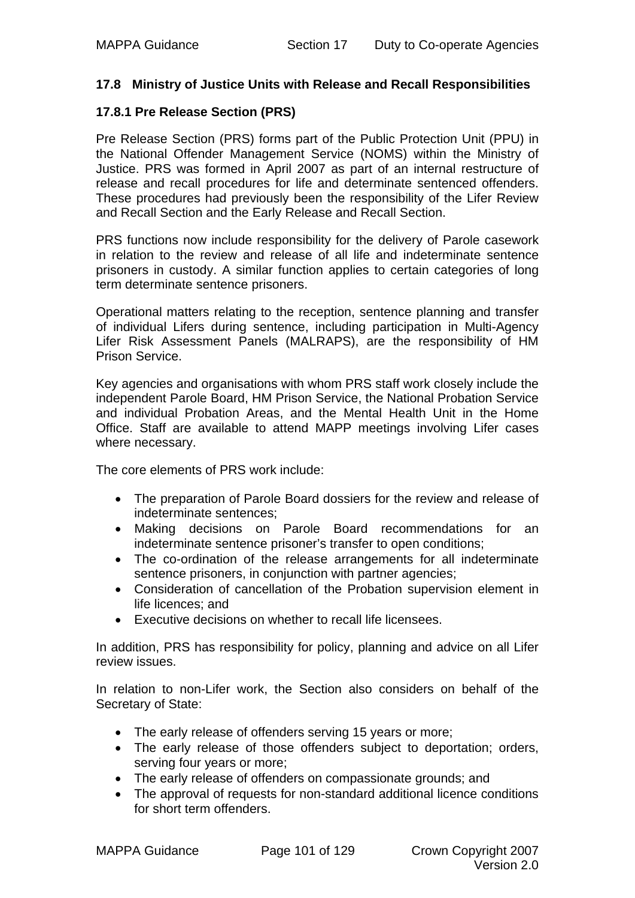### 17.8 Ministry of Justice Units with Release and Recall Responsibilities

#### 17.8.1 Pre Release Section (PRS)

Pre Release Section (PRS) forms part of the Public Protection Unit (PPU) in the National Offender Management Service (NOMS) within the Ministry of Justice. PRS was formed in April 2007 as part of an internal restructure of release and recall procedures for life and determinate sentenced offenders. These procedures had previously been the responsibility of the Lifer Review and Recall Section and the Early Release and Recall Section.

PRS functions now include responsibility for the delivery of Parole casework in relation to the review and release of all life and indeterminate sentence prisoners in custody. A similar function applies to certain categories of long term determinate sentence prisoners.

Operational matters relating to the reception, sentence planning and transfer of individual Lifers during sentence, including participation in Multi-Agency Lifer Risk Assessment Panels (MALRAPS), are the responsibility of HM Prison Service.

Key agencies and organisations with whom PRS staff work closely include the independent Parole Board, HM Prison Service, the National Probation Service and individual Probation Areas, and the Mental Health Unit in the Home Office. Staff are available to attend MAPP meetings involving Lifer cases where necessary.

The core elements of PRS work include:

- The preparation of Parole Board dossiers for the review and release of indeterminate sentences;
- Making decisions on Parole Board recommendations for an indeterminate sentence prisoner's transfer to open conditions;
- The co-ordination of the release arrangements for all indeterminate sentence prisoners, in conjunction with partner agencies;
- Consideration of cancellation of the Probation supervision element in life licences; and
- Executive decisions on whether to recall life licensees.

In addition, PRS has responsibility for policy, planning and advice on all Lifer review issues.

In relation to non-Lifer work, the Section also considers on behalf of the Secretary of State:

- The early release of offenders serving 15 years or more;
- The early release of those offenders subject to deportation; orders, serving four years or more;
- The early release of offenders on compassionate grounds; and
- The approval of requests for non-standard additional licence conditions for short term offenders.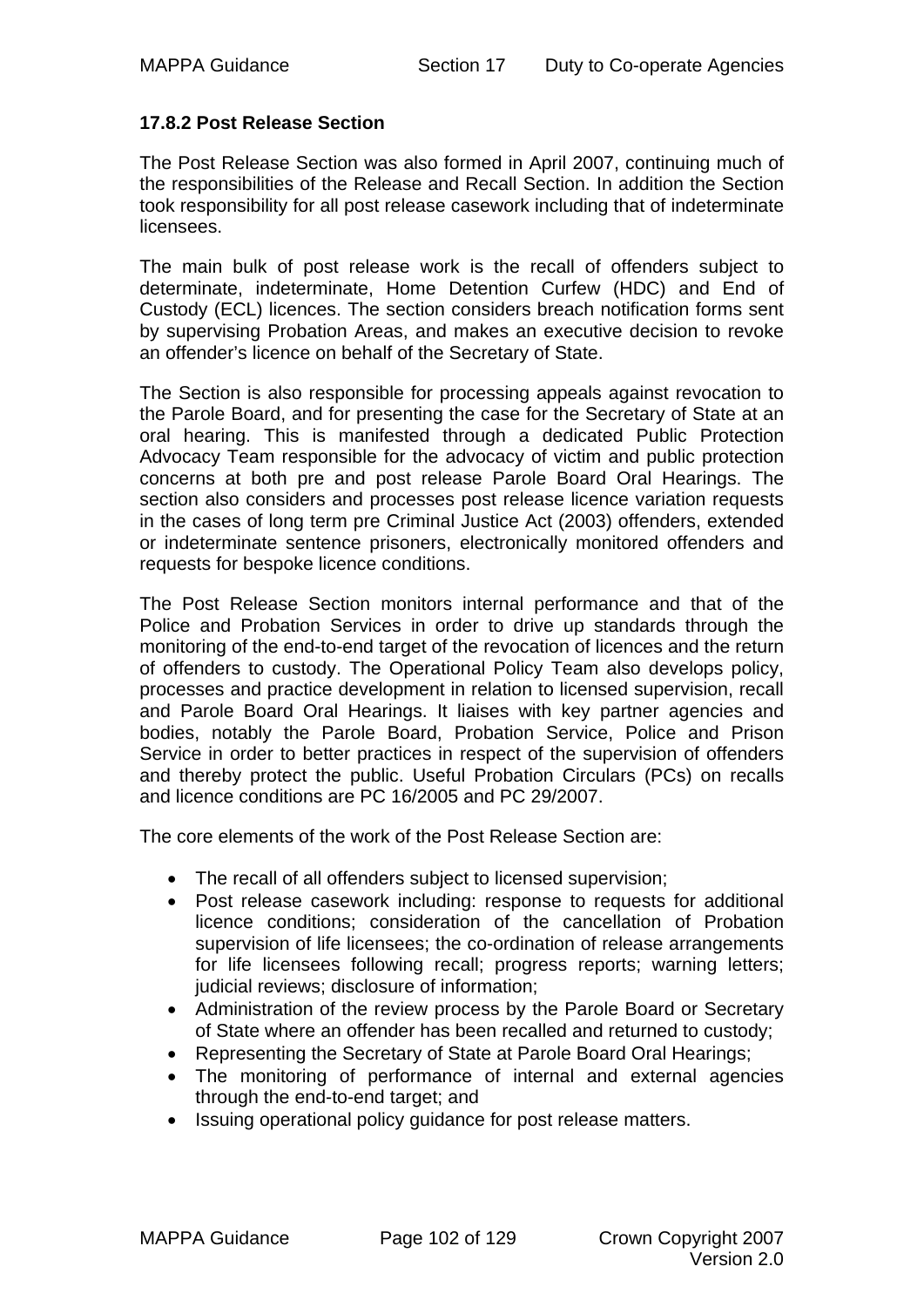### 17.8.2 Post Release Section

The Post Release Section was also formed in April 2007, continuing much of the responsibilities of the Release and Recall Section. In addition the Section took responsibility for all post release casework including that of indeterminate licensees.

The main bulk of post release work is the recall of offenders subject to determinate, indeterminate, Home Detention Curfew (HDC) and End of Custody (ECL) licences. The section considers breach notification forms sent by supervising Probation Areas, and makes an executive decision to revoke an offender's licence on behalf of the Secretary of State.

The Section is also responsible for processing appeals against revocation to the Parole Board, and for presenting the case for the Secretary of State at an oral hearing. This is manifested through a dedicated Public Protection Advocacy Team responsible for the advocacy of victim and public protection concerns at both pre and post release Parole Board Oral Hearings. The section also considers and processes post release licence variation requests in the cases of long term pre Criminal Justice Act (2003) offenders, extended or indeterminate sentence prisoners, electronically monitored offenders and requests for bespoke licence conditions.

The Post Release Section monitors internal performance and that of the Police and Probation Services in order to drive up standards through the monitoring of the end-to-end target of the revocation of licences and the return of offenders to custody. The Operational Policy Team also develops policy, processes and practice development in relation to licensed supervision, recall and Parole Board Oral Hearings. It liaises with key partner agencies and bodies, notably the Parole Board, Probation Service, Police and Prison Service in order to better practices in respect of the supervision of offenders and thereby protect the public. Useful Probation Circulars (PCs) on recalls and licence conditions are PC 16/2005 and PC 29/2007.

The core elements of the work of the Post Release Section are:

- The recall of all offenders subject to licensed supervision;
- Post release casework including: response to requests for additional licence conditions; consideration of the cancellation of Probation supervision of life licensees; the co-ordination of release arrangements for life licensees following recall; progress reports; warning letters; judicial reviews; disclosure of information;
- Administration of the review process by the Parole Board or Secretary of State where an offender has been recalled and returned to custody;
- Representing the Secretary of State at Parole Board Oral Hearings;
- The monitoring of performance of internal and external agencies through the end-to-end target; and
- Issuing operational policy guidance for post release matters.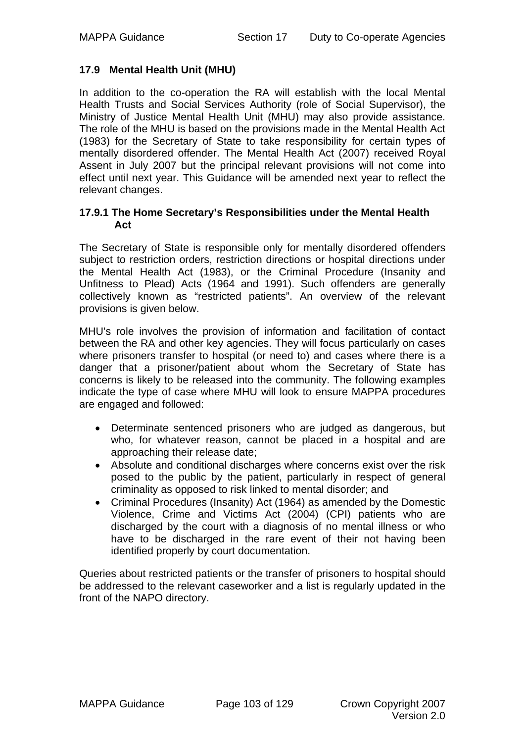## 17.9 Mental Health Unit (MHU)

In addition to the co-operation the RA will establish with the local Mental Health Trusts and Social Services Authority (role of Social Supervisor), the Ministry of Justice Mental Health Unit (MHU) may also provide assistance. The role of the MHU is based on the provisions made in the Mental Health Act (1983) for the Secretary of State to take responsibility for certain types of mentally disordered offender. The Mental Health Act (2007) received Royal Assent in July 2007 but the principal relevant provisions will not come into effect until next year. This Guidance will be amended next year to reflect the relevant changes.

### 17.9.1 The Home Secretary's Responsibilities under the Mental Health Act

The Secretary of State is responsible only for mentally disordered offenders subject to restriction orders, restriction directions or hospital directions under the Mental Health Act (1983), or the Criminal Procedure (Insanity and Unfitness to Plead) Acts (1964 and 1991). Such offenders are generally collectively known as "restricted patients". An overview of the relevant provisions is given below.

MHU's role involves the provision of information and facilitation of contact between the RA and other key agencies. They will focus particularly on cases where prisoners transfer to hospital (or need to) and cases where there is a danger that a prisoner/patient about whom the Secretary of State has concerns is likely to be released into the community. The following examples indicate the type of case where MHU will look to ensure MAPPA procedures are engaged and followed:

- Determinate sentenced prisoners who are judged as dangerous, but who, for whatever reason, cannot be placed in a hospital and are approaching their release date;
- Absolute and conditional discharges where concerns exist over the risk posed to the public by the patient, particularly in respect of general criminality as opposed to risk linked to mental disorder; and
- Criminal Procedures (Insanity) Act (1964) as amended by the Domestic Violence, Crime and Victims Act (2004) (CPI) patients who are discharged by the court with a diagnosis of no mental illness or who have to be discharged in the rare event of their not having been identified properly by court documentation.

Queries about restricted patients or the transfer of prisoners to hospital should be addressed to the relevant caseworker and a list is regularly updated in the front of the NAPO directory.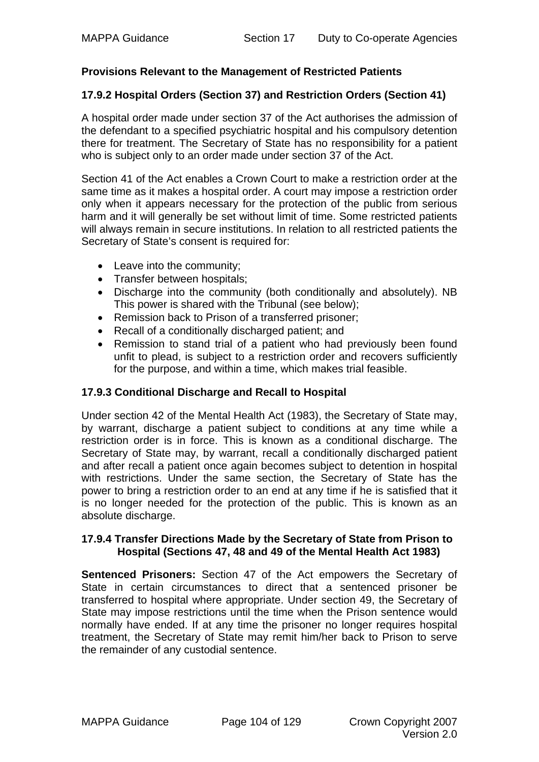**Provisions Relevant to the Management of Restricted Patients**

### 17.9.2 Hospital Orders (Section 37) and Restriction Orders (Section 41)

A hospital order made under section 37 of the Act authorises the admission of the defendant to a specified psychiatric hospital and his compulsory detention there for treatment. The Secretary of State has no responsibility for a patient who is subject only to an order made under section 37 of the Act.

Section 41 of the Act enables a Crown Court to make a restriction order at the same time as it makes a hospital order. A court may impose a restriction order only when it appears necessary for the protection of the public from serious harm and it will generally be set without limit of time. Some restricted patients will always remain in secure institutions. In relation to all restricted patients the Secretary of State's consent is required for:

- Leave into the community;
- Transfer between hospitals;
- Discharge into the community (both conditionally and absolutely). NB This power is shared with the Tribunal (see below);
- Remission back to Prison of a transferred prisoner;
- Recall of a conditionally discharged patient; and
- Remission to stand trial of a patient who had previously been found unfit to plead, is subject to a restriction order and recovers sufficiently for the purpose, and within a time, which makes trial feasible.

### 17.9.3 Conditional Discharge and Recall to Hospital

Under section 42 of the Mental Health Act (1983), the Secretary of State may, by warrant, discharge a patient subject to conditions at any time while a restriction order is in force. This is known as a conditional discharge. The Secretary of State may, by warrant, recall a conditionally discharged patient and after recall a patient once again becomes subject to detention in hospital with restrictions. Under the same section, the Secretary of State has the power to bring a restriction order to an end at any time if he is satisfied that it is no longer needed for the protection of the public. This is known as an absolute discharge.

### 17.9.4 Transfer Directions Made by the Secretary of State from Prison to Hospital (Sections 47, 48 and 49 of the Mental Health Act 1983)

**Sentenced Prisoners:** Section 47 of the Act empowers the Secretary of State in certain circumstances to direct that a sentenced prisoner be transferred to hospital where appropriate. Under section 49, the Secretary of State may impose restrictions until the time when the Prison sentence would normally have ended. If at any time the prisoner no longer requires hospital treatment, the Secretary of State may remit him/her back to Prison to serve the remainder of any custodial sentence.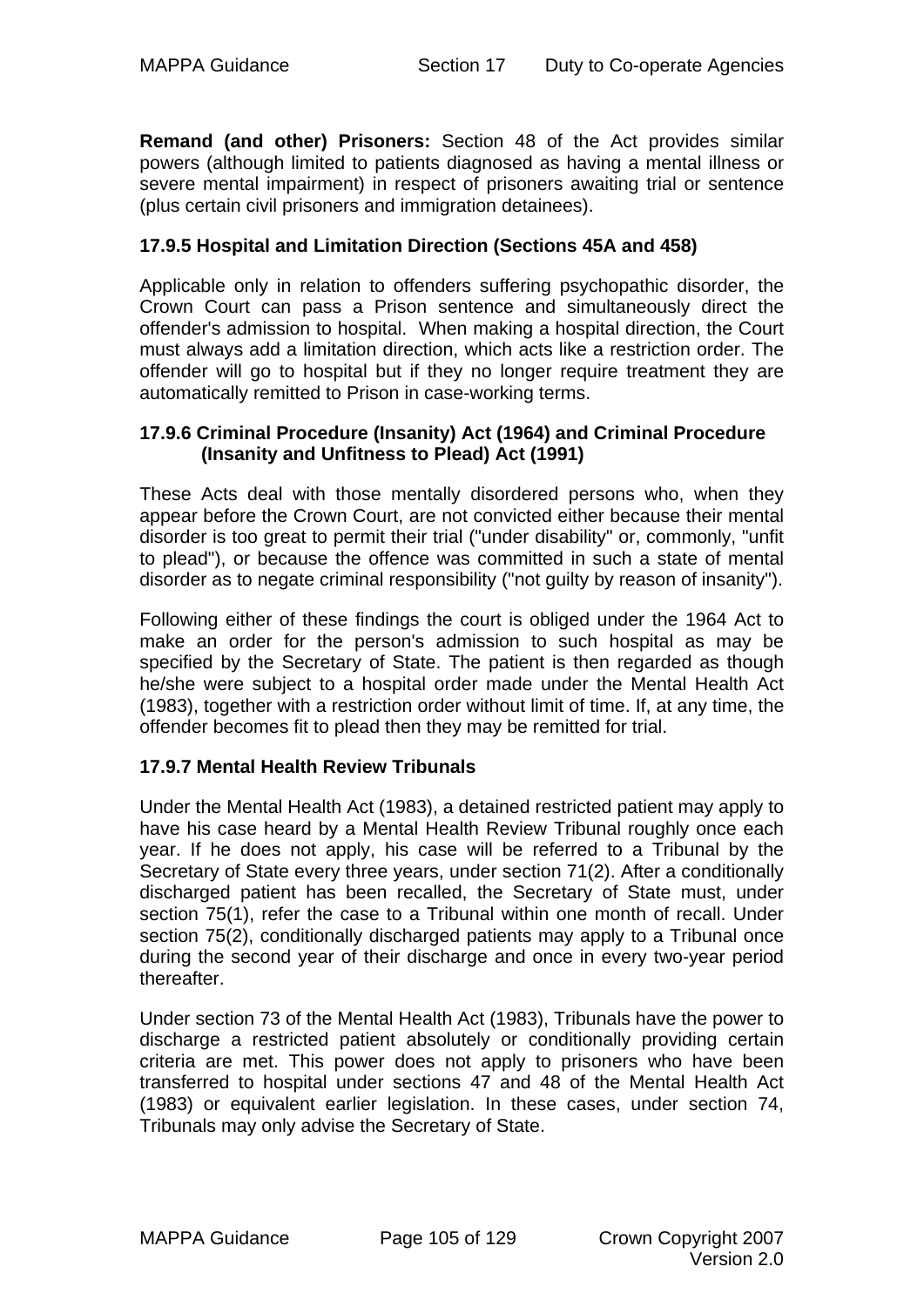**Remand (and other) Prisoners:** Section 48 of the Act provides similar powers (although limited to patients diagnosed as having a mental illness or severe mental impairment) in respect of prisoners awaiting trial or sentence (plus certain civil prisoners and immigration detainees).

### 17.9.5 Hospital and Limitation Direction (Sections 45A and 458)

Applicable only in relation to offenders suffering psychopathic disorder, the Crown Court can pass a Prison sentence and simultaneously direct the offender's admission to hospital. When making a hospital direction, the Court must always add a limitation direction, which acts like a restriction order. The offender will go to hospital but if they no longer require treatment they are automatically remitted to Prison in case-working terms.

### 17.9.6 Criminal Procedure (Insanity) Act (1964) and Criminal Procedure (Insanity and Unfitness to Plead) Act (1991)

These Acts deal with those mentally disordered persons who, when they appear before the Crown Court, are not convicted either because their mental disorder is too great to permit their trial ("under disability" or, commonly, "unfit to plead"), or because the offence was committed in such a state of mental disorder as to negate criminal responsibility ("not guilty by reason of insanity").

Following either of these findings the court is obliged under the 1964 Act to make an order for the person's admission to such hospital as may be specified by the Secretary of State. The patient is then regarded as though he/she were subject to a hospital order made under the Mental Health Act (1983), together with a restriction order without limit of time. If, at any time, the offender becomes fit to plead then they may be remitted for trial.

### 17.9.7 Mental Health Review Tribunals

Under the Mental Health Act (1983), a detained restricted patient may apply to have his case heard by a Mental Health Review Tribunal roughly once each year. If he does not apply, his case will be referred to a Tribunal by the Secretary of State every three years, under section 71(2). After a conditionally discharged patient has been recalled, the Secretary of State must, under section 75(1), refer the case to a Tribunal within one month of recall. Under section 75(2), conditionally discharged patients may apply to a Tribunal once during the second year of their discharge and once in every two-year period thereafter.

Under section 73 of the Mental Health Act (1983), Tribunals have the power to discharge a restricted patient absolutely or conditionally providing certain criteria are met. This power does not apply to prisoners who have been transferred to hospital under sections 47 and 48 of the Mental Health Act (1983) or equivalent earlier legislation. In these cases, under section 74, Tribunals may only advise the Secretary of State.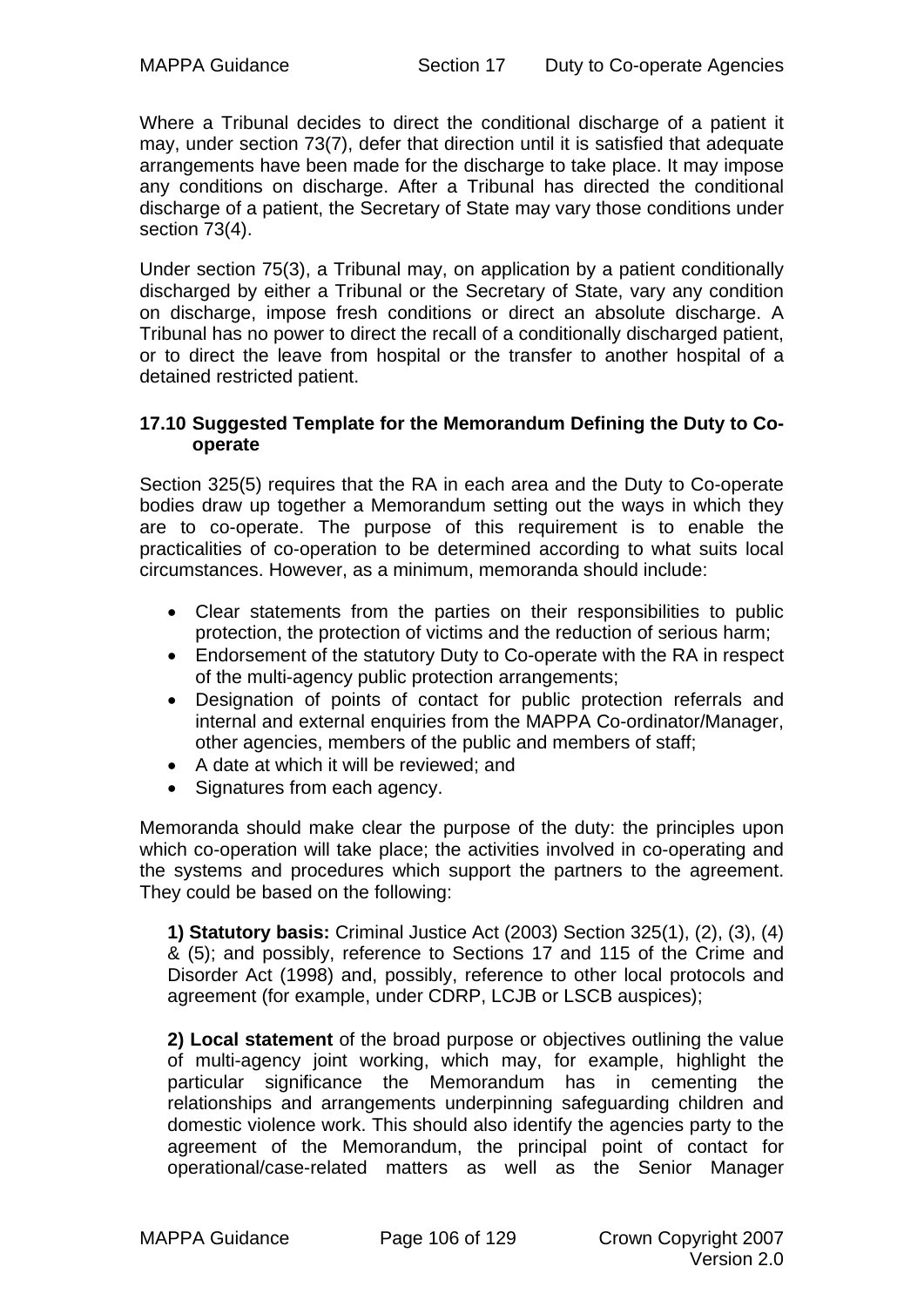Where a Tribunal decides to direct the conditional discharge of a patient it may, under section 73(7), defer that direction until it is satisfied that adequate arrangements have been made for the discharge to take place. It may impose any conditions on discharge. After a Tribunal has directed the conditional discharge of a patient, the Secretary of State may vary those conditions under section 73(4).

Under section 75(3), a Tribunal may, on application by a patient conditionally discharged by either a Tribunal or the Secretary of State, vary any condition on discharge, impose fresh conditions or direct an absolute discharge. A Tribunal has no power to direct the recall of a conditionally discharged patient, or to direct the leave from hospital or the transfer to another hospital of a detained restricted patient.

### 17.10 Suggested Template for the Memorandum Defining the Duty to Co-operate

Section 325(5) requires that the RA in each area and the Duty to Co-operate bodies draw up together a Memorandum setting out the ways in which they are to co-operate. The purpose of this requirement is to enable the practicalities of co-operation to be determined according to what suits local circumstances. However, as a minimum, memoranda should include:

- Clear statements from the parties on their responsibilities to public protection, the protection of victims and the reduction of serious harm;
- Endorsement of the statutory Duty to Co-operate with the RA in respect of the multi-agency public protection arrangements;
- Designation of points of contact for public protection referrals and internal and external enquiries from the MAPPA Co-ordinator/Manager, other agencies, members of the public and members of staff;
- A date at which it will be reviewed; and
- Signatures from each agency.

Memoranda should make clear the purpose of the duty: the principles upon which co-operation will take place; the activities involved in co-operating and the systems and procedures which support the partners to the agreement. They could be based on the following:

**1) Statutory basis:** Criminal Justice Act (2003) Section 325(1), (2), (3), (4) & (5); and possibly, reference to Sections 17 and 115 of the Crime and Disorder Act (1998) and, possibly, reference to other local protocols and agreement (for example, under CDRP, LCJB or LSCB auspices);

**2) Local statement** of the broad purpose or objectives outlining the value of multi-agency joint working, which may, for example, highlight the particular significance the Memorandum has in cementing the relationships and arrangements underpinning safeguarding children and domestic violence work. This should also identify the agencies party to the agreement of the Memorandum, the principal point of contact for operational/case-related matters as well as the Senior Manager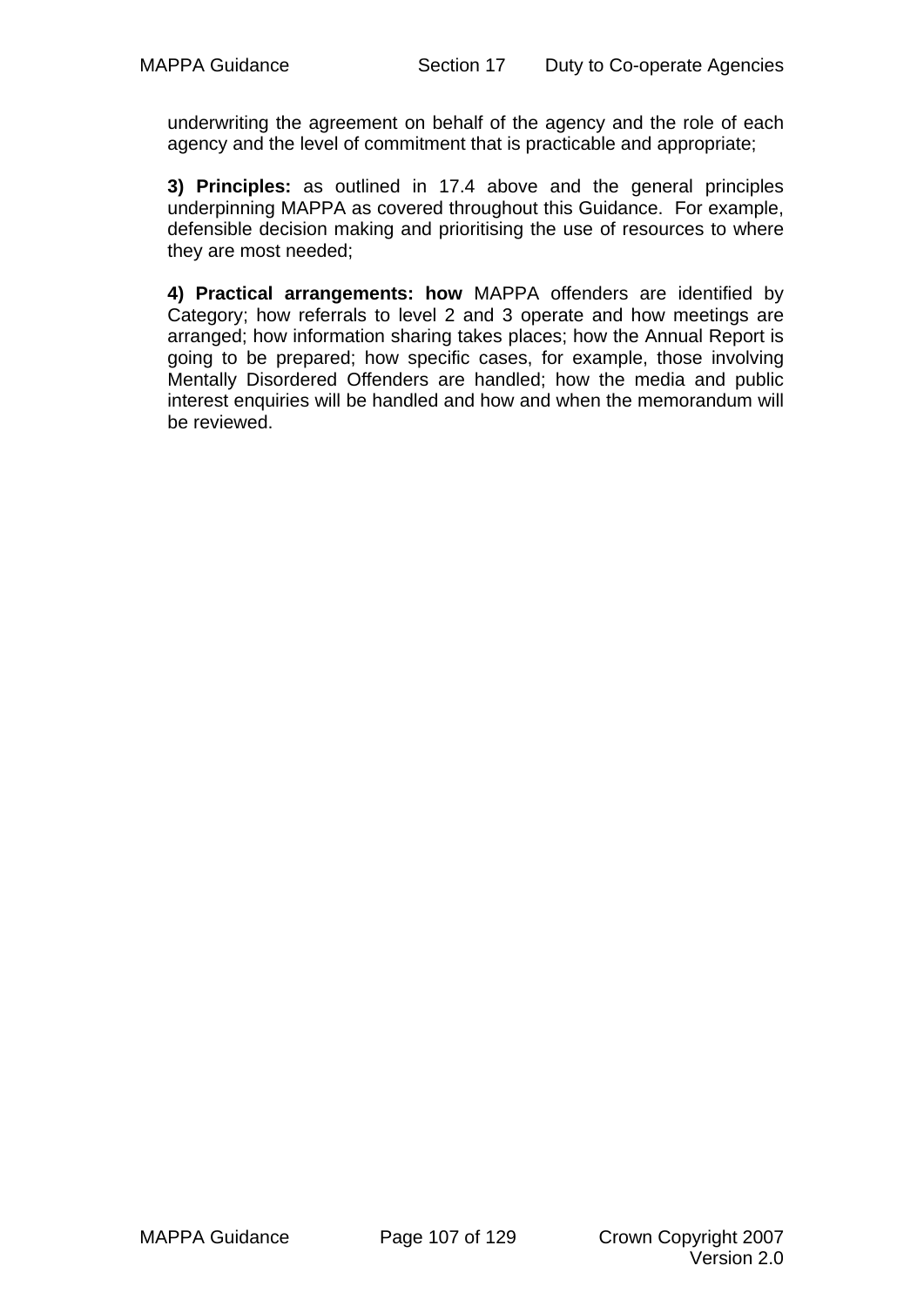underwriting the agreement on behalf of the agency and the role of each agency and the level of commitment that is practicable and appropriate;

**3) Principles:** as outlined in 17.4 above and the general principles underpinning MAPPA as covered throughout this Guidance. For example, defensible decision making and prioritising the use of resources to where they are most needed;

**4) Practical arrangements: how** MAPPA offenders are identified by Category; how referrals to level 2 and 3 operate and how meetings are arranged; how information sharing takes places; how the Annual Report is going to be prepared; how specific cases, for example, those involving Mentally Disordered Offenders are handled; how the media and public interest enquiries will be handled and how and when the memorandum will be reviewed.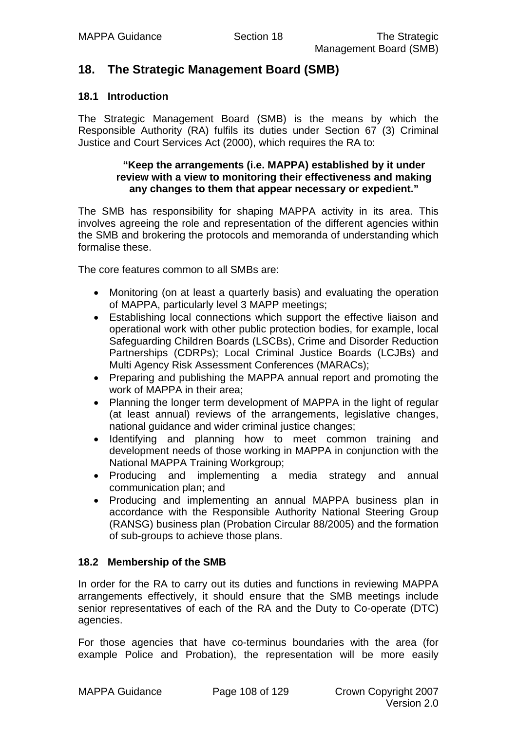## 18. The Strategic Management Board (SMB)

### 18.1 Introduction

The Strategic Management Board (SMB) is the means by which the Responsible Authority (RA) fulfils its duties under Section 67 (3) Criminal Justice and Court Services Act (2000), which requires the RA to:

> **"Keep the arrangements (i.e. MAPPA) established by it under review with a view to monitoring their effectiveness and making any changes to them that appear necessary or expedient."**

The SMB has responsibility for shaping MAPPA activity in its area. This involves agreeing the role and representation of the different agencies within the SMB and brokering the protocols and memoranda of understanding which formalise these.

The core features common to all SMBs are:

- Monitoring (on at least a quarterly basis) and evaluating the operation of MAPPA, particularly level 3 MAPP meetings;
- Establishing local connections which support the effective liaison and operational work with other public protection bodies, for example, local Safeguarding Children Boards (LSCBs), Crime and Disorder Reduction Partnerships (CDRPs); Local Criminal Justice Boards (LCJBs) and Multi Agency Risk Assessment Conferences (MARACs);
- Preparing and publishing the MAPPA annual report and promoting the work of MAPPA in their area;
- Planning the longer term development of MAPPA in the light of regular (at least annual) reviews of the arrangements, legislative changes, national guidance and wider criminal justice changes;
- Identifying and planning how to meet common training and development needs of those working in MAPPA in conjunction with the National MAPPA Training Workgroup;
- Producing and implementing a media strategy and annual communication plan; and
- Producing and implementing an annual MAPPA business plan in accordance with the Responsible Authority National Steering Group (RANSG) business plan (Probation Circular 88/2005) and the formation of sub-groups to achieve those plans.

### 18.2 Membership of the SMB

In order for the RA to carry out its duties and functions in reviewing MAPPA arrangements effectively, it should ensure that the SMB meetings include senior representatives of each of the RA and the Duty to Co-operate (DTC) agencies.

For those agencies that have co-terminus boundaries with the area (for example Police and Probation), the representation will be more easily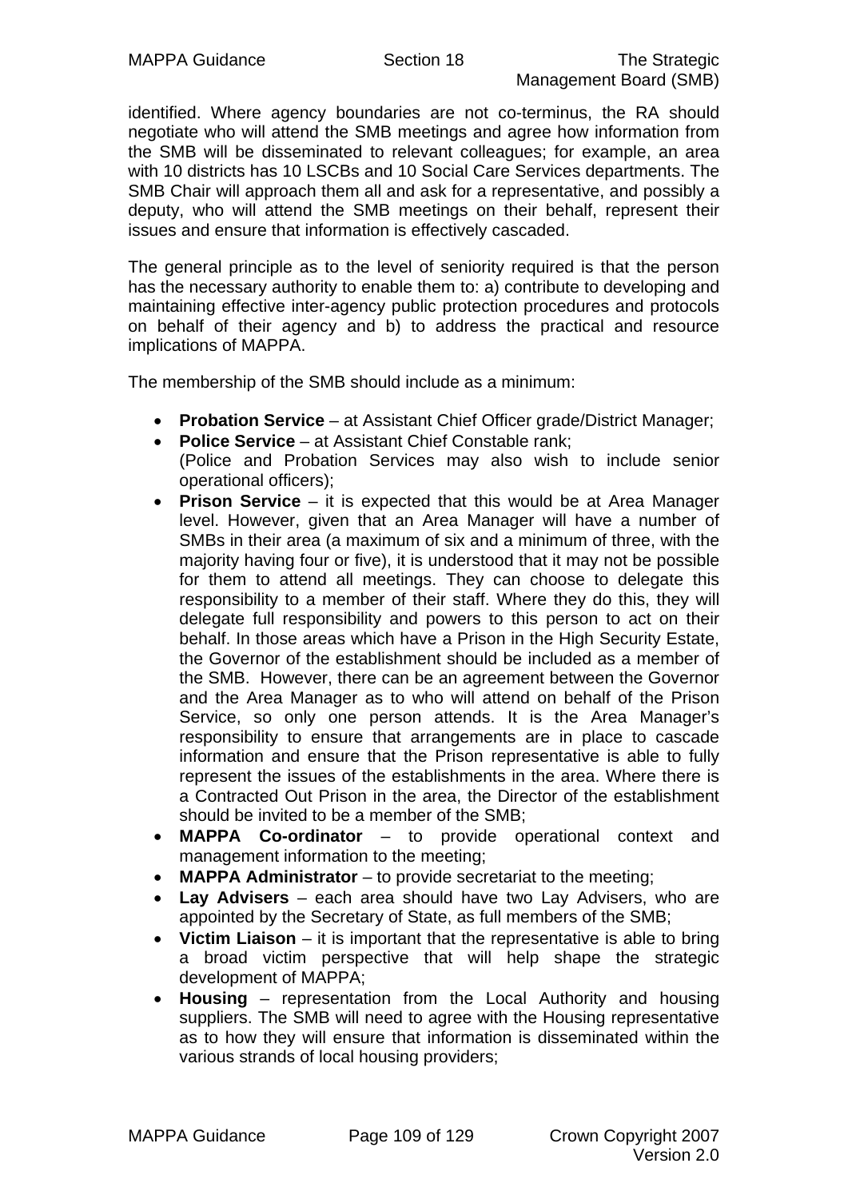identified. Where agency boundaries are not co-terminus, the RA should negotiate who will attend the SMB meetings and agree how information from the SMB will be disseminated to relevant colleagues; for example, an area with 10 districts has 10 LSCBs and 10 Social Care Services departments. The SMB Chair will approach them all and ask for a representative, and possibly a deputy, who will attend the SMB meetings on their behalf, represent their issues and ensure that information is effectively cascaded.

The general principle as to the level of seniority required is that the person has the necessary authority to enable them to: a) contribute to developing and maintaining effective inter-agency public protection procedures and protocols on behalf of their agency and b) to address the practical and resource implications of MAPPA.

The membership of the SMB should include as a minimum:

- **Probation Service** – at Assistant Chief Officer grade/District Manager;
- **Police Service** – at Assistant Chief Constable rank;
  (Police and Probation Services may also wish to include senior operational officers);
- **Prison Service** – it is expected that this would be at Area Manager level. However, given that an Area Manager will have a number of SMBs in their area (a maximum of six and a minimum of three, with the majority having four or five), it is understood that it may not be possible for them to attend all meetings. They can choose to delegate this responsibility to a member of their staff. Where they do this, they will delegate full responsibility and powers to this person to act on their behalf. In those areas which have a Prison in the High Security Estate, the Governor of the establishment should be included as a member of the SMB. However, there can be an agreement between the Governor and the Area Manager as to who will attend on behalf of the Prison Service, so only one person attends. It is the Area Manager's responsibility to ensure that arrangements are in place to cascade information and ensure that the Prison representative is able to fully represent the issues of the establishments in the area. Where there is a Contracted Out Prison in the area, the Director of the establishment should be invited to be a member of the SMB;
- **MAPPA Co-ordinator** – to provide operational context and management information to the meeting;
- **MAPPA Administrator** – to provide secretariat to the meeting;
- **Lay Advisers** – each area should have two Lay Advisers, who are appointed by the Secretary of State, as full members of the SMB;
- **Victim Liaison** – it is important that the representative is able to bring a broad victim perspective that will help shape the strategic development of MAPPA;
- **Housing** – representation from the Local Authority and housing suppliers. The SMB will need to agree with the Housing representative as to how they will ensure that information is disseminated within the various strands of local housing providers;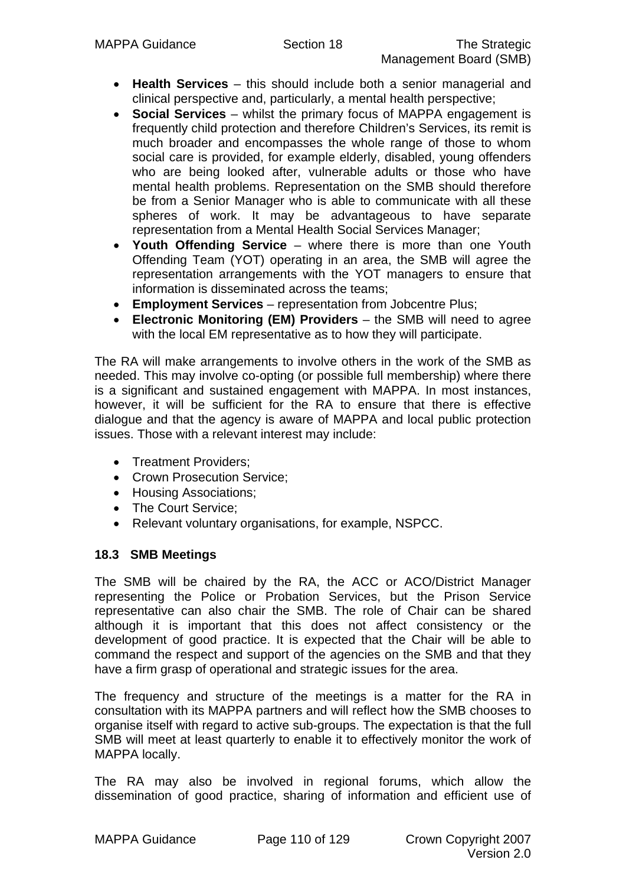- **Health Services** – this should include both a senior managerial and clinical perspective and, particularly, a mental health perspective;
- **Social Services** – whilst the primary focus of MAPPA engagement is frequently child protection and therefore Children's Services, its remit is much broader and encompasses the whole range of those to whom social care is provided, for example elderly, disabled, young offenders who are being looked after, vulnerable adults or those who have mental health problems. Representation on the SMB should therefore be from a Senior Manager who is able to communicate with all these spheres of work. It may be advantageous to have separate representation from a Mental Health Social Services Manager;
- **Youth Offending Service** – where there is more than one Youth Offending Team (YOT) operating in an area, the SMB will agree the representation arrangements with the YOT managers to ensure that information is disseminated across the teams;
- **Employment Services** – representation from Jobcentre Plus;
- **Electronic Monitoring (EM) Providers** – the SMB will need to agree with the local EM representative as to how they will participate.

The RA will make arrangements to involve others in the work of the SMB as needed. This may involve co-opting (or possible full membership) where there is a significant and sustained engagement with MAPPA. In most instances, however, it will be sufficient for the RA to ensure that there is effective dialogue and that the agency is aware of MAPPA and local public protection issues. Those with a relevant interest may include:

- Treatment Providers;
- Crown Prosecution Service;
- Housing Associations;
- The Court Service;
- Relevant voluntary organisations, for example, NSPCC.

### 18.3 SMB Meetings

The SMB will be chaired by the RA, the ACC or ACO/District Manager representing the Police or Probation Services, but the Prison Service representative can also chair the SMB. The role of Chair can be shared although it is important that this does not affect consistency or the development of good practice. It is expected that the Chair will be able to command the respect and support of the agencies on the SMB and that they have a firm grasp of operational and strategic issues for the area.

The frequency and structure of the meetings is a matter for the RA in consultation with its MAPPA partners and will reflect how the SMB chooses to organise itself with regard to active sub-groups. The expectation is that the full SMB will meet at least quarterly to enable it to effectively monitor the work of MAPPA locally.

The RA may also be involved in regional forums, which allow the dissemination of good practice, sharing of information and efficient use of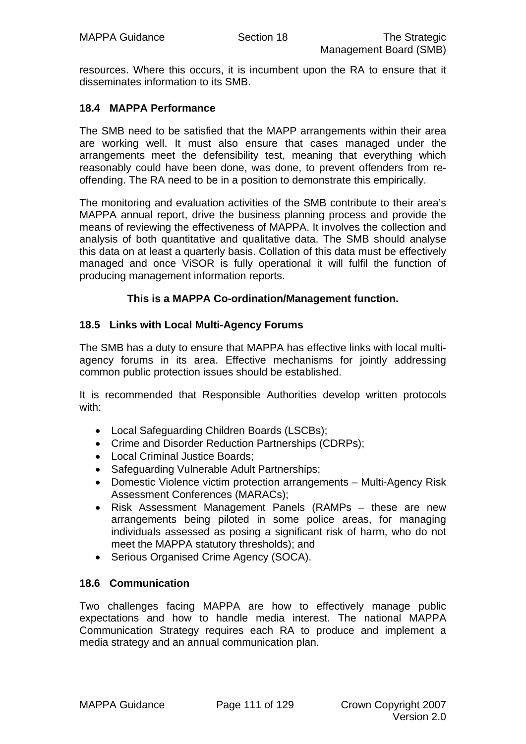resources. Where this occurs, it is incumbent upon the RA to ensure that it disseminates information to its SMB.

### 18.4 MAPPA Performance

The SMB need to be satisfied that the MAPP arrangements within their area are working well. It must also ensure that cases managed under the arrangements meet the defensibility test, meaning that everything which reasonably could have been done, was done, to prevent offenders from re-offending. The RA need to be in a position to demonstrate this empirically.

The monitoring and evaluation activities of the SMB contribute to their area's MAPPA annual report, drive the business planning process and provide the means of reviewing the effectiveness of MAPPA. It involves the collection and analysis of both quantitative and qualitative data. The SMB should analyse this data on at least a quarterly basis. Collation of this data must be effectively managed and once ViSOR is fully operational it will fulfil the function of producing management information reports.

**This is a MAPPA Co-ordination/Management function.**

### 18.5 Links with Local Multi-Agency Forums

The SMB has a duty to ensure that MAPPA has effective links with local multi-agency forums in its area. Effective mechanisms for jointly addressing common public protection issues should be established.

It is recommended that Responsible Authorities develop written protocols with:

- Local Safeguarding Children Boards (LSCBs);
- Crime and Disorder Reduction Partnerships (CDRPs);
- Local Criminal Justice Boards;
- Safeguarding Vulnerable Adult Partnerships;
- Domestic Violence victim protection arrangements – Multi-Agency Risk Assessment Conferences (MARACs);
- Risk Assessment Management Panels (RAMPs – these are new arrangements being piloted in some police areas, for managing individuals assessed as posing a significant risk of harm, who do not meet the MAPPA statutory thresholds); and
- Serious Organised Crime Agency (SOCA).

### 18.6 Communication

Two challenges facing MAPPA are how to effectively manage public expectations and how to handle media interest. The national MAPPA Communication Strategy requires each RA to produce and implement a media strategy and an annual communication plan.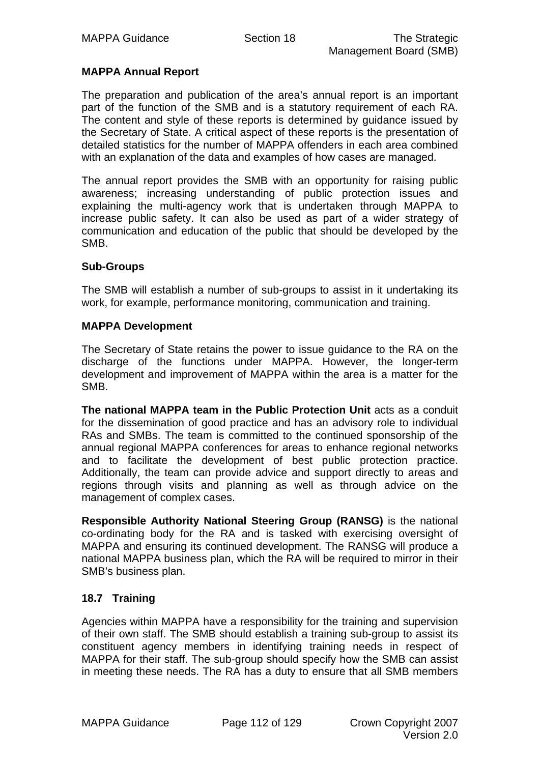**MAPPA Annual Report**

The preparation and publication of the area's annual report is an important part of the function of the SMB and is a statutory requirement of each RA. The content and style of these reports is determined by guidance issued by the Secretary of State. A critical aspect of these reports is the presentation of detailed statistics for the number of MAPPA offenders in each area combined with an explanation of the data and examples of how cases are managed.

The annual report provides the SMB with an opportunity for raising public awareness; increasing understanding of public protection issues and explaining the multi-agency work that is undertaken through MAPPA to increase public safety. It can also be used as part of a wider strategy of communication and education of the public that should be developed by the SMB.

**Sub-Groups**

The SMB will establish a number of sub-groups to assist in it undertaking its work, for example, performance monitoring, communication and training.

**MAPPA Development**

The Secretary of State retains the power to issue guidance to the RA on the discharge of the functions under MAPPA. However, the longer-term development and improvement of MAPPA within the area is a matter for the SMB.

**The national MAPPA team in the Public Protection Unit** acts as a conduit for the dissemination of good practice and has an advisory role to individual RAs and SMBs. The team is committed to the continued sponsorship of the annual regional MAPPA conferences for areas to enhance regional networks and to facilitate the development of best public protection practice. Additionally, the team can provide advice and support directly to areas and regions through visits and planning as well as through advice on the management of complex cases.

**Responsible Authority National Steering Group (RANSG)** is the national co-ordinating body for the RA and is tasked with exercising oversight of MAPPA and ensuring its continued development. The RANSG will produce a national MAPPA business plan, which the RA will be required to mirror in their SMB's business plan.

### 18.7 Training

Agencies within MAPPA have a responsibility for the training and supervision of their own staff. The SMB should establish a training sub-group to assist its constituent agency members in identifying training needs in respect of MAPPA for their staff. The sub-group should specify how the SMB can assist in meeting these needs. The RA has a duty to ensure that all SMB members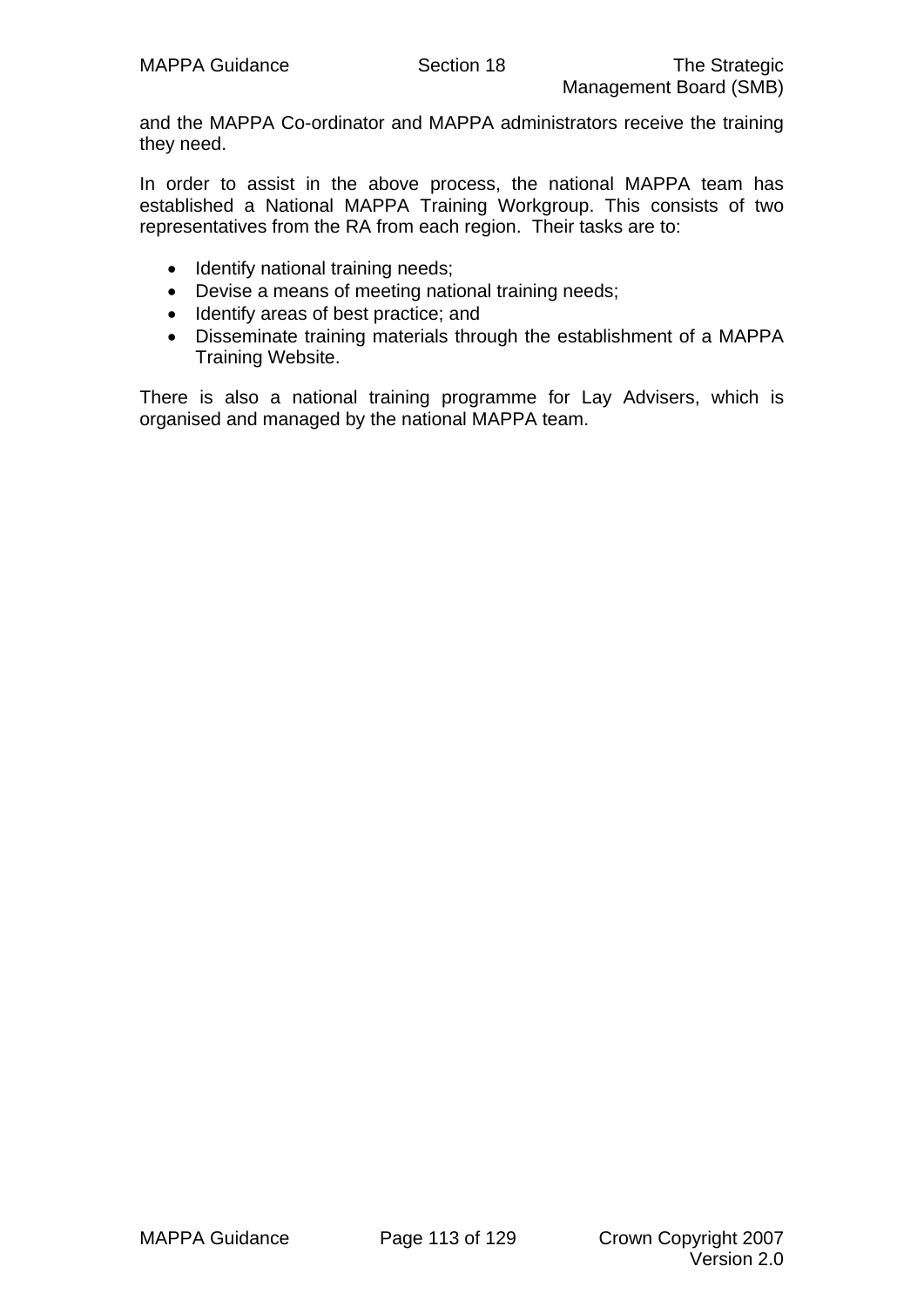and the MAPPA Co-ordinator and MAPPA administrators receive the training they need.

In order to assist in the above process, the national MAPPA team has established a National MAPPA Training Workgroup. This consists of two representatives from the RA from each region. Their tasks are to:

- Identify national training needs;
- Devise a means of meeting national training needs;
- Identify areas of best practice; and
- Disseminate training materials through the establishment of a MAPPA Training Website.

There is also a national training programme for Lay Advisers, which is organised and managed by the national MAPPA team.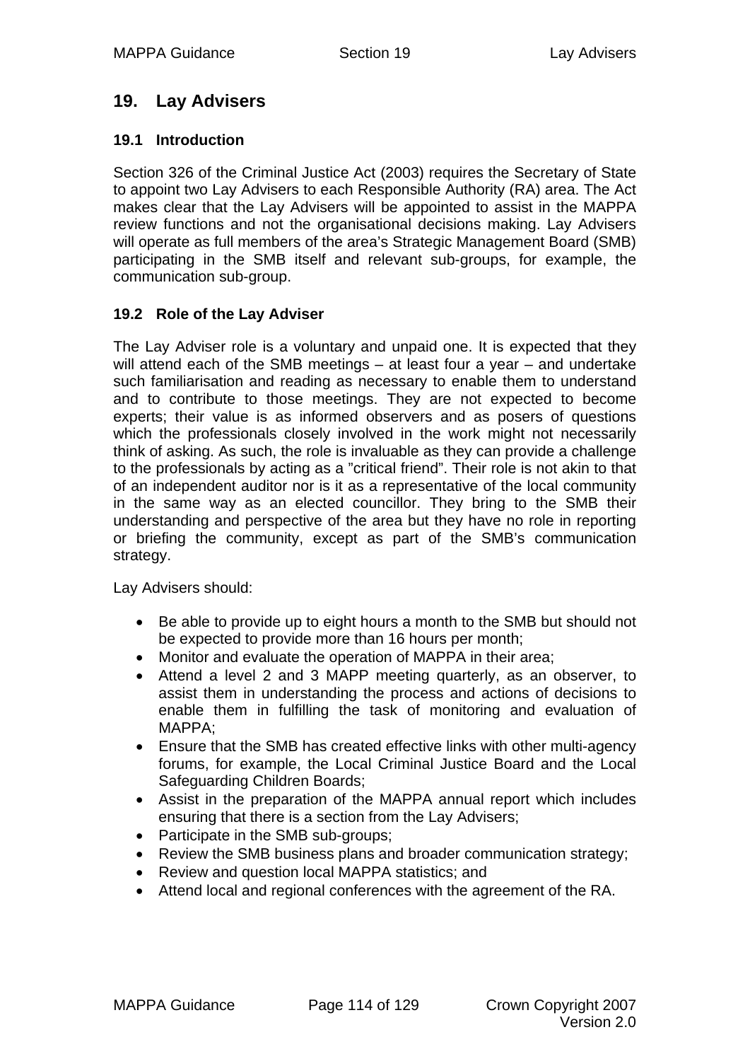## 19. Lay Advisers

### 19.1 Introduction

Section 326 of the Criminal Justice Act (2003) requires the Secretary of State to appoint two Lay Advisers to each Responsible Authority (RA) area. The Act makes clear that the Lay Advisers will be appointed to assist in the MAPPA review functions and not the organisational decisions making. Lay Advisers will operate as full members of the area's Strategic Management Board (SMB) participating in the SMB itself and relevant sub-groups, for example, the communication sub-group.

### 19.2 Role of the Lay Adviser

The Lay Adviser role is a voluntary and unpaid one. It is expected that they will attend each of the SMB meetings – at least four a year – and undertake such familiarisation and reading as necessary to enable them to understand and to contribute to those meetings. They are not expected to become experts; their value is as informed observers and as posers of questions which the professionals closely involved in the work might not necessarily think of asking. As such, the role is invaluable as they can provide a challenge to the professionals by acting as a "critical friend". Their role is not akin to that of an independent auditor nor is it as a representative of the local community in the same way as an elected councillor. They bring to the SMB their understanding and perspective of the area but they have no role in reporting or briefing the community, except as part of the SMB's communication strategy.

Lay Advisers should:

- Be able to provide up to eight hours a month to the SMB but should not be expected to provide more than 16 hours per month;
- Monitor and evaluate the operation of MAPPA in their area;
- Attend a level 2 and 3 MAPP meeting quarterly, as an observer, to assist them in understanding the process and actions of decisions to enable them in fulfilling the task of monitoring and evaluation of MAPPA;
- Ensure that the SMB has created effective links with other multi-agency forums, for example, the Local Criminal Justice Board and the Local Safeguarding Children Boards;
- Assist in the preparation of the MAPPA annual report which includes ensuring that there is a section from the Lay Advisers;
- Participate in the SMB sub-groups;
- Review the SMB business plans and broader communication strategy;
- Review and question local MAPPA statistics; and
- Attend local and regional conferences with the agreement of the RA.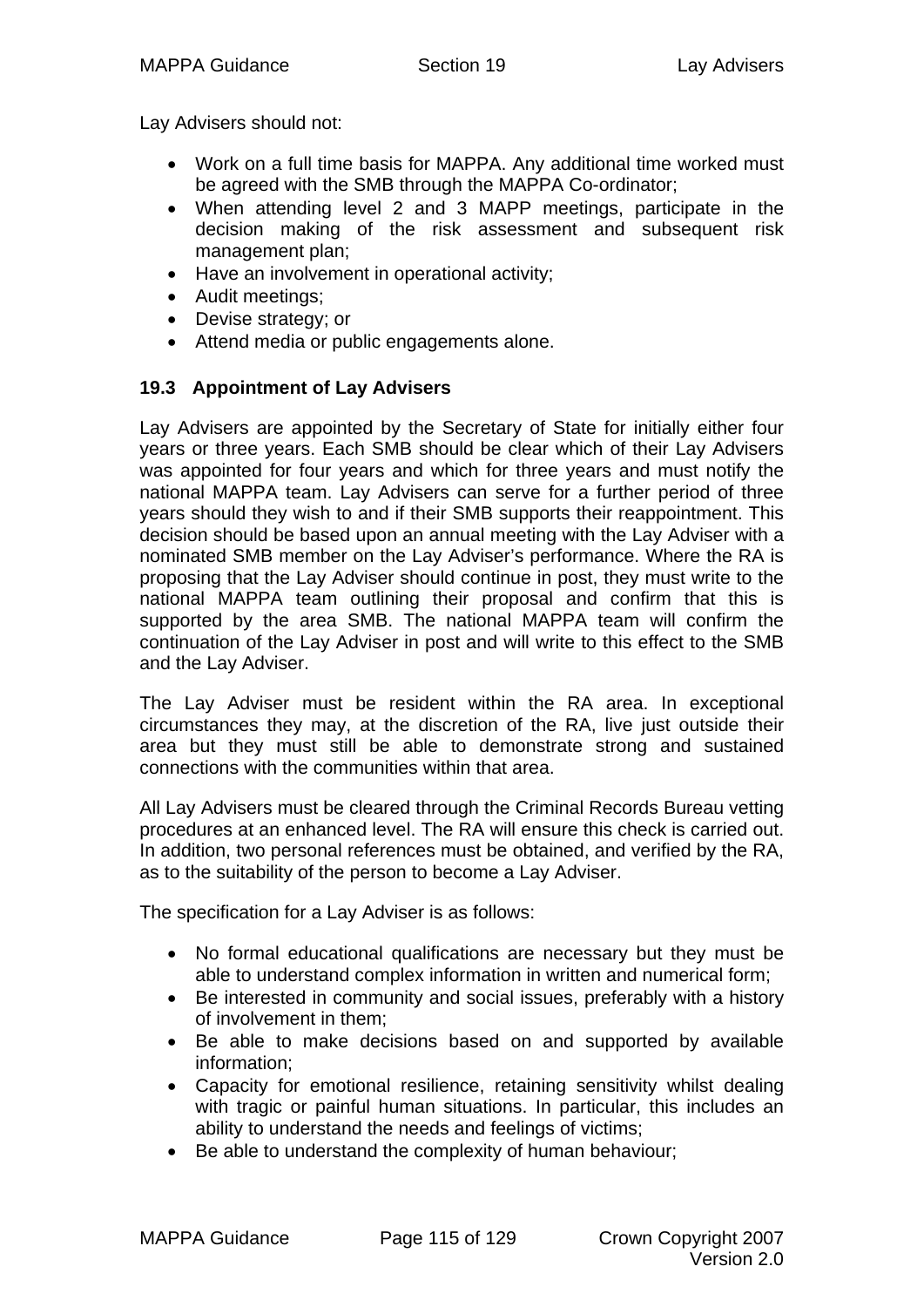Lay Advisers should not:

- Work on a full time basis for MAPPA. Any additional time worked must be agreed with the SMB through the MAPPA Co-ordinator;
- When attending level 2 and 3 MAPP meetings, participate in the decision making of the risk assessment and subsequent risk management plan;
- Have an involvement in operational activity;
- Audit meetings;
- Devise strategy; or
- Attend media or public engagements alone.

### 19.3 Appointment of Lay Advisers

Lay Advisers are appointed by the Secretary of State for initially either four years or three years. Each SMB should be clear which of their Lay Advisers was appointed for four years and which for three years and must notify the national MAPPA team. Lay Advisers can serve for a further period of three years should they wish to and if their SMB supports their reappointment. This decision should be based upon an annual meeting with the Lay Adviser with a nominated SMB member on the Lay Adviser's performance. Where the RA is proposing that the Lay Adviser should continue in post, they must write to the national MAPPA team outlining their proposal and confirm that this is supported by the area SMB. The national MAPPA team will confirm the continuation of the Lay Adviser in post and will write to this effect to the SMB and the Lay Adviser.

The Lay Adviser must be resident within the RA area. In exceptional circumstances they may, at the discretion of the RA, live just outside their area but they must still be able to demonstrate strong and sustained connections with the communities within that area.

All Lay Advisers must be cleared through the Criminal Records Bureau vetting procedures at an enhanced level. The RA will ensure this check is carried out. In addition, two personal references must be obtained, and verified by the RA, as to the suitability of the person to become a Lay Adviser.

The specification for a Lay Adviser is as follows:

- No formal educational qualifications are necessary but they must be able to understand complex information in written and numerical form;
- Be interested in community and social issues, preferably with a history of involvement in them;
- Be able to make decisions based on and supported by available information;
- Capacity for emotional resilience, retaining sensitivity whilst dealing with tragic or painful human situations. In particular, this includes an ability to understand the needs and feelings of victims;
- Be able to understand the complexity of human behaviour;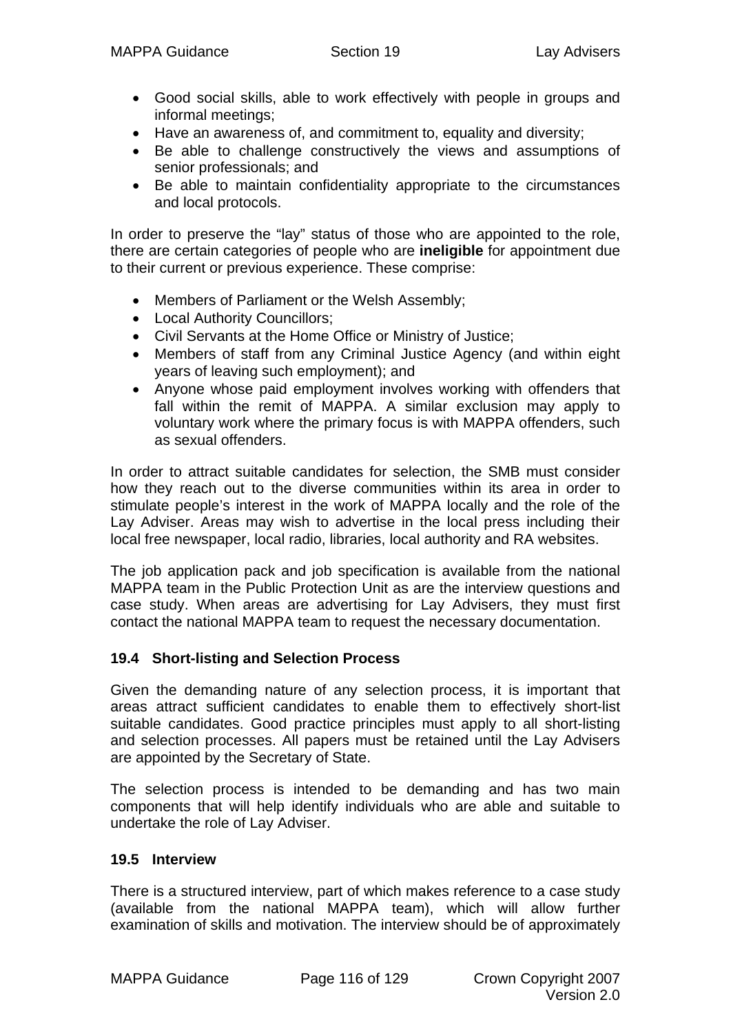- Good social skills, able to work effectively with people in groups and informal meetings;
- Have an awareness of, and commitment to, equality and diversity;
- Be able to challenge constructively the views and assumptions of senior professionals; and
- Be able to maintain confidentiality appropriate to the circumstances and local protocols.

In order to preserve the "lay" status of those who are appointed to the role, there are certain categories of people who are **ineligible** for appointment due to their current or previous experience. These comprise:

- Members of Parliament or the Welsh Assembly;
- Local Authority Councillors;
- Civil Servants at the Home Office or Ministry of Justice;
- Members of staff from any Criminal Justice Agency (and within eight years of leaving such employment); and
- Anyone whose paid employment involves working with offenders that fall within the remit of MAPPA. A similar exclusion may apply to voluntary work where the primary focus is with MAPPA offenders, such as sexual offenders.

In order to attract suitable candidates for selection, the SMB must consider how they reach out to the diverse communities within its area in order to stimulate people's interest in the work of MAPPA locally and the role of the Lay Adviser. Areas may wish to advertise in the local press including their local free newspaper, local radio, libraries, local authority and RA websites.

The job application pack and job specification is available from the national MAPPA team in the Public Protection Unit as are the interview questions and case study. When areas are advertising for Lay Advisers, they must first contact the national MAPPA team to request the necessary documentation.

### 19.4 Short-listing and Selection Process

Given the demanding nature of any selection process, it is important that areas attract sufficient candidates to enable them to effectively short-list suitable candidates. Good practice principles must apply to all short-listing and selection processes. All papers must be retained until the Lay Advisers are appointed by the Secretary of State.

The selection process is intended to be demanding and has two main components that will help identify individuals who are able and suitable to undertake the role of Lay Adviser.

### 19.5 Interview

There is a structured interview, part of which makes reference to a case study (available from the national MAPPA team), which will allow further examination of skills and motivation. The interview should be of approximately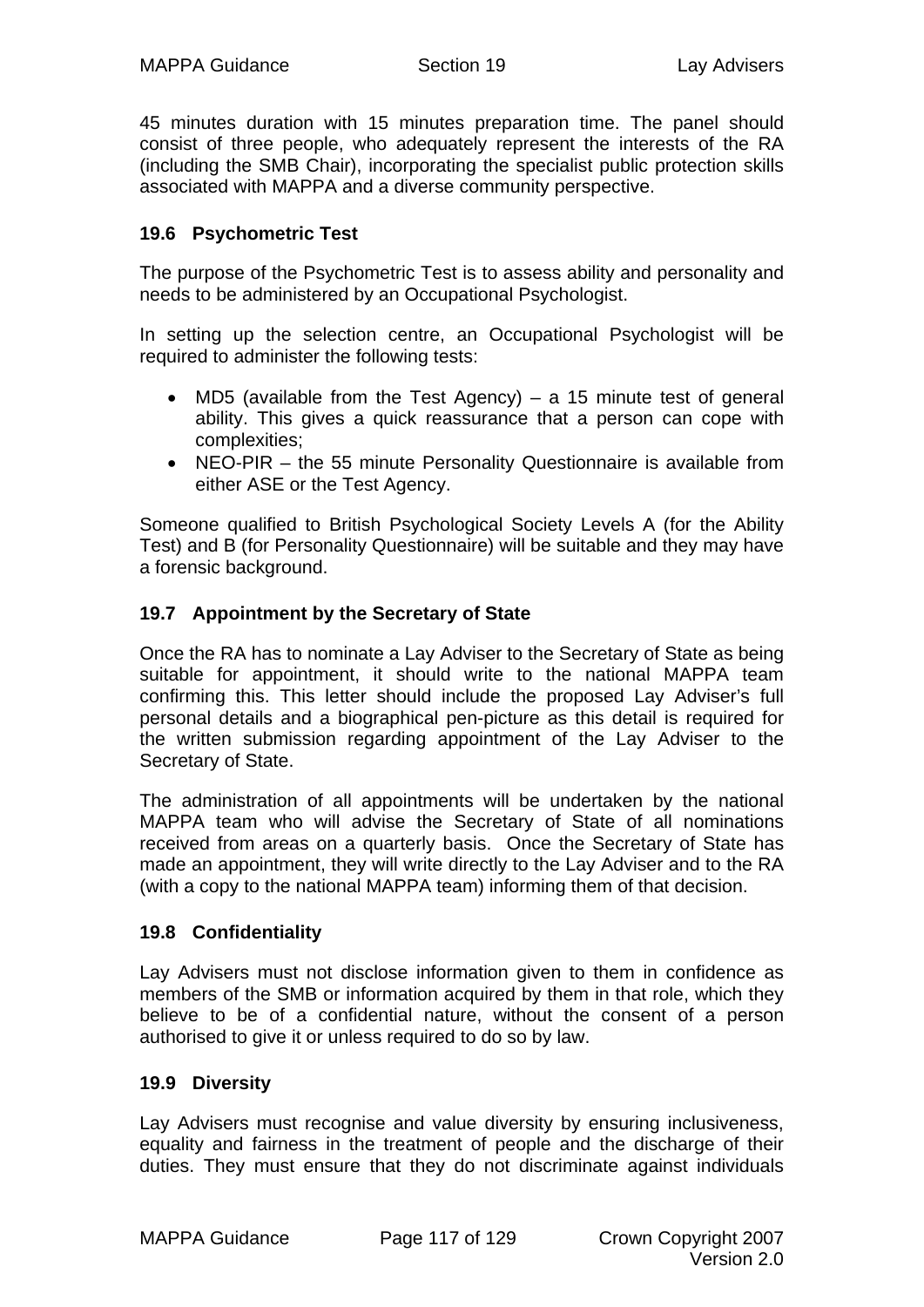45 minutes duration with 15 minutes preparation time. The panel should consist of three people, who adequately represent the interests of the RA (including the SMB Chair), incorporating the specialist public protection skills associated with MAPPA and a diverse community perspective.

### 19.6 Psychometric Test

The purpose of the Psychometric Test is to assess ability and personality and needs to be administered by an Occupational Psychologist.

In setting up the selection centre, an Occupational Psychologist will be required to administer the following tests:

- MD5 (available from the Test Agency) – a 15 minute test of general ability. This gives a quick reassurance that a person can cope with complexities;
- NEO-PIR – the 55 minute Personality Questionnaire is available from either ASE or the Test Agency.

Someone qualified to British Psychological Society Levels A (for the Ability Test) and B (for Personality Questionnaire) will be suitable and they may have a forensic background.

### 19.7 Appointment by the Secretary of State

Once the RA has to nominate a Lay Adviser to the Secretary of State as being suitable for appointment, it should write to the national MAPPA team confirming this. This letter should include the proposed Lay Adviser's full personal details and a biographical pen-picture as this detail is required for the written submission regarding appointment of the Lay Adviser to the Secretary of State.

The administration of all appointments will be undertaken by the national MAPPA team who will advise the Secretary of State of all nominations received from areas on a quarterly basis. Once the Secretary of State has made an appointment, they will write directly to the Lay Adviser and to the RA (with a copy to the national MAPPA team) informing them of that decision.

### 19.8 Confidentiality

Lay Advisers must not disclose information given to them in confidence as members of the SMB or information acquired by them in that role, which they believe to be of a confidential nature, without the consent of a person authorised to give it or unless required to do so by law.

### 19.9 Diversity

Lay Advisers must recognise and value diversity by ensuring inclusiveness, equality and fairness in the treatment of people and the discharge of their duties. They must ensure that they do not discriminate against individuals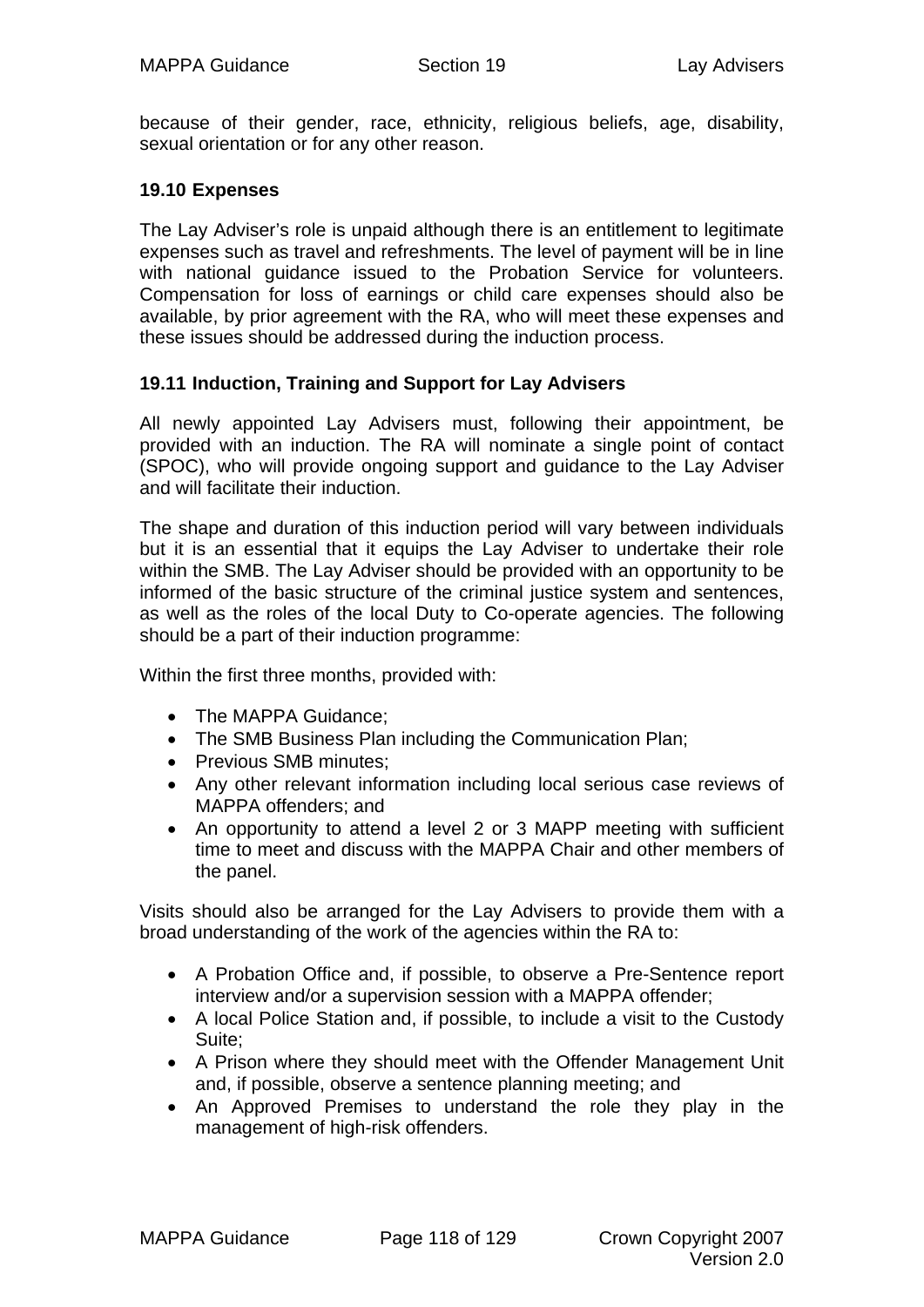because of their gender, race, ethnicity, religious beliefs, age, disability, sexual orientation or for any other reason.

### 19.10 Expenses

The Lay Adviser's role is unpaid although there is an entitlement to legitimate expenses such as travel and refreshments. The level of payment will be in line with national guidance issued to the Probation Service for volunteers. Compensation for loss of earnings or child care expenses should also be available, by prior agreement with the RA, who will meet these expenses and these issues should be addressed during the induction process.

### 19.11 Induction, Training and Support for Lay Advisers

All newly appointed Lay Advisers must, following their appointment, be provided with an induction. The RA will nominate a single point of contact (SPOC), who will provide ongoing support and guidance to the Lay Adviser and will facilitate their induction.

The shape and duration of this induction period will vary between individuals but it is an essential that it equips the Lay Adviser to undertake their role within the SMB. The Lay Adviser should be provided with an opportunity to be informed of the basic structure of the criminal justice system and sentences, as well as the roles of the local Duty to Co-operate agencies. The following should be a part of their induction programme:

Within the first three months, provided with:

- The MAPPA Guidance;
- The SMB Business Plan including the Communication Plan;
- Previous SMB minutes;
- Any other relevant information including local serious case reviews of MAPPA offenders; and
- An opportunity to attend a level 2 or 3 MAPP meeting with sufficient time to meet and discuss with the MAPPA Chair and other members of the panel.

Visits should also be arranged for the Lay Advisers to provide them with a broad understanding of the work of the agencies within the RA to:

- A Probation Office and, if possible, to observe a Pre-Sentence report interview and/or a supervision session with a MAPPA offender;
- A local Police Station and, if possible, to include a visit to the Custody Suite;
- A Prison where they should meet with the Offender Management Unit and, if possible, observe a sentence planning meeting; and
- An Approved Premises to understand the role they play in the management of high-risk offenders.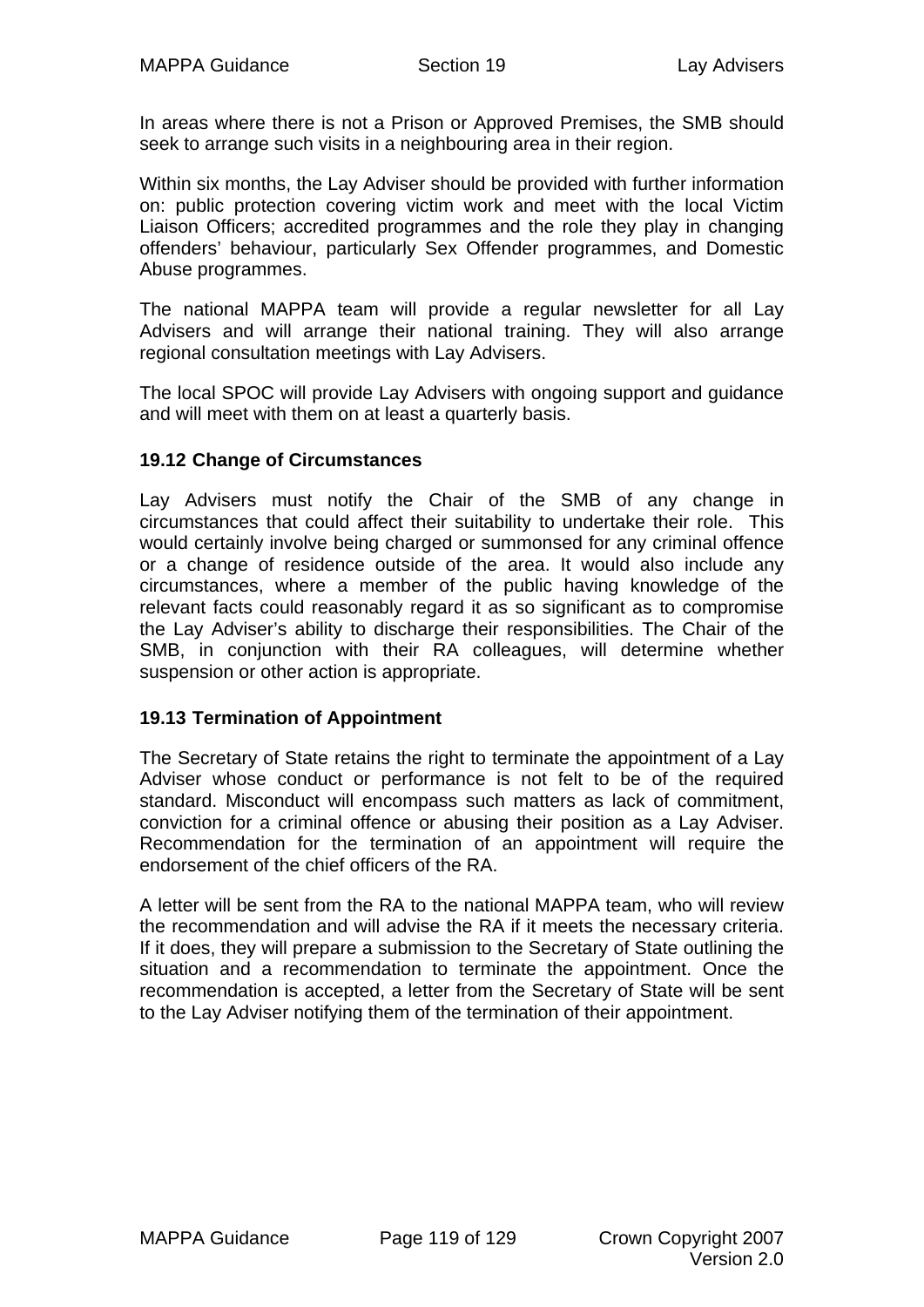In areas where there is not a Prison or Approved Premises, the SMB should seek to arrange such visits in a neighbouring area in their region.

Within six months, the Lay Adviser should be provided with further information on: public protection covering victim work and meet with the local Victim Liaison Officers; accredited programmes and the role they play in changing offenders' behaviour, particularly Sex Offender programmes, and Domestic Abuse programmes.

The national MAPPA team will provide a regular newsletter for all Lay Advisers and will arrange their national training. They will also arrange regional consultation meetings with Lay Advisers.

The local SPOC will provide Lay Advisers with ongoing support and guidance and will meet with them on at least a quarterly basis.

### 19.12 Change of Circumstances

Lay Advisers must notify the Chair of the SMB of any change in circumstances that could affect their suitability to undertake their role. This would certainly involve being charged or summonsed for any criminal offence or a change of residence outside of the area. It would also include any circumstances, where a member of the public having knowledge of the relevant facts could reasonably regard it as so significant as to compromise the Lay Adviser's ability to discharge their responsibilities. The Chair of the SMB, in conjunction with their RA colleagues, will determine whether suspension or other action is appropriate.

### 19.13 Termination of Appointment

The Secretary of State retains the right to terminate the appointment of a Lay Adviser whose conduct or performance is not felt to be of the required standard. Misconduct will encompass such matters as lack of commitment, conviction for a criminal offence or abusing their position as a Lay Adviser. Recommendation for the termination of an appointment will require the endorsement of the chief officers of the RA.

A letter will be sent from the RA to the national MAPPA team, who will review the recommendation and will advise the RA if it meets the necessary criteria. If it does, they will prepare a submission to the Secretary of State outlining the situation and a recommendation to terminate the appointment. Once the recommendation is accepted, a letter from the Secretary of State will be sent to the Lay Adviser notifying them of the termination of their appointment.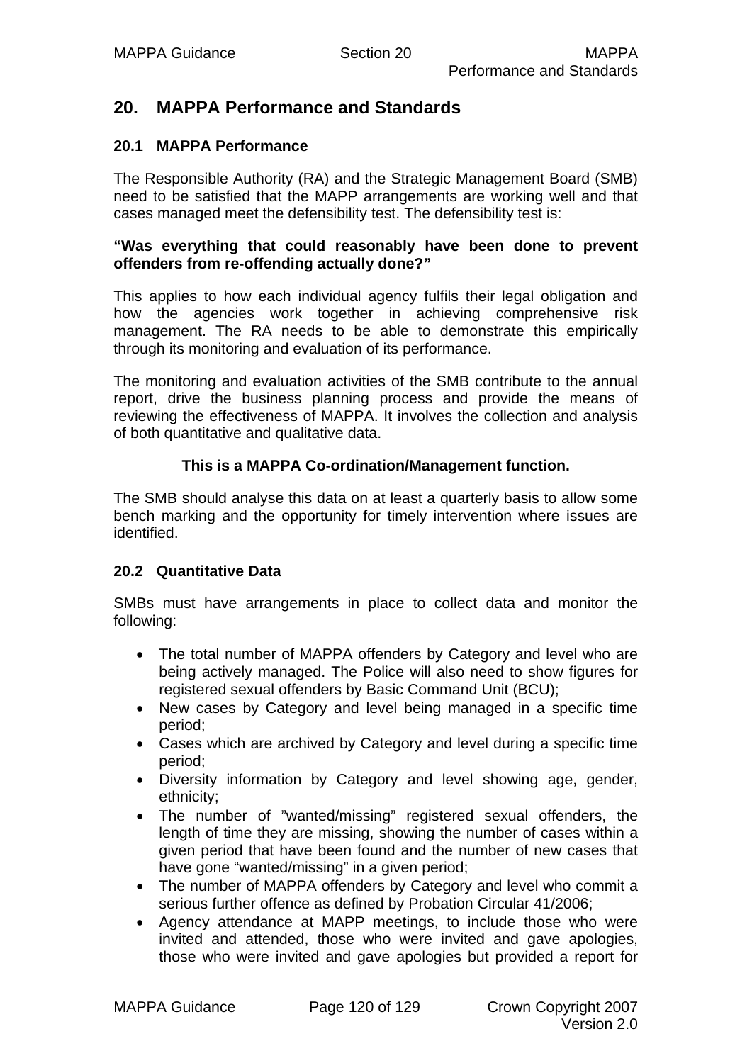## 20. MAPPA Performance and Standards

### 20.1 MAPPA Performance

The Responsible Authority (RA) and the Strategic Management Board (SMB) need to be satisfied that the MAPP arrangements are working well and that cases managed meet the defensibility test. The defensibility test is:

**"Was everything that could reasonably have been done to prevent offenders from re-offending actually done?"**

This applies to how each individual agency fulfils their legal obligation and how the agencies work together in achieving comprehensive risk management. The RA needs to be able to demonstrate this empirically through its monitoring and evaluation of its performance.

The monitoring and evaluation activities of the SMB contribute to the annual report, drive the business planning process and provide the means of reviewing the effectiveness of MAPPA. It involves the collection and analysis of both quantitative and qualitative data.

**This is a MAPPA Co-ordination/Management function.**

The SMB should analyse this data on at least a quarterly basis to allow some bench marking and the opportunity for timely intervention where issues are identified.

### 20.2 Quantitative Data

SMBs must have arrangements in place to collect data and monitor the following:

- The total number of MAPPA offenders by Category and level who are being actively managed. The Police will also need to show figures for registered sexual offenders by Basic Command Unit (BCU);
- New cases by Category and level being managed in a specific time period;
- Cases which are archived by Category and level during a specific time period;
- Diversity information by Category and level showing age, gender, ethnicity;
- The number of "wanted/missing" registered sexual offenders, the length of time they are missing, showing the number of cases within a given period that have been found and the number of new cases that have gone "wanted/missing" in a given period;
- The number of MAPPA offenders by Category and level who commit a serious further offence as defined by Probation Circular 41/2006;
- Agency attendance at MAPP meetings, to include those who were invited and attended, those who were invited and gave apologies, those who were invited and gave apologies but provided a report for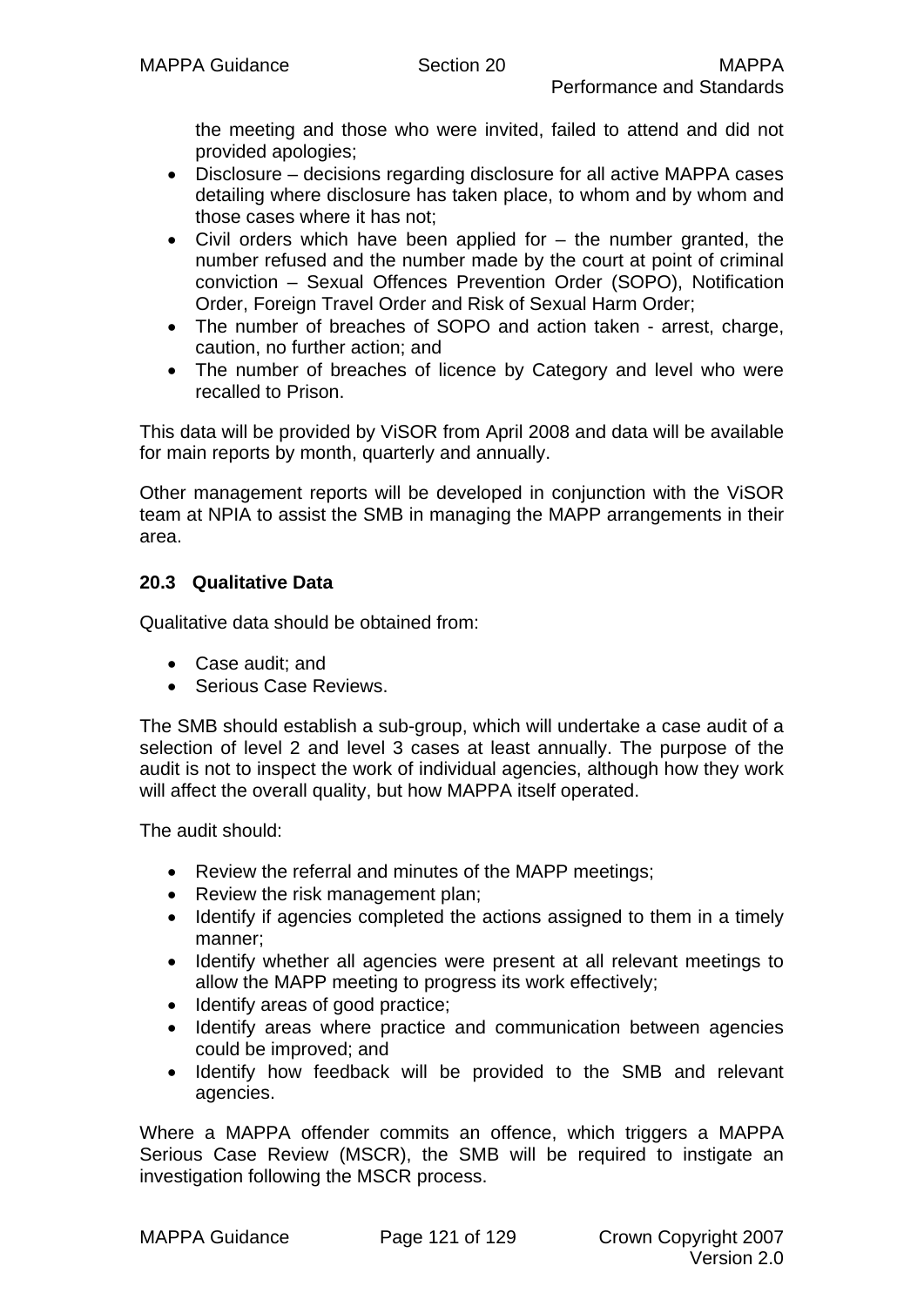the meeting and those who were invited, failed to attend and did not provided apologies;

- Disclosure – decisions regarding disclosure for all active MAPPA cases detailing where disclosure has taken place, to whom and by whom and those cases where it has not;
- Civil orders which have been applied for – the number granted, the number refused and the number made by the court at point of criminal conviction – Sexual Offences Prevention Order (SOPO), Notification Order, Foreign Travel Order and Risk of Sexual Harm Order;
- The number of breaches of SOPO and action taken - arrest, charge, caution, no further action; and
- The number of breaches of licence by Category and level who were recalled to Prison.

This data will be provided by ViSOR from April 2008 and data will be available for main reports by month, quarterly and annually.

Other management reports will be developed in conjunction with the ViSOR team at NPIA to assist the SMB in managing the MAPP arrangements in their area.

### 20.3 Qualitative Data

Qualitative data should be obtained from:

- Case audit; and
- Serious Case Reviews.

The SMB should establish a sub-group, which will undertake a case audit of a selection of level 2 and level 3 cases at least annually. The purpose of the audit is not to inspect the work of individual agencies, although how they work will affect the overall quality, but how MAPPA itself operated.

The audit should:

- Review the referral and minutes of the MAPP meetings;
- Review the risk management plan;
- Identify if agencies completed the actions assigned to them in a timely manner;
- Identify whether all agencies were present at all relevant meetings to allow the MAPP meeting to progress its work effectively;
- Identify areas of good practice;
- Identify areas where practice and communication between agencies could be improved; and
- Identify how feedback will be provided to the SMB and relevant agencies.

Where a MAPPA offender commits an offence, which triggers a MAPPA Serious Case Review (MSCR), the SMB will be required to instigate an investigation following the MSCR process.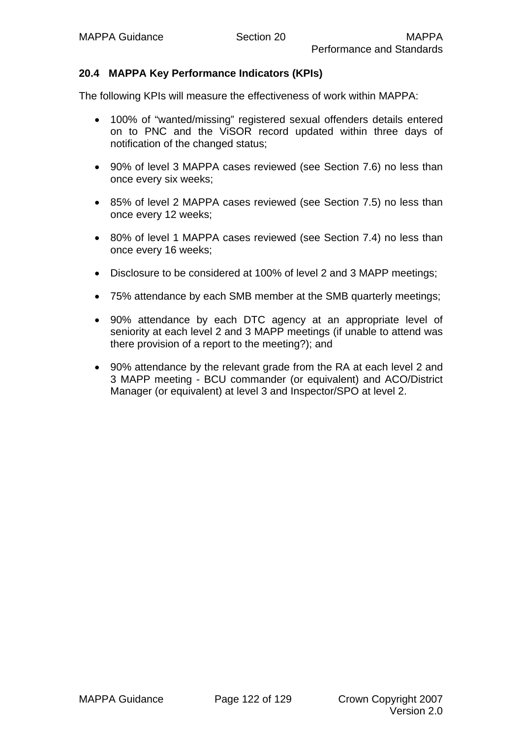## 20.4 MAPPA Key Performance Indicators (KPIs)

The following KPIs will measure the effectiveness of work within MAPPA:

- 100% of “wanted/missing” registered sexual offenders details entered on to PNC and the ViSOR record updated within three days of notification of the changed status;
- 90% of level 3 MAPPA cases reviewed (see Section 7.6) no less than once every six weeks;
- 85% of level 2 MAPPA cases reviewed (see Section 7.5) no less than once every 12 weeks;
- 80% of level 1 MAPPA cases reviewed (see Section 7.4) no less than once every 16 weeks;
- Disclosure to be considered at 100% of level 2 and 3 MAPP meetings;
- 75% attendance by each SMB member at the SMB quarterly meetings;
- 90% attendance by each DTC agency at an appropriate level of seniority at each level 2 and 3 MAPP meetings (if unable to attend was there provision of a report to the meeting?); and
- 90% attendance by the relevant grade from the RA at each level 2 and 3 MAPP meeting - BCU commander (or equivalent) and ACO/District Manager (or equivalent) at level 3 and Inspector/SPO at level 2.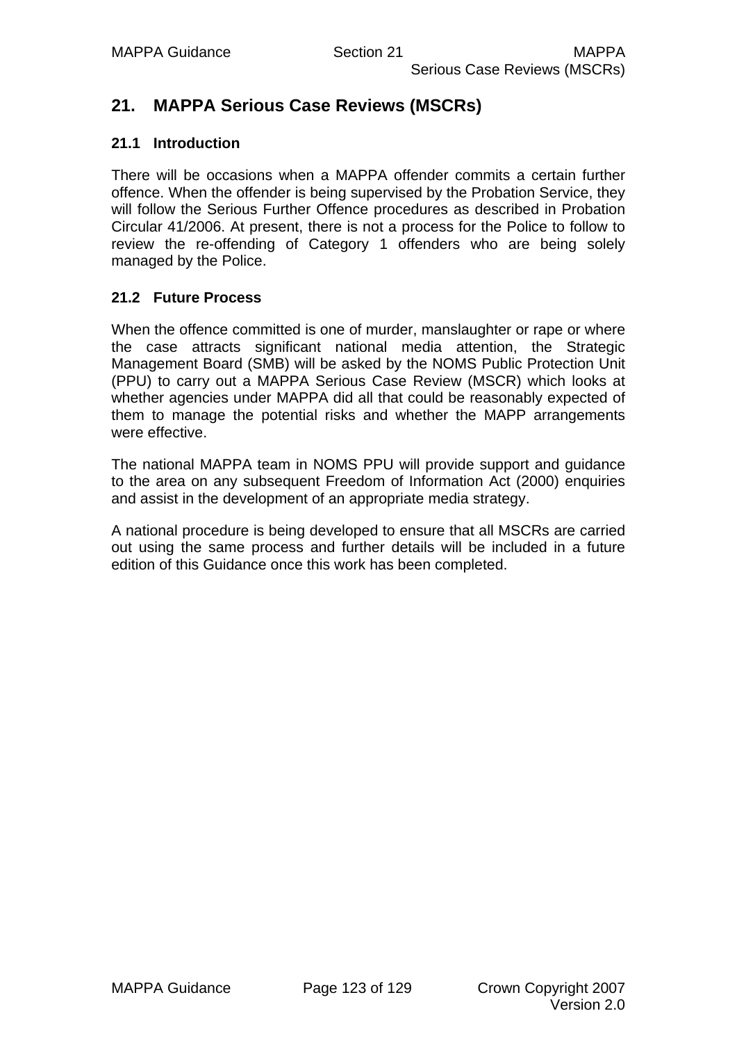# 21. MAPPA Serious Case Reviews (MSCRs)

## 21.1 Introduction

There will be occasions when a MAPPA offender commits a certain further offence. When the offender is being supervised by the Probation Service, they will follow the Serious Further Offence procedures as described in Probation Circular 41/2006. At present, there is not a process for the Police to follow to review the re-offending of Category 1 offenders who are being solely managed by the Police.

## 21.2 Future Process

When the offence committed is one of murder, manslaughter or rape or where the case attracts significant national media attention, the Strategic Management Board (SMB) will be asked by the NOMS Public Protection Unit (PPU) to carry out a MAPPA Serious Case Review (MSCR) which looks at whether agencies under MAPPA did all that could be reasonably expected of them to manage the potential risks and whether the MAPP arrangements were effective.

The national MAPPA team in NOMS PPU will provide support and guidance to the area on any subsequent Freedom of Information Act (2000) enquiries and assist in the development of an appropriate media strategy.

A national procedure is being developed to ensure that all MSCRs are carried out using the same process and further details will be included in a future edition of this Guidance once this work has been completed.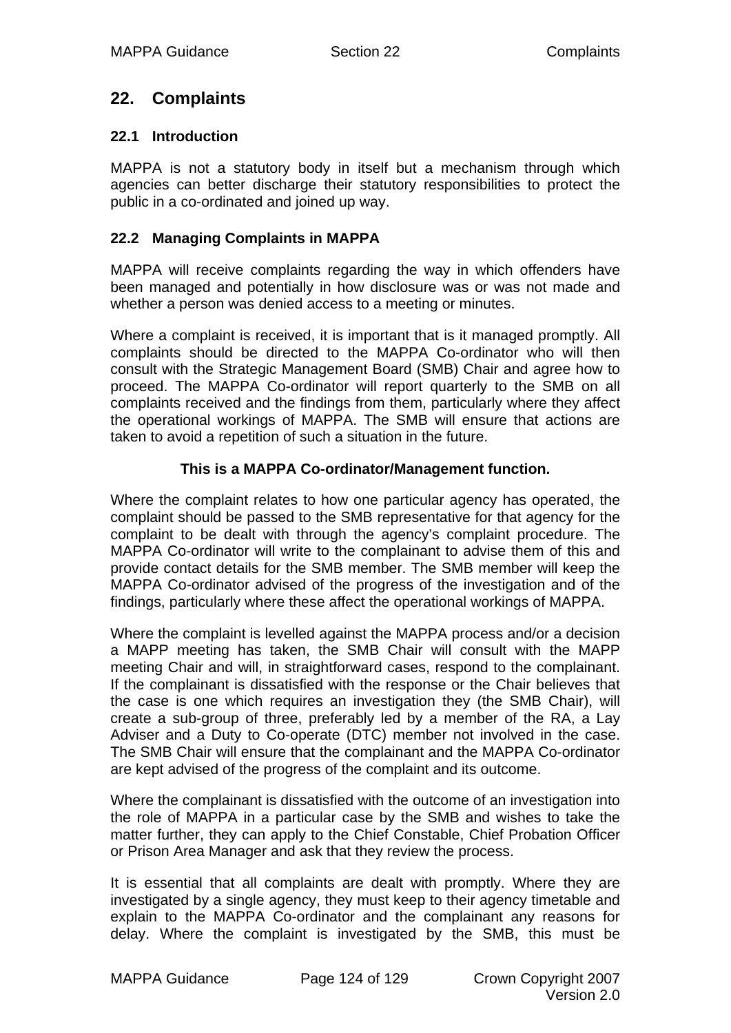## 22. Complaints

### 22.1 Introduction

MAPPA is not a statutory body in itself but a mechanism through which agencies can better discharge their statutory responsibilities to protect the public in a co-ordinated and joined up way.

### 22.2 Managing Complaints in MAPPA

MAPPA will receive complaints regarding the way in which offenders have been managed and potentially in how disclosure was or was not made and whether a person was denied access to a meeting or minutes.

Where a complaint is received, it is important that is it managed promptly. All complaints should be directed to the MAPPA Co-ordinator who will then consult with the Strategic Management Board (SMB) Chair and agree how to proceed. The MAPPA Co-ordinator will report quarterly to the SMB on all complaints received and the findings from them, particularly where they affect the operational workings of MAPPA. The SMB will ensure that actions are taken to avoid a repetition of such a situation in the future.

**This is a MAPPA Co-ordinator/Management function.**

Where the complaint relates to how one particular agency has operated, the complaint should be passed to the SMB representative for that agency for the complaint to be dealt with through the agency's complaint procedure. The MAPPA Co-ordinator will write to the complainant to advise them of this and provide contact details for the SMB member. The SMB member will keep the MAPPA Co-ordinator advised of the progress of the investigation and of the findings, particularly where these affect the operational workings of MAPPA.

Where the complaint is levelled against the MAPPA process and/or a decision a MAPP meeting has taken, the SMB Chair will consult with the MAPP meeting Chair and will, in straightforward cases, respond to the complainant. If the complainant is dissatisfied with the response or the Chair believes that the case is one which requires an investigation they (the SMB Chair), will create a sub-group of three, preferably led by a member of the RA, a Lay Adviser and a Duty to Co-operate (DTC) member not involved in the case. The SMB Chair will ensure that the complainant and the MAPPA Co-ordinator are kept advised of the progress of the complaint and its outcome.

Where the complainant is dissatisfied with the outcome of an investigation into the role of MAPPA in a particular case by the SMB and wishes to take the matter further, they can apply to the Chief Constable, Chief Probation Officer or Prison Area Manager and ask that they review the process.

It is essential that all complaints are dealt with promptly. Where they are investigated by a single agency, they must keep to their agency timetable and explain to the MAPPA Co-ordinator and the complainant any reasons for delay. Where the complaint is investigated by the SMB, this must be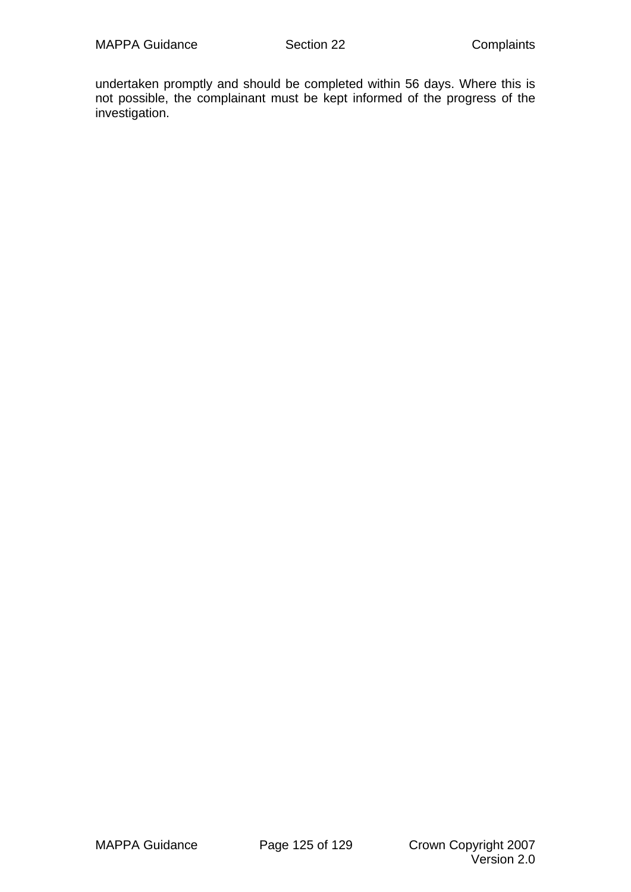undertaken promptly and should be completed within 56 days. Where this is not possible, the complainant must be kept informed of the progress of the investigation.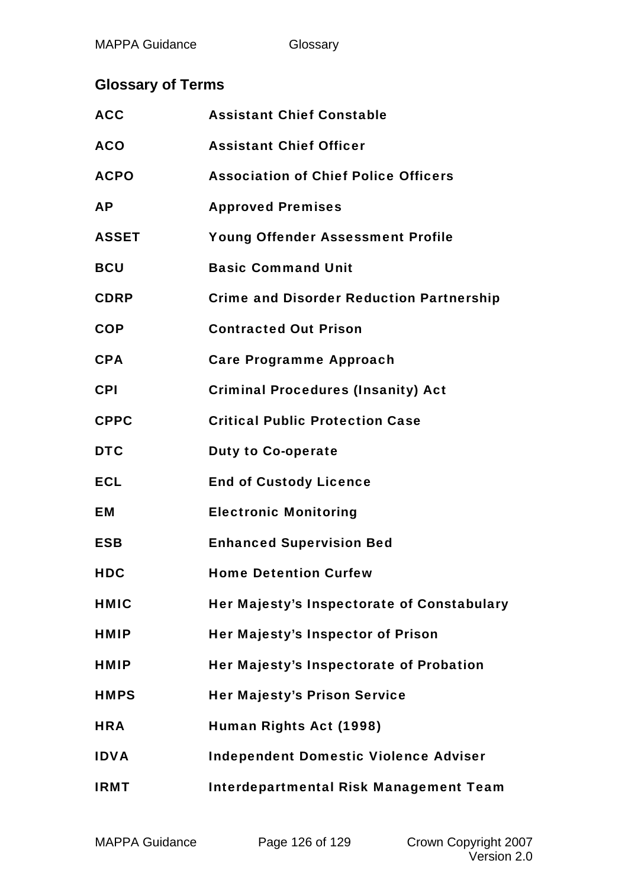## Glossary of Terms

| | |
|---|---|
| **ACC** | **Assistant Chief Constable** |
| **ACO** | **Assistant Chief Officer** |
| **ACPO** | **Association of Chief Police Officers** |
| **AP** | **Approved Premises** |
| **ASSET** | **Young Offender Assessment Profile** |
| **BCU** | **Basic Command Unit** |
| **CDRP** | **Crime and Disorder Reduction Partnership** |
| **COP** | **Contracted Out Prison** |
| **CPA** | **Care Programme Approach** |
| **CPI** | **Criminal Procedures (Insanity) Act** |
| **CPPC** | **Critical Public Protection Case** |
| **DTC** | **Duty to Co-operate** |
| **ECL** | **End of Custody Licence** |
| **EM** | **Electronic Monitoring** |
| **ESB** | **Enhanced Supervision Bed** |
| **HDC** | **Home Detention Curfew** |
| **HMIC** | **Her Majesty's Inspectorate of Constabulary** |
| **HMIP** | **Her Majesty's Inspector of Prison** |
| **HMIP** | **Her Majesty's Inspectorate of Probation** |
| **HMPS** | **Her Majesty's Prison Service** |
| **HRA** | **Human Rights Act (1998)** |
| **IDVA** | **Independent Domestic Violence Adviser** |
| **IRMT** | **Interdepartmental Risk Management Team** |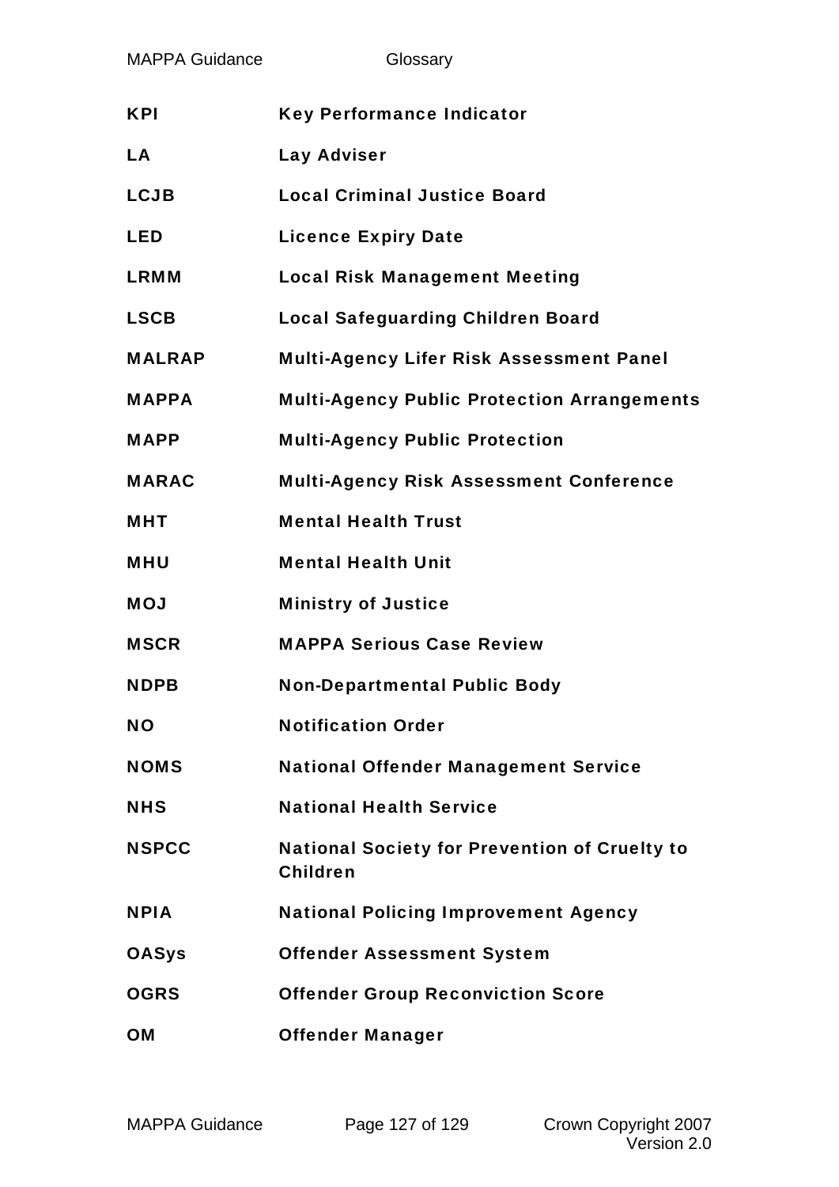| | |
|---|---|
| **KPI** | **Key Performance Indicator** |
| **LA** | **Lay Adviser** |
| **LCJB** | **Local Criminal Justice Board** |
| **LED** | **Licence Expiry Date** |
| **LRMM** | **Local Risk Management Meeting** |
| **LSCB** | **Local Safeguarding Children Board** |
| **MALRAP** | **Multi-Agency Lifer Risk Assessment Panel** |
| **MAPPA** | **Multi-Agency Public Protection Arrangements** |
| **MAPP** | **Multi-Agency Public Protection** |
| **MARAC** | **Multi-Agency Risk Assessment Conference** |
| **MHT** | **Mental Health Trust** |
| **MHU** | **Mental Health Unit** |
| **MOJ** | **Ministry of Justice** |
| **MSCR** | **MAPPA Serious Case Review** |
| **NDPB** | **Non-Departmental Public Body** |
| **NO** | **Notification Order** |
| **NOMS** | **National Offender Management Service** |
| **NHS** | **National Health Service** |
| **NSPCC** | **National Society for Prevention of Cruelty to Children** |
| **NPIA** | **National Policing Improvement Agency** |
| **OASys** | **Offender Assessment System** |
| **OGRS** | **Offender Group Reconviction Score** |
| **OM** | **Offender Manager** |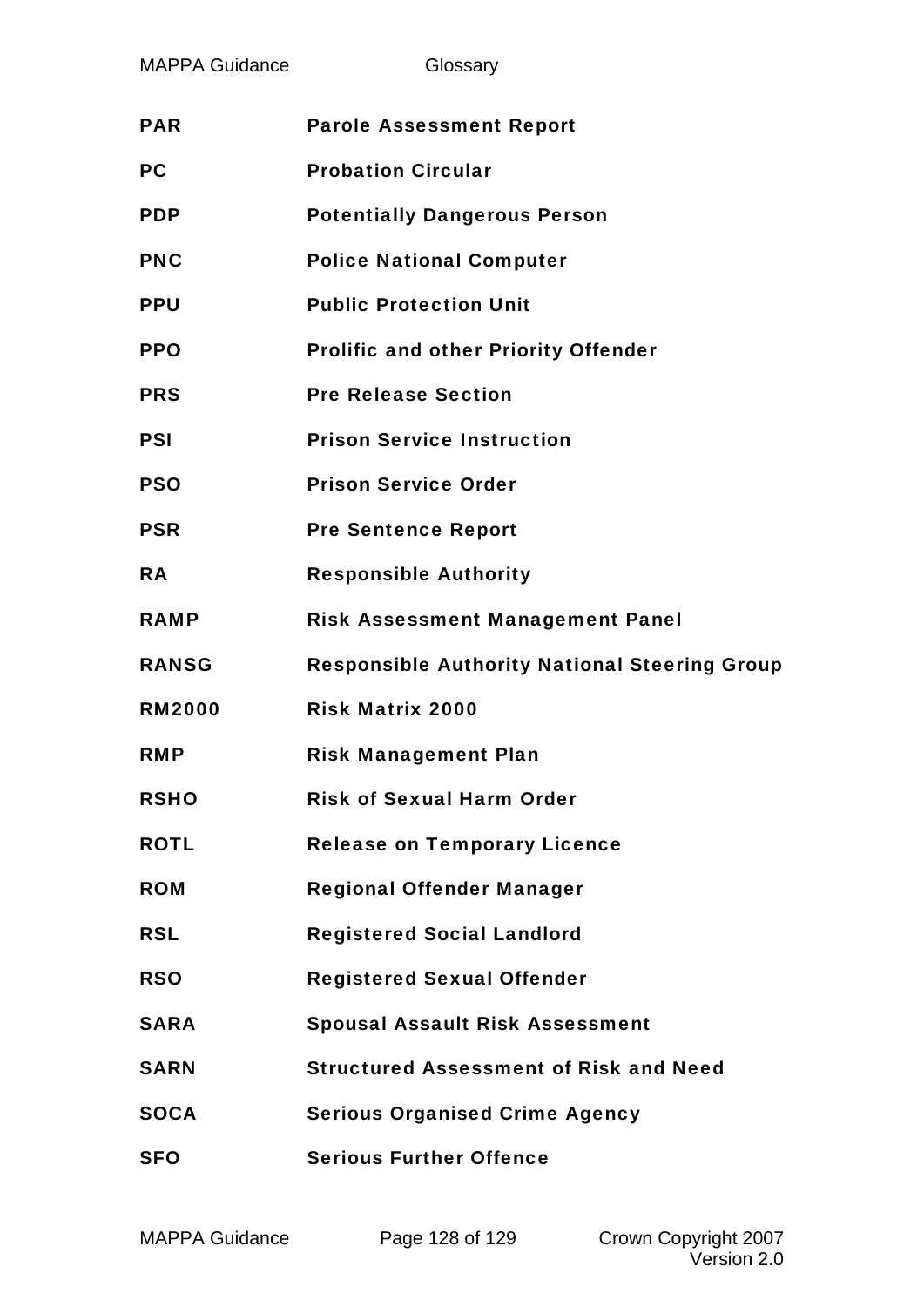| | |
|---|---|
| **PAR** | **Parole Assessment Report** |
| **PC** | **Probation Circular** |
| **PDP** | **Potentially Dangerous Person** |
| **PNC** | **Police National Computer** |
| **PPU** | **Public Protection Unit** |
| **PPO** | **Prolific and other Priority Offender** |
| **PRS** | **Pre Release Section** |
| **PSI** | **Prison Service Instruction** |
| **PSO** | **Prison Service Order** |
| **PSR** | **Pre Sentence Report** |
| **RA** | **Responsible Authority** |
| **RAMP** | **Risk Assessment Management Panel** |
| **RANSG** | **Responsible Authority National Steering Group** |
| **RM2000** | **Risk Matrix 2000** |
| **RMP** | **Risk Management Plan** |
| **RSHO** | **Risk of Sexual Harm Order** |
| **ROTL** | **Release on Temporary Licence** |
| **ROM** | **Regional Offender Manager** |
| **RSL** | **Registered Social Landlord** |
| **RSO** | **Registered Sexual Offender** |
| **SARA** | **Spousal Assault Risk Assessment** |
| **SARN** | **Structured Assessment of Risk and Need** |
| **SOCA** | **Serious Organised Crime Agency** |
| **SFO** | **Serious Further Offence** |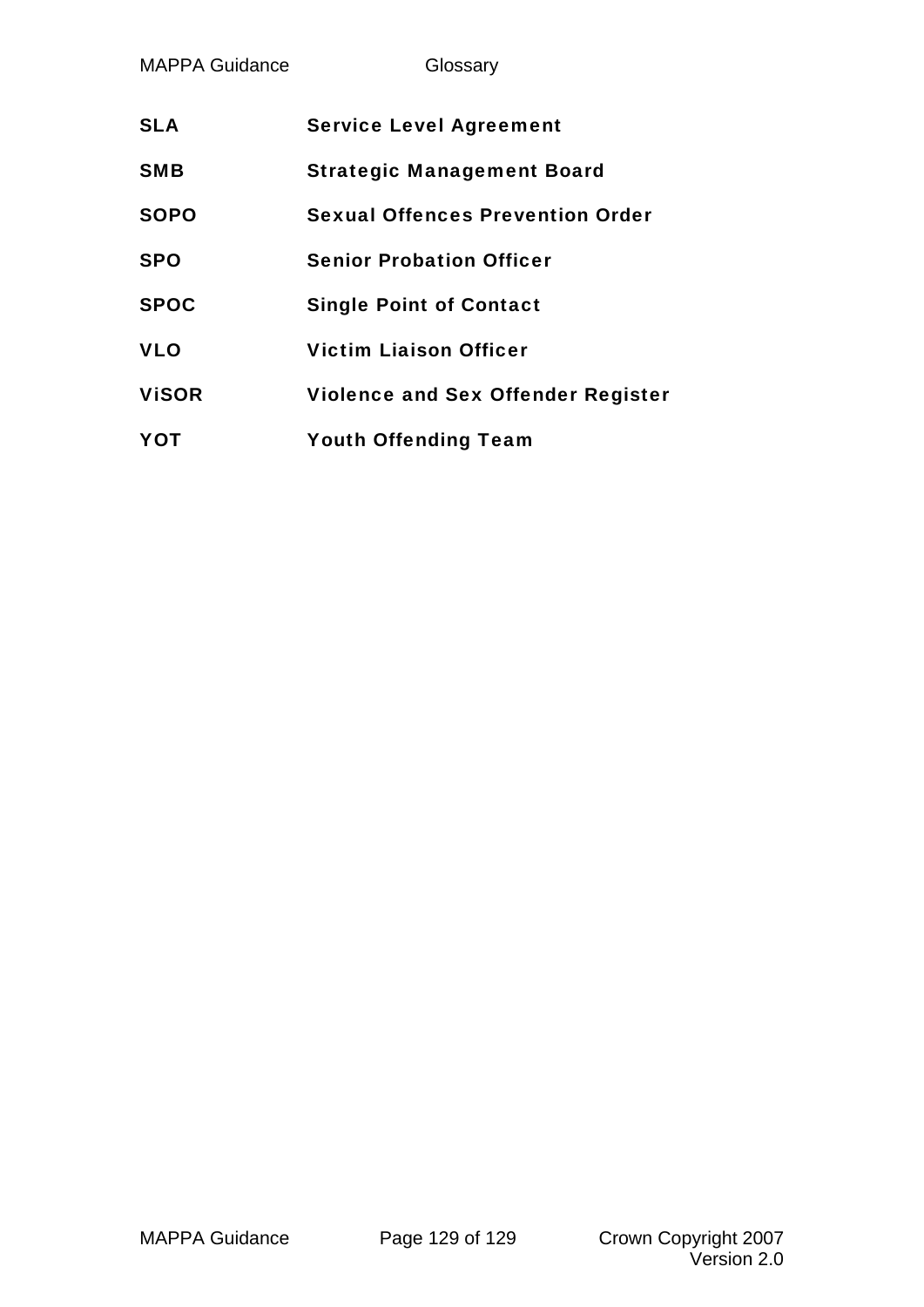| | |
|---|---|
| **SLA** | **Service Level Agreement** |
| **SMB** | **Strategic Management Board** |
| **SOPO** | **Sexual Offences Prevention Order** |
| **SPO** | **Senior Probation Officer** |
| **SPOC** | **Single Point of Contact** |
| **VLO** | **Victim Liaison Officer** |
| **ViSOR** | **Violence and Sex Offender Register** |
| **YOT** | **Youth Offending Team** |